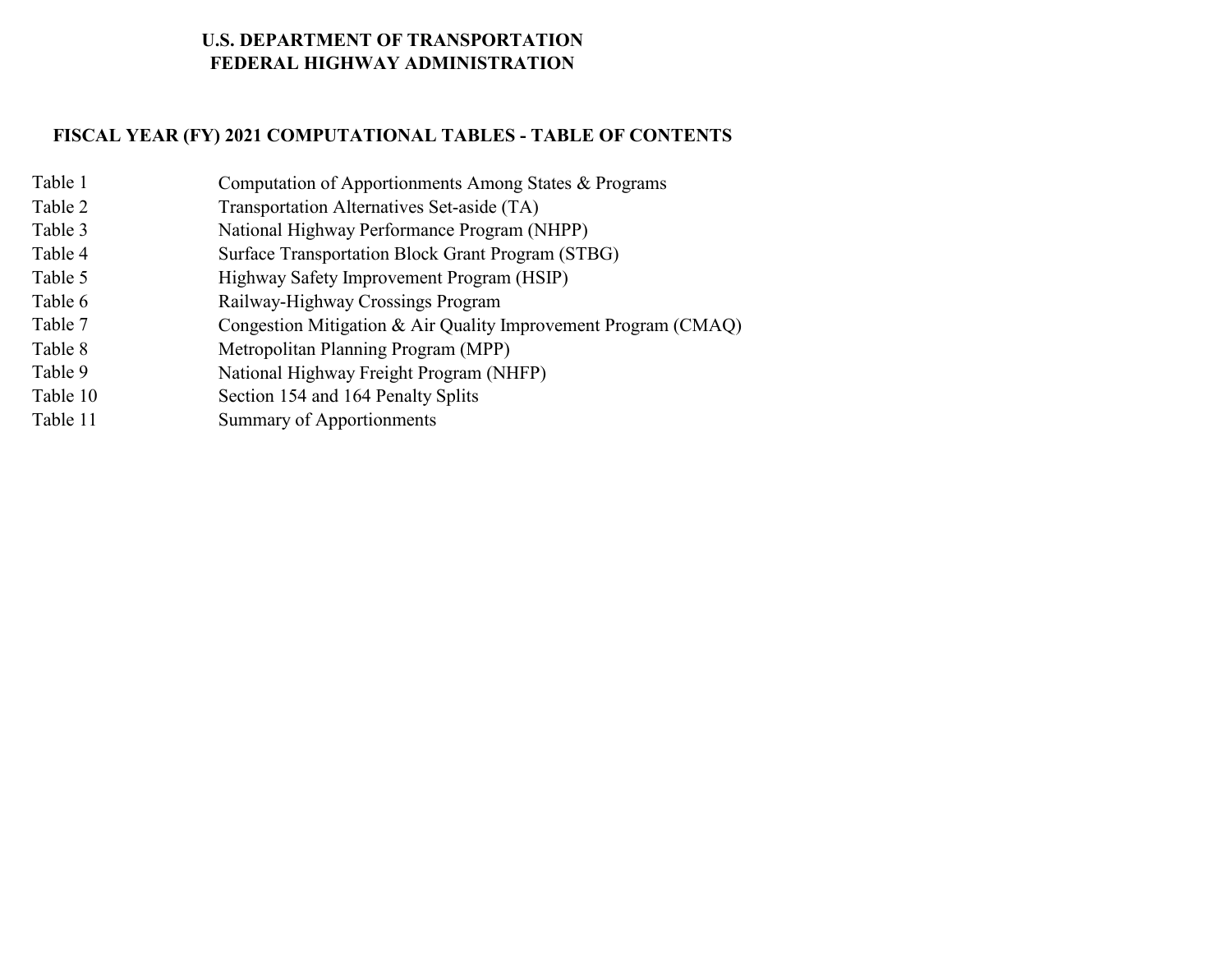**U.S. DEPARTMENT OF TRANSPORTATION**
**FEDERAL HIGHWAY ADMINISTRATION**

## FISCAL YEAR (FY) 2021 COMPUTATIONAL TABLES - TABLE OF CONTENTS

| | |
|---|---|
| Table 1 | Computation of Apportionments Among States & Programs |
| Table 2 | Transportation Alternatives Set-aside (TA) |
| Table 3 | National Highway Performance Program (NHPP) |
| Table 4 | Surface Transportation Block Grant Program (STBG) |
| Table 5 | Highway Safety Improvement Program (HSIP) |
| Table 6 | Railway-Highway Crossings Program |
| Table 7 | Congestion Mitigation & Air Quality Improvement Program (CMAQ) |
| Table 8 | Metropolitan Planning Program (MPP) |
| Table 9 | National Highway Freight Program (NHFP) |
| Table 10 | Section 154 and 164 Penalty Splits |
| Table 11 | Summary of Apportionments |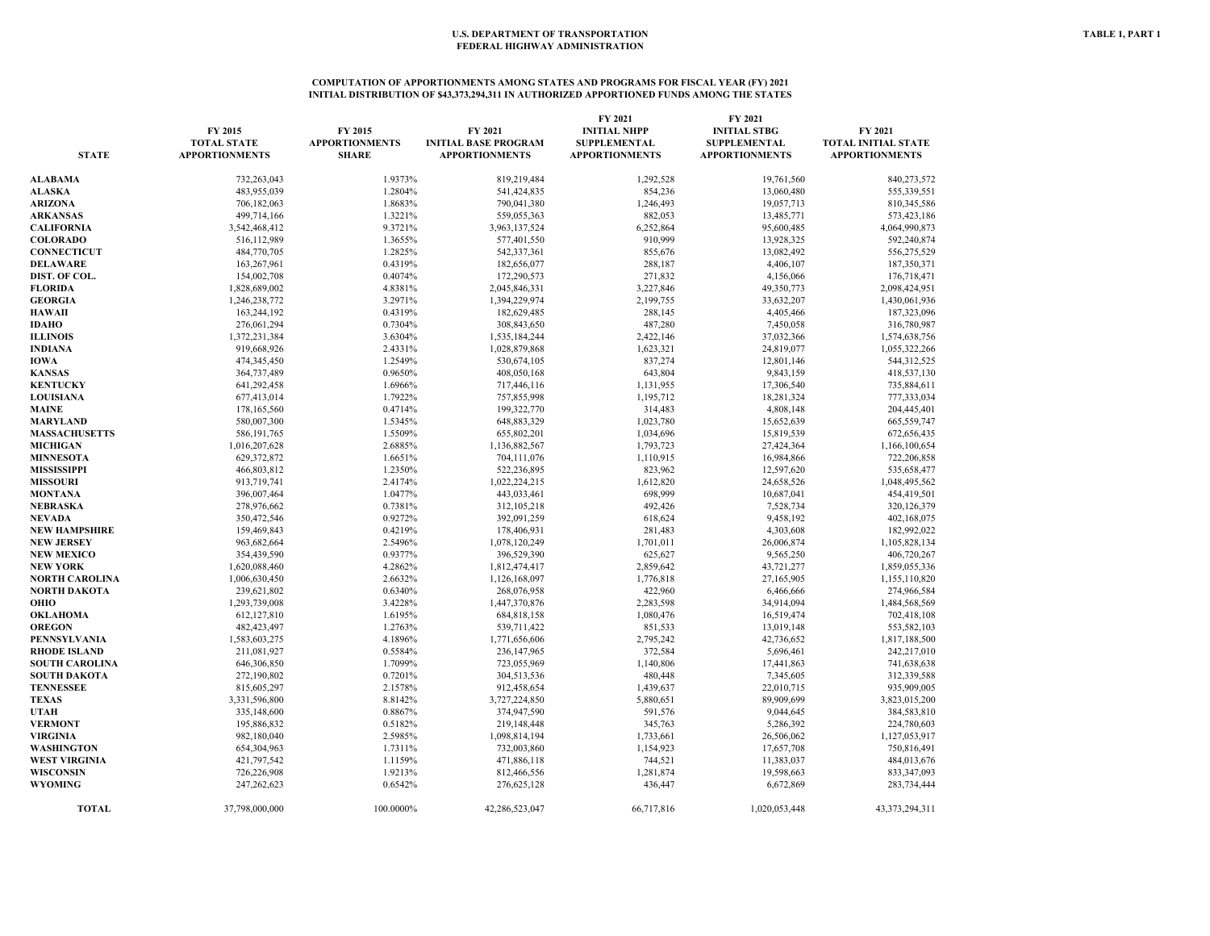U.S. DEPARTMENT OF TRANSPORTATION
FEDERAL HIGHWAY ADMINISTRATION

TABLE 1, PART 1

## COMPUTATION OF APPORTIONMENTS AMONG STATES AND PROGRAMS FOR FISCAL YEAR (FY) 2021
### INITIAL DISTRIBUTION OF $43,373,294,311 IN AUTHORIZED APPORTIONED FUNDS AMONG THE STATES

| STATE | FY 2015 TOTAL STATE APPORTIONMENTS | FY 2015 APPORTIONMENTS SHARE | FY 2021 INITIAL BASE PROGRAM APPORTIONMENTS | FY 2021 INITIAL NHPP SUPPLEMENTAL APPORTIONMENTS | FY 2021 INITIAL STBG SUPPLEMENTAL APPORTIONMENTS | FY 2021 TOTAL INITIAL STATE APPORTIONMENTS |
|---|---|---|---|---|---|---|
| ALABAMA | 732,263,043 | 1.9373% | 819,219,484 | 1,292,528 | 19,761,560 | 840,273,572 |
| ALASKA | 483,955,039 | 1.2804% | 541,424,835 | 854,236 | 13,060,480 | 555,339,551 |
| ARIZONA | 706,182,063 | 1.8683% | 790,041,380 | 1,246,493 | 19,057,713 | 810,345,586 |
| ARKANSAS | 499,714,166 | 1.3221% | 559,055,363 | 882,053 | 13,485,771 | 573,423,186 |
| CALIFORNIA | 3,542,468,412 | 9.3721% | 3,963,137,524 | 6,252,864 | 95,600,485 | 4,064,990,873 |
| COLORADO | 516,112,989 | 1.3655% | 577,401,550 | 910,999 | 13,928,325 | 592,240,874 |
| CONNECTICUT | 484,770,705 | 1.2825% | 542,337,361 | 855,676 | 13,082,492 | 556,275,529 |
| DELAWARE | 163,267,961 | 0.4319% | 182,656,077 | 288,187 | 4,406,107 | 187,350,371 |
| DIST. OF COL. | 154,002,708 | 0.4074% | 172,290,573 | 271,832 | 4,156,066 | 176,718,471 |
| FLORIDA | 1,828,689,002 | 4.8381% | 2,045,846,331 | 3,227,846 | 49,350,773 | 2,098,424,951 |
| GEORGIA | 1,246,238,772 | 3.2971% | 1,394,229,974 | 2,199,755 | 33,632,207 | 1,430,061,936 |
| HAWAII | 163,244,192 | 0.4319% | 182,629,485 | 288,145 | 4,405,466 | 187,323,096 |
| IDAHO | 276,061,294 | 0.7304% | 308,843,650 | 487,280 | 7,450,058 | 316,780,987 |
| ILLINOIS | 1,372,231,384 | 3.6304% | 1,535,184,244 | 2,422,146 | 37,032,366 | 1,574,638,756 |
| INDIANA | 919,668,926 | 2.4331% | 1,028,879,868 | 1,623,321 | 24,819,077 | 1,055,322,266 |
| IOWA | 474,345,450 | 1.2549% | 530,674,105 | 837,274 | 12,801,146 | 544,312,525 |
| KANSAS | 364,737,489 | 0.9650% | 408,050,168 | 643,804 | 9,843,159 | 418,537,130 |
| KENTUCKY | 641,292,458 | 1.6966% | 717,446,116 | 1,131,955 | 17,306,540 | 735,884,611 |
| LOUISIANA | 677,413,014 | 1.7922% | 757,855,998 | 1,195,712 | 18,281,324 | 777,333,034 |
| MAINE | 178,165,560 | 0.4714% | 199,322,770 | 314,483 | 4,808,148 | 204,445,401 |
| MARYLAND | 580,007,300 | 1.5345% | 648,883,329 | 1,023,780 | 15,652,639 | 665,559,747 |
| MASSACHUSETTS | 586,191,765 | 1.5509% | 655,802,201 | 1,034,696 | 15,819,539 | 672,656,435 |
| MICHIGAN | 1,016,207,628 | 2.6885% | 1,136,882,567 | 1,793,723 | 27,424,364 | 1,166,100,654 |
| MINNESOTA | 629,372,872 | 1.6651% | 704,111,076 | 1,110,915 | 16,984,866 | 722,206,858 |
| MISSISSIPPI | 466,803,812 | 1.2350% | 522,236,895 | 823,962 | 12,597,620 | 535,658,477 |
| MISSOURI | 913,719,741 | 2.4174% | 1,022,224,215 | 1,612,820 | 24,658,526 | 1,048,495,562 |
| MONTANA | 396,007,464 | 1.0477% | 443,033,461 | 698,999 | 10,687,041 | 454,419,501 |
| NEBRASKA | 278,976,662 | 0.7381% | 312,105,218 | 492,426 | 7,528,734 | 320,126,379 |
| NEVADA | 350,472,546 | 0.9272% | 392,091,259 | 618,624 | 9,458,192 | 402,168,075 |
| NEW HAMPSHIRE | 159,469,843 | 0.4219% | 178,406,931 | 281,483 | 4,303,608 | 182,992,022 |
| NEW JERSEY | 963,682,664 | 2.5496% | 1,078,120,249 | 1,701,011 | 26,006,874 | 1,105,828,134 |
| NEW MEXICO | 354,439,590 | 0.9377% | 396,529,390 | 625,627 | 9,565,250 | 406,720,267 |
| NEW YORK | 1,620,088,460 | 4.2862% | 1,812,474,417 | 2,859,642 | 43,721,277 | 1,859,055,336 |
| NORTH CAROLINA | 1,006,630,450 | 2.6632% | 1,126,168,097 | 1,776,818 | 27,165,905 | 1,155,110,820 |
| NORTH DAKOTA | 239,621,802 | 0.6340% | 268,076,958 | 422,960 | 6,466,666 | 274,966,584 |
| OHIO | 1,293,739,008 | 3.4228% | 1,447,370,876 | 2,283,598 | 34,914,094 | 1,484,568,569 |
| OKLAHOMA | 612,127,810 | 1.6195% | 684,818,158 | 1,080,476 | 16,519,474 | 702,418,108 |
| OREGON | 482,423,497 | 1.2763% | 539,711,422 | 851,533 | 13,019,148 | 553,582,103 |
| PENNSYLVANIA | 1,583,603,275 | 4.1896% | 1,771,656,606 | 2,795,242 | 42,736,652 | 1,817,188,500 |
| RHODE ISLAND | 211,081,927 | 0.5584% | 236,147,965 | 372,584 | 5,696,461 | 242,217,010 |
| SOUTH CAROLINA | 646,306,850 | 1.7099% | 723,055,969 | 1,140,806 | 17,441,863 | 741,638,638 |
| SOUTH DAKOTA | 272,190,802 | 0.7201% | 304,513,536 | 480,448 | 7,345,605 | 312,339,588 |
| TENNESSEE | 815,605,297 | 2.1578% | 912,458,654 | 1,439,637 | 22,010,715 | 935,909,005 |
| TEXAS | 3,331,596,800 | 8.8142% | 3,727,224,850 | 5,880,651 | 89,909,699 | 3,823,015,200 |
| UTAH | 335,148,600 | 0.8867% | 374,947,590 | 591,576 | 9,044,645 | 384,583,810 |
| VERMONT | 195,886,832 | 0.5182% | 219,148,448 | 345,763 | 5,286,392 | 224,780,603 |
| VIRGINIA | 982,180,040 | 2.5985% | 1,098,814,194 | 1,733,661 | 26,506,062 | 1,127,053,917 |
| WASHINGTON | 654,304,963 | 1.7311% | 732,003,860 | 1,154,923 | 17,657,708 | 750,816,491 |
| WEST VIRGINIA | 421,797,542 | 1.1159% | 471,886,118 | 744,521 | 11,383,037 | 484,013,676 |
| WISCONSIN | 726,226,908 | 1.9213% | 812,466,556 | 1,281,874 | 19,598,663 | 833,347,093 |
| WYOMING | 247,262,623 | 0.6542% | 276,625,128 | 436,447 | 6,672,869 | 283,734,444 |
| **TOTAL** | 37,798,000,000 | 100.0000% | 42,286,523,047 | 66,717,816 | 1,020,053,448 | 43,373,294,311 |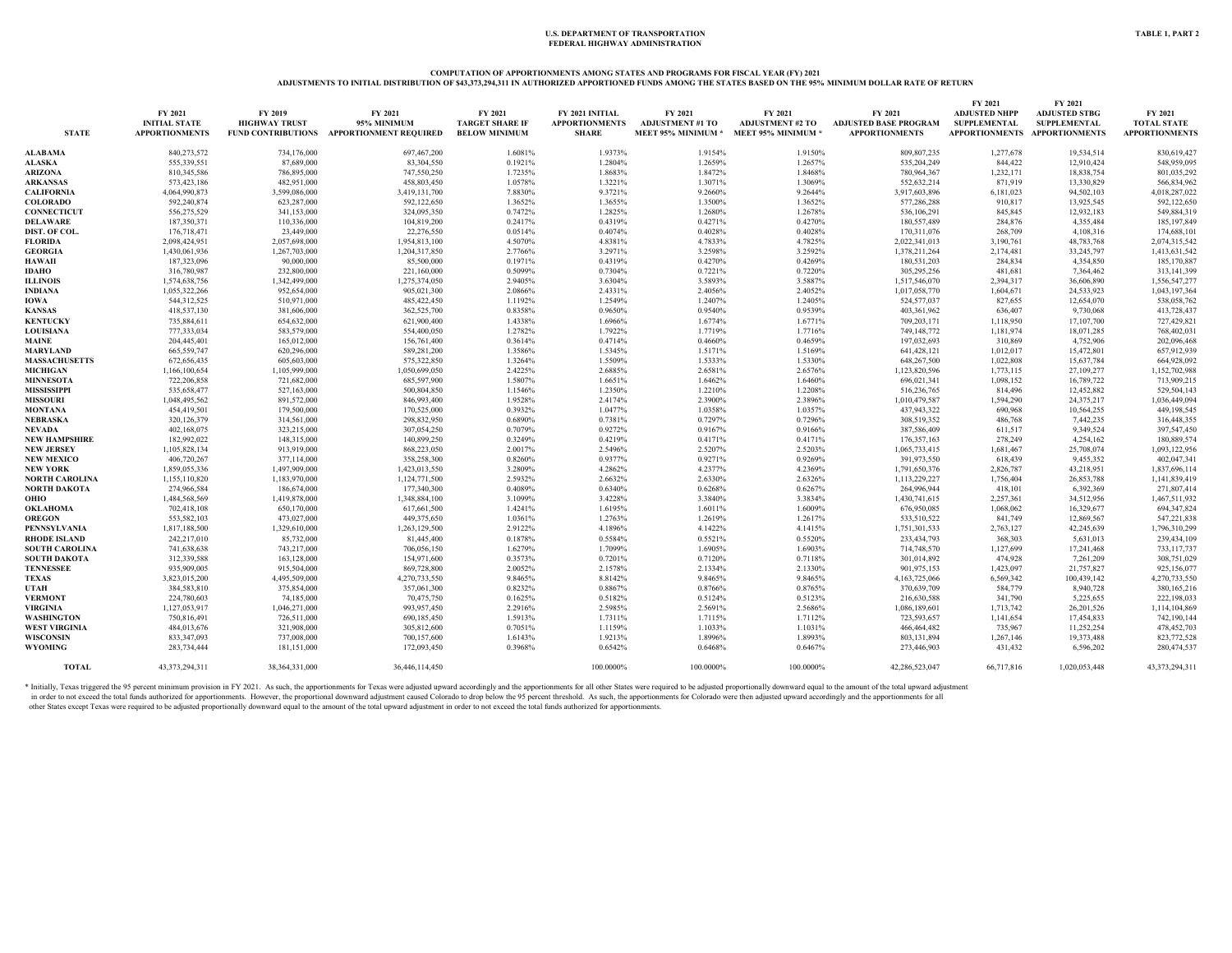U.S. DEPARTMENT OF TRANSPORTATION
FEDERAL HIGHWAY ADMINISTRATION

TABLE 1, PART 2

## COMPUTATION OF APPORTIONMENTS AMONG STATES AND PROGRAMS FOR FISCAL YEAR (FY) 2021
## ADJUSTMENTS TO INITIAL DISTRIBUTION OF $43,373,294,311 IN AUTHORIZED APPORTIONED FUNDS AMONG THE STATES BASED ON THE 95% MINIMUM DOLLAR RATE OF RETURN

| STATE | FY 2021 INITIAL STATE APPORTIONMENTS | FY 2019 HIGHWAY TRUST FUND CONTRIBUTIONS | FY 2021 95% MINIMUM APPORTIONMENT REQUIRED | FY 2021 TARGET SHARE IF BELOW MINIMUM | FY 2021 INITIAL APPORTIONMENTS SHARE | FY 2021 ADJUSTMENT #1 TO MEET 95% MINIMUM * | FY 2021 ADJUSTMENT #2 TO MEET 95% MINIMUM * | FY 2021 ADJUSTED BASE PROGRAM APPORTIONMENTS | FY 2021 ADJUSTED NHPP SUPPLEMENTAL APPORTIONMENTS | FY 2021 ADJUSTED STBG SUPPLEMENTAL APPORTIONMENTS | FY 2021 TOTAL STATE APPORTIONMENTS |
|---|---|---|---|---|---|---|---|---|---|---|---|
| ALABAMA | 840,273,572 | 734,176,000 | 697,467,200 | 1.6081% | 1.9373% | 1.9154% | 1.9150% | 809,807,235 | 1,277,678 | 19,534,514 | 830,619,427 |
| ALASKA | 555,339,551 | 87,689,000 | 83,304,550 | 0.1921% | 1.2804% | 1.2659% | 1.2657% | 535,204,249 | 844,422 | 12,910,424 | 548,959,095 |
| ARIZONA | 810,345,586 | 786,895,000 | 747,550,250 | 1.7235% | 1.8683% | 1.8472% | 1.8468% | 780,964,367 | 1,232,171 | 18,838,754 | 801,035,292 |
| ARKANSAS | 573,423,186 | 482,951,000 | 458,803,450 | 1.0578% | 1.3221% | 1.3071% | 1.3069% | 552,632,214 | 871,919 | 13,330,829 | 566,834,962 |
| CALIFORNIA | 4,064,990,873 | 3,599,086,000 | 3,419,131,700 | 7.8830% | 9.3721% | 9.2660% | 9.2644% | 3,917,603,896 | 6,181,023 | 94,502,103 | 4,018,287,022 |
| COLORADO | 592,240,874 | 623,287,000 | 592,122,650 | 1.3652% | 1.3655% | 1.3500% | 1.3652% | 577,286,288 | 910,817 | 13,925,545 | 592,122,650 |
| CONNECTICUT | 556,275,529 | 341,153,000 | 324,095,350 | 0.7472% | 1.2825% | 1.2680% | 1.2678% | 536,106,291 | 845,845 | 12,932,183 | 549,884,319 |
| DELAWARE | 187,350,371 | 110,336,000 | 104,819,200 | 0.2417% | 0.4319% | 0.4271% | 0.4270% | 180,557,489 | 284,876 | 4,355,484 | 185,197,849 |
| DIST. OF COL. | 176,718,471 | 23,449,000 | 22,276,550 | 0.0514% | 0.4074% | 0.4028% | 0.4028% | 170,311,076 | 268,709 | 4,108,316 | 174,688,101 |
| FLORIDA | 2,098,424,951 | 2,057,698,000 | 1,954,813,100 | 4.5070% | 4.8381% | 4.7833% | 4.7825% | 2,022,341,013 | 3,190,761 | 48,783,768 | 2,074,315,542 |
| GEORGIA | 1,430,061,936 | 1,267,703,000 | 1,204,317,850 | 2.7766% | 3.2971% | 3.2598% | 3.2592% | 1,378,211,264 | 2,174,481 | 33,245,797 | 1,413,631,542 |
| HAWAII | 187,323,096 | 90,000,000 | 85,500,000 | 0.1971% | 0.4319% | 0.4270% | 0.4269% | 180,531,203 | 284,834 | 4,354,850 | 185,170,887 |
| IDAHO | 316,780,987 | 232,800,000 | 221,160,000 | 0.5099% | 0.7304% | 0.7221% | 0.7220% | 305,295,256 | 481,681 | 7,364,462 | 313,141,399 |
| ILLINOIS | 1,574,638,756 | 1,342,499,000 | 1,275,374,050 | 2.9405% | 3.6304% | 3.5893% | 3.5887% | 1,517,546,070 | 2,394,317 | 36,606,890 | 1,556,547,277 |
| INDIANA | 1,055,322,266 | 952,654,000 | 905,021,300 | 2.0866% | 2.4331% | 2.4056% | 2.4052% | 1,017,058,770 | 1,604,671 | 24,533,923 | 1,043,197,364 |
| IOWA | 544,312,525 | 510,971,000 | 485,422,450 | 1.1192% | 1.2549% | 1.2407% | 1.2405% | 524,577,037 | 827,655 | 12,654,070 | 538,058,762 |
| KANSAS | 418,537,130 | 381,606,000 | 362,525,700 | 0.8358% | 0.9650% | 0.9540% | 0.9539% | 403,361,962 | 636,407 | 9,730,068 | 413,728,437 |
| KENTUCKY | 735,884,611 | 654,632,000 | 621,900,400 | 1.4338% | 1.6966% | 1.6774% | 1.6771% | 709,203,171 | 1,118,950 | 17,107,700 | 727,429,821 |
| LOUISIANA | 777,333,034 | 583,579,000 | 554,400,050 | 1.2782% | 1.7922% | 1.7719% | 1.7716% | 749,148,772 | 1,181,974 | 18,071,285 | 768,402,031 |
| MAINE | 204,445,401 | 165,012,000 | 156,761,400 | 0.3614% | 0.4714% | 0.4660% | 0.4659% | 197,032,693 | 310,869 | 4,752,906 | 202,096,468 |
| MARYLAND | 665,559,747 | 620,296,000 | 589,281,200 | 1.3586% | 1.5345% | 1.5171% | 1.5169% | 641,428,121 | 1,012,017 | 15,472,801 | 657,912,939 |
| MASSACHUSETTS | 672,656,435 | 605,603,000 | 575,322,850 | 1.3264% | 1.5509% | 1.5333% | 1.5330% | 648,267,500 | 1,022,808 | 15,637,784 | 664,928,092 |
| MICHIGAN | 1,166,100,654 | 1,105,999,000 | 1,050,699,050 | 2.4225% | 2.6885% | 2.6581% | 2.6576% | 1,123,820,596 | 1,773,115 | 27,109,277 | 1,152,702,988 |
| MINNESOTA | 722,206,858 | 721,682,000 | 685,597,900 | 1.5807% | 1.6651% | 1.6462% | 1.6460% | 696,021,341 | 1,098,152 | 16,789,722 | 713,909,215 |
| MISSISSIPPI | 535,658,477 | 527,163,000 | 500,804,850 | 1.1546% | 1.2350% | 1.2210% | 1.2208% | 516,236,765 | 814,496 | 12,452,882 | 529,504,143 |
| MISSOURI | 1,048,495,562 | 891,572,000 | 846,993,400 | 1.9528% | 2.4174% | 2.3900% | 2.3896% | 1,010,479,587 | 1,594,290 | 24,375,217 | 1,036,449,094 |
| MONTANA | 454,419,501 | 179,500,000 | 170,525,000 | 0.3932% | 1.0477% | 1.0358% | 1.0357% | 437,943,322 | 690,968 | 10,564,255 | 449,198,545 |
| NEBRASKA | 320,126,379 | 314,561,000 | 298,832,950 | 0.6890% | 0.7381% | 0.7297% | 0.7296% | 308,519,352 | 486,768 | 7,442,235 | 316,448,355 |
| NEVADA | 402,168,075 | 323,215,000 | 307,054,250 | 0.7079% | 0.9272% | 0.9167% | 0.9166% | 387,586,409 | 611,517 | 9,349,524 | 397,547,450 |
| NEW HAMPSHIRE | 182,992,022 | 148,315,000 | 140,899,250 | 0.3249% | 0.4219% | 0.4171% | 0.4171% | 176,357,163 | 278,249 | 4,254,162 | 180,889,574 |
| NEW JERSEY | 1,105,828,134 | 913,919,000 | 868,223,050 | 2.0017% | 2.5496% | 2.5207% | 2.5203% | 1,065,733,415 | 1,681,467 | 25,708,074 | 1,093,122,956 |
| NEW MEXICO | 406,720,267 | 377,114,000 | 358,258,300 | 0.8260% | 0.9377% | 0.9271% | 0.9269% | 391,973,550 | 618,439 | 9,455,352 | 402,047,341 |
| NEW YORK | 1,859,055,336 | 1,497,909,000 | 1,423,013,550 | 3.2809% | 4.2862% | 4.2377% | 4.2369% | 1,791,650,376 | 2,826,787 | 43,218,951 | 1,837,696,114 |
| NORTH CAROLINA | 1,155,110,820 | 1,183,970,000 | 1,124,771,500 | 2.5932% | 2.6632% | 2.6330% | 2.6326% | 1,113,229,227 | 1,756,404 | 26,853,788 | 1,141,839,419 |
| NORTH DAKOTA | 274,966,584 | 186,674,000 | 177,340,300 | 0.4089% | 0.6340% | 0.6268% | 0.6267% | 264,996,944 | 418,101 | 6,392,369 | 271,807,414 |
| OHIO | 1,484,568,569 | 1,419,878,000 | 1,348,884,100 | 3.1099% | 3.4228% | 3.3840% | 3.3834% | 1,430,741,615 | 2,257,361 | 34,512,956 | 1,467,511,932 |
| OKLAHOMA | 702,418,108 | 650,170,000 | 617,661,500 | 1.4241% | 1.6195% | 1.6011% | 1.6009% | 676,950,085 | 1,068,062 | 16,329,677 | 694,347,824 |
| OREGON | 553,582,103 | 473,027,000 | 449,375,650 | 1.0361% | 1.2763% | 1.2619% | 1.2617% | 533,510,522 | 841,749 | 12,869,567 | 547,221,838 |
| PENNSYLVANIA | 1,817,188,500 | 1,329,610,000 | 1,263,129,500 | 2.9122% | 4.1896% | 4.1422% | 4.1415% | 1,751,301,533 | 2,763,127 | 42,245,639 | 1,796,310,299 |
| RHODE ISLAND | 242,217,010 | 85,732,000 | 81,445,400 | 0.1878% | 0.5584% | 0.5521% | 0.5520% | 233,434,793 | 368,303 | 5,631,013 | 239,434,109 |
| SOUTH CAROLINA | 741,638,638 | 743,217,000 | 706,056,150 | 1.6279% | 1.7099% | 1.6905% | 1.6903% | 714,748,570 | 1,127,699 | 17,241,468 | 733,117,737 |
| SOUTH DAKOTA | 312,339,588 | 163,128,000 | 154,971,600 | 0.3573% | 0.7201% | 0.7120% | 0.7118% | 301,014,892 | 474,928 | 7,261,209 | 308,751,029 |
| TENNESSEE | 935,909,005 | 915,504,000 | 869,728,800 | 2.0052% | 2.1578% | 2.1334% | 2.1330% | 901,975,153 | 1,423,097 | 21,757,827 | 925,156,077 |
| TEXAS | 3,823,015,200 | 4,495,509,000 | 4,270,733,550 | 9.8465% | 8.8142% | 9.8465% | 9.8465% | 4,163,725,066 | 6,569,342 | 100,439,142 | 4,270,733,550 |
| UTAH | 384,583,810 | 375,854,000 | 357,061,300 | 0.8232% | 0.8867% | 0.8766% | 0.8765% | 370,639,709 | 584,779 | 8,940,728 | 380,165,216 |
| VERMONT | 224,780,603 | 74,185,000 | 70,475,750 | 0.1625% | 0.5182% | 0.5124% | 0.5123% | 216,630,588 | 341,790 | 5,225,655 | 222,198,033 |
| VIRGINIA | 1,127,053,917 | 1,046,271,000 | 993,957,450 | 2.2916% | 2.5985% | 2.5691% | 2.5686% | 1,086,189,601 | 1,713,742 | 26,201,526 | 1,114,104,869 |
| WASHINGTON | 750,816,491 | 726,511,000 | 690,185,450 | 1.5913% | 1.7311% | 1.7115% | 1.7112% | 723,593,657 | 1,141,654 | 17,454,833 | 742,190,144 |
| WEST VIRGINIA | 484,013,676 | 321,908,000 | 305,812,600 | 0.7051% | 1.1159% | 1.1033% | 1.1031% | 466,464,482 | 735,967 | 11,252,254 | 478,452,703 |
| WISCONSIN | 833,347,093 | 737,008,000 | 700,157,600 | 1.6143% | 1.9213% | 1.8996% | 1.8993% | 803,131,894 | 1,267,146 | 19,373,488 | 823,772,528 |
| WYOMING | 283,734,444 | 181,151,000 | 172,093,450 | 0.3968% | 0.6542% | 0.6468% | 0.6467% | 273,446,903 | 431,432 | 6,596,202 | 280,474,537 |
| TOTAL | 43,373,294,311 | 38,364,331,000 | 36,446,114,450 | | 100.0000% | 100.0000% | 100.0000% | 42,286,523,047 | 66,717,816 | 1,020,053,448 | 43,373,294,311 |

\* Initially, Texas triggered the 95 percent minimum provision in FY 2021. As such, the apportionments for Texas were adjusted upward accordingly and the apportionments for all other States were required to be adjusted proportionally downward equal to the amount of the total upward adjustment in order to not exceed the total funds authorized for apportionments. However, the proportional downward adjustment caused Colorado to drop below the 95 percent threshold. As such, the apportionments for Colorado were then adjusted upward accordingly and the apportionments for all other States except Texas were required to be adjusted proportionally downward equal to the amount of the total upward adjustment in order to not exceed the total funds authorized for apportionments.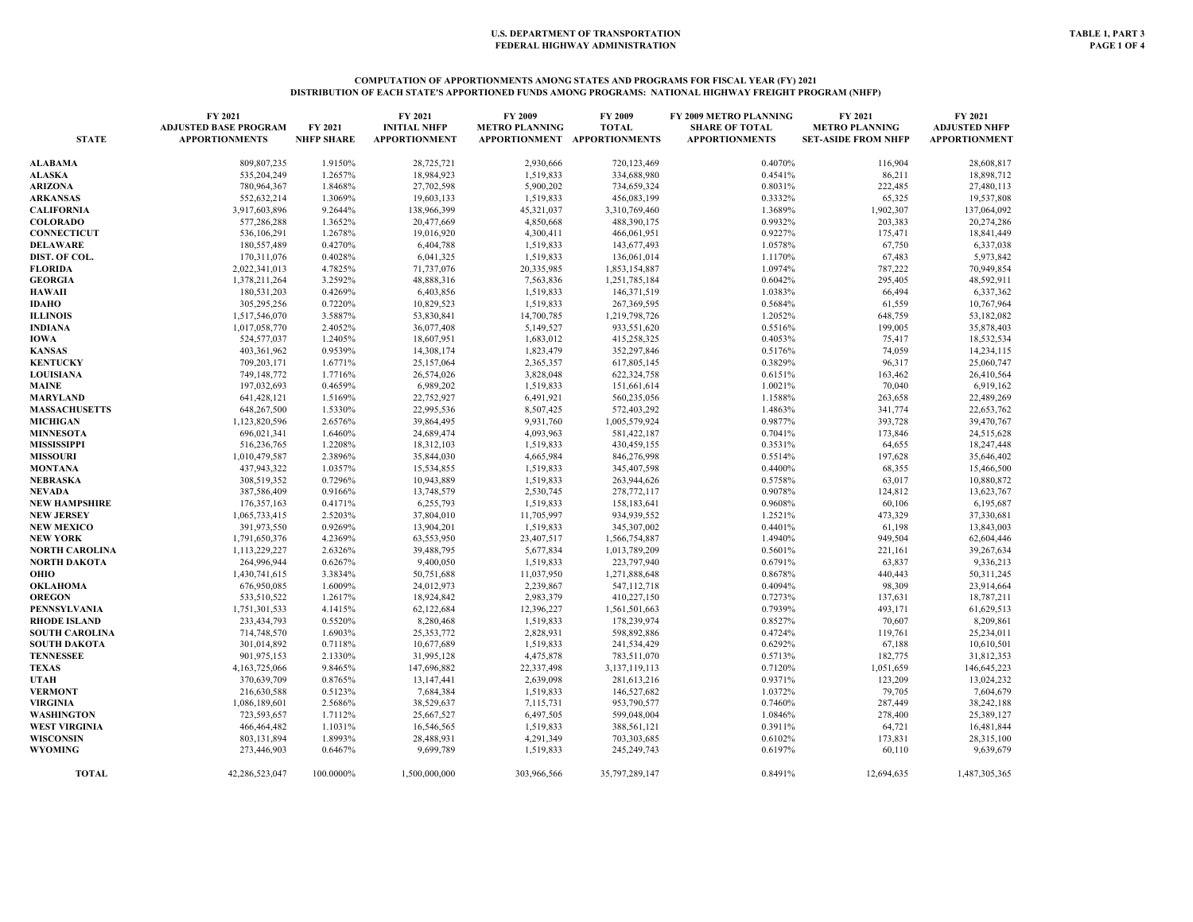**U.S. DEPARTMENT OF TRANSPORTATION**
**FEDERAL HIGHWAY ADMINISTRATION**

**TABLE 1, PART 3**

## COMPUTATION OF APPORTIONMENTS AMONG STATES AND PROGRAMS FOR FISCAL YEAR (FY) 2021
## DISTRIBUTION OF EACH STATE'S APPORTIONED FUNDS AMONG PROGRAMS: NATIONAL HIGHWAY FREIGHT PROGRAM (NHFP)

| STATE | FY 2021 ADJUSTED BASE PROGRAM APPORTIONMENTS | FY 2021 NHFP SHARE | FY 2021 INITIAL NHFP APPORTIONMENT | FY 2009 METRO PLANNING APPORTIONMENT | FY 2009 TOTAL APPORTIONMENTS | FY 2009 METRO PLANNING SHARE OF TOTAL APPORTIONMENTS | FY 2021 METRO PLANNING SET-ASIDE FROM NHFP | FY 2021 ADJUSTED NHFP APPORTIONMENT |
|---|---|---|---|---|---|---|---|---|
| ALABAMA | 809,807,235 | 1.9150% | 28,725,721 | 2,930,666 | 720,123,469 | 0.4070% | 116,904 | 28,608,817 |
| ALASKA | 535,204,249 | 1.2657% | 18,984,923 | 1,519,833 | 334,688,980 | 0.4541% | 86,211 | 18,898,712 |
| ARIZONA | 780,964,367 | 1.8468% | 27,702,598 | 5,900,202 | 734,659,324 | 0.8031% | 222,485 | 27,480,113 |
| ARKANSAS | 552,632,214 | 1.3069% | 19,603,133 | 1,519,833 | 456,083,199 | 0.3332% | 65,325 | 19,537,808 |
| CALIFORNIA | 3,917,603,896 | 9.2644% | 138,966,399 | 45,321,037 | 3,310,769,460 | 1.3689% | 1,902,307 | 137,064,092 |
| COLORADO | 577,286,288 | 1.3652% | 20,477,669 | 4,850,668 | 488,390,175 | 0.9932% | 203,383 | 20,274,286 |
| CONNECTICUT | 536,106,291 | 1.2678% | 19,016,920 | 4,300,411 | 466,061,951 | 0.9227% | 175,471 | 18,841,449 |
| DELAWARE | 180,557,489 | 0.4270% | 6,404,788 | 1,519,833 | 143,677,493 | 1.0578% | 67,750 | 6,337,038 |
| DIST. OF COL. | 170,311,076 | 0.4028% | 6,041,325 | 1,519,833 | 136,061,014 | 1.1170% | 67,483 | 5,973,842 |
| FLORIDA | 2,022,341,013 | 4.7825% | 71,737,076 | 20,335,985 | 1,853,154,887 | 1.0974% | 787,222 | 70,949,854 |
| GEORGIA | 1,378,211,264 | 3.2592% | 48,888,316 | 7,563,836 | 1,251,785,184 | 0.6042% | 295,405 | 48,592,911 |
| HAWAII | 180,531,203 | 0.4269% | 6,403,856 | 1,519,833 | 146,371,519 | 1.0383% | 66,494 | 6,337,362 |
| IDAHO | 305,295,256 | 0.7220% | 10,829,523 | 1,519,833 | 267,369,595 | 0.5684% | 61,559 | 10,767,964 |
| ILLINOIS | 1,517,546,070 | 3.5887% | 53,830,841 | 14,700,785 | 1,219,798,726 | 1.2052% | 648,759 | 53,182,082 |
| INDIANA | 1,017,058,770 | 2.4052% | 36,077,408 | 5,149,527 | 933,551,620 | 0.5516% | 199,005 | 35,878,403 |
| IOWA | 524,577,037 | 1.2405% | 18,607,951 | 1,683,012 | 415,258,325 | 0.4053% | 75,417 | 18,532,534 |
| KANSAS | 403,361,962 | 0.9539% | 14,308,174 | 1,823,479 | 352,297,846 | 0.5176% | 74,059 | 14,234,115 |
| KENTUCKY | 709,203,171 | 1.6771% | 25,157,064 | 2,365,357 | 617,805,145 | 0.3829% | 96,317 | 25,060,747 |
| LOUISIANA | 749,148,772 | 1.7716% | 26,574,026 | 3,828,048 | 622,324,758 | 0.6151% | 163,462 | 26,410,564 |
| MAINE | 197,032,693 | 0.4659% | 6,989,202 | 1,519,833 | 151,661,614 | 1.0021% | 70,040 | 6,919,162 |
| MARYLAND | 641,428,121 | 1.5169% | 22,752,927 | 6,491,921 | 560,235,056 | 1.1588% | 263,658 | 22,489,269 |
| MASSACHUSETTS | 648,267,500 | 1.5330% | 22,995,536 | 8,507,425 | 572,403,292 | 1.4863% | 341,774 | 22,653,762 |
| MICHIGAN | 1,123,820,596 | 2.6576% | 39,864,495 | 9,931,760 | 1,005,579,924 | 0.9877% | 393,728 | 39,470,767 |
| MINNESOTA | 696,021,341 | 1.6460% | 24,689,474 | 4,093,963 | 581,422,187 | 0.7041% | 173,846 | 24,515,628 |
| MISSISSIPPI | 516,236,765 | 1.2208% | 18,312,103 | 1,519,833 | 430,459,155 | 0.3531% | 64,655 | 18,247,448 |
| MISSOURI | 1,010,479,587 | 2.3896% | 35,844,030 | 4,665,984 | 846,276,998 | 0.5514% | 197,628 | 35,646,402 |
| MONTANA | 437,943,322 | 1.0357% | 15,534,855 | 1,519,833 | 345,407,598 | 0.4400% | 68,355 | 15,466,500 |
| NEBRASKA | 308,519,352 | 0.7296% | 10,943,889 | 1,519,833 | 263,944,626 | 0.5758% | 63,017 | 10,880,872 |
| NEVADA | 387,586,409 | 0.9166% | 13,748,579 | 2,530,745 | 278,772,117 | 0.9078% | 124,812 | 13,623,767 |
| NEW HAMPSHIRE | 176,357,163 | 0.4171% | 6,255,793 | 1,519,833 | 158,183,641 | 0.9608% | 60,106 | 6,195,687 |
| NEW JERSEY | 1,065,733,415 | 2.5203% | 37,804,010 | 11,705,997 | 934,939,552 | 1.2521% | 473,329 | 37,330,681 |
| NEW MEXICO | 391,973,550 | 0.9269% | 13,904,201 | 1,519,833 | 345,307,002 | 0.4401% | 61,198 | 13,843,003 |
| NEW YORK | 1,791,650,376 | 4.2369% | 63,553,950 | 23,407,517 | 1,566,754,887 | 1.4940% | 949,504 | 62,604,446 |
| NORTH CAROLINA | 1,113,229,227 | 2.6326% | 39,488,795 | 5,677,834 | 1,013,789,209 | 0.5601% | 221,161 | 39,267,634 |
| NORTH DAKOTA | 264,996,944 | 0.6267% | 9,400,050 | 1,519,833 | 223,797,940 | 0.6791% | 63,837 | 9,336,213 |
| OHIO | 1,430,741,615 | 3.3834% | 50,751,688 | 11,037,950 | 1,271,888,648 | 0.8678% | 440,443 | 50,311,245 |
| OKLAHOMA | 676,950,085 | 1.6009% | 24,012,973 | 2,239,867 | 547,112,718 | 0.4094% | 98,309 | 23,914,664 |
| OREGON | 533,510,522 | 1.2617% | 18,924,842 | 2,983,379 | 410,227,150 | 0.7273% | 137,631 | 18,787,211 |
| PENNSYLVANIA | 1,751,301,533 | 4.1415% | 62,122,684 | 12,396,227 | 1,561,501,663 | 0.7939% | 493,171 | 61,629,513 |
| RHODE ISLAND | 233,434,793 | 0.5520% | 8,280,468 | 1,519,833 | 178,239,974 | 0.8527% | 70,607 | 8,209,861 |
| SOUTH CAROLINA | 714,748,570 | 1.6903% | 25,353,772 | 2,828,931 | 598,892,886 | 0.4724% | 119,761 | 25,234,011 |
| SOUTH DAKOTA | 301,014,892 | 0.7118% | 10,677,689 | 1,519,833 | 241,534,429 | 0.6292% | 67,188 | 10,610,501 |
| TENNESSEE | 901,975,153 | 2.1330% | 31,995,128 | 4,475,878 | 783,511,070 | 0.5713% | 182,775 | 31,812,353 |
| TEXAS | 4,163,725,066 | 9.8465% | 147,696,882 | 22,337,498 | 3,137,119,113 | 0.7120% | 1,051,659 | 146,645,223 |
| UTAH | 370,639,709 | 0.8765% | 13,147,441 | 2,639,098 | 281,613,216 | 0.9371% | 123,209 | 13,024,232 |
| VERMONT | 216,630,588 | 0.5123% | 7,684,384 | 1,519,833 | 146,527,682 | 1.0372% | 79,705 | 7,604,679 |
| VIRGINIA | 1,086,189,601 | 2.5686% | 38,529,637 | 7,115,731 | 953,790,577 | 0.7460% | 287,449 | 38,242,188 |
| WASHINGTON | 723,593,657 | 1.7112% | 25,667,527 | 6,497,505 | 599,048,004 | 1.0846% | 278,400 | 25,389,127 |
| WEST VIRGINIA | 466,464,482 | 1.1031% | 16,546,565 | 1,519,833 | 388,561,121 | 0.3911% | 64,721 | 16,481,844 |
| WISCONSIN | 803,131,894 | 1.8993% | 28,488,931 | 4,291,349 | 703,303,685 | 0.6102% | 173,831 | 28,315,100 |
| WYOMING | 273,446,903 | 0.6467% | 9,699,789 | 1,519,833 | 245,249,743 | 0.6197% | 60,110 | 9,639,679 |
| TOTAL | 42,286,523,047 | 100.0000% | 1,500,000,000 | 303,966,566 | 35,797,289,147 | 0.8491% | 12,694,635 | 1,487,305,365 |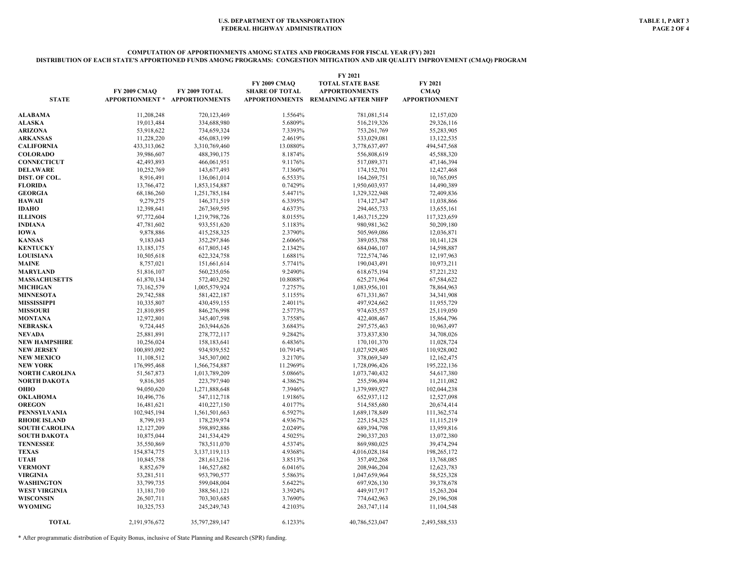U.S. DEPARTMENT OF TRANSPORTATION
FEDERAL HIGHWAY ADMINISTRATION

TABLE 1, PART 3

## COMPUTATION OF APPORTIONMENTS AMONG STATES AND PROGRAMS FOR FISCAL YEAR (FY) 2021
## DISTRIBUTION OF EACH STATE'S APPORTIONED FUNDS AMONG PROGRAMS: CONGESTION MITIGATION AND AIR QUALITY IMPROVEMENT (CMAQ) PROGRAM

| STATE | FY 2009 CMAQ APPORTIONMENT * | FY 2009 TOTAL APPORTIONMENTS | FY 2009 CMAQ SHARE OF TOTAL APPORTIONMENTS | FY 2021 TOTAL STATE BASE APPORTIONMENTS REMAINING AFTER NHFP | FY 2021 CMAQ APPORTIONMENT |
|---|---|---|---|---|---|
| ALABAMA | 11,208,248 | 720,123,469 | 1.5564% | 781,081,514 | 12,157,020 |
| ALASKA | 19,013,484 | 334,688,980 | 5.6809% | 516,219,326 | 29,326,116 |
| ARIZONA | 53,918,622 | 734,659,324 | 7.3393% | 753,261,769 | 55,283,905 |
| ARKANSAS | 11,228,220 | 456,083,199 | 2.4619% | 533,029,081 | 13,122,535 |
| CALIFORNIA | 433,313,062 | 3,310,769,460 | 13.0880% | 3,778,637,497 | 494,547,568 |
| COLORADO | 39,986,607 | 488,390,175 | 8.1874% | 556,808,619 | 45,588,320 |
| CONNECTICUT | 42,493,893 | 466,061,951 | 9.1176% | 517,089,371 | 47,146,394 |
| DELAWARE | 10,252,769 | 143,677,493 | 7.1360% | 174,152,701 | 12,427,468 |
| DIST. OF COL. | 8,916,491 | 136,061,014 | 6.5533% | 164,269,751 | 10,765,095 |
| FLORIDA | 13,766,472 | 1,853,154,887 | 0.7429% | 1,950,603,937 | 14,490,389 |
| GEORGIA | 68,186,260 | 1,251,785,184 | 5.4471% | 1,329,322,948 | 72,409,836 |
| HAWAII | 9,279,275 | 146,371,519 | 6.3395% | 174,127,347 | 11,038,866 |
| IDAHO | 12,398,641 | 267,369,595 | 4.6373% | 294,465,733 | 13,655,161 |
| ILLINOIS | 97,772,604 | 1,219,798,726 | 8.0155% | 1,463,715,229 | 117,323,659 |
| INDIANA | 47,781,602 | 933,551,620 | 5.1183% | 980,981,362 | 50,209,180 |
| IOWA | 9,878,886 | 415,258,325 | 2.3790% | 505,969,086 | 12,036,871 |
| KANSAS | 9,183,043 | 352,297,846 | 2.6066% | 389,053,788 | 10,141,128 |
| KENTUCKY | 13,185,175 | 617,805,145 | 2.1342% | 684,046,107 | 14,598,887 |
| LOUISIANA | 10,505,618 | 622,324,758 | 1.6881% | 722,574,746 | 12,197,963 |
| MAINE | 8,757,021 | 151,661,614 | 5.7741% | 190,043,491 | 10,973,211 |
| MARYLAND | 51,816,107 | 560,235,056 | 9.2490% | 618,675,194 | 57,221,232 |
| MASSACHUSETTS | 61,870,134 | 572,403,292 | 10.8088% | 625,271,964 | 67,584,622 |
| MICHIGAN | 73,162,579 | 1,005,579,924 | 7.2757% | 1,083,956,101 | 78,864,963 |
| MINNESOTA | 29,742,588 | 581,422,187 | 5.1155% | 671,331,867 | 34,341,908 |
| MISSISSIPPI | 10,335,807 | 430,459,155 | 2.4011% | 497,924,662 | 11,955,729 |
| MISSOURI | 21,810,895 | 846,276,998 | 2.5773% | 974,635,557 | 25,119,050 |
| MONTANA | 12,972,801 | 345,407,598 | 3.7558% | 422,408,467 | 15,864,796 |
| NEBRASKA | 9,724,445 | 263,944,626 | 3.6843% | 297,575,463 | 10,963,497 |
| NEVADA | 25,881,891 | 278,772,117 | 9.2842% | 373,837,830 | 34,708,026 |
| NEW HAMPSHIRE | 10,256,024 | 158,183,641 | 6.4836% | 170,101,370 | 11,028,724 |
| NEW JERSEY | 100,893,092 | 934,939,552 | 10.7914% | 1,027,929,405 | 110,928,002 |
| NEW MEXICO | 11,108,512 | 345,307,002 | 3.2170% | 378,069,349 | 12,162,475 |
| NEW YORK | 176,995,468 | 1,566,754,887 | 11.2969% | 1,728,096,426 | 195,222,136 |
| NORTH CAROLINA | 51,567,873 | 1,013,789,209 | 5.0866% | 1,073,740,432 | 54,617,380 |
| NORTH DAKOTA | 9,816,305 | 223,797,940 | 4.3862% | 255,596,894 | 11,211,082 |
| OHIO | 94,050,620 | 1,271,888,648 | 7.3946% | 1,379,989,927 | 102,044,238 |
| OKLAHOMA | 10,496,776 | 547,112,718 | 1.9186% | 652,937,112 | 12,527,098 |
| OREGON | 16,481,621 | 410,227,150 | 4.0177% | 514,585,680 | 20,674,414 |
| PENNSYLVANIA | 102,945,194 | 1,561,501,663 | 6.5927% | 1,689,178,849 | 111,362,574 |
| RHODE ISLAND | 8,799,193 | 178,239,974 | 4.9367% | 225,154,325 | 11,115,219 |
| SOUTH CAROLINA | 12,127,209 | 598,892,886 | 2.0249% | 689,394,798 | 13,959,816 |
| SOUTH DAKOTA | 10,875,044 | 241,534,429 | 4.5025% | 290,337,203 | 13,072,380 |
| TENNESSEE | 35,550,869 | 783,511,070 | 4.5374% | 869,980,025 | 39,474,294 |
| TEXAS | 154,874,775 | 3,137,119,113 | 4.9368% | 4,016,028,184 | 198,265,172 |
| UTAH | 10,845,758 | 281,613,216 | 3.8513% | 357,492,268 | 13,768,085 |
| VERMONT | 8,852,679 | 146,527,682 | 6.0416% | 208,946,204 | 12,623,783 |
| VIRGINIA | 53,281,511 | 953,790,577 | 5.5863% | 1,047,659,964 | 58,525,328 |
| WASHINGTON | 33,799,735 | 599,048,004 | 5.6422% | 697,926,130 | 39,378,678 |
| WEST VIRGINIA | 13,181,710 | 388,561,121 | 3.3924% | 449,917,917 | 15,263,204 |
| WISCONSIN | 26,507,711 | 703,303,685 | 3.7690% | 774,642,963 | 29,196,508 |
| WYOMING | 10,325,753 | 245,249,743 | 4.2103% | 263,747,114 | 11,104,548 |
| TOTAL | 2,191,976,672 | 35,797,289,147 | 6.1233% | 40,786,523,047 | 2,493,588,533 |

* After programmatic distribution of Equity Bonus, inclusive of State Planning and Research (SPR) funding.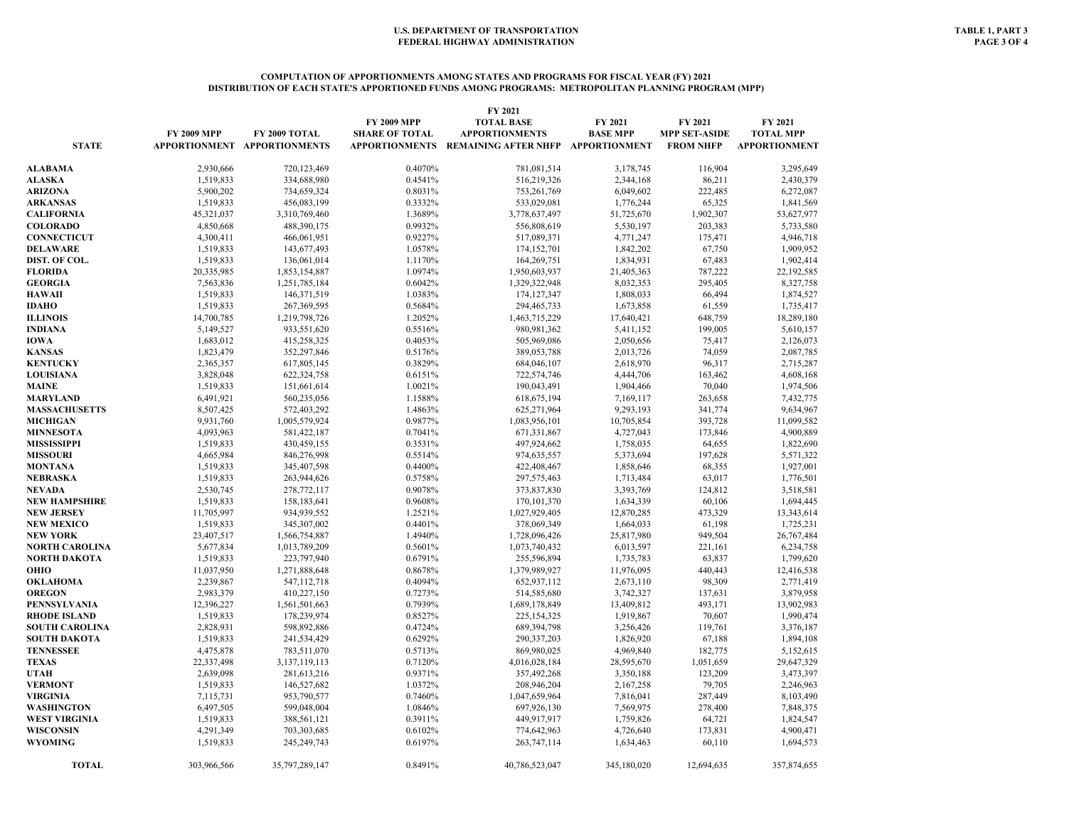**U.S. DEPARTMENT OF TRANSPORTATION**
**FEDERAL HIGHWAY ADMINISTRATION**

**TABLE 1, PART 3**

## COMPUTATION OF APPORTIONMENTS AMONG STATES AND PROGRAMS FOR FISCAL YEAR (FY) 2021
## DISTRIBUTION OF EACH STATE'S APPORTIONED FUNDS AMONG PROGRAMS: METROPOLITAN PLANNING PROGRAM (MPP)

| STATE | FY 2009 MPP APPORTIONMENT | FY 2009 TOTAL APPORTIONMENTS | FY 2009 MPP SHARE OF TOTAL APPORTIONMENTS | FY 2021 TOTAL BASE APPORTIONMENTS REMAINING AFTER NHFP | FY 2021 BASE MPP APPORTIONMENT | FY 2021 MPP SET-ASIDE FROM NHFP | FY 2021 TOTAL MPP APPORTIONMENT |
|---|---|---|---|---|---|---|---|
| ALABAMA | 2,930,666 | 720,123,469 | 0.4070% | 781,081,514 | 3,178,745 | 116,904 | 3,295,649 |
| ALASKA | 1,519,833 | 334,688,980 | 0.4541% | 516,219,326 | 2,344,168 | 86,211 | 2,430,379 |
| ARIZONA | 5,900,202 | 734,659,324 | 0.8031% | 753,261,769 | 6,049,602 | 222,485 | 6,272,087 |
| ARKANSAS | 1,519,833 | 456,083,199 | 0.3332% | 533,029,081 | 1,776,244 | 65,325 | 1,841,569 |
| CALIFORNIA | 45,321,037 | 3,310,769,460 | 1.3689% | 3,778,637,497 | 51,725,670 | 1,902,307 | 53,627,977 |
| COLORADO | 4,850,668 | 488,390,175 | 0.9932% | 556,808,619 | 5,530,197 | 203,383 | 5,733,580 |
| CONNECTICUT | 4,300,411 | 466,061,951 | 0.9227% | 517,089,371 | 4,771,247 | 175,471 | 4,946,718 |
| DELAWARE | 1,519,833 | 143,677,493 | 1.0578% | 174,152,701 | 1,842,202 | 67,750 | 1,909,952 |
| DIST. OF COL. | 1,519,833 | 136,061,014 | 1.1170% | 164,269,751 | 1,834,931 | 67,483 | 1,902,414 |
| FLORIDA | 20,335,985 | 1,853,154,887 | 1.0974% | 1,950,603,937 | 21,405,363 | 787,222 | 22,192,585 |
| GEORGIA | 7,563,836 | 1,251,785,184 | 0.6042% | 1,329,322,948 | 8,032,353 | 295,405 | 8,327,758 |
| HAWAII | 1,519,833 | 146,371,519 | 1.0383% | 174,127,347 | 1,808,033 | 66,494 | 1,874,527 |
| IDAHO | 1,519,833 | 267,369,595 | 0.5684% | 294,465,733 | 1,673,858 | 61,559 | 1,735,417 |
| ILLINOIS | 14,700,785 | 1,219,798,726 | 1.2052% | 1,463,715,229 | 17,640,421 | 648,759 | 18,289,180 |
| INDIANA | 5,149,527 | 933,551,620 | 0.5516% | 980,981,362 | 5,411,152 | 199,005 | 5,610,157 |
| IOWA | 1,683,012 | 415,258,325 | 0.4053% | 505,969,086 | 2,050,656 | 75,417 | 2,126,073 |
| KANSAS | 1,823,479 | 352,297,846 | 0.5176% | 389,053,788 | 2,013,726 | 74,059 | 2,087,785 |
| KENTUCKY | 2,365,357 | 617,805,145 | 0.3829% | 684,046,107 | 2,618,970 | 96,317 | 2,715,287 |
| LOUISIANA | 3,828,048 | 622,324,758 | 0.6151% | 722,574,746 | 4,444,706 | 163,462 | 4,608,168 |
| MAINE | 1,519,833 | 151,661,614 | 1.0021% | 190,043,491 | 1,904,466 | 70,040 | 1,974,506 |
| MARYLAND | 6,491,921 | 560,235,056 | 1.1588% | 618,675,194 | 7,169,117 | 263,658 | 7,432,775 |
| MASSACHUSETTS | 8,507,425 | 572,403,292 | 1.4863% | 625,271,964 | 9,293,193 | 341,774 | 9,634,967 |
| MICHIGAN | 9,931,760 | 1,005,579,924 | 0.9877% | 1,083,956,101 | 10,705,854 | 393,728 | 11,099,582 |
| MINNESOTA | 4,093,963 | 581,422,187 | 0.7041% | 671,331,867 | 4,727,043 | 173,846 | 4,900,889 |
| MISSISSIPPI | 1,519,833 | 430,459,155 | 0.3531% | 497,924,662 | 1,758,035 | 64,655 | 1,822,690 |
| MISSOURI | 4,665,984 | 846,276,998 | 0.5514% | 974,635,557 | 5,373,694 | 197,628 | 5,571,322 |
| MONTANA | 1,519,833 | 345,407,598 | 0.4400% | 422,408,467 | 1,858,646 | 68,355 | 1,927,001 |
| NEBRASKA | 1,519,833 | 263,944,626 | 0.5758% | 297,575,463 | 1,713,484 | 63,017 | 1,776,501 |
| NEVADA | 2,530,745 | 278,772,117 | 0.9078% | 373,837,830 | 3,393,769 | 124,812 | 3,518,581 |
| NEW HAMPSHIRE | 1,519,833 | 158,183,641 | 0.9608% | 170,101,370 | 1,634,339 | 60,106 | 1,694,445 |
| NEW JERSEY | 11,705,997 | 934,939,552 | 1.2521% | 1,027,929,405 | 12,870,285 | 473,329 | 13,343,614 |
| NEW MEXICO | 1,519,833 | 345,307,002 | 0.4401% | 378,069,349 | 1,664,033 | 61,198 | 1,725,231 |
| NEW YORK | 23,407,517 | 1,566,754,887 | 1.4940% | 1,728,096,426 | 25,817,980 | 949,504 | 26,767,484 |
| NORTH CAROLINA | 5,677,834 | 1,013,789,209 | 0.5601% | 1,073,740,432 | 6,013,597 | 221,161 | 6,234,758 |
| NORTH DAKOTA | 1,519,833 | 223,797,940 | 0.6791% | 255,596,894 | 1,735,783 | 63,837 | 1,799,620 |
| OHIO | 11,037,950 | 1,271,888,648 | 0.8678% | 1,379,989,927 | 11,976,095 | 440,443 | 12,416,538 |
| OKLAHOMA | 2,239,867 | 547,112,718 | 0.4094% | 652,937,112 | 2,673,110 | 98,309 | 2,771,419 |
| OREGON | 2,983,379 | 410,227,150 | 0.7273% | 514,585,680 | 3,742,327 | 137,631 | 3,879,958 |
| PENNSYLVANIA | 12,396,227 | 1,561,501,663 | 0.7939% | 1,689,178,849 | 13,409,812 | 493,171 | 13,902,983 |
| RHODE ISLAND | 1,519,833 | 178,239,974 | 0.8527% | 225,154,325 | 1,919,867 | 70,607 | 1,990,474 |
| SOUTH CAROLINA | 2,828,931 | 598,892,886 | 0.4724% | 689,394,798 | 3,256,426 | 119,761 | 3,376,187 |
| SOUTH DAKOTA | 1,519,833 | 241,534,429 | 0.6292% | 290,337,203 | 1,826,920 | 67,188 | 1,894,108 |
| TENNESSEE | 4,475,878 | 783,511,070 | 0.5713% | 869,980,025 | 4,969,840 | 182,775 | 5,152,615 |
| TEXAS | 22,337,498 | 3,137,119,113 | 0.7120% | 4,016,028,184 | 28,595,670 | 1,051,659 | 29,647,329 |
| UTAH | 2,639,098 | 281,613,216 | 0.9371% | 357,492,268 | 3,350,188 | 123,209 | 3,473,397 |
| VERMONT | 1,519,833 | 146,527,682 | 1.0372% | 208,946,204 | 2,167,258 | 79,705 | 2,246,963 |
| VIRGINIA | 7,115,731 | 953,790,577 | 0.7460% | 1,047,659,964 | 7,816,041 | 287,449 | 8,103,490 |
| WASHINGTON | 6,497,505 | 599,048,004 | 1.0846% | 697,926,130 | 7,569,975 | 278,400 | 7,848,375 |
| WEST VIRGINIA | 1,519,833 | 388,561,121 | 0.3911% | 449,917,917 | 1,759,826 | 64,721 | 1,824,547 |
| WISCONSIN | 4,291,349 | 703,303,685 | 0.6102% | 774,642,963 | 4,726,640 | 173,831 | 4,900,471 |
| WYOMING | 1,519,833 | 245,249,743 | 0.6197% | 263,747,114 | 1,634,463 | 60,110 | 1,694,573 |
| TOTAL | 303,966,566 | 35,797,289,147 | 0.8491% | 40,786,523,047 | 345,180,020 | 12,694,635 | 357,874,655 |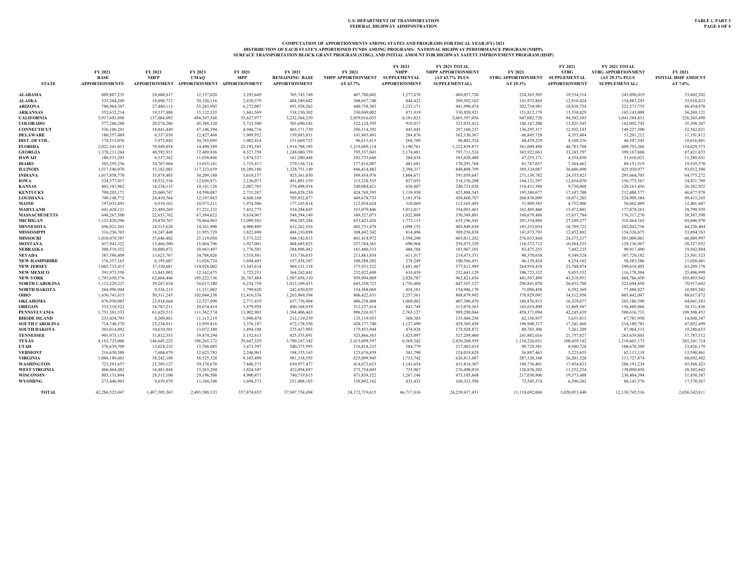U.S. DEPARTMENT OF TRANSPORTATION
FEDERAL HIGHWAY ADMINISTRATION

TABLE 1, PART 3

## COMPUTATION OF APPORTIONMENTS AMONG STATES AND PROGRAMS FOR FISCAL YEAR (FY) 2021
### DISTRIBUTION OF EACH STATE'S APPORTIONED FUNDS AMONG PROGRAMS: NATIONAL HIGHWAY PERFORMANCE PROGRAM (NHPP), SURFACE TRANSPORTATION BLOCK GRANT PROGRAM (STBG), AND INITIAL AMOUNT FOR HIGHWAY SAFETY IMPROVEMENT PROGRAM (HSIP)

| STATE | FY 2021 BASE APPORTIONMENTS | FY 2021 NHFP APPORTIONMENT | FY 2021 CMAQ APPORTIONMENT | FY 2021 MPP APPORTIONMENT | FY 2021 REMAINING BASE APPORTIONMENT | FY 2021 NHPP APPORTIONMENT AT 63.7% | FY 2021 NHPP SUPPLEMENTAL APPORTIONMENT | FY 2021 TOTAL NHPP APPORTIONMENT (AT 63.7% PLUS SUPPLEMENTAL) | FY 2021 STBG APPORTIONMENT AT 29.3% | FY 2021 STBG SUPPLEMENTAL APPORTIONMENT | FY 2021 TOTAL STBG APPORTIONMENT (AT 29.3% PLUS SUPPLEMENTAL) | FY 2021 INITIAL HSIP AMOUNT AT 7.0% |
|---|---|---|---|---|---|---|---|---|---|---|---|---|
| ALABAMA | 809,807,235 | 28,608,817 | 12,157,020 | 3,295,649 | 765,745,749 | 487,780,042 | 1,277,678 | 489,057,720 | 224,363,505 | 19,534,514 | 243,898,019 | 53,602,202 |
| ALASKA | 535,204,249 | 18,898,712 | 29,326,116 | 2,430,379 | 484,549,042 | 308,657,740 | 844,422 | 309,502,162 | 141,972,869 | 12,910,424 | 154,883,293 | 33,918,433 |
| ARIZONA | 780,964,367 | 27,480,113 | 55,283,905 | 6,272,087 | 691,928,262 | 440,758,303 | 1,232,171 | 441,990,474 | 202,734,981 | 18,838,754 | 221,573,735 | 48,434,978 |
| ARKANSAS | 552,632,214 | 19,537,808 | 13,122,535 | 1,841,569 | 518,130,302 | 330,049,002 | 871,919 | 330,920,921 | 151,812,179 | 13,330,829 | 165,143,008 | 36,269,121 |
| CALIFORNIA | 3,917,603,896 | 137,064,092 | 494,547,568 | 53,627,977 | 3,232,364,259 | 2,059,016,033 | 6,181,023 | 2,065,197,056 | 947,082,728 | 94,502,103 | 1,041,584,831 | 226,265,498 |
| COLORADO | 577,286,288 | 20,274,286 | 45,588,320 | 5,733,580 | 505,690,102 | 322,124,595 | 910,817 | 323,035,412 | 148,167,200 | 13,925,545 | 162,092,745 | 35,398,307 |
| CONNECTICUT | 536,106,291 | 18,841,449 | 47,146,394 | 4,946,718 | 465,171,730 | 296,314,392 | 845,845 | 297,160,237 | 136,295,317 | 12,932,183 | 149,227,500 | 32,562,021 |
| DELAWARE | 180,557,489 | 6,337,038 | 12,427,468 | 1,909,952 | 159,883,031 | 101,845,491 | 284,876 | 102,130,367 | 46,845,728 | 4,355,484 | 51,201,212 | 11,191,812 |
| DIST. OF COL. | 170,311,076 | 5,973,842 | 10,765,095 | 1,902,414 | 151,669,725 | 96,613,615 | 268,709 | 96,882,324 | 44,439,229 | 4,108,316 | 48,547,545 | 10,616,881 |
| FLORIDA | 2,022,341,013 | 70,949,854 | 14,490,389 | 22,192,585 | 1,914,708,185 | 1,219,669,114 | 3,190,761 | 1,222,859,875 | 561,009,498 | 48,783,768 | 609,793,266 | 134,029,573 |
| GEORGIA | 1,378,211,264 | 48,592,911 | 72,409,836 | 8,327,758 | 1,248,880,759 | 795,537,043 | 2,174,481 | 797,711,524 | 365,922,063 | 33,245,797 | 399,167,860 | 87,421,653 |
| HAWAII | 180,531,203 | 6,337,362 | 11,038,866 | 1,874,527 | 161,280,448 | 102,735,646 | 284,834 | 103,020,480 | 47,255,171 | 4,354,850 | 51,610,021 | 11,289,631 |
| IDAHO | 305,295,256 | 10,767,964 | 13,655,161 | 1,735,417 | 279,136,714 | 177,810,087 | 481,681 | 178,291,768 | 81,787,057 | 7,364,462 | 89,151,519 | 19,539,570 |
| ILLINOIS | 1,517,546,070 | 53,182,082 | 117,323,659 | 18,289,180 | 1,328,751,149 | 846,414,482 | 2,394,317 | 848,808,799 | 389,324,087 | 36,606,890 | 425,930,977 | 93,012,580 |
| INDIANA | 1,017,058,770 | 35,878,403 | 50,209,180 | 5,610,157 | 925,361,030 | 589,454,976 | 1,604,671 | 591,059,647 | 271,130,782 | 24,533,923 | 295,664,705 | 64,775,272 |
| IOWA | 524,577,037 | 18,532,534 | 12,036,871 | 2,126,073 | 491,881,559 | 313,328,553 | 827,655 | 314,156,208 | 144,121,297 | 12,654,070 | 156,775,367 | 34,431,709 |
| KANSAS | 403,361,962 | 14,234,115 | 10,141,128 | 2,087,785 | 376,898,934 | 240,084,621 | 636,407 | 240,721,028 | 110,431,388 | 9,730,068 | 120,161,456 | 26,382,925 |
| KENTUCKY | 709,203,171 | 25,060,747 | 14,598,887 | 2,715,287 | 666,828,250 | 424,769,595 | 1,118,950 | 425,888,545 | 195,380,677 | 17,107,700 | 212,488,377 | 46,677,978 |
| LOUISIANA | 749,148,772 | 26,410,564 | 12,197,963 | 4,608,168 | 705,932,077 | 449,678,733 | 1,181,974 | 450,860,707 | 206,838,099 | 18,071,285 | 224,909,384 | 49,415,245 |
| MAINE | 197,032,693 | 6,919,162 | 10,973,211 | 1,974,506 | 177,165,814 | 112,854,624 | 310,869 | 113,165,493 | 51,909,583 | 4,752,906 | 56,662,489 | 12,401,607 |
| MARYLAND | 641,428,121 | 22,489,269 | 57,221,232 | 7,432,775 | 554,284,845 | 353,079,446 | 1,012,017 | 354,091,463 | 162,405,460 | 15,472,801 | 177,878,261 | 38,799,939 |
| MASSACHUSETTS | 648,267,500 | 22,653,762 | 67,584,622 | 9,634,967 | 548,394,149 | 349,327,073 | 1,022,808 | 350,349,881 | 160,679,486 | 15,637,784 | 176,317,270 | 38,387,590 |
| MICHIGAN | 1,123,820,596 | 39,470,767 | 78,864,963 | 11,099,582 | 994,385,284 | 633,423,426 | 1,773,115 | 635,196,541 | 291,354,888 | 27,109,277 | 318,464,165 | 69,606,970 |
| MINNESOTA | 696,021,341 | 24,515,628 | 34,341,908 | 4,900,889 | 632,262,916 | 402,751,478 | 1,098,152 | 403,849,630 | 185,253,034 | 16,789,722 | 202,042,756 | 44,258,404 |
| MISSISSIPPI | 516,236,765 | 18,247,448 | 11,955,729 | 1,822,690 | 484,210,898 | 308,442,342 | 814,496 | 309,256,838 | 141,873,793 | 12,452,882 | 154,326,675 | 33,894,763 |
| MISSOURI | 1,010,479,587 | 35,646,402 | 25,119,050 | 5,571,322 | 944,142,813 | 601,418,972 | 1,594,290 | 603,013,262 | 276,633,844 | 24,375,217 | 301,009,061 | 66,089,997 |
| MONTANA | 437,943,322 | 15,466,500 | 15,864,796 | 1,927,001 | 404,685,025 | 257,784,361 | 690,968 | 258,475,329 | 118,572,712 | 10,564,255 | 129,136,967 | 28,327,952 |
| NEBRASKA | 308,519,352 | 10,880,872 | 10,963,497 | 1,776,501 | 284,898,482 | 181,480,333 | 486,768 | 181,967,101 | 83,475,255 | 7,442,235 | 90,917,490 | 19,942,894 |
| NEVADA | 387,586,409 | 13,623,767 | 34,708,026 | 3,518,581 | 335,736,035 | 213,863,854 | 611,517 | 214,475,371 | 98,370,658 | 9,349,524 | 107,720,182 | 23,501,523 |
| NEW HAMPSHIRE | 176,357,163 | 6,195,687 | 11,028,724 | 1,694,445 | 157,438,307 | 100,288,202 | 278,249 | 100,566,451 | 46,129,424 | 4,254,162 | 50,383,586 | 11,020,681 |
| NEW JERSEY | 1,065,733,415 | 37,330,681 | 110,928,002 | 13,343,614 | 904,131,118 | 575,931,522 | 1,681,467 | 577,612,989 | 264,910,418 | 25,708,074 | 290,618,492 | 63,289,178 |
| NEW MEXICO | 391,973,550 | 13,843,003 | 12,162,475 | 1,725,231 | 364,242,841 | 232,022,690 | 618,439 | 232,641,129 | 106,723,152 | 9,455,352 | 116,178,504 | 25,496,999 |
| NEW YORK | 1,791,650,376 | 62,604,446 | 195,222,136 | 26,767,484 | 1,507,056,310 | 959,994,869 | 2,826,787 | 962,821,656 | 441,567,499 | 43,218,951 | 484,786,450 | 105,493,942 |
| NORTH CAROLINA | 1,113,229,227 | 39,267,634 | 54,617,380 | 6,234,758 | 1,013,109,455 | 645,350,723 | 1,756,404 | 647,107,127 | 296,841,070 | 26,853,788 | 323,694,858 | 70,917,662 |
| NORTH DAKOTA | 264,996,944 | 9,336,213 | 11,211,082 | 1,799,620 | 242,650,029 | 154,568,069 | 418,101 | 154,986,170 | 71,096,458 | 6,392,369 | 77,488,827 | 16,985,502 |
| OHIO | 1,430,741,615 | 50,311,245 | 102,044,238 | 12,416,538 | 1,265,969,594 | 806,422,631 | 2,257,361 | 808,679,992 | 370,929,091 | 34,512,956 | 405,442,047 | 88,617,872 |
| OKLAHOMA | 676,950,085 | 23,914,664 | 12,527,098 | 2,771,419 | 637,736,904 | 406,238,408 | 1,068,062 | 407,306,470 | 186,856,913 | 16,329,677 | 203,186,590 | 44,641,583 |
| OREGON | 533,510,522 | 18,787,211 | 20,674,414 | 3,879,958 | 490,168,939 | 312,237,614 | 841,749 | 313,079,363 | 143,619,499 | 12,869,567 | 156,489,066 | 34,311,826 |
| PENNSYLVANIA | 1,751,301,533 | 61,629,513 | 111,362,574 | 13,902,983 | 1,564,406,463 | 996,526,917 | 2,763,127 | 999,290,044 | 458,371,094 | 42,245,639 | 500,616,733 | 109,508,452 |
| RHODE ISLAND | 233,434,793 | 8,209,861 | 11,115,219 | 1,990,474 | 212,119,239 | 135,119,955 | 368,303 | 135,488,258 | 62,150,937 | 5,631,013 | 67,781,950 | 14,848,347 |
| SOUTH CAROLINA | 714,748,570 | 25,234,011 | 13,959,816 | 3,376,187 | 672,178,556 | 428,177,740 | 1,127,699 | 429,305,439 | 196,948,317 | 17,241,468 | 214,189,785 | 47,052,499 |
| SOUTH DAKOTA | 301,014,892 | 10,610,501 | 13,072,380 | 1,894,108 | 275,437,903 | 175,453,944 | 474,928 | 175,928,872 | 80,703,306 | 7,261,209 | 87,964,515 | 19,280,653 |
| TENNESSEE | 901,975,153 | 31,812,353 | 39,474,294 | 5,152,615 | 825,535,891 | 525,866,363 | 1,423,097 | 527,289,460 | 241,882,016 | 21,757,827 | 263,639,843 | 57,787,512 |
| TEXAS | 4,163,725,066 | 146,645,223 | 198,265,172 | 29,647,329 | 3,789,167,342 | 2,413,699,597 | 6,569,342 | 2,420,268,939 | 1,110,226,031 | 100,439,142 | 1,210,665,173 | 265,241,714 |
| UTAH | 370,639,709 | 13,024,232 | 13,768,085 | 3,473,397 | 340,373,995 | 216,818,235 | 584,779 | 217,403,014 | 99,729,581 | 8,940,728 | 108,670,309 | 23,826,179 |
| VERMONT | 216,630,588 | 7,604,679 | 12,623,783 | 2,246,963 | 194,155,163 | 123,676,839 | 341,790 | 124,018,629 | 56,887,463 | 5,225,655 | 62,113,118 | 13,590,861 |
| VIRGINIA | 1,086,189,601 | 38,242,188 | 58,525,328 | 8,103,490 | 981,318,595 | 625,099,945 | 1,713,742 | 626,813,687 | 287,526,348 | 26,201,526 | 313,727,874 | 68,692,302 |
| WASHINGTON | 723,593,657 | 25,389,127 | 39,378,678 | 7,848,375 | 650,977,477 | 414,672,653 | 1,141,654 | 415,814,307 | 190,736,401 | 17,454,833 | 208,191,234 | 45,568,423 |
| WEST VIRGINIA | 466,464,482 | 16,481,844 | 15,263,204 | 1,824,547 | 432,894,887 | 275,754,043 | 735,967 | 276,490,010 | 126,838,202 | 11,252,254 | 138,090,456 | 30,302,642 |
| WISCONSIN | 803,131,894 | 28,315,100 | 29,196,508 | 4,900,471 | 740,719,815 | 471,838,522 | 1,267,146 | 473,105,668 | 217,030,906 | 19,373,488 | 236,404,394 | 51,850,387 |
| WYOMING | 273,446,903 | 9,639,679 | 11,104,548 | 1,694,573 | 251,008,103 | 159,892,162 | 431,432 | 160,323,594 | 73,545,374 | 6,596,202 | 80,141,576 | 17,570,567 |
| TOTAL | 42,286,523,047 | 1,487,305,365 | 2,493,588,533 | 357,874,655 | 37,947,754,494 | 24,172,719,615 | 66,717,816 | 24,239,437,431 | 11,118,692,068 | 1,020,053,448 | 12,138,745,516 | 2,656,342,811 |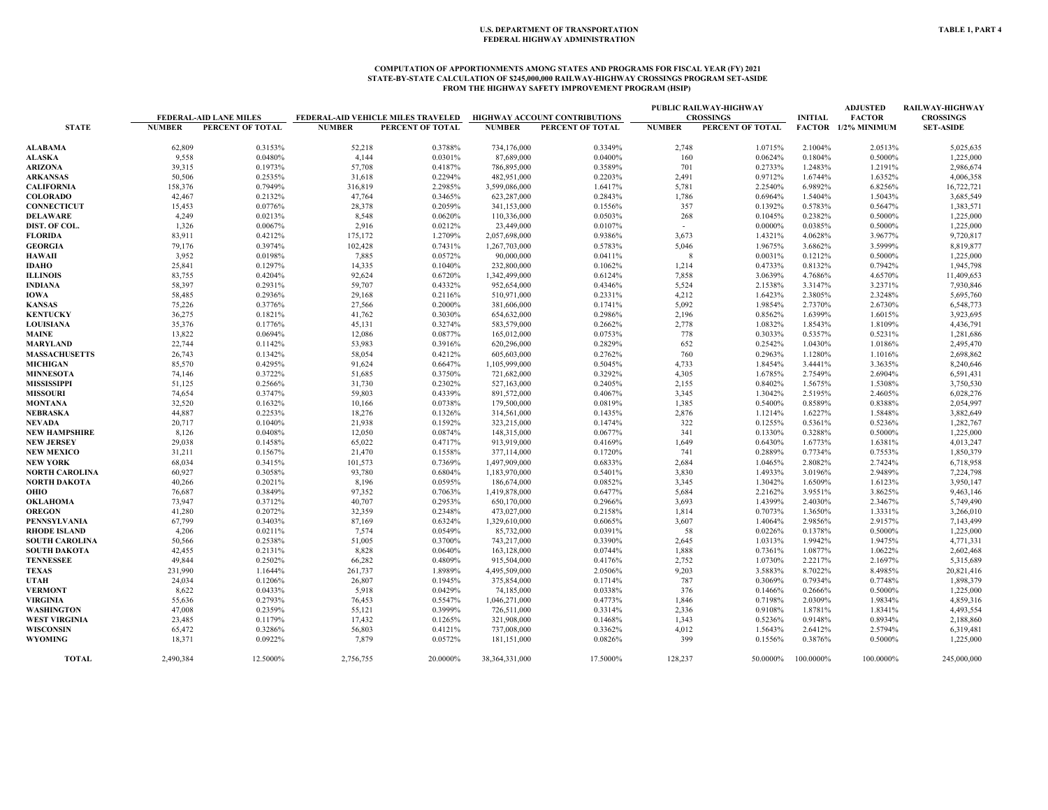U.S. DEPARTMENT OF TRANSPORTATION
FEDERAL HIGHWAY ADMINISTRATION

TABLE 1, PART 4

**COMPUTATION OF APPORTIONMENTS AMONG STATES AND PROGRAMS FOR FISCAL YEAR (FY) 2021**
**STATE-BY-STATE CALCULATION OF $245,000,000 RAILWAY-HIGHWAY CROSSINGS PROGRAM SET-ASIDE**
**FROM THE HIGHWAY SAFETY IMPROVEMENT PROGRAM (HSIP)**

| STATE | FEDERAL-AID LANE MILES | | FEDERAL-AID VEHICLE MILES TRAVELED | | HIGHWAY ACCOUNT CONTRIBUTIONS | | PUBLIC RAILWAY-HIGHWAY CROSSINGS | | INITIAL FACTOR | ADJUSTED FACTOR 1/2% MINIMUM | RAILWAY-HIGHWAY CROSSINGS SET-ASIDE |
|---|---|---|---|---|---|---|---|---|---|---|---|
| | NUMBER | PERCENT OF TOTAL | NUMBER | PERCENT OF TOTAL | NUMBER | PERCENT OF TOTAL | NUMBER | PERCENT OF TOTAL | | | |
| ALABAMA | 62,809 | 0.3153% | 52,218 | 0.3788% | 734,176,000 | 0.3349% | 2,748 | 1.0715% | 2.1004% | 2.0513% | 5,025,635 |
| ALASKA | 9,558 | 0.0480% | 4,144 | 0.0301% | 87,689,000 | 0.0400% | 160 | 0.0624% | 0.1804% | 0.5000% | 1,225,000 |
| ARIZONA | 39,315 | 0.1973% | 57,708 | 0.4187% | 786,895,000 | 0.3589% | 701 | 0.2733% | 1.2483% | 1.2191% | 2,986,674 |
| ARKANSAS | 50,506 | 0.2535% | 31,618 | 0.2294% | 482,951,000 | 0.2203% | 2,491 | 0.9712% | 1.6744% | 1.6352% | 4,006,358 |
| CALIFORNIA | 158,376 | 0.7949% | 316,819 | 2.2985% | 3,599,086,000 | 1.6417% | 5,781 | 2.2540% | 6.9892% | 6.8256% | 16,722,721 |
| COLORADO | 42,467 | 0.2132% | 47,764 | 0.3465% | 623,287,000 | 0.2843% | 1,786 | 0.6964% | 1.5404% | 1.5043% | 3,685,549 |
| CONNECTICUT | 15,453 | 0.0776% | 28,378 | 0.2059% | 341,153,000 | 0.1556% | 357 | 0.1392% | 0.5783% | 0.5647% | 1,383,571 |
| DELAWARE | 4,249 | 0.0213% | 8,548 | 0.0620% | 110,336,000 | 0.0503% | 268 | 0.1045% | 0.2382% | 0.5000% | 1,225,000 |
| DIST. OF COL. | 1,326 | 0.0067% | 2,916 | 0.0212% | 23,449,000 | 0.0107% | - | 0.0000% | 0.0385% | 0.5000% | 1,225,000 |
| FLORIDA | 83,911 | 0.4212% | 175,172 | 1.2709% | 2,057,698,000 | 0.9386% | 3,673 | 1.4321% | 4.0628% | 3.9677% | 9,720,817 |
| GEORGIA | 79,176 | 0.3974% | 102,428 | 0.7431% | 1,267,703,000 | 0.5783% | 5,046 | 1.9675% | 3.6862% | 3.5999% | 8,819,877 |
| HAWAII | 3,952 | 0.0198% | 7,885 | 0.0572% | 90,000,000 | 0.0411% | 8 | 0.0031% | 0.1212% | 0.5000% | 1,225,000 |
| IDAHO | 25,841 | 0.1297% | 14,335 | 0.1040% | 232,800,000 | 0.1062% | 1,214 | 0.4733% | 0.8132% | 0.7942% | 1,945,798 |
| ILLINOIS | 83,755 | 0.4204% | 92,624 | 0.6720% | 1,342,499,000 | 0.6124% | 7,858 | 3.0639% | 4.7686% | 4.6570% | 11,409,653 |
| INDIANA | 58,397 | 0.2931% | 59,707 | 0.4332% | 952,654,000 | 0.4346% | 5,524 | 2.1538% | 3.3147% | 3.2371% | 7,930,846 |
| IOWA | 58,485 | 0.2936% | 29,168 | 0.2116% | 510,971,000 | 0.2331% | 4,212 | 1.6423% | 2.3805% | 2.3248% | 5,695,760 |
| KANSAS | 75,226 | 0.3776% | 27,566 | 0.2000% | 381,606,000 | 0.1741% | 5,092 | 1.9854% | 2.7370% | 2.6730% | 6,548,773 |
| KENTUCKY | 36,275 | 0.1821% | 41,762 | 0.3030% | 654,632,000 | 0.2986% | 2,196 | 0.8562% | 1.6399% | 1.6015% | 3,923,695 |
| LOUISIANA | 35,376 | 0.1776% | 45,131 | 0.3274% | 583,579,000 | 0.2662% | 2,778 | 1.0832% | 1.8543% | 1.8109% | 4,436,791 |
| MAINE | 13,822 | 0.0694% | 12,086 | 0.0877% | 165,012,000 | 0.0753% | 778 | 0.3033% | 0.5357% | 0.5231% | 1,281,686 |
| MARYLAND | 22,744 | 0.1142% | 53,983 | 0.3916% | 620,296,000 | 0.2829% | 652 | 0.2542% | 1.0430% | 1.0186% | 2,495,470 |
| MASSACHUSETTS | 26,743 | 0.1342% | 58,054 | 0.4212% | 605,603,000 | 0.2762% | 760 | 0.2963% | 1.1280% | 1.1016% | 2,698,862 |
| MICHIGAN | 85,570 | 0.4295% | 91,624 | 0.6647% | 1,105,999,000 | 0.5045% | 4,733 | 1.8454% | 3.4441% | 3.3635% | 8,240,646 |
| MINNESOTA | 74,146 | 0.3722% | 51,685 | 0.3750% | 721,682,000 | 0.3292% | 4,305 | 1.6785% | 2.7549% | 2.6904% | 6,591,431 |
| MISSISSIPPI | 51,125 | 0.2566% | 31,730 | 0.2302% | 527,163,000 | 0.2405% | 2,155 | 0.8402% | 1.5675% | 1.5308% | 3,750,530 |
| MISSOURI | 74,654 | 0.3747% | 59,803 | 0.4339% | 891,572,000 | 0.4067% | 3,345 | 1.3042% | 2.5195% | 2.4605% | 6,028,276 |
| MONTANA | 32,520 | 0.1632% | 10,166 | 0.0738% | 179,500,000 | 0.0819% | 1,385 | 0.5400% | 0.8589% | 0.8388% | 2,054,997 |
| NEBRASKA | 44,887 | 0.2253% | 18,276 | 0.1326% | 314,561,000 | 0.1435% | 2,876 | 1.1214% | 1.6227% | 1.5848% | 3,882,649 |
| NEVADA | 20,717 | 0.1040% | 21,938 | 0.1592% | 323,215,000 | 0.1474% | 322 | 0.1255% | 0.5361% | 0.5236% | 1,282,767 |
| NEW HAMPSHIRE | 8,126 | 0.0408% | 12,050 | 0.0874% | 148,315,000 | 0.0677% | 341 | 0.1330% | 0.3288% | 0.5000% | 1,225,000 |
| NEW JERSEY | 29,038 | 0.1458% | 65,022 | 0.4717% | 913,919,000 | 0.4169% | 1,649 | 0.6430% | 1.6773% | 1.6381% | 4,013,247 |
| NEW MEXICO | 31,211 | 0.1567% | 21,470 | 0.1558% | 377,114,000 | 0.1720% | 741 | 0.2889% | 0.7734% | 0.7553% | 1,850,379 |
| NEW YORK | 68,034 | 0.3415% | 101,573 | 0.7369% | 1,497,909,000 | 0.6833% | 2,684 | 1.0465% | 2.8082% | 2.7424% | 6,718,958 |
| NORTH CAROLINA | 60,927 | 0.3058% | 93,780 | 0.6804% | 1,183,970,000 | 0.5401% | 3,830 | 1.4933% | 3.0196% | 2.9489% | 7,224,798 |
| NORTH DAKOTA | 40,266 | 0.2021% | 8,196 | 0.0595% | 186,674,000 | 0.0852% | 3,345 | 1.3042% | 1.6509% | 1.6123% | 3,950,147 |
| OHIO | 76,687 | 0.3849% | 97,352 | 0.7063% | 1,419,878,000 | 0.6477% | 5,684 | 2.2162% | 3.9551% | 3.8625% | 9,463,146 |
| OKLAHOMA | 73,947 | 0.3712% | 40,707 | 0.2953% | 650,170,000 | 0.2966% | 3,693 | 1.4399% | 2.4030% | 2.3467% | 5,749,490 |
| OREGON | 41,280 | 0.2072% | 32,359 | 0.2348% | 473,027,000 | 0.2158% | 1,814 | 0.7073% | 1.3650% | 1.3331% | 3,266,010 |
| PENNSYLVANIA | 67,799 | 0.3403% | 87,169 | 0.6324% | 1,329,610,000 | 0.6065% | 3,607 | 1.4064% | 2.9856% | 2.9157% | 7,143,499 |
| RHODE ISLAND | 4,206 | 0.0211% | 7,574 | 0.0549% | 85,732,000 | 0.0391% | 58 | 0.0226% | 0.1378% | 0.5000% | 1,225,000 |
| SOUTH CAROLINA | 50,566 | 0.2538% | 51,005 | 0.3700% | 743,217,000 | 0.3390% | 2,645 | 1.0313% | 1.9942% | 1.9475% | 4,771,331 |
| SOUTH DAKOTA | 42,455 | 0.2131% | 8,828 | 0.0640% | 163,128,000 | 0.0744% | 1,888 | 0.7361% | 1.0877% | 1.0622% | 2,602,468 |
| TENNESSEE | 49,844 | 0.2502% | 66,282 | 0.4809% | 915,504,000 | 0.4176% | 2,752 | 1.0730% | 2.2217% | 2.1697% | 5,315,689 |
| TEXAS | 231,990 | 1.1644% | 261,737 | 1.8989% | 4,495,509,000 | 2.0506% | 9,203 | 3.5883% | 8.7022% | 8.4985% | 20,821,416 |
| UTAH | 24,034 | 0.1206% | 26,807 | 0.1945% | 375,854,000 | 0.1714% | 787 | 0.3069% | 0.7934% | 0.7748% | 1,898,379 |
| VERMONT | 8,622 | 0.0433% | 5,918 | 0.0429% | 74,185,000 | 0.0338% | 376 | 0.1466% | 0.2666% | 0.5000% | 1,225,000 |
| VIRGINIA | 55,636 | 0.2793% | 76,453 | 0.5547% | 1,046,271,000 | 0.4773% | 1,846 | 0.7198% | 2.0309% | 1.9834% | 4,859,316 |
| WASHINGTON | 47,008 | 0.2359% | 55,121 | 0.3999% | 726,511,000 | 0.3314% | 2,336 | 0.9108% | 1.8781% | 1.8341% | 4,493,554 |
| WEST VIRGINIA | 23,485 | 0.1179% | 17,432 | 0.1265% | 321,908,000 | 0.1468% | 1,343 | 0.5236% | 0.9148% | 0.8934% | 2,188,860 |
| WISCONSIN | 65,472 | 0.3286% | 56,803 | 0.4121% | 737,008,000 | 0.3362% | 4,012 | 1.5643% | 2.6412% | 2.5794% | 6,319,481 |
| WYOMING | 18,371 | 0.0922% | 7,879 | 0.0572% | 181,151,000 | 0.0826% | 399 | 0.1556% | 0.3876% | 0.5000% | 1,225,000 |
| TOTAL | 2,490,384 | 12.5000% | 2,756,755 | 20.0000% | 38,364,331,000 | 17.5000% | 128,237 | 50.0000% | 100.0000% | 100.0000% | 245,000,000 |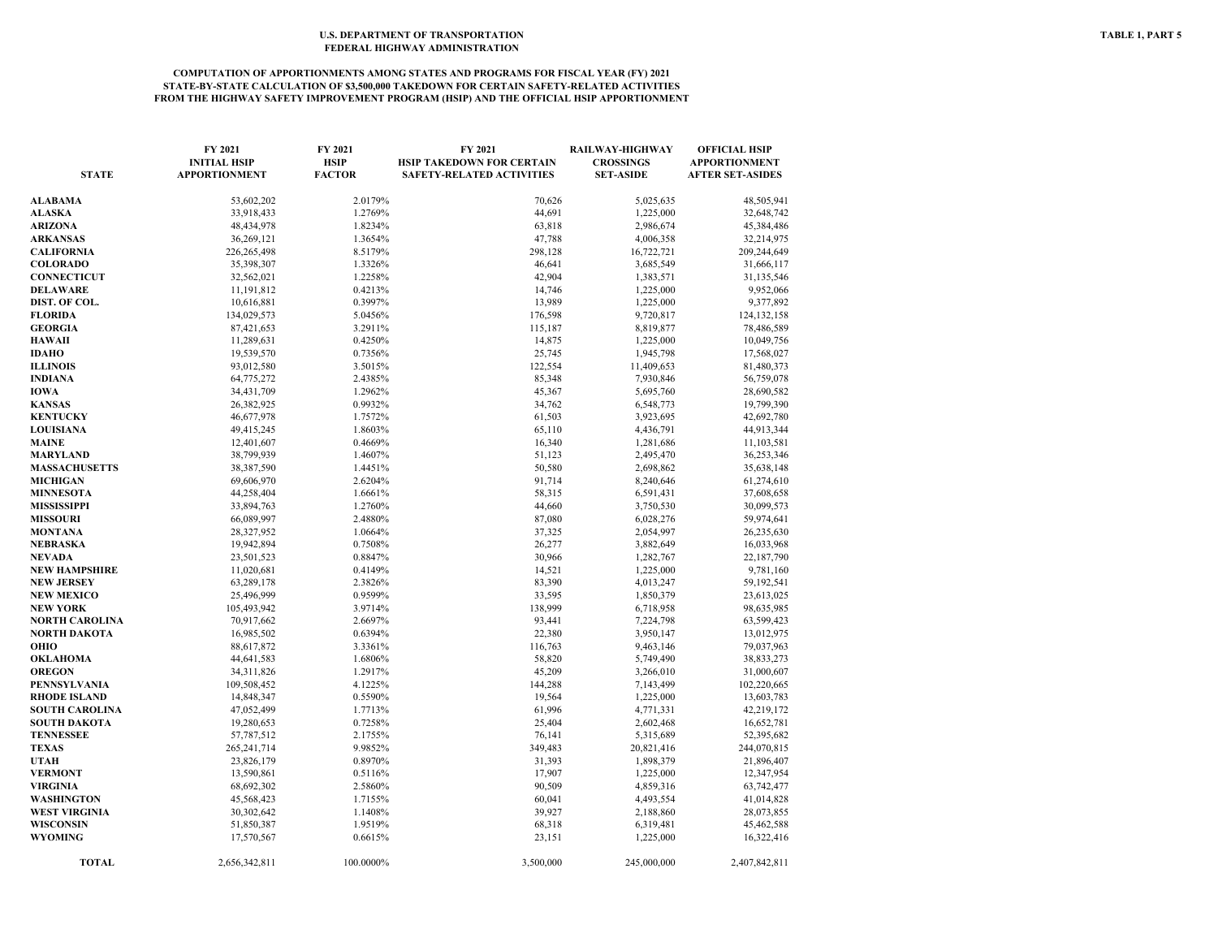U.S. DEPARTMENT OF TRANSPORTATION
FEDERAL HIGHWAY ADMINISTRATION

TABLE 1, PART 5

**COMPUTATION OF APPORTIONMENTS AMONG STATES AND PROGRAMS FOR FISCAL YEAR (FY) 2021**
**STATE-BY-STATE CALCULATION OF $3,500,000 TAKEDOWN FOR CERTAIN SAFETY-RELATED ACTIVITIES**
**FROM THE HIGHWAY SAFETY IMPROVEMENT PROGRAM (HSIP) AND THE OFFICIAL HSIP APPORTIONMENT**

| STATE | FY 2021 INITIAL HSIP APPORTIONMENT | FY 2021 HSIP FACTOR | FY 2021 HSIP TAKEDOWN FOR CERTAIN SAFETY-RELATED ACTIVITIES | RAILWAY-HIGHWAY CROSSINGS SET-ASIDE | OFFICIAL HSIP APPORTIONMENT AFTER SET-ASIDES |
|---|---|---|---|---|---|
| ALABAMA | 53,602,202 | 2.0179% | 70,626 | 5,025,635 | 48,505,941 |
| ALASKA | 33,918,433 | 1.2769% | 44,691 | 1,225,000 | 32,648,742 |
| ARIZONA | 48,434,978 | 1.8234% | 63,818 | 2,986,674 | 45,384,486 |
| ARKANSAS | 36,269,121 | 1.3654% | 47,788 | 4,006,358 | 32,214,975 |
| CALIFORNIA | 226,265,498 | 8.5179% | 298,128 | 16,722,721 | 209,244,649 |
| COLORADO | 35,398,307 | 1.3326% | 46,641 | 3,685,549 | 31,666,117 |
| CONNECTICUT | 32,562,021 | 1.2258% | 42,904 | 1,383,571 | 31,135,546 |
| DELAWARE | 11,191,812 | 0.4213% | 14,746 | 1,225,000 | 9,952,066 |
| DIST. OF COL. | 10,616,881 | 0.3997% | 13,989 | 1,225,000 | 9,377,892 |
| FLORIDA | 134,029,573 | 5.0456% | 176,598 | 9,720,817 | 124,132,158 |
| GEORGIA | 87,421,653 | 3.2911% | 115,187 | 8,819,877 | 78,486,589 |
| HAWAII | 11,289,631 | 0.4250% | 14,875 | 1,225,000 | 10,049,756 |
| IDAHO | 19,539,570 | 0.7356% | 25,745 | 1,945,798 | 17,568,027 |
| ILLINOIS | 93,012,580 | 3.5015% | 122,554 | 11,409,653 | 81,480,373 |
| INDIANA | 64,775,272 | 2.4385% | 85,348 | 7,930,846 | 56,759,078 |
| IOWA | 34,431,709 | 1.2962% | 45,367 | 5,695,760 | 28,690,582 |
| KANSAS | 26,382,925 | 0.9932% | 34,762 | 6,548,773 | 19,799,390 |
| KENTUCKY | 46,677,978 | 1.7572% | 61,503 | 3,923,695 | 42,692,780 |
| LOUISIANA | 49,415,245 | 1.8603% | 65,110 | 4,436,791 | 44,913,344 |
| MAINE | 12,401,607 | 0.4669% | 16,340 | 1,281,686 | 11,103,581 |
| MARYLAND | 38,799,939 | 1.4607% | 51,123 | 2,495,470 | 36,253,346 |
| MASSACHUSETTS | 38,387,590 | 1.4451% | 50,580 | 2,698,862 | 35,638,148 |
| MICHIGAN | 69,606,970 | 2.6204% | 91,714 | 8,240,646 | 61,274,610 |
| MINNESOTA | 44,258,404 | 1.6661% | 58,315 | 6,591,431 | 37,608,658 |
| MISSISSIPPI | 33,894,763 | 1.2760% | 44,660 | 3,750,530 | 30,099,573 |
| MISSOURI | 66,089,997 | 2.4880% | 87,080 | 6,028,276 | 59,974,641 |
| MONTANA | 28,327,952 | 1.0664% | 37,325 | 2,054,997 | 26,235,630 |
| NEBRASKA | 19,942,894 | 0.7508% | 26,277 | 3,882,649 | 16,033,968 |
| NEVADA | 23,501,523 | 0.8847% | 30,966 | 1,282,767 | 22,187,790 |
| NEW HAMPSHIRE | 11,020,681 | 0.4149% | 14,521 | 1,225,000 | 9,781,160 |
| NEW JERSEY | 63,289,178 | 2.3826% | 83,390 | 4,013,247 | 59,192,541 |
| NEW MEXICO | 25,496,999 | 0.9599% | 33,595 | 1,850,379 | 23,613,025 |
| NEW YORK | 105,493,942 | 3.9714% | 138,999 | 6,718,958 | 98,635,985 |
| NORTH CAROLINA | 70,917,662 | 2.6697% | 93,441 | 7,224,798 | 63,599,423 |
| NORTH DAKOTA | 16,985,502 | 0.6394% | 22,380 | 3,950,147 | 13,012,975 |
| OHIO | 88,617,872 | 3.3361% | 116,763 | 9,463,146 | 79,037,963 |
| OKLAHOMA | 44,641,583 | 1.6806% | 58,820 | 5,749,490 | 38,833,273 |
| OREGON | 34,311,826 | 1.2917% | 45,209 | 3,266,010 | 31,000,607 |
| PENNSYLVANIA | 109,508,452 | 4.1225% | 144,288 | 7,143,499 | 102,220,665 |
| RHODE ISLAND | 14,848,347 | 0.5590% | 19,564 | 1,225,000 | 13,603,783 |
| SOUTH CAROLINA | 47,052,499 | 1.7713% | 61,996 | 4,771,331 | 42,219,172 |
| SOUTH DAKOTA | 19,280,653 | 0.7258% | 25,404 | 2,602,468 | 16,652,781 |
| TENNESSEE | 57,787,512 | 2.1755% | 76,141 | 5,315,689 | 52,395,682 |
| TEXAS | 265,241,714 | 9.9852% | 349,483 | 20,821,416 | 244,070,815 |
| UTAH | 23,826,179 | 0.8970% | 31,393 | 1,898,379 | 21,896,407 |
| VERMONT | 13,590,861 | 0.5116% | 17,907 | 1,225,000 | 12,347,954 |
| VIRGINIA | 68,692,302 | 2.5860% | 90,509 | 4,859,316 | 63,742,477 |
| WASHINGTON | 45,568,423 | 1.7155% | 60,041 | 4,493,554 | 41,014,828 |
| WEST VIRGINIA | 30,302,642 | 1.1408% | 39,927 | 2,188,860 | 28,073,855 |
| WISCONSIN | 51,850,387 | 1.9519% | 68,318 | 6,319,481 | 45,462,588 |
| WYOMING | 17,570,567 | 0.6615% | 23,151 | 1,225,000 | 16,322,416 |
| TOTAL | 2,656,342,811 | 100.0000% | 3,500,000 | 245,000,000 | 2,407,842,811 |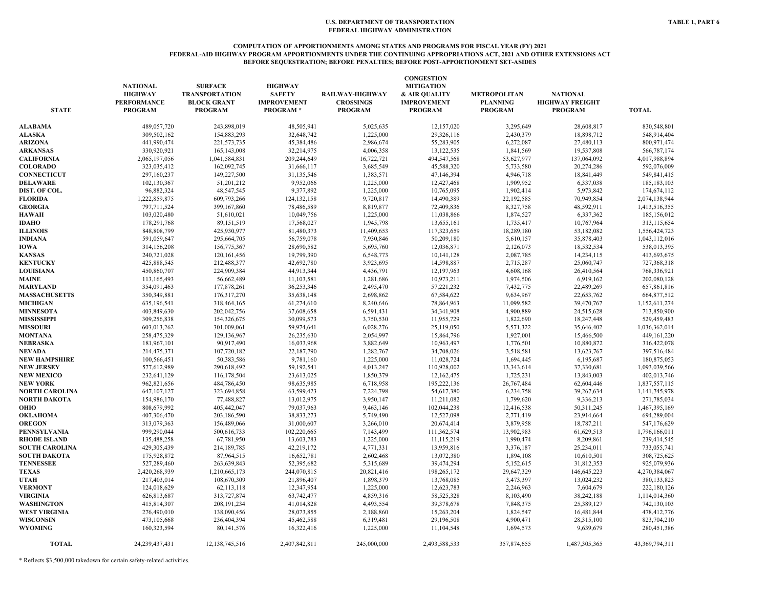U.S. DEPARTMENT OF TRANSPORTATION
FEDERAL HIGHWAY ADMINISTRATION

TABLE 1, PART 6

**COMPUTATION OF APPORTIONMENTS AMONG STATES AND PROGRAMS FOR FISCAL YEAR (FY) 2021**
**FEDERAL-AID HIGHWAY PROGRAM APPORTIONMENTS UNDER THE CONTINUING APPROPRIATIONS ACT, 2021 AND OTHER EXTENSIONS ACT**
**BEFORE SEQUESTRATION; BEFORE PENALTIES; BEFORE POST-APPORTIONMENT SET-ASIDES**

| STATE | NATIONAL HIGHWAY PERFORMANCE PROGRAM | SURFACE TRANSPORTATION BLOCK GRANT PROGRAM | HIGHWAY SAFETY IMPROVEMENT PROGRAM * | RAILWAY-HIGHWAY CROSSINGS PROGRAM | CONGESTION MITIGATION & AIR QUALITY IMPROVEMENT PROGRAM | METROPOLITAN PLANNING PROGRAM | NATIONAL HIGHWAY FREIGHT PROGRAM | TOTAL |
|---|---|---|---|---|---|---|---|---|
| ALABAMA | 489,057,720 | 243,898,019 | 48,505,941 | 5,025,635 | 12,157,020 | 3,295,649 | 28,608,817 | 830,548,801 |
| ALASKA | 309,502,162 | 154,883,293 | 32,648,742 | 1,225,000 | 29,326,116 | 2,430,379 | 18,898,712 | 548,914,404 |
| ARIZONA | 441,990,474 | 221,573,735 | 45,384,486 | 2,986,674 | 55,283,905 | 6,272,087 | 27,480,113 | 800,971,474 |
| ARKANSAS | 330,920,921 | 165,143,008 | 32,214,975 | 4,006,358 | 13,122,535 | 1,841,569 | 19,537,808 | 566,787,174 |
| CALIFORNIA | 2,065,197,056 | 1,041,584,831 | 209,244,649 | 16,722,721 | 494,547,568 | 53,627,977 | 137,064,092 | 4,017,988,894 |
| COLORADO | 323,035,412 | 162,092,745 | 31,666,117 | 3,685,549 | 45,588,320 | 5,733,580 | 20,274,286 | 592,076,009 |
| CONNECTICUT | 297,160,237 | 149,227,500 | 31,135,546 | 1,383,571 | 47,146,394 | 4,946,718 | 18,841,449 | 549,841,415 |
| DELAWARE | 102,130,367 | 51,201,212 | 9,952,066 | 1,225,000 | 12,427,468 | 1,909,952 | 6,337,038 | 185,183,103 |
| DIST. OF COL. | 96,882,324 | 48,547,545 | 9,377,892 | 1,225,000 | 10,765,095 | 1,902,414 | 5,973,842 | 174,674,112 |
| FLORIDA | 1,222,859,875 | 609,793,266 | 124,132,158 | 9,720,817 | 14,490,389 | 22,192,585 | 70,949,854 | 2,074,138,944 |
| GEORGIA | 797,711,524 | 399,167,860 | 78,486,589 | 8,819,877 | 72,409,836 | 8,327,758 | 48,592,911 | 1,413,516,355 |
| HAWAII | 103,020,480 | 51,610,021 | 10,049,756 | 1,225,000 | 11,038,866 | 1,874,527 | 6,337,362 | 185,156,012 |
| IDAHO | 178,291,768 | 89,151,519 | 17,568,027 | 1,945,798 | 13,655,161 | 1,735,417 | 10,767,964 | 313,115,654 |
| ILLINOIS | 848,808,799 | 425,930,977 | 81,480,373 | 11,409,653 | 117,323,659 | 18,289,180 | 53,182,082 | 1,556,424,723 |
| INDIANA | 591,059,647 | 295,664,705 | 56,759,078 | 7,930,846 | 50,209,180 | 5,610,157 | 35,878,403 | 1,043,112,016 |
| IOWA | 314,156,208 | 156,775,367 | 28,690,582 | 5,695,760 | 12,036,871 | 2,126,073 | 18,532,534 | 538,013,395 |
| KANSAS | 240,721,028 | 120,161,456 | 19,799,390 | 6,548,773 | 10,141,128 | 2,087,785 | 14,234,115 | 413,693,675 |
| KENTUCKY | 425,888,545 | 212,488,377 | 42,692,780 | 3,923,695 | 14,598,887 | 2,715,287 | 25,060,747 | 727,368,318 |
| LOUISIANA | 450,860,707 | 224,909,384 | 44,913,344 | 4,436,791 | 12,197,963 | 4,608,168 | 26,410,564 | 768,336,921 |
| MAINE | 113,165,493 | 56,662,489 | 11,103,581 | 1,281,686 | 10,973,211 | 1,974,506 | 6,919,162 | 202,080,128 |
| MARYLAND | 354,091,463 | 177,878,261 | 36,253,346 | 2,495,470 | 57,221,232 | 7,432,775 | 22,489,269 | 657,861,816 |
| MASSACHUSETTS | 350,349,881 | 176,317,270 | 35,638,148 | 2,698,862 | 67,584,622 | 9,634,967 | 22,653,762 | 664,877,512 |
| MICHIGAN | 635,196,541 | 318,464,165 | 61,274,610 | 8,240,646 | 78,864,963 | 11,099,582 | 39,470,767 | 1,152,611,274 |
| MINNESOTA | 403,849,630 | 202,042,756 | 37,608,658 | 6,591,431 | 34,341,908 | 4,900,889 | 24,515,628 | 713,850,900 |
| MISSISSIPPI | 309,256,838 | 154,326,675 | 30,099,573 | 3,750,530 | 11,955,729 | 1,822,690 | 18,247,448 | 529,459,483 |
| MISSOURI | 603,013,262 | 301,009,061 | 59,974,641 | 6,028,276 | 25,119,050 | 5,571,322 | 35,646,402 | 1,036,362,014 |
| MONTANA | 258,475,329 | 129,136,967 | 26,235,630 | 2,054,997 | 15,864,796 | 1,927,001 | 15,466,500 | 449,161,220 |
| NEBRASKA | 181,967,101 | 90,917,490 | 16,033,968 | 3,882,649 | 10,963,497 | 1,776,501 | 10,880,872 | 316,422,078 |
| NEVADA | 214,475,371 | 107,720,182 | 22,187,790 | 1,282,767 | 34,708,026 | 3,518,581 | 13,623,767 | 397,516,484 |
| NEW HAMPSHIRE | 100,566,451 | 50,383,586 | 9,781,160 | 1,225,000 | 11,028,724 | 1,694,445 | 6,195,687 | 180,875,053 |
| NEW JERSEY | 577,612,989 | 290,618,492 | 59,192,541 | 4,013,247 | 110,928,002 | 13,343,614 | 37,330,681 | 1,093,039,566 |
| NEW MEXICO | 232,641,129 | 116,178,504 | 23,613,025 | 1,850,379 | 12,162,475 | 1,725,231 | 13,843,003 | 402,013,746 |
| NEW YORK | 962,821,656 | 484,786,450 | 98,635,985 | 6,718,958 | 195,222,136 | 26,767,484 | 62,604,446 | 1,837,557,115 |
| NORTH CAROLINA | 647,107,127 | 323,694,858 | 63,599,423 | 7,224,798 | 54,617,380 | 6,234,758 | 39,267,634 | 1,141,745,978 |
| NORTH DAKOTA | 154,986,170 | 77,488,827 | 13,012,975 | 3,950,147 | 11,211,082 | 1,799,620 | 9,336,213 | 271,785,034 |
| OHIO | 808,679,992 | 405,442,047 | 79,037,963 | 9,463,146 | 102,044,238 | 12,416,538 | 50,311,245 | 1,467,395,169 |
| OKLAHOMA | 407,306,470 | 203,186,590 | 38,833,273 | 5,749,490 | 12,527,098 | 2,771,419 | 23,914,664 | 694,289,004 |
| OREGON | 313,079,363 | 156,489,066 | 31,000,607 | 3,266,010 | 20,674,414 | 3,879,958 | 18,787,211 | 547,176,629 |
| PENNSYLVANIA | 999,290,044 | 500,616,733 | 102,220,665 | 7,143,499 | 111,362,574 | 13,902,983 | 61,629,513 | 1,796,166,011 |
| RHODE ISLAND | 135,488,258 | 67,781,950 | 13,603,783 | 1,225,000 | 11,115,219 | 1,990,474 | 8,209,861 | 239,414,545 |
| SOUTH CAROLINA | 429,305,439 | 214,189,785 | 42,219,172 | 4,771,331 | 13,959,816 | 3,376,187 | 25,234,011 | 733,055,741 |
| SOUTH DAKOTA | 175,928,872 | 87,964,515 | 16,652,781 | 2,602,468 | 13,072,380 | 1,894,108 | 10,610,501 | 308,725,625 |
| TENNESSEE | 527,289,460 | 263,639,843 | 52,395,682 | 5,315,689 | 39,474,294 | 5,152,615 | 31,812,353 | 925,079,936 |
| TEXAS | 2,420,268,939 | 1,210,665,173 | 244,070,815 | 20,821,416 | 198,265,172 | 29,647,329 | 146,645,223 | 4,270,384,067 |
| UTAH | 217,403,014 | 108,670,309 | 21,896,407 | 1,898,379 | 13,768,085 | 3,473,397 | 13,024,232 | 380,133,823 |
| VERMONT | 124,018,629 | 62,113,118 | 12,347,954 | 1,225,000 | 12,623,783 | 2,246,963 | 7,604,679 | 222,180,126 |
| VIRGINIA | 626,813,687 | 313,727,874 | 63,742,477 | 4,859,316 | 58,525,328 | 8,103,490 | 38,242,188 | 1,114,014,360 |
| WASHINGTON | 415,814,307 | 208,191,234 | 41,014,828 | 4,493,554 | 39,378,678 | 7,848,375 | 25,389,127 | 742,130,103 |
| WEST VIRGINIA | 276,490,010 | 138,090,456 | 28,073,855 | 2,188,860 | 15,263,204 | 1,824,547 | 16,481,844 | 478,412,776 |
| WISCONSIN | 473,105,668 | 236,404,394 | 45,462,588 | 6,319,481 | 29,196,508 | 4,900,471 | 28,315,100 | 823,704,210 |
| WYOMING | 160,323,594 | 80,141,576 | 16,322,416 | 1,225,000 | 11,104,548 | 1,694,573 | 9,639,679 | 280,451,386 |
| **TOTAL** | 24,239,437,431 | 12,138,745,516 | 2,407,842,811 | 245,000,000 | 2,493,588,533 | 357,874,655 | 1,487,305,365 | 43,369,794,311 |

* Reflects $3,500,000 takedown for certain safety-related activities.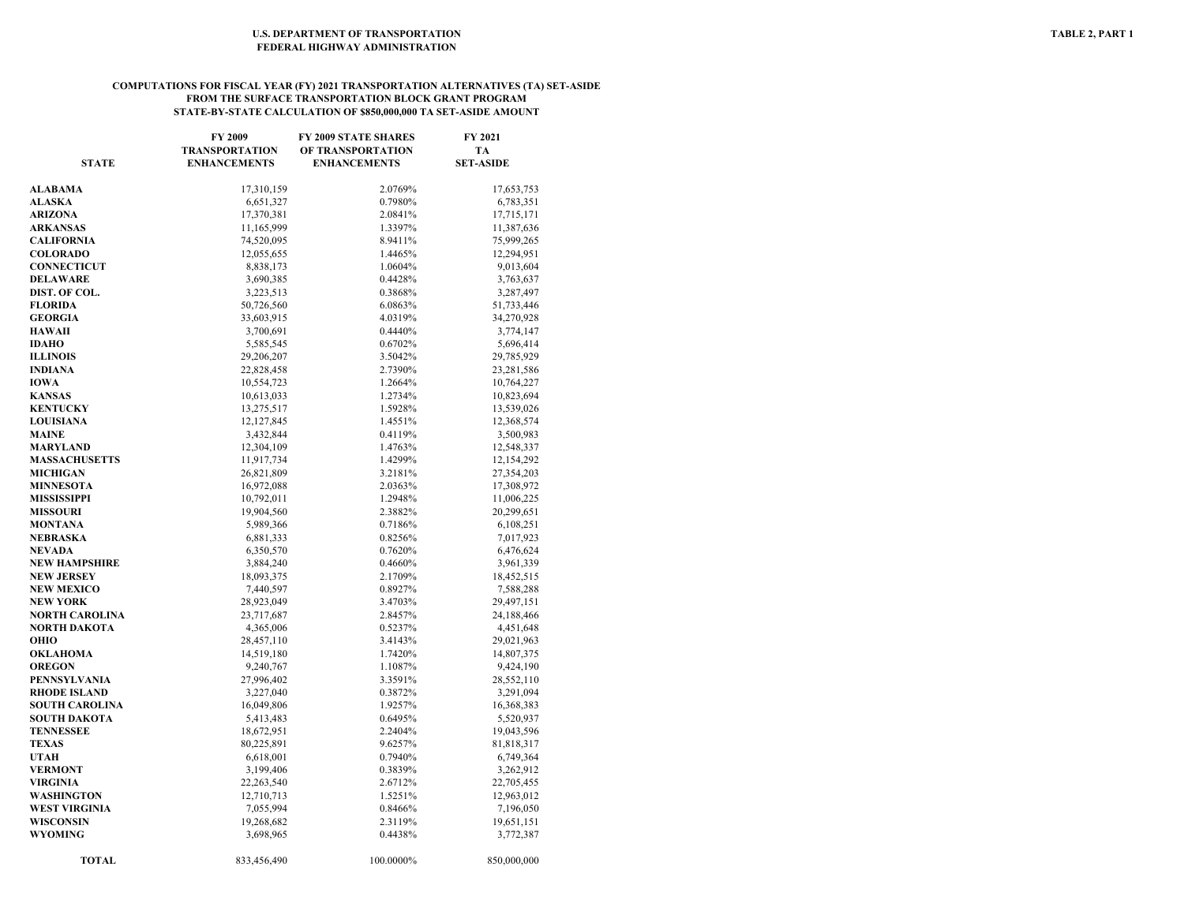U.S. DEPARTMENT OF TRANSPORTATION
FEDERAL HIGHWAY ADMINISTRATION

TABLE 2, PART 1

**COMPUTATIONS FOR FISCAL YEAR (FY) 2021 TRANSPORTATION ALTERNATIVES (TA) SET-ASIDE FROM THE SURFACE TRANSPORTATION BLOCK GRANT PROGRAM**
**STATE-BY-STATE CALCULATION OF $850,000,000 TA SET-ASIDE AMOUNT**

| STATE | FY 2009 TRANSPORTATION ENHANCEMENTS | FY 2009 STATE SHARES OF TRANSPORTATION ENHANCEMENTS | FY 2021 TA SET-ASIDE |
|---|---|---|---|
| ALABAMA | 17,310,159 | 2.0769% | 17,653,753 |
| ALASKA | 6,651,327 | 0.7980% | 6,783,351 |
| ARIZONA | 17,370,381 | 2.0841% | 17,715,171 |
| ARKANSAS | 11,165,999 | 1.3397% | 11,387,636 |
| CALIFORNIA | 74,520,095 | 8.9411% | 75,999,265 |
| COLORADO | 12,055,655 | 1.4465% | 12,294,951 |
| CONNECTICUT | 8,838,173 | 1.0604% | 9,013,604 |
| DELAWARE | 3,690,385 | 0.4428% | 3,763,637 |
| DIST. OF COL. | 3,223,513 | 0.3868% | 3,287,497 |
| FLORIDA | 50,726,560 | 6.0863% | 51,733,446 |
| GEORGIA | 33,603,915 | 4.0319% | 34,270,928 |
| HAWAII | 3,700,691 | 0.4440% | 3,774,147 |
| IDAHO | 5,585,545 | 0.6702% | 5,696,414 |
| ILLINOIS | 29,206,207 | 3.5042% | 29,785,929 |
| INDIANA | 22,828,458 | 2.7390% | 23,281,586 |
| IOWA | 10,554,723 | 1.2664% | 10,764,227 |
| KANSAS | 10,613,033 | 1.2734% | 10,823,694 |
| KENTUCKY | 13,275,517 | 1.5928% | 13,539,026 |
| LOUISIANA | 12,127,845 | 1.4551% | 12,368,574 |
| MAINE | 3,432,844 | 0.4119% | 3,500,983 |
| MARYLAND | 12,304,109 | 1.4763% | 12,548,337 |
| MASSACHUSETTS | 11,917,734 | 1.4299% | 12,154,292 |
| MICHIGAN | 26,821,809 | 3.2181% | 27,354,203 |
| MINNESOTA | 16,972,088 | 2.0363% | 17,308,972 |
| MISSISSIPPI | 10,792,011 | 1.2948% | 11,006,225 |
| MISSOURI | 19,904,560 | 2.3882% | 20,299,651 |
| MONTANA | 5,989,366 | 0.7186% | 6,108,251 |
| NEBRASKA | 6,881,333 | 0.8256% | 7,017,923 |
| NEVADA | 6,350,570 | 0.7620% | 6,476,624 |
| NEW HAMPSHIRE | 3,884,240 | 0.4660% | 3,961,339 |
| NEW JERSEY | 18,093,375 | 2.1709% | 18,452,515 |
| NEW MEXICO | 7,440,597 | 0.8927% | 7,588,288 |
| NEW YORK | 28,923,049 | 3.4703% | 29,497,151 |
| NORTH CAROLINA | 23,717,687 | 2.8457% | 24,188,466 |
| NORTH DAKOTA | 4,365,006 | 0.5237% | 4,451,648 |
| OHIO | 28,457,110 | 3.4143% | 29,021,963 |
| OKLAHOMA | 14,519,180 | 1.7420% | 14,807,375 |
| OREGON | 9,240,767 | 1.1087% | 9,424,190 |
| PENNSYLVANIA | 27,996,402 | 3.3591% | 28,552,110 |
| RHODE ISLAND | 3,227,040 | 0.3872% | 3,291,094 |
| SOUTH CAROLINA | 16,049,806 | 1.9257% | 16,368,383 |
| SOUTH DAKOTA | 5,413,483 | 0.6495% | 5,520,937 |
| TENNESSEE | 18,672,951 | 2.2404% | 19,043,596 |
| TEXAS | 80,225,891 | 9.6257% | 81,818,317 |
| UTAH | 6,618,001 | 0.7940% | 6,749,364 |
| VERMONT | 3,199,406 | 0.3839% | 3,262,912 |
| VIRGINIA | 22,263,540 | 2.6712% | 22,705,455 |
| WASHINGTON | 12,710,713 | 1.5251% | 12,963,012 |
| WEST VIRGINIA | 7,055,994 | 0.8466% | 7,196,050 |
| WISCONSIN | 19,268,682 | 2.3119% | 19,651,151 |
| WYOMING | 3,698,965 | 0.4438% | 3,772,387 |
| **TOTAL** | 833,456,490 | 100.0000% | 850,000,000 |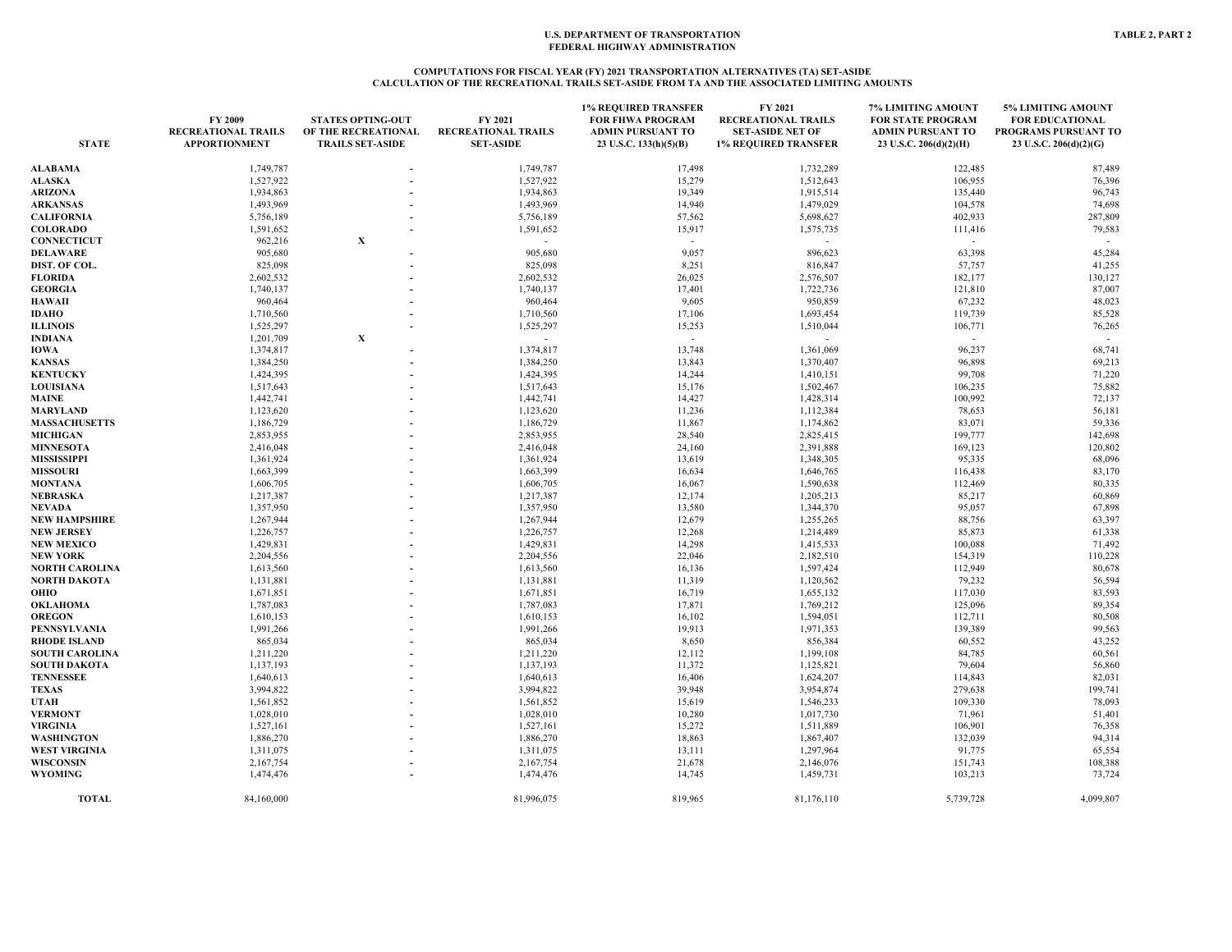U.S. DEPARTMENT OF TRANSPORTATION
FEDERAL HIGHWAY ADMINISTRATION

TABLE 2, PART 2

COMPUTATIONS FOR FISCAL YEAR (FY) 2021 TRANSPORTATION ALTERNATIVES (TA) SET-ASIDE
CALCULATION OF THE RECREATIONAL TRAILS SET-ASIDE FROM TA AND THE ASSOCIATED LIMITING AMOUNTS

| STATE | FY 2009 RECREATIONAL TRAILS APPORTIONMENT | STATES OPTING-OUT OF THE RECREATIONAL TRAILS SET-ASIDE | FY 2021 RECREATIONAL TRAILS SET-ASIDE | 1% REQUIRED TRANSFER FOR FHWA PROGRAM ADMIN PURSUANT TO 23 U.S.C. 133(h)(5)(B) | FY 2021 RECREATIONAL TRAILS SET-ASIDE NET OF 1% REQUIRED TRANSFER | 7% LIMITING AMOUNT FOR STATE PROGRAM ADMIN PURSUANT TO 23 U.S.C. 206(d)(2)(H) | 5% LIMITING AMOUNT FOR EDUCATIONAL PROGRAMS PURSUANT TO 23 U.S.C. 206(d)(2)(G) |
|---|---|---|---|---|---|---|---|
| ALABAMA | 1,749,787 | - | 1,749,787 | 17,498 | 1,732,289 | 122,485 | 87,489 |
| ALASKA | 1,527,922 | - | 1,527,922 | 15,279 | 1,512,643 | 106,955 | 76,396 |
| ARIZONA | 1,934,863 | - | 1,934,863 | 19,349 | 1,915,514 | 135,440 | 96,743 |
| ARKANSAS | 1,493,969 | - | 1,493,969 | 14,940 | 1,479,029 | 104,578 | 74,698 |
| CALIFORNIA | 5,756,189 | - | 5,756,189 | 57,562 | 5,698,627 | 402,933 | 287,809 |
| COLORADO | 1,591,652 | - | 1,591,652 | 15,917 | 1,575,735 | 111,416 | 79,583 |
| CONNECTICUT | 962,216 | X | - | - | - | - | - |
| DELAWARE | 905,680 | - | 905,680 | 9,057 | 896,623 | 63,398 | 45,284 |
| DIST. OF COL. | 825,098 | - | 825,098 | 8,251 | 816,847 | 57,757 | 41,255 |
| FLORIDA | 2,602,532 | - | 2,602,532 | 26,025 | 2,576,507 | 182,177 | 130,127 |
| GEORGIA | 1,740,137 | - | 1,740,137 | 17,401 | 1,722,736 | 121,810 | 87,007 |
| HAWAII | 960,464 | - | 960,464 | 9,605 | 950,859 | 67,232 | 48,023 |
| IDAHO | 1,710,560 | - | 1,710,560 | 17,106 | 1,693,454 | 119,739 | 85,528 |
| ILLINOIS | 1,525,297 | - | 1,525,297 | 15,253 | 1,510,044 | 106,771 | 76,265 |
| INDIANA | 1,201,709 | X | - | - | - | - | - |
| IOWA | 1,374,817 | - | 1,374,817 | 13,748 | 1,361,069 | 96,237 | 68,741 |
| KANSAS | 1,384,250 | - | 1,384,250 | 13,843 | 1,370,407 | 96,898 | 69,213 |
| KENTUCKY | 1,424,395 | - | 1,424,395 | 14,244 | 1,410,151 | 99,708 | 71,220 |
| LOUISIANA | 1,517,643 | - | 1,517,643 | 15,176 | 1,502,467 | 106,235 | 75,882 |
| MAINE | 1,442,741 | - | 1,442,741 | 14,427 | 1,428,314 | 100,992 | 72,137 |
| MARYLAND | 1,123,620 | - | 1,123,620 | 11,236 | 1,112,384 | 78,653 | 56,181 |
| MASSACHUSETTS | 1,186,729 | - | 1,186,729 | 11,867 | 1,174,862 | 83,071 | 59,336 |
| MICHIGAN | 2,853,955 | - | 2,853,955 | 28,540 | 2,825,415 | 199,777 | 142,698 |
| MINNESOTA | 2,416,048 | - | 2,416,048 | 24,160 | 2,391,888 | 169,123 | 120,802 |
| MISSISSIPPI | 1,361,924 | - | 1,361,924 | 13,619 | 1,348,305 | 95,335 | 68,096 |
| MISSOURI | 1,663,399 | - | 1,663,399 | 16,634 | 1,646,765 | 116,438 | 83,170 |
| MONTANA | 1,606,705 | - | 1,606,705 | 16,067 | 1,590,638 | 112,469 | 80,335 |
| NEBRASKA | 1,217,387 | - | 1,217,387 | 12,174 | 1,205,213 | 85,217 | 60,869 |
| NEVADA | 1,357,950 | - | 1,357,950 | 13,580 | 1,344,370 | 95,057 | 67,898 |
| NEW HAMPSHIRE | 1,267,944 | - | 1,267,944 | 12,679 | 1,255,265 | 88,756 | 63,397 |
| NEW JERSEY | 1,226,757 | - | 1,226,757 | 12,268 | 1,214,489 | 85,873 | 61,338 |
| NEW MEXICO | 1,429,831 | - | 1,429,831 | 14,298 | 1,415,533 | 100,088 | 71,492 |
| NEW YORK | 2,204,556 | - | 2,204,556 | 22,046 | 2,182,510 | 154,319 | 110,228 |
| NORTH CAROLINA | 1,613,560 | - | 1,613,560 | 16,136 | 1,597,424 | 112,949 | 80,678 |
| NORTH DAKOTA | 1,131,881 | - | 1,131,881 | 11,319 | 1,120,562 | 79,232 | 56,594 |
| OHIO | 1,671,851 | - | 1,671,851 | 16,719 | 1,655,132 | 117,030 | 83,593 |
| OKLAHOMA | 1,787,083 | - | 1,787,083 | 17,871 | 1,769,212 | 125,096 | 89,354 |
| OREGON | 1,610,153 | - | 1,610,153 | 16,102 | 1,594,051 | 112,711 | 80,508 |
| PENNSYLVANIA | 1,991,266 | - | 1,991,266 | 19,913 | 1,971,353 | 139,389 | 99,563 |
| RHODE ISLAND | 865,034 | - | 865,034 | 8,650 | 856,384 | 60,552 | 43,252 |
| SOUTH CAROLINA | 1,211,220 | - | 1,211,220 | 12,112 | 1,199,108 | 84,785 | 60,561 |
| SOUTH DAKOTA | 1,137,193 | - | 1,137,193 | 11,372 | 1,125,821 | 79,604 | 56,860 |
| TENNESSEE | 1,640,613 | - | 1,640,613 | 16,406 | 1,624,207 | 114,843 | 82,031 |
| TEXAS | 3,994,822 | - | 3,994,822 | 39,948 | 3,954,874 | 279,638 | 199,741 |
| UTAH | 1,561,852 | - | 1,561,852 | 15,619 | 1,546,233 | 109,330 | 78,093 |
| VERMONT | 1,028,010 | - | 1,028,010 | 10,280 | 1,017,730 | 71,961 | 51,401 |
| VIRGINIA | 1,527,161 | - | 1,527,161 | 15,272 | 1,511,889 | 106,901 | 76,358 |
| WASHINGTON | 1,886,270 | - | 1,886,270 | 18,863 | 1,867,407 | 132,039 | 94,314 |
| WEST VIRGINIA | 1,311,075 | - | 1,311,075 | 13,111 | 1,297,964 | 91,775 | 65,554 |
| WISCONSIN | 2,167,754 | - | 2,167,754 | 21,678 | 2,146,076 | 151,743 | 108,388 |
| WYOMING | 1,474,476 | - | 1,474,476 | 14,745 | 1,459,731 | 103,213 | 73,724 |
| TOTAL | 84,160,000 | | 81,996,075 | 819,965 | 81,176,110 | 5,739,728 | 4,099,807 |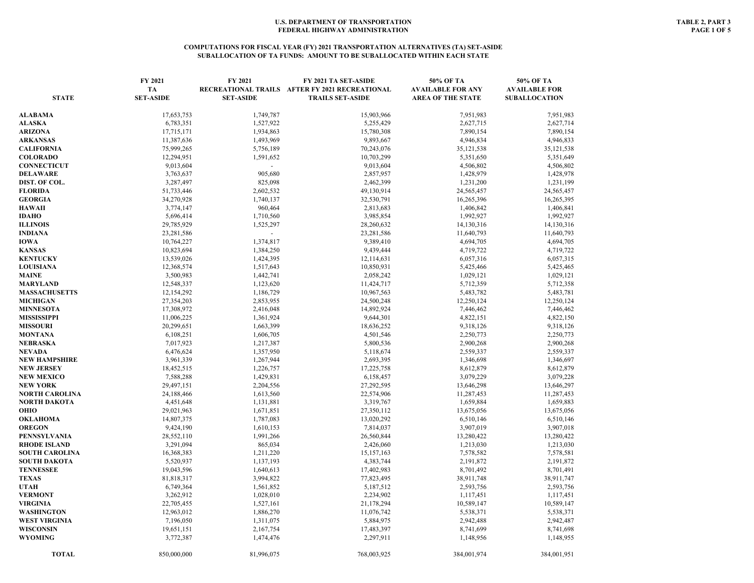U.S. DEPARTMENT OF TRANSPORTATION
FEDERAL HIGHWAY ADMINISTRATION

TABLE 2, PART 3

## COMPUTATIONS FOR FISCAL YEAR (FY) 2021 TRANSPORTATION ALTERNATIVES (TA) SET-ASIDE
## SUBALLOCATION OF TA FUNDS: AMOUNT TO BE SUBALLOCATED WITHIN EACH STATE

| STATE | FY 2021 TA SET-ASIDE | FY 2021 RECREATIONAL TRAILS SET-ASIDE | FY 2021 TA SET-ASIDE AFTER FY 2021 RECREATIONAL TRAILS SET-ASIDE | 50% OF TA AVAILABLE FOR ANY AREA OF THE STATE | 50% OF TA AVAILABLE FOR SUBALLOCATION |
|---|---|---|---|---|---|
| ALABAMA | 17,653,753 | 1,749,787 | 15,903,966 | 7,951,983 | 7,951,983 |
| ALASKA | 6,783,351 | 1,527,922 | 5,255,429 | 2,627,715 | 2,627,714 |
| ARIZONA | 17,715,171 | 1,934,863 | 15,780,308 | 7,890,154 | 7,890,154 |
| ARKANSAS | 11,387,636 | 1,493,969 | 9,893,667 | 4,946,834 | 4,946,833 |
| CALIFORNIA | 75,999,265 | 5,756,189 | 70,243,076 | 35,121,538 | 35,121,538 |
| COLORADO | 12,294,951 | 1,591,652 | 10,703,299 | 5,351,650 | 5,351,649 |
| CONNECTICUT | 9,013,604 | - | 9,013,604 | 4,506,802 | 4,506,802 |
| DELAWARE | 3,763,637 | 905,680 | 2,857,957 | 1,428,979 | 1,428,978 |
| DIST. OF COL. | 3,287,497 | 825,098 | 2,462,399 | 1,231,200 | 1,231,199 |
| FLORIDA | 51,733,446 | 2,602,532 | 49,130,914 | 24,565,457 | 24,565,457 |
| GEORGIA | 34,270,928 | 1,740,137 | 32,530,791 | 16,265,396 | 16,265,395 |
| HAWAII | 3,774,147 | 960,464 | 2,813,683 | 1,406,842 | 1,406,841 |
| IDAHO | 5,696,414 | 1,710,560 | 3,985,854 | 1,992,927 | 1,992,927 |
| ILLINOIS | 29,785,929 | 1,525,297 | 28,260,632 | 14,130,316 | 14,130,316 |
| INDIANA | 23,281,586 | - | 23,281,586 | 11,640,793 | 11,640,793 |
| IOWA | 10,764,227 | 1,374,817 | 9,389,410 | 4,694,705 | 4,694,705 |
| KANSAS | 10,823,694 | 1,384,250 | 9,439,444 | 4,719,722 | 4,719,722 |
| KENTUCKY | 13,539,026 | 1,424,395 | 12,114,631 | 6,057,316 | 6,057,315 |
| LOUISIANA | 12,368,574 | 1,517,643 | 10,850,931 | 5,425,466 | 5,425,465 |
| MAINE | 3,500,983 | 1,442,741 | 2,058,242 | 1,029,121 | 1,029,121 |
| MARYLAND | 12,548,337 | 1,123,620 | 11,424,717 | 5,712,359 | 5,712,358 |
| MASSACHUSETTS | 12,154,292 | 1,186,729 | 10,967,563 | 5,483,782 | 5,483,781 |
| MICHIGAN | 27,354,203 | 2,853,955 | 24,500,248 | 12,250,124 | 12,250,124 |
| MINNESOTA | 17,308,972 | 2,416,048 | 14,892,924 | 7,446,462 | 7,446,462 |
| MISSISSIPPI | 11,006,225 | 1,361,924 | 9,644,301 | 4,822,151 | 4,822,150 |
| MISSOURI | 20,299,651 | 1,663,399 | 18,636,252 | 9,318,126 | 9,318,126 |
| MONTANA | 6,108,251 | 1,606,705 | 4,501,546 | 2,250,773 | 2,250,773 |
| NEBRASKA | 7,017,923 | 1,217,387 | 5,800,536 | 2,900,268 | 2,900,268 |
| NEVADA | 6,476,624 | 1,357,950 | 5,118,674 | 2,559,337 | 2,559,337 |
| NEW HAMPSHIRE | 3,961,339 | 1,267,944 | 2,693,395 | 1,346,698 | 1,346,697 |
| NEW JERSEY | 18,452,515 | 1,226,757 | 17,225,758 | 8,612,879 | 8,612,879 |
| NEW MEXICO | 7,588,288 | 1,429,831 | 6,158,457 | 3,079,229 | 3,079,228 |
| NEW YORK | 29,497,151 | 2,204,556 | 27,292,595 | 13,646,298 | 13,646,297 |
| NORTH CAROLINA | 24,188,466 | 1,613,560 | 22,574,906 | 11,287,453 | 11,287,453 |
| NORTH DAKOTA | 4,451,648 | 1,131,881 | 3,319,767 | 1,659,884 | 1,659,883 |
| OHIO | 29,021,963 | 1,671,851 | 27,350,112 | 13,675,056 | 13,675,056 |
| OKLAHOMA | 14,807,375 | 1,787,083 | 13,020,292 | 6,510,146 | 6,510,146 |
| OREGON | 9,424,190 | 1,610,153 | 7,814,037 | 3,907,019 | 3,907,018 |
| PENNSYLVANIA | 28,552,110 | 1,991,266 | 26,560,844 | 13,280,422 | 13,280,422 |
| RHODE ISLAND | 3,291,094 | 865,034 | 2,426,060 | 1,213,030 | 1,213,030 |
| SOUTH CAROLINA | 16,368,383 | 1,211,220 | 15,157,163 | 7,578,582 | 7,578,581 |
| SOUTH DAKOTA | 5,520,937 | 1,137,193 | 4,383,744 | 2,191,872 | 2,191,872 |
| TENNESSEE | 19,043,596 | 1,640,613 | 17,402,983 | 8,701,492 | 8,701,491 |
| TEXAS | 81,818,317 | 3,994,822 | 77,823,495 | 38,911,748 | 38,911,747 |
| UTAH | 6,749,364 | 1,561,852 | 5,187,512 | 2,593,756 | 2,593,756 |
| VERMONT | 3,262,912 | 1,028,010 | 2,234,902 | 1,117,451 | 1,117,451 |
| VIRGINIA | 22,705,455 | 1,527,161 | 21,178,294 | 10,589,147 | 10,589,147 |
| WASHINGTON | 12,963,012 | 1,886,270 | 11,076,742 | 5,538,371 | 5,538,371 |
| WEST VIRGINIA | 7,196,050 | 1,311,075 | 5,884,975 | 2,942,488 | 2,942,487 |
| WISCONSIN | 19,651,151 | 2,167,754 | 17,483,397 | 8,741,699 | 8,741,698 |
| WYOMING | 3,772,387 | 1,474,476 | 2,297,911 | 1,148,956 | 1,148,955 |
| TOTAL | 850,000,000 | 81,996,075 | 768,003,925 | 384,001,974 | 384,001,951 |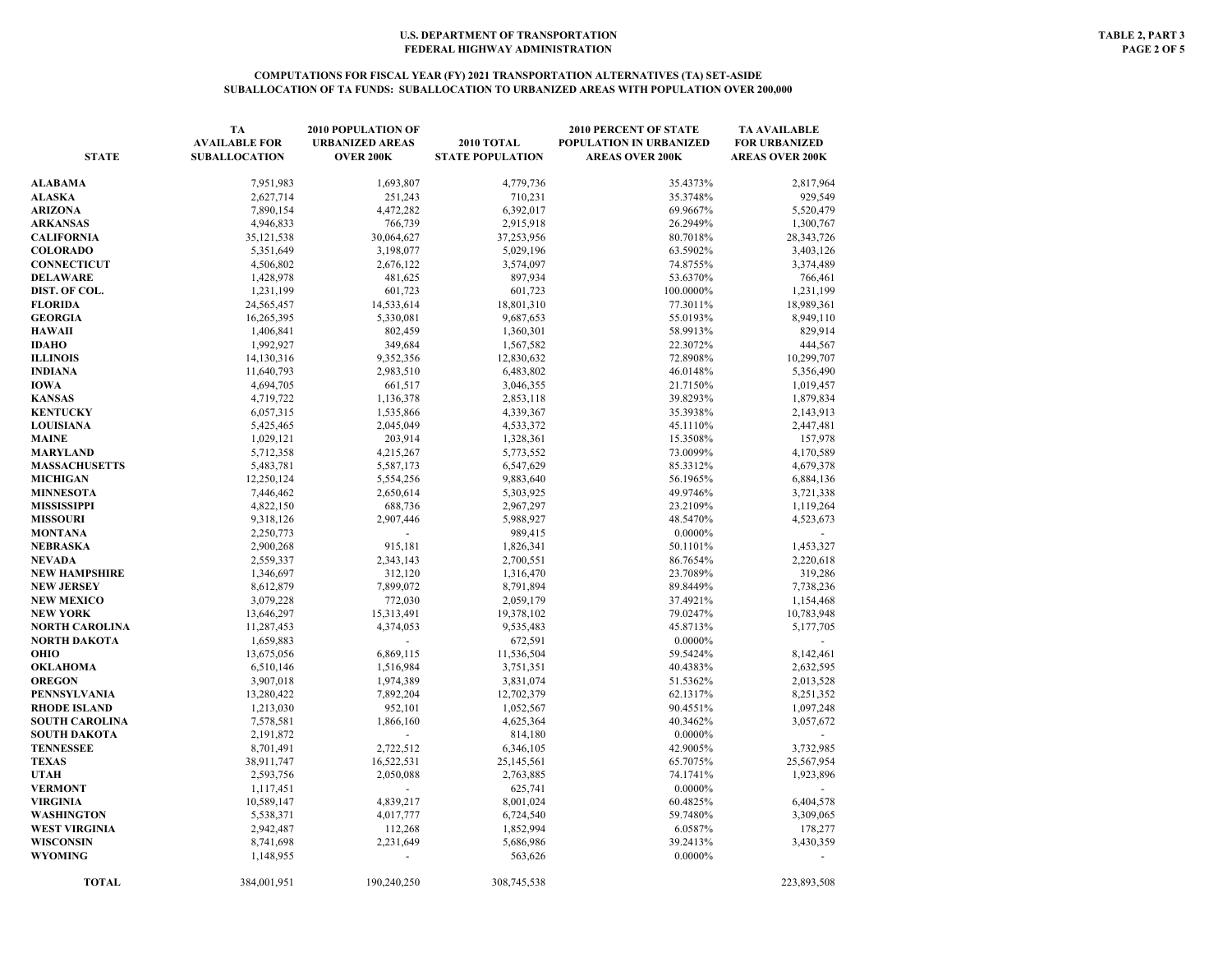U.S. DEPARTMENT OF TRANSPORTATION
FEDERAL HIGHWAY ADMINISTRATION

TABLE 2, PART 3

## COMPUTATIONS FOR FISCAL YEAR (FY) 2021 TRANSPORTATION ALTERNATIVES (TA) SET-ASIDE
## SUBALLOCATION OF TA FUNDS: SUBALLOCATION TO URBANIZED AREAS WITH POPULATION OVER 200,000

| STATE | TA AVAILABLE FOR SUBALLOCATION | 2010 POPULATION OF URBANIZED AREAS OVER 200K | 2010 TOTAL STATE POPULATION | 2010 PERCENT OF STATE POPULATION IN URBANIZED AREAS OVER 200K | TA AVAILABLE FOR URBANIZED AREAS OVER 200K |
|---|---|---|---|---|---|
| ALABAMA | 7,951,983 | 1,693,807 | 4,779,736 | 35.4373% | 2,817,964 |
| ALASKA | 2,627,714 | 251,243 | 710,231 | 35.3748% | 929,549 |
| ARIZONA | 7,890,154 | 4,472,282 | 6,392,017 | 69.9667% | 5,520,479 |
| ARKANSAS | 4,946,833 | 766,739 | 2,915,918 | 26.2949% | 1,300,767 |
| CALIFORNIA | 35,121,538 | 30,064,627 | 37,253,956 | 80.7018% | 28,343,726 |
| COLORADO | 5,351,649 | 3,198,077 | 5,029,196 | 63.5902% | 3,403,126 |
| CONNECTICUT | 4,506,802 | 2,676,122 | 3,574,097 | 74.8755% | 3,374,489 |
| DELAWARE | 1,428,978 | 481,625 | 897,934 | 53.6370% | 766,461 |
| DIST. OF COL. | 1,231,199 | 601,723 | 601,723 | 100.0000% | 1,231,199 |
| FLORIDA | 24,565,457 | 14,533,614 | 18,801,310 | 77.3011% | 18,989,361 |
| GEORGIA | 16,265,395 | 5,330,081 | 9,687,653 | 55.0193% | 8,949,110 |
| HAWAII | 1,406,841 | 802,459 | 1,360,301 | 58.9913% | 829,914 |
| IDAHO | 1,992,927 | 349,684 | 1,567,582 | 22.3072% | 444,567 |
| ILLINOIS | 14,130,316 | 9,352,356 | 12,830,632 | 72.8908% | 10,299,707 |
| INDIANA | 11,640,793 | 2,983,510 | 6,483,802 | 46.0148% | 5,356,490 |
| IOWA | 4,694,705 | 661,517 | 3,046,355 | 21.7150% | 1,019,457 |
| KANSAS | 4,719,722 | 1,136,378 | 2,853,118 | 39.8293% | 1,879,834 |
| KENTUCKY | 6,057,315 | 1,535,866 | 4,339,367 | 35.3938% | 2,143,913 |
| LOUISIANA | 5,425,465 | 2,045,049 | 4,533,372 | 45.1110% | 2,447,481 |
| MAINE | 1,029,121 | 203,914 | 1,328,361 | 15.3508% | 157,978 |
| MARYLAND | 5,712,358 | 4,215,267 | 5,773,552 | 73.0099% | 4,170,589 |
| MASSACHUSETTS | 5,483,781 | 5,587,173 | 6,547,629 | 85.3312% | 4,679,378 |
| MICHIGAN | 12,250,124 | 5,554,256 | 9,883,640 | 56.1965% | 6,884,136 |
| MINNESOTA | 7,446,462 | 2,650,614 | 5,303,925 | 49.9746% | 3,721,338 |
| MISSISSIPPI | 4,822,150 | 688,736 | 2,967,297 | 23.2109% | 1,119,264 |
| MISSOURI | 9,318,126 | 2,907,446 | 5,988,927 | 48.5470% | 4,523,673 |
| MONTANA | 2,250,773 | - | 989,415 | 0.0000% | - |
| NEBRASKA | 2,900,268 | 915,181 | 1,826,341 | 50.1101% | 1,453,327 |
| NEVADA | 2,559,337 | 2,343,143 | 2,700,551 | 86.7654% | 2,220,618 |
| NEW HAMPSHIRE | 1,346,697 | 312,120 | 1,316,470 | 23.7089% | 319,286 |
| NEW JERSEY | 8,612,879 | 7,899,072 | 8,791,894 | 89.8449% | 7,738,236 |
| NEW MEXICO | 3,079,228 | 772,030 | 2,059,179 | 37.4921% | 1,154,468 |
| NEW YORK | 13,646,297 | 15,313,491 | 19,378,102 | 79.0247% | 10,783,948 |
| NORTH CAROLINA | 11,287,453 | 4,374,053 | 9,535,483 | 45.8713% | 5,177,705 |
| NORTH DAKOTA | 1,659,883 | - | 672,591 | 0.0000% | - |
| OHIO | 13,675,056 | 6,869,115 | 11,536,504 | 59.5424% | 8,142,461 |
| OKLAHOMA | 6,510,146 | 1,516,984 | 3,751,351 | 40.4383% | 2,632,595 |
| OREGON | 3,907,018 | 1,974,389 | 3,831,074 | 51.5362% | 2,013,528 |
| PENNSYLVANIA | 13,280,422 | 7,892,204 | 12,702,379 | 62.1317% | 8,251,352 |
| RHODE ISLAND | 1,213,030 | 952,101 | 1,052,567 | 90.4551% | 1,097,248 |
| SOUTH CAROLINA | 7,578,581 | 1,866,160 | 4,625,364 | 40.3462% | 3,057,672 |
| SOUTH DAKOTA | 2,191,872 | - | 814,180 | 0.0000% | - |
| TENNESSEE | 8,701,491 | 2,722,512 | 6,346,105 | 42.9005% | 3,732,985 |
| TEXAS | 38,911,747 | 16,522,531 | 25,145,561 | 65.7075% | 25,567,954 |
| UTAH | 2,593,756 | 2,050,088 | 2,763,885 | 74.1741% | 1,923,896 |
| VERMONT | 1,117,451 | - | 625,741 | 0.0000% | - |
| VIRGINIA | 10,589,147 | 4,839,217 | 8,001,024 | 60.4825% | 6,404,578 |
| WASHINGTON | 5,538,371 | 4,017,777 | 6,724,540 | 59.7480% | 3,309,065 |
| WEST VIRGINIA | 2,942,487 | 112,268 | 1,852,994 | 6.0587% | 178,277 |
| WISCONSIN | 8,741,698 | 2,231,649 | 5,686,986 | 39.2413% | 3,430,359 |
| WYOMING | 1,148,955 | - | 563,626 | 0.0000% | - |
| TOTAL | 384,001,951 | 190,240,250 | 308,745,538 | | 223,893,508 |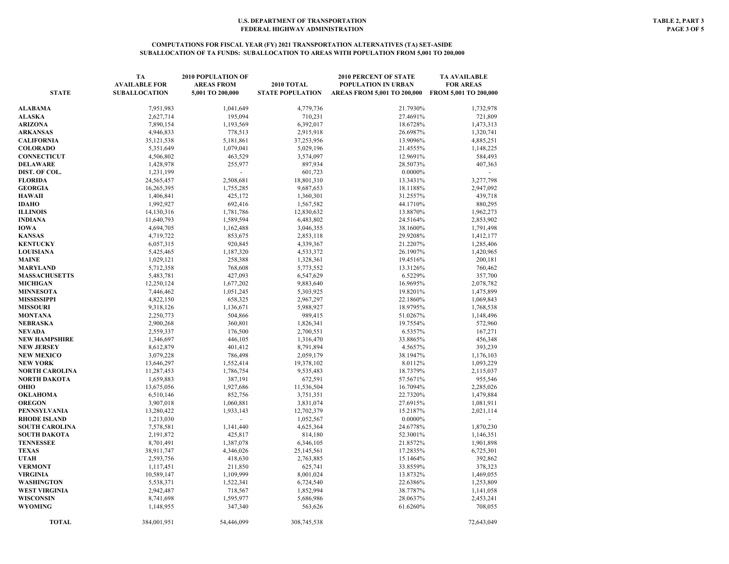**U.S. DEPARTMENT OF TRANSPORTATION**
**FEDERAL HIGHWAY ADMINISTRATION**

**TABLE 2, PART 3**

## COMPUTATIONS FOR FISCAL YEAR (FY) 2021 TRANSPORTATION ALTERNATIVES (TA) SET-ASIDE
## SUBALLOCATION OF TA FUNDS: SUBALLOCATION TO AREAS WITH POPULATION FROM 5,001 TO 200,000

| STATE | TA AVAILABLE FOR SUBALLOCATION | 2010 POPULATION OF AREAS FROM 5,001 TO 200,000 | 2010 TOTAL STATE POPULATION | 2010 PERCENT OF STATE POPULATION IN URBAN AREAS FROM 5,001 TO 200,000 | TA AVAILABLE FOR AREAS FROM 5,001 TO 200,000 |
|---|---|---|---|---|---|
| ALABAMA | 7,951,983 | 1,041,649 | 4,779,736 | 21.7930% | 1,732,978 |
| ALASKA | 2,627,714 | 195,094 | 710,231 | 27.4691% | 721,809 |
| ARIZONA | 7,890,154 | 1,193,569 | 6,392,017 | 18.6728% | 1,473,313 |
| ARKANSAS | 4,946,833 | 778,513 | 2,915,918 | 26.6987% | 1,320,741 |
| CALIFORNIA | 35,121,538 | 5,181,861 | 37,253,956 | 13.9096% | 4,885,251 |
| COLORADO | 5,351,649 | 1,079,041 | 5,029,196 | 21.4555% | 1,148,225 |
| CONNECTICUT | 4,506,802 | 463,529 | 3,574,097 | 12.9691% | 584,493 |
| DELAWARE | 1,428,978 | 255,977 | 897,934 | 28.5073% | 407,363 |
| DIST. OF COL. | 1,231,199 | - | 601,723 | 0.0000% | - |
| FLORIDA | 24,565,457 | 2,508,681 | 18,801,310 | 13.3431% | 3,277,798 |
| GEORGIA | 16,265,395 | 1,755,285 | 9,687,653 | 18.1188% | 2,947,092 |
| HAWAII | 1,406,841 | 425,172 | 1,360,301 | 31.2557% | 439,718 |
| IDAHO | 1,992,927 | 692,416 | 1,567,582 | 44.1710% | 880,295 |
| ILLINOIS | 14,130,316 | 1,781,786 | 12,830,632 | 13.8870% | 1,962,273 |
| INDIANA | 11,640,793 | 1,589,594 | 6,483,802 | 24.5164% | 2,853,902 |
| IOWA | 4,694,705 | 1,162,488 | 3,046,355 | 38.1600% | 1,791,498 |
| KANSAS | 4,719,722 | 853,675 | 2,853,118 | 29.9208% | 1,412,177 |
| KENTUCKY | 6,057,315 | 920,845 | 4,339,367 | 21.2207% | 1,285,406 |
| LOUISIANA | 5,425,465 | 1,187,320 | 4,533,372 | 26.1907% | 1,420,965 |
| MAINE | 1,029,121 | 258,388 | 1,328,361 | 19.4516% | 200,181 |
| MARYLAND | 5,712,358 | 768,608 | 5,773,552 | 13.3126% | 760,462 |
| MASSACHUSETTS | 5,483,781 | 427,093 | 6,547,629 | 6.5229% | 357,700 |
| MICHIGAN | 12,250,124 | 1,677,202 | 9,883,640 | 16.9695% | 2,078,782 |
| MINNESOTA | 7,446,462 | 1,051,245 | 5,303,925 | 19.8201% | 1,475,899 |
| MISSISSIPPI | 4,822,150 | 658,325 | 2,967,297 | 22.1860% | 1,069,843 |
| MISSOURI | 9,318,126 | 1,136,671 | 5,988,927 | 18.9795% | 1,768,538 |
| MONTANA | 2,250,773 | 504,866 | 989,415 | 51.0267% | 1,148,496 |
| NEBRASKA | 2,900,268 | 360,801 | 1,826,341 | 19.7554% | 572,960 |
| NEVADA | 2,559,337 | 176,500 | 2,700,551 | 6.5357% | 167,271 |
| NEW HAMPSHIRE | 1,346,697 | 446,105 | 1,316,470 | 33.8865% | 456,348 |
| NEW JERSEY | 8,612,879 | 401,412 | 8,791,894 | 4.5657% | 393,239 |
| NEW MEXICO | 3,079,228 | 786,498 | 2,059,179 | 38.1947% | 1,176,103 |
| NEW YORK | 13,646,297 | 1,552,414 | 19,378,102 | 8.0112% | 1,093,229 |
| NORTH CAROLINA | 11,287,453 | 1,786,754 | 9,535,483 | 18.7379% | 2,115,037 |
| NORTH DAKOTA | 1,659,883 | 387,191 | 672,591 | 57.5671% | 955,546 |
| OHIO | 13,675,056 | 1,927,686 | 11,536,504 | 16.7094% | 2,285,026 |
| OKLAHOMA | 6,510,146 | 852,756 | 3,751,351 | 22.7320% | 1,479,884 |
| OREGON | 3,907,018 | 1,060,881 | 3,831,074 | 27.6915% | 1,081,911 |
| PENNSYLVANIA | 13,280,422 | 1,933,143 | 12,702,379 | 15.2187% | 2,021,114 |
| RHODE ISLAND | 1,213,030 | - | 1,052,567 | 0.0000% | - |
| SOUTH CAROLINA | 7,578,581 | 1,141,440 | 4,625,364 | 24.6778% | 1,870,230 |
| SOUTH DAKOTA | 2,191,872 | 425,817 | 814,180 | 52.3001% | 1,146,351 |
| TENNESSEE | 8,701,491 | 1,387,078 | 6,346,105 | 21.8572% | 1,901,898 |
| TEXAS | 38,911,747 | 4,346,026 | 25,145,561 | 17.2835% | 6,725,301 |
| UTAH | 2,593,756 | 418,630 | 2,763,885 | 15.1464% | 392,862 |
| VERMONT | 1,117,451 | 211,850 | 625,741 | 33.8559% | 378,323 |
| VIRGINIA | 10,589,147 | 1,109,999 | 8,001,024 | 13.8732% | 1,469,055 |
| WASHINGTON | 5,538,371 | 1,522,341 | 6,724,540 | 22.6386% | 1,253,809 |
| WEST VIRGINIA | 2,942,487 | 718,567 | 1,852,994 | 38.7787% | 1,141,058 |
| WISCONSIN | 8,741,698 | 1,595,977 | 5,686,986 | 28.0637% | 2,453,241 |
| WYOMING | 1,148,955 | 347,340 | 563,626 | 61.6260% | 708,055 |
| TOTAL | 384,001,951 | 54,446,099 | 308,745,538 | | 72,643,049 |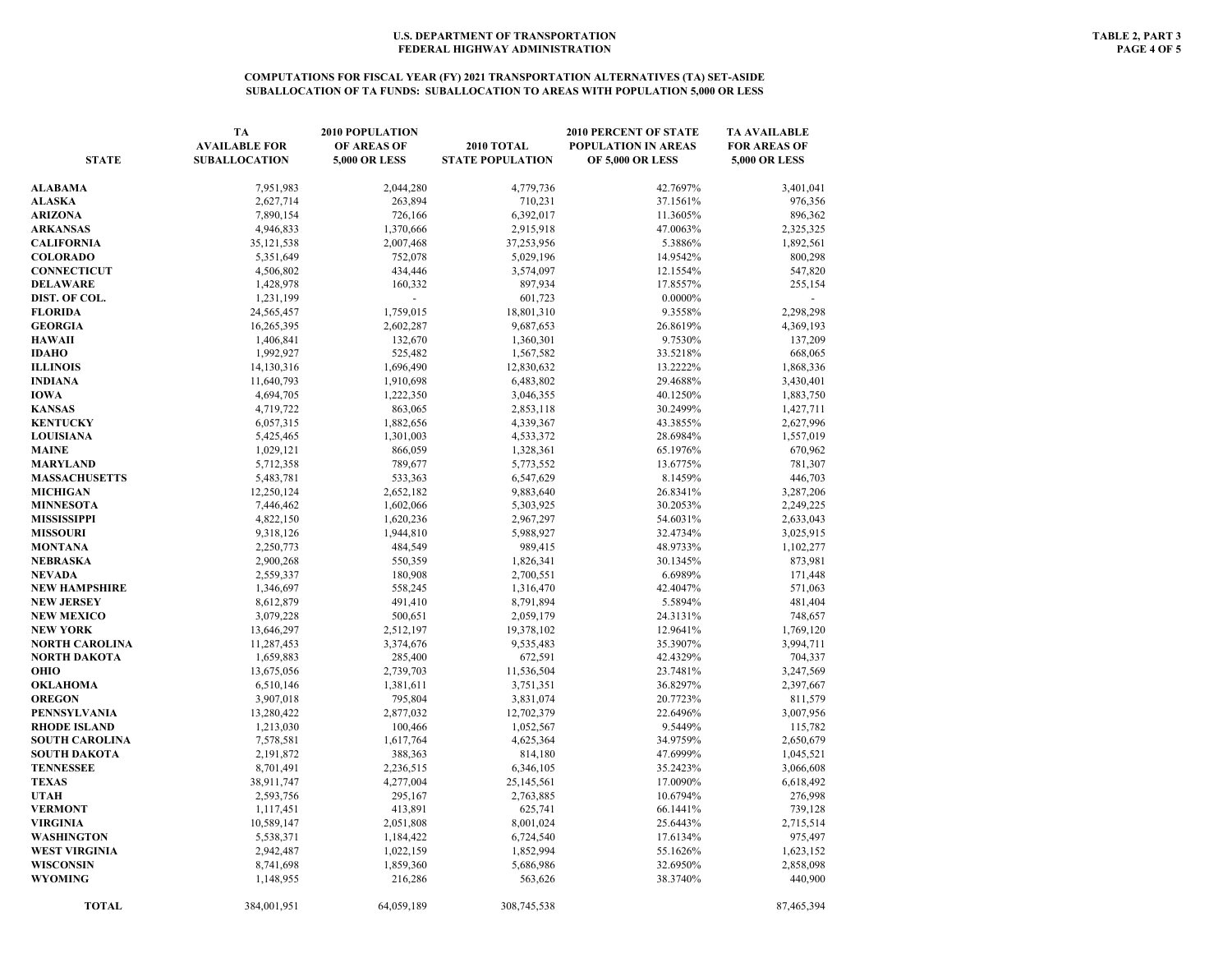U.S. DEPARTMENT OF TRANSPORTATION
FEDERAL HIGHWAY ADMINISTRATION

TABLE 2, PART 3

## COMPUTATIONS FOR FISCAL YEAR (FY) 2021 TRANSPORTATION ALTERNATIVES (TA) SET-ASIDE
## SUBALLOCATION OF TA FUNDS: SUBALLOCATION TO AREAS WITH POPULATION 5,000 OR LESS

| STATE | TA AVAILABLE FOR SUBALLOCATION | 2010 POPULATION OF AREAS OF 5,000 OR LESS | 2010 TOTAL STATE POPULATION | 2010 PERCENT OF STATE POPULATION IN AREAS OF 5,000 OR LESS | TA AVAILABLE FOR AREAS OF 5,000 OR LESS |
|---|---|---|---|---|---|
| ALABAMA | 7,951,983 | 2,044,280 | 4,779,736 | 42.7697% | 3,401,041 |
| ALASKA | 2,627,714 | 263,894 | 710,231 | 37.1561% | 976,356 |
| ARIZONA | 7,890,154 | 726,166 | 6,392,017 | 11.3605% | 896,362 |
| ARKANSAS | 4,946,833 | 1,370,666 | 2,915,918 | 47.0063% | 2,325,325 |
| CALIFORNIA | 35,121,538 | 2,007,468 | 37,253,956 | 5.3886% | 1,892,561 |
| COLORADO | 5,351,649 | 752,078 | 5,029,196 | 14.9542% | 800,298 |
| CONNECTICUT | 4,506,802 | 434,446 | 3,574,097 | 12.1554% | 547,820 |
| DELAWARE | 1,428,978 | 160,332 | 897,934 | 17.8557% | 255,154 |
| DIST. OF COL. | 1,231,199 | - | 601,723 | 0.0000% | - |
| FLORIDA | 24,565,457 | 1,759,015 | 18,801,310 | 9.3558% | 2,298,298 |
| GEORGIA | 16,265,395 | 2,602,287 | 9,687,653 | 26.8619% | 4,369,193 |
| HAWAII | 1,406,841 | 132,670 | 1,360,301 | 9.7530% | 137,209 |
| IDAHO | 1,992,927 | 525,482 | 1,567,582 | 33.5218% | 668,065 |
| ILLINOIS | 14,130,316 | 1,696,490 | 12,830,632 | 13.2222% | 1,868,336 |
| INDIANA | 11,640,793 | 1,910,698 | 6,483,802 | 29.4688% | 3,430,401 |
| IOWA | 4,694,705 | 1,222,350 | 3,046,355 | 40.1250% | 1,883,750 |
| KANSAS | 4,719,722 | 863,065 | 2,853,118 | 30.2499% | 1,427,711 |
| KENTUCKY | 6,057,315 | 1,882,656 | 4,339,367 | 43.3855% | 2,627,996 |
| LOUISIANA | 5,425,465 | 1,301,003 | 4,533,372 | 28.6984% | 1,557,019 |
| MAINE | 1,029,121 | 866,059 | 1,328,361 | 65.1976% | 670,962 |
| MARYLAND | 5,712,358 | 789,677 | 5,773,552 | 13.6775% | 781,307 |
| MASSACHUSETTS | 5,483,781 | 533,363 | 6,547,629 | 8.1459% | 446,703 |
| MICHIGAN | 12,250,124 | 2,652,182 | 9,883,640 | 26.8341% | 3,287,206 |
| MINNESOTA | 7,446,462 | 1,602,066 | 5,303,925 | 30.2053% | 2,249,225 |
| MISSISSIPPI | 4,822,150 | 1,620,236 | 2,967,297 | 54.6031% | 2,633,043 |
| MISSOURI | 9,318,126 | 1,944,810 | 5,988,927 | 32.4734% | 3,025,915 |
| MONTANA | 2,250,773 | 484,549 | 989,415 | 48.9733% | 1,102,277 |
| NEBRASKA | 2,900,268 | 550,359 | 1,826,341 | 30.1345% | 873,981 |
| NEVADA | 2,559,337 | 180,908 | 2,700,551 | 6.6989% | 171,448 |
| NEW HAMPSHIRE | 1,346,697 | 558,245 | 1,316,470 | 42.4047% | 571,063 |
| NEW JERSEY | 8,612,879 | 491,410 | 8,791,894 | 5.5894% | 481,404 |
| NEW MEXICO | 3,079,228 | 500,651 | 2,059,179 | 24.3131% | 748,657 |
| NEW YORK | 13,646,297 | 2,512,197 | 19,378,102 | 12.9641% | 1,769,120 |
| NORTH CAROLINA | 11,287,453 | 3,374,676 | 9,535,483 | 35.3907% | 3,994,711 |
| NORTH DAKOTA | 1,659,883 | 285,400 | 672,591 | 42.4329% | 704,337 |
| OHIO | 13,675,056 | 2,739,703 | 11,536,504 | 23.7481% | 3,247,569 |
| OKLAHOMA | 6,510,146 | 1,381,611 | 3,751,351 | 36.8297% | 2,397,667 |
| OREGON | 3,907,018 | 795,804 | 3,831,074 | 20.7723% | 811,579 |
| PENNSYLVANIA | 13,280,422 | 2,877,032 | 12,702,379 | 22.6496% | 3,007,956 |
| RHODE ISLAND | 1,213,030 | 100,466 | 1,052,567 | 9.5449% | 115,782 |
| SOUTH CAROLINA | 7,578,581 | 1,617,764 | 4,625,364 | 34.9759% | 2,650,679 |
| SOUTH DAKOTA | 2,191,872 | 388,363 | 814,180 | 47.6999% | 1,045,521 |
| TENNESSEE | 8,701,491 | 2,236,515 | 6,346,105 | 35.2423% | 3,066,608 |
| TEXAS | 38,911,747 | 4,277,004 | 25,145,561 | 17.0090% | 6,618,492 |
| UTAH | 2,593,756 | 295,167 | 2,763,885 | 10.6794% | 276,998 |
| VERMONT | 1,117,451 | 413,891 | 625,741 | 66.1441% | 739,128 |
| VIRGINIA | 10,589,147 | 2,051,808 | 8,001,024 | 25.6443% | 2,715,514 |
| WASHINGTON | 5,538,371 | 1,184,422 | 6,724,540 | 17.6134% | 975,497 |
| WEST VIRGINIA | 2,942,487 | 1,022,159 | 1,852,994 | 55.1626% | 1,623,152 |
| WISCONSIN | 8,741,698 | 1,859,360 | 5,686,986 | 32.6950% | 2,858,098 |
| WYOMING | 1,148,955 | 216,286 | 563,626 | 38.3740% | 440,900 |
| TOTAL | 384,001,951 | 64,059,189 | 308,745,538 | | 87,465,394 |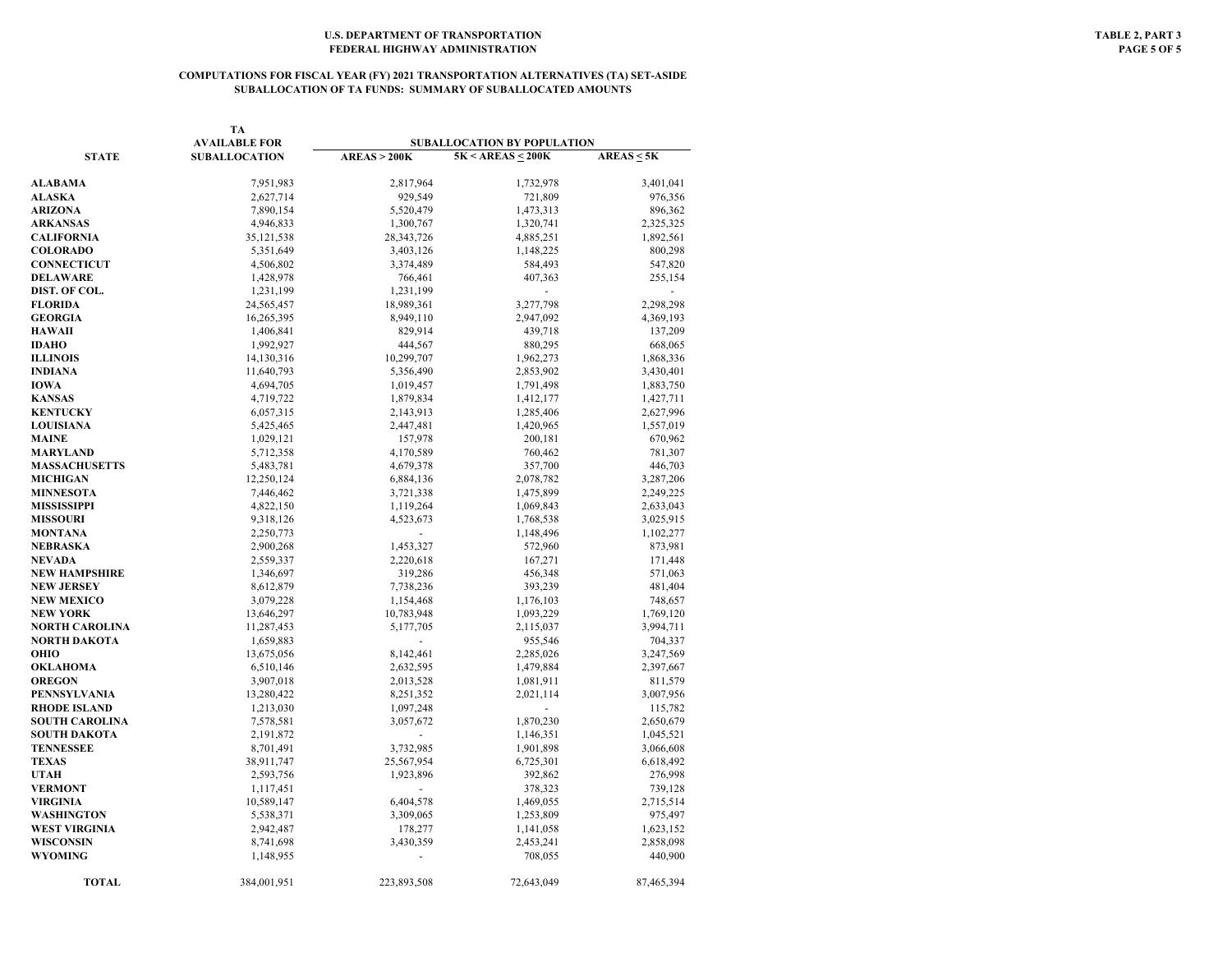**U.S. DEPARTMENT OF TRANSPORTATION**
**FEDERAL HIGHWAY ADMINISTRATION**

**TABLE 2, PART 3**

# COMPUTATIONS FOR FISCAL YEAR (FY) 2021 TRANSPORTATION ALTERNATIVES (TA) SET-ASIDE
## SUBALLOCATION OF TA FUNDS: SUMMARY OF SUBALLOCATED AMOUNTS

| STATE | TA AVAILABLE FOR SUBALLOCATION | SUBALLOCATION BY POPULATION | | |
|---|---|---|---|---|
| | | AREAS > 200K | 5K < AREAS ≤ 200K | AREAS ≤ 5K |
| **ALABAMA** | 7,951,983 | 2,817,964 | 1,732,978 | 3,401,041 |
| **ALASKA** | 2,627,714 | 929,549 | 721,809 | 976,356 |
| **ARIZONA** | 7,890,154 | 5,520,479 | 1,473,313 | 896,362 |
| **ARKANSAS** | 4,946,833 | 1,300,767 | 1,320,741 | 2,325,325 |
| **CALIFORNIA** | 35,121,538 | 28,343,726 | 4,885,251 | 1,892,561 |
| **COLORADO** | 5,351,649 | 3,403,126 | 1,148,225 | 800,298 |
| **CONNECTICUT** | 4,506,802 | 3,374,489 | 584,493 | 547,820 |
| **DELAWARE** | 1,428,978 | 766,461 | 407,363 | 255,154 |
| **DIST. OF COL.** | 1,231,199 | 1,231,199 | - | - |
| **FLORIDA** | 24,565,457 | 18,989,361 | 3,277,798 | 2,298,298 |
| **GEORGIA** | 16,265,395 | 8,949,110 | 2,947,092 | 4,369,193 |
| **HAWAII** | 1,406,841 | 829,914 | 439,718 | 137,209 |
| **IDAHO** | 1,992,927 | 444,567 | 880,295 | 668,065 |
| **ILLINOIS** | 14,130,316 | 10,299,707 | 1,962,273 | 1,868,336 |
| **INDIANA** | 11,640,793 | 5,356,490 | 2,853,902 | 3,430,401 |
| **IOWA** | 4,694,705 | 1,019,457 | 1,791,498 | 1,883,750 |
| **KANSAS** | 4,719,722 | 1,879,834 | 1,412,177 | 1,427,711 |
| **KENTUCKY** | 6,057,315 | 2,143,913 | 1,285,406 | 2,627,996 |
| **LOUISIANA** | 5,425,465 | 2,447,481 | 1,420,965 | 1,557,019 |
| **MAINE** | 1,029,121 | 157,978 | 200,181 | 670,962 |
| **MARYLAND** | 5,712,358 | 4,170,589 | 760,462 | 781,307 |
| **MASSACHUSETTS** | 5,483,781 | 4,679,378 | 357,700 | 446,703 |
| **MICHIGAN** | 12,250,124 | 6,884,136 | 2,078,782 | 3,287,206 |
| **MINNESOTA** | 7,446,462 | 3,721,338 | 1,475,899 | 2,249,225 |
| **MISSISSIPPI** | 4,822,150 | 1,119,264 | 1,069,843 | 2,633,043 |
| **MISSOURI** | 9,318,126 | 4,523,673 | 1,768,538 | 3,025,915 |
| **MONTANA** | 2,250,773 | - | 1,148,496 | 1,102,277 |
| **NEBRASKA** | 2,900,268 | 1,453,327 | 572,960 | 873,981 |
| **NEVADA** | 2,559,337 | 2,220,618 | 167,271 | 171,448 |
| **NEW HAMPSHIRE** | 1,346,697 | 319,286 | 456,348 | 571,063 |
| **NEW JERSEY** | 8,612,879 | 7,738,236 | 393,239 | 481,404 |
| **NEW MEXICO** | 3,079,228 | 1,154,468 | 1,176,103 | 748,657 |
| **NEW YORK** | 13,646,297 | 10,783,948 | 1,093,229 | 1,769,120 |
| **NORTH CAROLINA** | 11,287,453 | 5,177,705 | 2,115,037 | 3,994,711 |
| **NORTH DAKOTA** | 1,659,883 | - | 955,546 | 704,337 |
| **OHIO** | 13,675,056 | 8,142,461 | 2,285,026 | 3,247,569 |
| **OKLAHOMA** | 6,510,146 | 2,632,595 | 1,479,884 | 2,397,667 |
| **OREGON** | 3,907,018 | 2,013,528 | 1,081,911 | 811,579 |
| **PENNSYLVANIA** | 13,280,422 | 8,251,352 | 2,021,114 | 3,007,956 |
| **RHODE ISLAND** | 1,213,030 | 1,097,248 | - | 115,782 |
| **SOUTH CAROLINA** | 7,578,581 | 3,057,672 | 1,870,230 | 2,650,679 |
| **SOUTH DAKOTA** | 2,191,872 | - | 1,146,351 | 1,045,521 |
| **TENNESSEE** | 8,701,491 | 3,732,985 | 1,901,898 | 3,066,608 |
| **TEXAS** | 38,911,747 | 25,567,954 | 6,725,301 | 6,618,492 |
| **UTAH** | 2,593,756 | 1,923,896 | 392,862 | 276,998 |
| **VERMONT** | 1,117,451 | - | 378,323 | 739,128 |
| **VIRGINIA** | 10,589,147 | 6,404,578 | 1,469,055 | 2,715,514 |
| **WASHINGTON** | 5,538,371 | 3,309,065 | 1,253,809 | 975,497 |
| **WEST VIRGINIA** | 2,942,487 | 178,277 | 1,141,058 | 1,623,152 |
| **WISCONSIN** | 8,741,698 | 3,430,359 | 2,453,241 | 2,858,098 |
| **WYOMING** | 1,148,955 | - | 708,055 | 440,900 |
| **TOTAL** | 384,001,951 | 223,893,508 | 72,643,049 | 87,465,394 |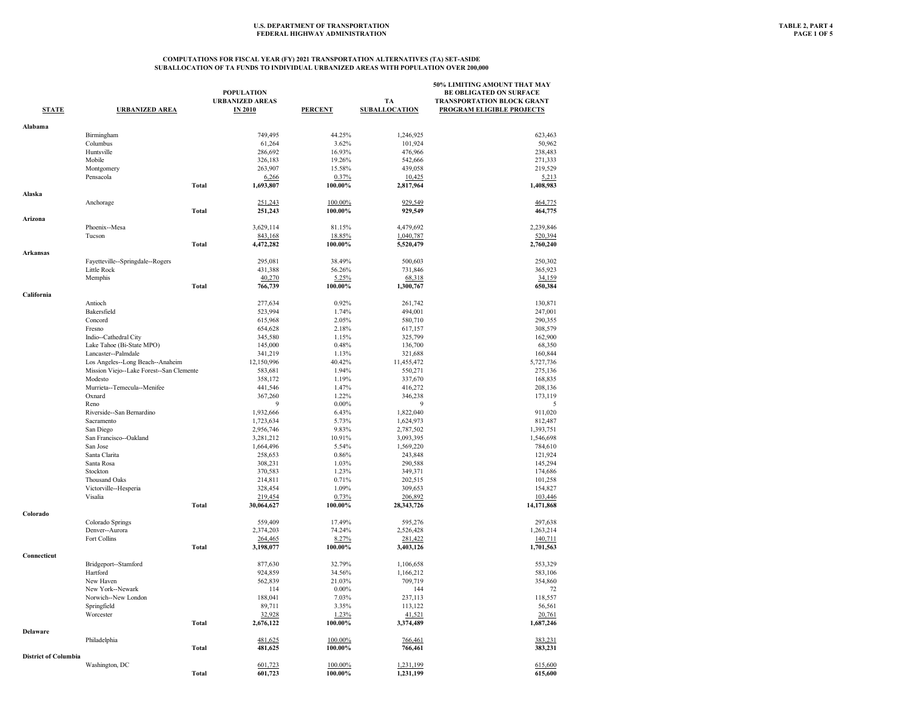U.S. DEPARTMENT OF TRANSPORTATION
FEDERAL HIGHWAY ADMINISTRATION

TABLE 2, PART 4

## COMPUTATIONS FOR FISCAL YEAR (FY) 2021 TRANSPORTATION ALTERNATIVES (TA) SET-ASIDE
## SUBALLOCATION OF TA FUNDS TO INDIVIDUAL URBANIZED AREAS WITH POPULATION OVER 200,000

| STATE | URBANIZED AREA | | POPULATION URBANIZED AREAS IN 2010 | PERCENT | TA SUBALLOCATION | 50% LIMITING AMOUNT THAT MAY BE OBLIGATED ON SURFACE TRANSPORTATION BLOCK GRANT PROGRAM ELIGIBLE PROJECTS |
|---|---|---|---|---|---|---|
| **Alabama** | | | | | | |
| | Birmingham | | 749,495 | 44.25% | 1,246,925 | 623,463 |
| | Columbus | | 61,264 | 3.62% | 101,924 | 50,962 |
| | Huntsville | | 286,692 | 16.93% | 476,966 | 238,483 |
| | Mobile | | 326,183 | 19.26% | 542,666 | 271,333 |
| | Montgomery | | 263,907 | 15.58% | 439,058 | 219,529 |
| | Pensacola | | 6,266 | 0.37% | 10,425 | 5,213 |
| | | **Total** | **1,693,807** | **100.00%** | **2,817,964** | **1,408,983** |
| **Alaska** | | | | | | |
| | Anchorage | | 251,243 | 100.00% | 929,549 | 464,775 |
| | | **Total** | **251,243** | **100.00%** | **929,549** | **464,775** |
| **Arizona** | | | | | | |
| | Phoenix--Mesa | | 3,629,114 | 81.15% | 4,479,692 | 2,239,846 |
| | Tucson | | 843,168 | 18.85% | 1,040,787 | 520,394 |
| | | **Total** | **4,472,282** | **100.00%** | **5,520,479** | **2,760,240** |
| **Arkansas** | | | | | | |
| | Fayetteville--Springdale--Rogers | | 295,081 | 38.49% | 500,603 | 250,302 |
| | Little Rock | | 431,388 | 56.26% | 731,846 | 365,923 |
| | Memphis | | 40,270 | 5.25% | 68,318 | 34,159 |
| | | **Total** | **766,739** | **100.00%** | **1,300,767** | **650,384** |
| **California** | | | | | | |
| | Antioch | | 277,634 | 0.92% | 261,742 | 130,871 |
| | Bakersfield | | 523,994 | 1.74% | 494,001 | 247,001 |
| | Concord | | 615,968 | 2.05% | 580,710 | 290,355 |
| | Fresno | | 654,628 | 2.18% | 617,157 | 308,579 |
| | Indio--Cathedral City | | 345,580 | 1.15% | 325,799 | 162,900 |
| | Lake Tahoe (Bi-State MPO) | | 145,000 | 0.48% | 136,700 | 68,350 |
| | Lancaster--Palmdale | | 341,219 | 1.13% | 321,688 | 160,844 |
| | Los Angeles--Long Beach--Anaheim | | 12,150,996 | 40.42% | 11,455,472 | 5,727,736 |
| | Mission Viejo--Lake Forest--San Clemente | | 583,681 | 1.94% | 550,271 | 275,136 |
| | Modesto | | 358,172 | 1.19% | 337,670 | 168,835 |
| | Murrieta--Temecula--Menifee | | 441,546 | 1.47% | 416,272 | 208,136 |
| | Oxnard | | 367,260 | 1.22% | 346,238 | 173,119 |
| | Reno | | 9 | 0.00% | 9 | 5 |
| | Riverside--San Bernardino | | 1,932,666 | 6.43% | 1,822,040 | 911,020 |
| | Sacramento | | 1,723,634 | 5.73% | 1,624,973 | 812,487 |
| | San Diego | | 2,956,746 | 9.83% | 2,787,502 | 1,393,751 |
| | San Francisco--Oakland | | 3,281,212 | 10.91% | 3,093,395 | 1,546,698 |
| | San Jose | | 1,664,496 | 5.54% | 1,569,220 | 784,610 |
| | Santa Clarita | | 258,653 | 0.86% | 243,848 | 121,924 |
| | Santa Rosa | | 308,231 | 1.03% | 290,588 | 145,294 |
| | Stockton | | 370,583 | 1.23% | 349,371 | 174,686 |
| | Thousand Oaks | | 214,811 | 0.71% | 202,515 | 101,258 |
| | Victorville--Hesperia | | 328,454 | 1.09% | 309,653 | 154,827 |
| | Visalia | | 219,454 | 0.73% | 206,892 | 103,446 |
| | | **Total** | **30,064,627** | **100.00%** | **28,343,726** | **14,171,868** |
| **Colorado** | | | | | | |
| | Colorado Springs | | 559,409 | 17.49% | 595,276 | 297,638 |
| | Denver--Aurora | | 2,374,203 | 74.24% | 2,526,428 | 1,263,214 |
| | Fort Collins | | 264,465 | 8.27% | 281,422 | 140,711 |
| | | **Total** | **3,198,077** | **100.00%** | **3,403,126** | **1,701,563** |
| **Connecticut** | | | | | | |
| | Bridgeport--Stamford | | 877,630 | 32.79% | 1,106,658 | 553,329 |
| | Hartford | | 924,859 | 34.56% | 1,166,212 | 583,106 |
| | New Haven | | 562,839 | 21.03% | 709,719 | 354,860 |
| | New York--Newark | | 114 | 0.00% | 144 | 72 |
| | Norwich--New London | | 188,041 | 7.03% | 237,113 | 118,557 |
| | Springfield | | 89,711 | 3.35% | 113,122 | 56,561 |
| | Worcester | | 32,928 | 1.23% | 41,521 | 20,761 |
| | | **Total** | **2,676,122** | **100.00%** | **3,374,489** | **1,687,246** |
| **Delaware** | | | | | | |
| | Philadelphia | | 481,625 | 100.00% | 766,461 | 383,231 |
| | | **Total** | **481,625** | **100.00%** | **766,461** | **383,231** |
| **District of Columbia** | | | | | | |
| | Washington, DC | | 601,723 | 100.00% | 1,231,199 | 615,600 |
| | | **Total** | **601,723** | **100.00%** | **1,231,199** | **615,600** |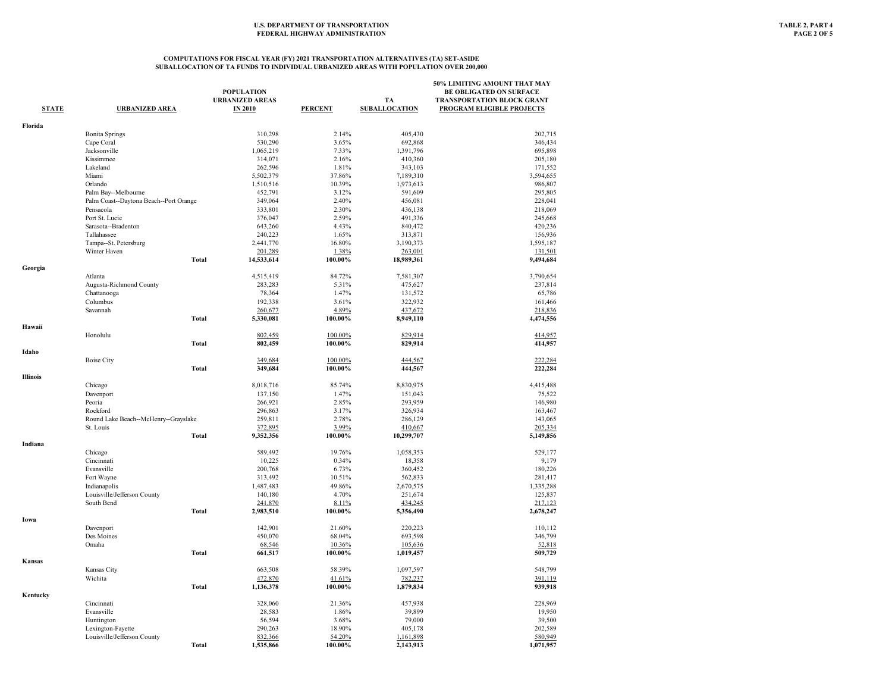U.S. DEPARTMENT OF TRANSPORTATION
FEDERAL HIGHWAY ADMINISTRATION

TABLE 2, PART 4

**COMPUTATIONS FOR FISCAL YEAR (FY) 2021 TRANSPORTATION ALTERNATIVES (TA) SET-ASIDE**
**SUBALLOCATION OF TA FUNDS TO INDIVIDUAL URBANIZED AREAS WITH POPULATION OVER 200,000**

| STATE | URBANIZED AREA | POPULATION URBANIZED AREAS IN 2010 | PERCENT | TA SUBALLOCATION | 50% LIMITING AMOUNT THAT MAY BE OBLIGATED ON SURFACE TRANSPORTATION BLOCK GRANT PROGRAM ELIGIBLE PROJECTS |
|---|---|---|---|---|---|
| **Florida** | | | | | |
| | Bonita Springs | 310,298 | 2.14% | 405,430 | 202,715 |
| | Cape Coral | 530,290 | 3.65% | 692,868 | 346,434 |
| | Jacksonville | 1,065,219 | 7.33% | 1,391,796 | 695,898 |
| | Kissimmee | 314,071 | 2.16% | 410,360 | 205,180 |
| | Lakeland | 262,596 | 1.81% | 343,103 | 171,552 |
| | Miami | 5,502,379 | 37.86% | 7,189,310 | 3,594,655 |
| | Orlando | 1,510,516 | 10.39% | 1,973,613 | 986,807 |
| | Palm Bay--Melbourne | 452,791 | 3.12% | 591,609 | 295,805 |
| | Palm Coast--Daytona Beach--Port Orange | 349,064 | 2.40% | 456,081 | 228,041 |
| | Pensacola | 333,801 | 2.30% | 436,138 | 218,069 |
| | Port St. Lucie | 376,047 | 2.59% | 491,336 | 245,668 |
| | Sarasota--Bradenton | 643,260 | 4.43% | 840,472 | 420,236 |
| | Tallahassee | 240,223 | 1.65% | 313,871 | 156,936 |
| | Tampa--St. Petersburg | 2,441,770 | 16.80% | 3,190,373 | 1,595,187 |
| | Winter Haven | 201,289 | 1.38% | 263,001 | 131,501 |
| | **Total** | **14,533,614** | **100.00%** | **18,989,361** | **9,494,684** |
| **Georgia** | | | | | |
| | Atlanta | 4,515,419 | 84.72% | 7,581,307 | 3,790,654 |
| | Augusta-Richmond County | 283,283 | 5.31% | 475,627 | 237,814 |
| | Chattanooga | 78,364 | 1.47% | 131,572 | 65,786 |
| | Columbus | 192,338 | 3.61% | 322,932 | 161,466 |
| | Savannah | 260,677 | 4.89% | 437,672 | 218,836 |
| | **Total** | **5,330,081** | **100.00%** | **8,949,110** | **4,474,556** |
| **Hawaii** | | | | | |
| | Honolulu | 802,459 | 100.00% | 829,914 | 414,957 |
| | **Total** | **802,459** | **100.00%** | **829,914** | **414,957** |
| **Idaho** | | | | | |
| | Boise City | 349,684 | 100.00% | 444,567 | 222,284 |
| | **Total** | **349,684** | **100.00%** | **444,567** | **222,284** |
| **Illinois** | | | | | |
| | Chicago | 8,018,716 | 85.74% | 8,830,975 | 4,415,488 |
| | Davenport | 137,150 | 1.47% | 151,043 | 75,522 |
| | Peoria | 266,921 | 2.85% | 293,959 | 146,980 |
| | Rockford | 296,863 | 3.17% | 326,934 | 163,467 |
| | Round Lake Beach--McHenry--Grayslake | 259,811 | 2.78% | 286,129 | 143,065 |
| | St. Louis | 372,895 | 3.99% | 410,667 | 205,334 |
| | **Total** | **9,352,356** | **100.00%** | **10,299,707** | **5,149,856** |
| **Indiana** | | | | | |
| | Chicago | 589,492 | 19.76% | 1,058,353 | 529,177 |
| | Cincinnati | 10,225 | 0.34% | 18,358 | 9,179 |
| | Evansville | 200,768 | 6.73% | 360,452 | 180,226 |
| | Fort Wayne | 313,492 | 10.51% | 562,833 | 281,417 |
| | Indianapolis | 1,487,483 | 49.86% | 2,670,575 | 1,335,288 |
| | Louisville/Jefferson County | 140,180 | 4.70% | 251,674 | 125,837 |
| | South Bend | 241,870 | 8.11% | 434,245 | 217,123 |
| | **Total** | **2,983,510** | **100.00%** | **5,356,490** | **2,678,247** |
| **Iowa** | | | | | |
| | Davenport | 142,901 | 21.60% | 220,223 | 110,112 |
| | Des Moines | 450,070 | 68.04% | 693,598 | 346,799 |
| | Omaha | 68,546 | 10.36% | 105,636 | 52,818 |
| | **Total** | **661,517** | **100.00%** | **1,019,457** | **509,729** |
| **Kansas** | | | | | |
| | Kansas City | 663,508 | 58.39% | 1,097,597 | 548,799 |
| | Wichita | 472,870 | 41.61% | 782,237 | 391,119 |
| | **Total** | **1,136,378** | **100.00%** | **1,879,834** | **939,918** |
| **Kentucky** | | | | | |
| | Cincinnati | 328,060 | 21.36% | 457,938 | 228,969 |
| | Evansville | 28,583 | 1.86% | 39,899 | 19,950 |
| | Huntington | 56,594 | 3.68% | 79,000 | 39,500 |
| | Lexington-Fayette | 290,263 | 18.90% | 405,178 | 202,589 |
| | Louisville/Jefferson County | 832,366 | 54.20% | 1,161,898 | 580,949 |
| | **Total** | **1,535,866** | **100.00%** | **2,143,913** | **1,071,957** |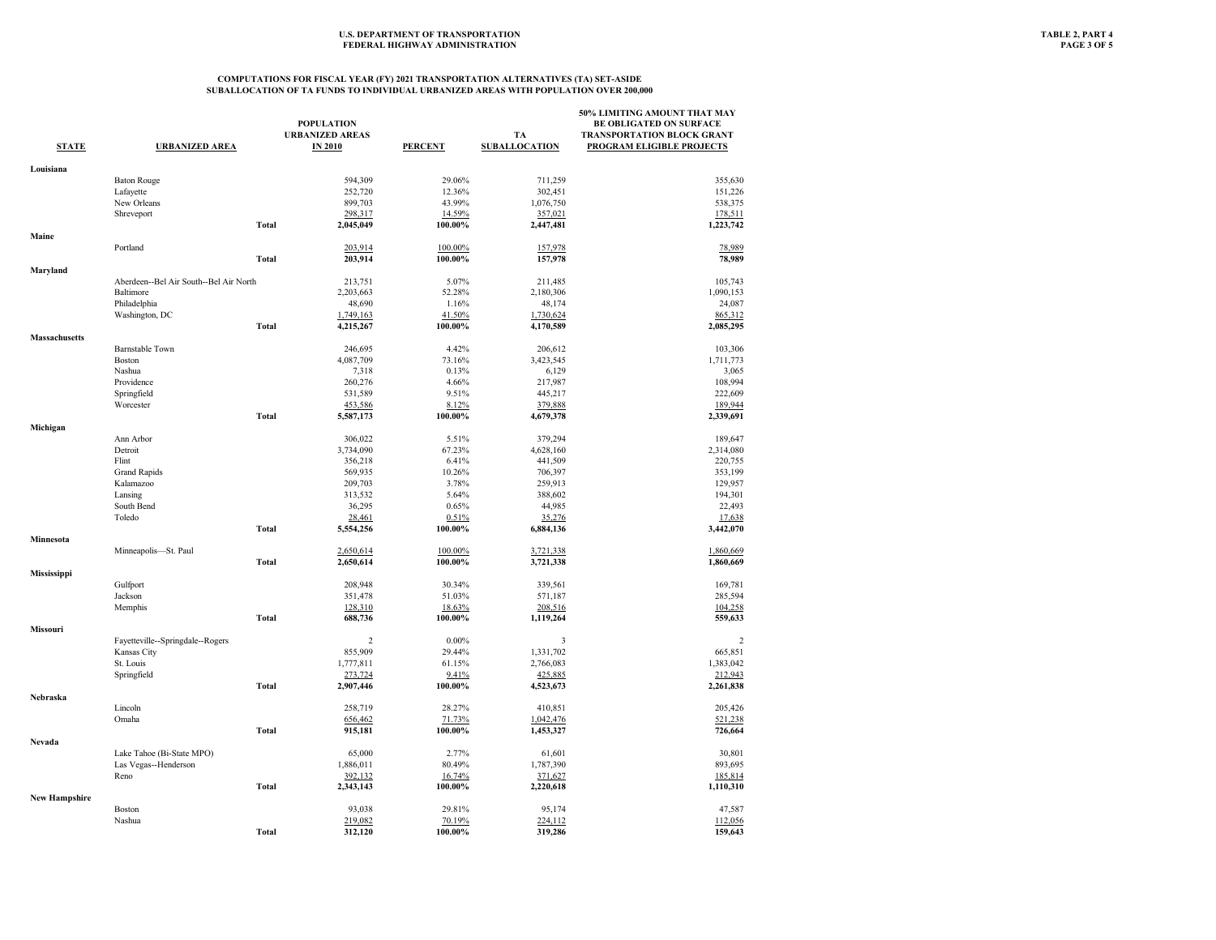U.S. DEPARTMENT OF TRANSPORTATION
FEDERAL HIGHWAY ADMINISTRATION

TABLE 2, PART 4

## COMPUTATIONS FOR FISCAL YEAR (FY) 2021 TRANSPORTATION ALTERNATIVES (TA) SET-ASIDE
## SUBALLOCATION OF TA FUNDS TO INDIVIDUAL URBANIZED AREAS WITH POPULATION OVER 200,000

| STATE | URBANIZED AREA | | POPULATION URBANIZED AREAS IN 2010 | PERCENT | TA SUBALLOCATION | 50% LIMITING AMOUNT THAT MAY BE OBLIGATED ON SURFACE TRANSPORTATION BLOCK GRANT PROGRAM ELIGIBLE PROJECTS |
|---|---|---|---|---|---|---|
| **Louisiana** | | | | | | |
| | Baton Rouge | | 594,309 | 29.06% | 711,259 | 355,630 |
| | Lafayette | | 252,720 | 12.36% | 302,451 | 151,226 |
| | New Orleans | | 899,703 | 43.99% | 1,076,750 | 538,375 |
| | Shreveport | | 298,317 | 14.59% | 357,021 | 178,511 |
| | | **Total** | **2,045,049** | **100.00%** | **2,447,481** | **1,223,742** |
| **Maine** | | | | | | |
| | Portland | | 203,914 | 100.00% | 157,978 | 78,989 |
| | | **Total** | **203,914** | **100.00%** | **157,978** | **78,989** |
| **Maryland** | | | | | | |
| | Aberdeen--Bel Air South--Bel Air North | | 213,751 | 5.07% | 211,485 | 105,743 |
| | Baltimore | | 2,203,663 | 52.28% | 2,180,306 | 1,090,153 |
| | Philadelphia | | 48,690 | 1.16% | 48,174 | 24,087 |
| | Washington, DC | | 1,749,163 | 41.50% | 1,730,624 | 865,312 |
| | | **Total** | **4,215,267** | **100.00%** | **4,170,589** | **2,085,295** |
| **Massachusetts** | | | | | | |
| | Barnstable Town | | 246,695 | 4.42% | 206,612 | 103,306 |
| | Boston | | 4,087,709 | 73.16% | 3,423,545 | 1,711,773 |
| | Nashua | | 7,318 | 0.13% | 6,129 | 3,065 |
| | Providence | | 260,276 | 4.66% | 217,987 | 108,994 |
| | Springfield | | 531,589 | 9.51% | 445,217 | 222,609 |
| | Worcester | | 453,586 | 8.12% | 379,888 | 189,944 |
| | | **Total** | **5,587,173** | **100.00%** | **4,679,378** | **2,339,691** |
| **Michigan** | | | | | | |
| | Ann Arbor | | 306,022 | 5.51% | 379,294 | 189,647 |
| | Detroit | | 3,734,090 | 67.23% | 4,628,160 | 2,314,080 |
| | Flint | | 356,218 | 6.41% | 441,509 | 220,755 |
| | Grand Rapids | | 569,935 | 10.26% | 706,397 | 353,199 |
| | Kalamazoo | | 209,703 | 3.78% | 259,913 | 129,957 |
| | Lansing | | 313,532 | 5.64% | 388,602 | 194,301 |
| | South Bend | | 36,295 | 0.65% | 44,985 | 22,493 |
| | Toledo | | 28,461 | 0.51% | 35,276 | 17,638 |
| | | **Total** | **5,554,256** | **100.00%** | **6,884,136** | **3,442,070** |
| **Minnesota** | | | | | | |
| | Minneapolis—St. Paul | | 2,650,614 | 100.00% | 3,721,338 | 1,860,669 |
| | | **Total** | **2,650,614** | **100.00%** | **3,721,338** | **1,860,669** |
| **Mississippi** | | | | | | |
| | Gulfport | | 208,948 | 30.34% | 339,561 | 169,781 |
| | Jackson | | 351,478 | 51.03% | 571,187 | 285,594 |
| | Memphis | | 128,310 | 18.63% | 208,516 | 104,258 |
| | | **Total** | **688,736** | **100.00%** | **1,119,264** | **559,633** |
| **Missouri** | | | | | | |
| | Fayetteville--Springdale--Rogers | | 2 | 0.00% | 3 | 2 |
| | Kansas City | | 855,909 | 29.44% | 1,331,702 | 665,851 |
| | St. Louis | | 1,777,811 | 61.15% | 2,766,083 | 1,383,042 |
| | Springfield | | 273,724 | 9.41% | 425,885 | 212,943 |
| | | **Total** | **2,907,446** | **100.00%** | **4,523,673** | **2,261,838** |
| **Nebraska** | | | | | | |
| | Lincoln | | 258,719 | 28.27% | 410,851 | 205,426 |
| | Omaha | | 656,462 | 71.73% | 1,042,476 | 521,238 |
| | | **Total** | **915,181** | **100.00%** | **1,453,327** | **726,664** |
| **Nevada** | | | | | | |
| | Lake Tahoe (Bi-State MPO) | | 65,000 | 2.77% | 61,601 | 30,801 |
| | Las Vegas--Henderson | | 1,886,011 | 80.49% | 1,787,390 | 893,695 |
| | Reno | | 392,132 | 16.74% | 371,627 | 185,814 |
| | | **Total** | **2,343,143** | **100.00%** | **2,220,618** | **1,110,310** |
| **New Hampshire** | | | | | | |
| | Boston | | 93,038 | 29.81% | 95,174 | 47,587 |
| | Nashua | | 219,082 | 70.19% | 224,112 | 112,056 |
| | | **Total** | **312,120** | **100.00%** | **319,286** | **159,643** |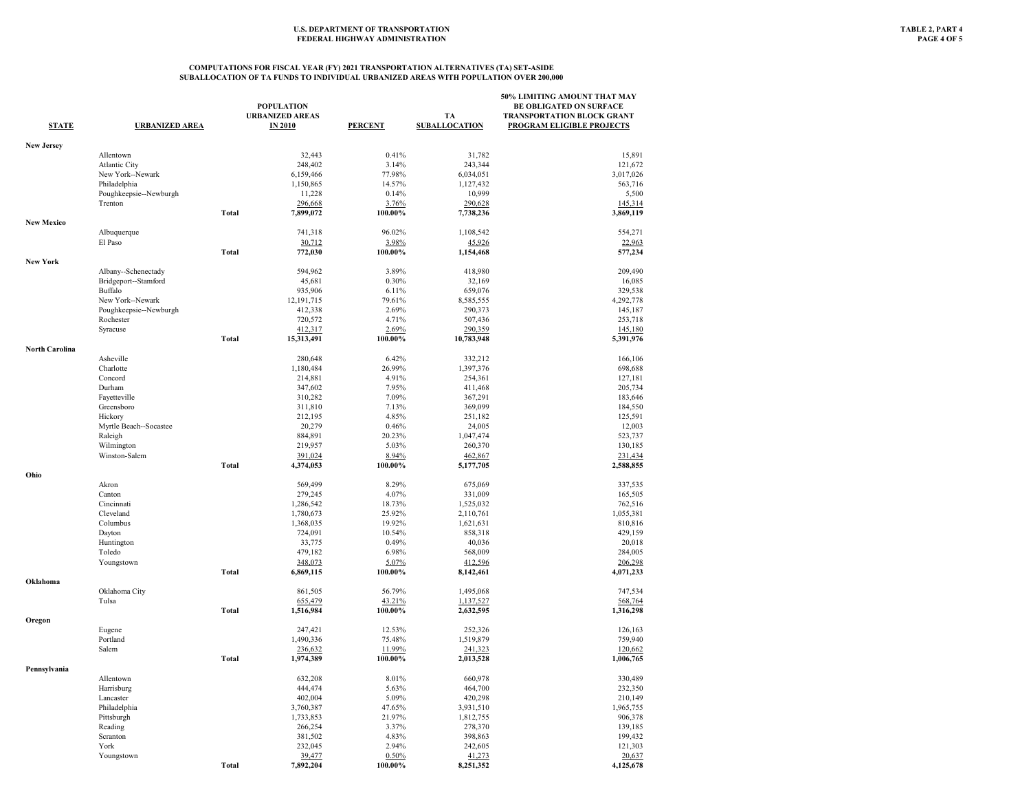U.S. DEPARTMENT OF TRANSPORTATION
FEDERAL HIGHWAY ADMINISTRATION

TABLE 2, PART 4

## COMPUTATIONS FOR FISCAL YEAR (FY) 2021 TRANSPORTATION ALTERNATIVES (TA) SET-ASIDE SUBALLOCATION OF TA FUNDS TO INDIVIDUAL URBANIZED AREAS WITH POPULATION OVER 200,000

| STATE | URBANIZED AREA | | POPULATION URBANIZED AREAS IN 2010 | PERCENT | TA SUBALLOCATION | 50% LIMITING AMOUNT THAT MAY BE OBLIGATED ON SURFACE TRANSPORTATION BLOCK GRANT PROGRAM ELIGIBLE PROJECTS |
|---|---|---|---|---|---|---|
| **New Jersey** | | | | | | |
| | Allentown | | 32,443 | 0.41% | 31,782 | 15,891 |
| | Atlantic City | | 248,402 | 3.14% | 243,344 | 121,672 |
| | New York--Newark | | 6,159,466 | 77.98% | 6,034,051 | 3,017,026 |
| | Philadelphia | | 1,150,865 | 14.57% | 1,127,432 | 563,716 |
| | Poughkeepsie--Newburgh | | 11,228 | 0.14% | 10,999 | 5,500 |
| | Trenton | | 296,668 | 3.76% | 290,628 | 145,314 |
| | | **Total** | **7,899,072** | **100.00%** | **7,738,236** | **3,869,119** |
| **New Mexico** | | | | | | |
| | Albuquerque | | 741,318 | 96.02% | 1,108,542 | 554,271 |
| | El Paso | | 30,712 | 3.98% | 45,926 | 22,963 |
| | | **Total** | **772,030** | **100.00%** | **1,154,468** | **577,234** |
| **New York** | | | | | | |
| | Albany--Schenectady | | 594,962 | 3.89% | 418,980 | 209,490 |
| | Bridgeport--Stamford | | 45,681 | 0.30% | 32,169 | 16,085 |
| | Buffalo | | 935,906 | 6.11% | 659,076 | 329,538 |
| | New York--Newark | | 12,191,715 | 79.61% | 8,585,555 | 4,292,778 |
| | Poughkeepsie--Newburgh | | 412,338 | 2.69% | 290,373 | 145,187 |
| | Rochester | | 720,572 | 4.71% | 507,436 | 253,718 |
| | Syracuse | | 412,317 | 2.69% | 290,359 | 145,180 |
| | | **Total** | **15,313,491** | **100.00%** | **10,783,948** | **5,391,976** |
| **North Carolina** | | | | | | |
| | Asheville | | 280,648 | 6.42% | 332,212 | 166,106 |
| | Charlotte | | 1,180,484 | 26.99% | 1,397,376 | 698,688 |
| | Concord | | 214,881 | 4.91% | 254,361 | 127,181 |
| | Durham | | 347,602 | 7.95% | 411,468 | 205,734 |
| | Fayetteville | | 310,282 | 7.09% | 367,291 | 183,646 |
| | Greensboro | | 311,810 | 7.13% | 369,099 | 184,550 |
| | Hickory | | 212,195 | 4.85% | 251,182 | 125,591 |
| | Myrtle Beach--Socastee | | 20,279 | 0.46% | 24,005 | 12,003 |
| | Raleigh | | 884,891 | 20.23% | 1,047,474 | 523,737 |
| | Wilmington | | 219,957 | 5.03% | 260,370 | 130,185 |
| | Winston-Salem | | 391,024 | 8.94% | 462,867 | 231,434 |
| | | **Total** | **4,374,053** | **100.00%** | **5,177,705** | **2,588,855** |
| **Ohio** | | | | | | |
| | Akron | | 569,499 | 8.29% | 675,069 | 337,535 |
| | Canton | | 279,245 | 4.07% | 331,009 | 165,505 |
| | Cincinnati | | 1,286,542 | 18.73% | 1,525,032 | 762,516 |
| | Cleveland | | 1,780,673 | 25.92% | 2,110,761 | 1,055,381 |
| | Columbus | | 1,368,035 | 19.92% | 1,621,631 | 810,816 |
| | Dayton | | 724,091 | 10.54% | 858,318 | 429,159 |
| | Huntington | | 33,775 | 0.49% | 40,036 | 20,018 |
| | Toledo | | 479,182 | 6.98% | 568,009 | 284,005 |
| | Youngstown | | 348,073 | 5.07% | 412,596 | 206,298 |
| | | **Total** | **6,869,115** | **100.00%** | **8,142,461** | **4,071,233** |
| **Oklahoma** | | | | | | |
| | Oklahoma City | | 861,505 | 56.79% | 1,495,068 | 747,534 |
| | Tulsa | | 655,479 | 43.21% | 1,137,527 | 568,764 |
| | | **Total** | **1,516,984** | **100.00%** | **2,632,595** | **1,316,298** |
| **Oregon** | | | | | | |
| | Eugene | | 247,421 | 12.53% | 252,326 | 126,163 |
| | Portland | | 1,490,336 | 75.48% | 1,519,879 | 759,940 |
| | Salem | | 236,632 | 11.99% | 241,323 | 120,662 |
| | | **Total** | **1,974,389** | **100.00%** | **2,013,528** | **1,006,765** |
| **Pennsylvania** | | | | | | |
| | Allentown | | 632,208 | 8.01% | 660,978 | 330,489 |
| | Harrisburg | | 444,474 | 5.63% | 464,700 | 232,350 |
| | Lancaster | | 402,004 | 5.09% | 420,298 | 210,149 |
| | Philadelphia | | 3,760,387 | 47.65% | 3,931,510 | 1,965,755 |
| | Pittsburgh | | 1,733,853 | 21.97% | 1,812,755 | 906,378 |
| | Reading | | 266,254 | 3.37% | 278,370 | 139,185 |
| | Scranton | | 381,502 | 4.83% | 398,863 | 199,432 |
| | York | | 232,045 | 2.94% | 242,605 | 121,303 |
| | Youngstown | | 39,477 | 0.50% | 41,273 | 20,637 |
| | | **Total** | **7,892,204** | **100.00%** | **8,251,352** | **4,125,678** |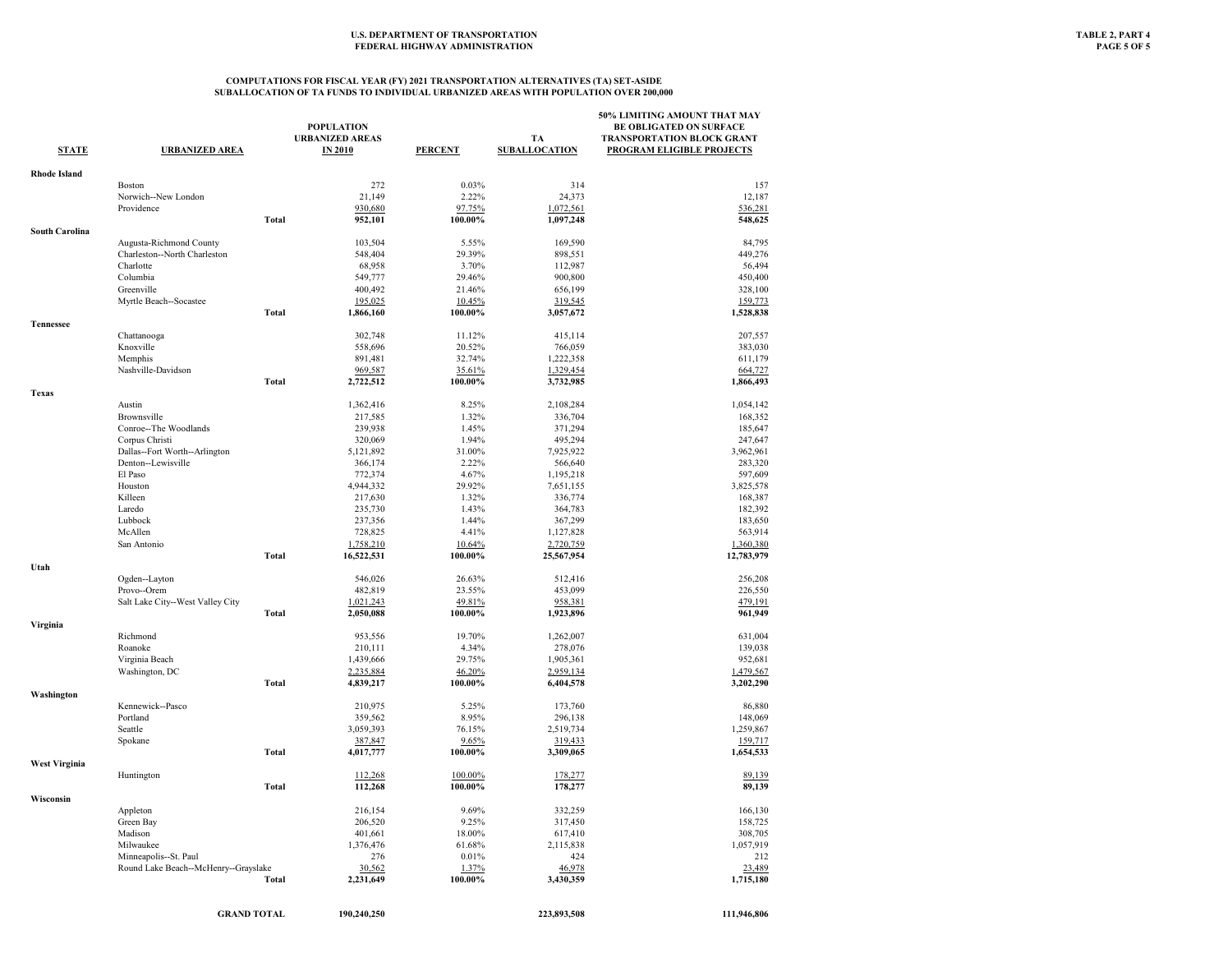U.S. DEPARTMENT OF TRANSPORTATION
FEDERAL HIGHWAY ADMINISTRATION

TABLE 2, PART 4

## COMPUTATIONS FOR FISCAL YEAR (FY) 2021 TRANSPORTATION ALTERNATIVES (TA) SET-ASIDE
## SUBALLOCATION OF TA FUNDS TO INDIVIDUAL URBANIZED AREAS WITH POPULATION OVER 200,000

| STATE | URBANIZED AREA | | POPULATION URBANIZED AREAS IN 2010 | PERCENT | TA SUBALLOCATION | 50% LIMITING AMOUNT THAT MAY BE OBLIGATED ON SURFACE TRANSPORTATION BLOCK GRANT PROGRAM ELIGIBLE PROJECTS |
|---|---|---|---|---|---|---|
| **Rhode Island** | | | | | | |
| | Boston | | 272 | 0.03% | 314 | 157 |
| | Norwich--New London | | 21,149 | 2.22% | 24,373 | 12,187 |
| | Providence | | 930,680 | 97.75% | 1,072,561 | 536,281 |
| | | **Total** | **952,101** | **100.00%** | **1,097,248** | **548,625** |
| **South Carolina** | | | | | | |
| | Augusta-Richmond County | | 103,504 | 5.55% | 169,590 | 84,795 |
| | Charleston--North Charleston | | 548,404 | 29.39% | 898,551 | 449,276 |
| | Charlotte | | 68,958 | 3.70% | 112,987 | 56,494 |
| | Columbia | | 549,777 | 29.46% | 900,800 | 450,400 |
| | Greenville | | 400,492 | 21.46% | 656,199 | 328,100 |
| | Myrtle Beach--Socastee | | 195,025 | 10.45% | 319,545 | 159,773 |
| | | **Total** | **1,866,160** | **100.00%** | **3,057,672** | **1,528,838** |
| **Tennessee** | | | | | | |
| | Chattanooga | | 302,748 | 11.12% | 415,114 | 207,557 |
| | Knoxville | | 558,696 | 20.52% | 766,059 | 383,030 |
| | Memphis | | 891,481 | 32.74% | 1,222,358 | 611,179 |
| | Nashville-Davidson | | 969,587 | 35.61% | 1,329,454 | 664,727 |
| | | **Total** | **2,722,512** | **100.00%** | **3,732,985** | **1,866,493** |
| **Texas** | | | | | | |
| | Austin | | 1,362,416 | 8.25% | 2,108,284 | 1,054,142 |
| | Brownsville | | 217,585 | 1.32% | 336,704 | 168,352 |
| | Conroe--The Woodlands | | 239,938 | 1.45% | 371,294 | 185,647 |
| | Corpus Christi | | 320,069 | 1.94% | 495,294 | 247,647 |
| | Dallas--Fort Worth--Arlington | | 5,121,892 | 31.00% | 7,925,922 | 3,962,961 |
| | Denton--Lewisville | | 366,174 | 2.22% | 566,640 | 283,320 |
| | El Paso | | 772,374 | 4.67% | 1,195,218 | 597,609 |
| | Houston | | 4,944,332 | 29.92% | 7,651,155 | 3,825,578 |
| | Killeen | | 217,630 | 1.32% | 336,774 | 168,387 |
| | Laredo | | 235,730 | 1.43% | 364,783 | 182,392 |
| | Lubbock | | 237,356 | 1.44% | 367,299 | 183,650 |
| | McAllen | | 728,825 | 4.41% | 1,127,828 | 563,914 |
| | San Antonio | | 1,758,210 | 10.64% | 2,720,759 | 1,360,380 |
| | | **Total** | **16,522,531** | **100.00%** | **25,567,954** | **12,783,979** |
| **Utah** | | | | | | |
| | Ogden--Layton | | 546,026 | 26.63% | 512,416 | 256,208 |
| | Provo--Orem | | 482,819 | 23.55% | 453,099 | 226,550 |
| | Salt Lake City--West Valley City | | 1,021,243 | 49.81% | 958,381 | 479,191 |
| | | **Total** | **2,050,088** | **100.00%** | **1,923,896** | **961,949** |
| **Virginia** | | | | | | |
| | Richmond | | 953,556 | 19.70% | 1,262,007 | 631,004 |
| | Roanoke | | 210,111 | 4.34% | 278,076 | 139,038 |
| | Virginia Beach | | 1,439,666 | 29.75% | 1,905,361 | 952,681 |
| | Washington, DC | | 2,235,884 | 46.20% | 2,959,134 | 1,479,567 |
| | | **Total** | **4,839,217** | **100.00%** | **6,404,578** | **3,202,290** |
| **Washington** | | | | | | |
| | Kennewick--Pasco | | 210,975 | 5.25% | 173,760 | 86,880 |
| | Portland | | 359,562 | 8.95% | 296,138 | 148,069 |
| | Seattle | | 3,059,393 | 76.15% | 2,519,734 | 1,259,867 |
| | Spokane | | 387,847 | 9.65% | 319,433 | 159,717 |
| | | **Total** | **4,017,777** | **100.00%** | **3,309,065** | **1,654,533** |
| **West Virginia** | | | | | | |
| | Huntington | | 112,268 | 100.00% | 178,277 | 89,139 |
| | | **Total** | **112,268** | **100.00%** | **178,277** | **89,139** |
| **Wisconsin** | | | | | | |
| | Appleton | | 216,154 | 9.69% | 332,259 | 166,130 |
| | Green Bay | | 206,520 | 9.25% | 317,450 | 158,725 |
| | Madison | | 401,661 | 18.00% | 617,410 | 308,705 |
| | Milwaukee | | 1,376,476 | 61.68% | 2,115,838 | 1,057,919 |
| | Minneapolis--St. Paul | | 276 | 0.01% | 424 | 212 |
| | Round Lake Beach--McHenry--Grayslake | | 30,562 | 1.37% | 46,978 | 23,489 |
| | | **Total** | **2,231,649** | **100.00%** | **3,430,359** | **1,715,180** |
| | | **GRAND TOTAL** | **190,240,250** | | **223,893,508** | **111,946,806** |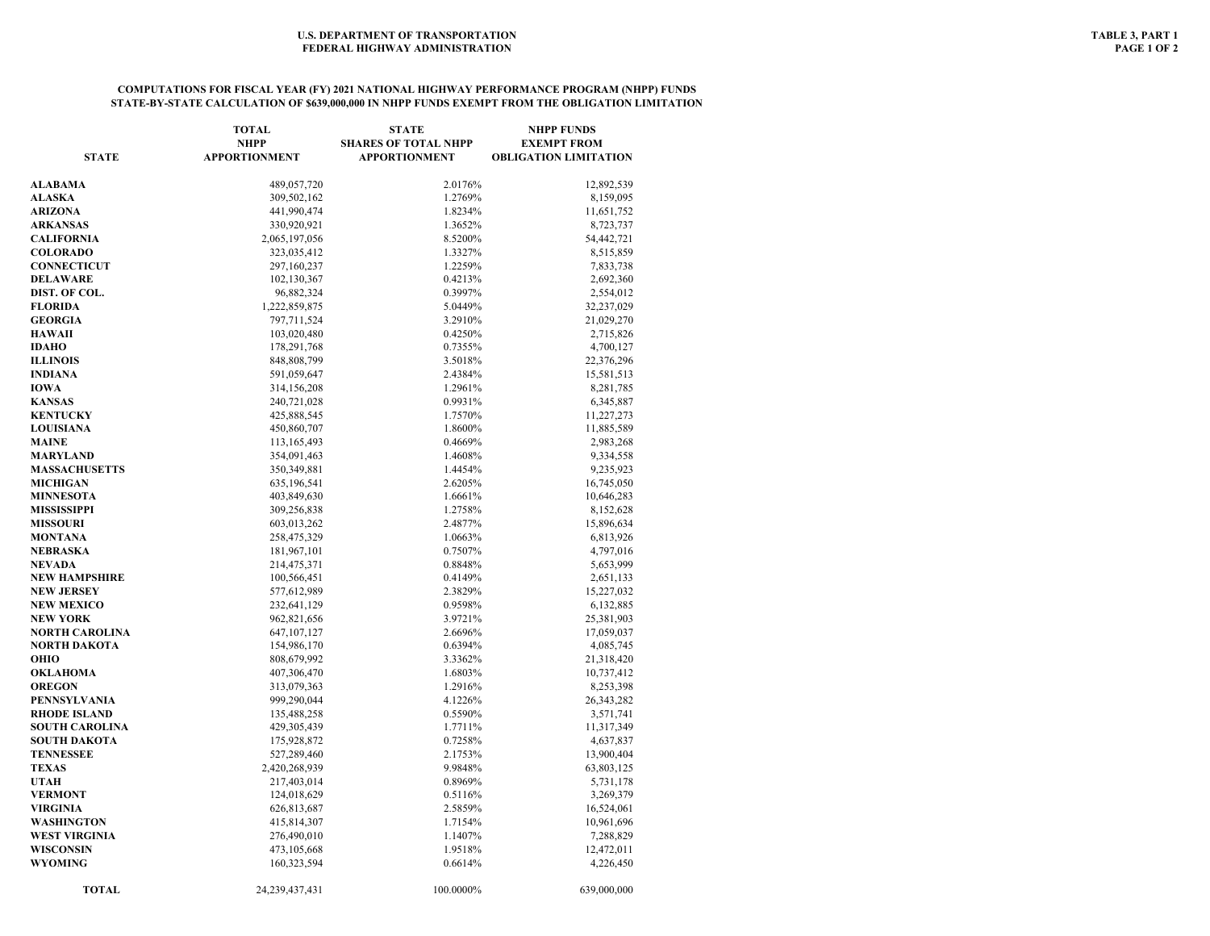U.S. DEPARTMENT OF TRANSPORTATION
FEDERAL HIGHWAY ADMINISTRATION

TABLE 3, PART 1

## COMPUTATIONS FOR FISCAL YEAR (FY) 2021 NATIONAL HIGHWAY PERFORMANCE PROGRAM (NHPP) FUNDS
## STATE-BY-STATE CALCULATION OF $639,000,000 IN NHPP FUNDS EXEMPT FROM THE OBLIGATION LIMITATION

| STATE | TOTAL NHPP APPORTIONMENT | STATE SHARES OF TOTAL NHPP APPORTIONMENT | NHPP FUNDS EXEMPT FROM OBLIGATION LIMITATION |
|---|---|---|---|
| ALABAMA | 489,057,720 | 2.0176% | 12,892,539 |
| ALASKA | 309,502,162 | 1.2769% | 8,159,095 |
| ARIZONA | 441,990,474 | 1.8234% | 11,651,752 |
| ARKANSAS | 330,920,921 | 1.3652% | 8,723,737 |
| CALIFORNIA | 2,065,197,056 | 8.5200% | 54,442,721 |
| COLORADO | 323,035,412 | 1.3327% | 8,515,859 |
| CONNECTICUT | 297,160,237 | 1.2259% | 7,833,738 |
| DELAWARE | 102,130,367 | 0.4213% | 2,692,360 |
| DIST. OF COL. | 96,882,324 | 0.3997% | 2,554,012 |
| FLORIDA | 1,222,859,875 | 5.0449% | 32,237,029 |
| GEORGIA | 797,711,524 | 3.2910% | 21,029,270 |
| HAWAII | 103,020,480 | 0.4250% | 2,715,826 |
| IDAHO | 178,291,768 | 0.7355% | 4,700,127 |
| ILLINOIS | 848,808,799 | 3.5018% | 22,376,296 |
| INDIANA | 591,059,647 | 2.4384% | 15,581,513 |
| IOWA | 314,156,208 | 1.2961% | 8,281,785 |
| KANSAS | 240,721,028 | 0.9931% | 6,345,887 |
| KENTUCKY | 425,888,545 | 1.7570% | 11,227,273 |
| LOUISIANA | 450,860,707 | 1.8600% | 11,885,589 |
| MAINE | 113,165,493 | 0.4669% | 2,983,268 |
| MARYLAND | 354,091,463 | 1.4608% | 9,334,558 |
| MASSACHUSETTS | 350,349,881 | 1.4454% | 9,235,923 |
| MICHIGAN | 635,196,541 | 2.6205% | 16,745,050 |
| MINNESOTA | 403,849,630 | 1.6661% | 10,646,283 |
| MISSISSIPPI | 309,256,838 | 1.2758% | 8,152,628 |
| MISSOURI | 603,013,262 | 2.4877% | 15,896,634 |
| MONTANA | 258,475,329 | 1.0663% | 6,813,926 |
| NEBRASKA | 181,967,101 | 0.7507% | 4,797,016 |
| NEVADA | 214,475,371 | 0.8848% | 5,653,999 |
| NEW HAMPSHIRE | 100,566,451 | 0.4149% | 2,651,133 |
| NEW JERSEY | 577,612,989 | 2.3829% | 15,227,032 |
| NEW MEXICO | 232,641,129 | 0.9598% | 6,132,885 |
| NEW YORK | 962,821,656 | 3.9721% | 25,381,903 |
| NORTH CAROLINA | 647,107,127 | 2.6696% | 17,059,037 |
| NORTH DAKOTA | 154,986,170 | 0.6394% | 4,085,745 |
| OHIO | 808,679,992 | 3.3362% | 21,318,420 |
| OKLAHOMA | 407,306,470 | 1.6803% | 10,737,412 |
| OREGON | 313,079,363 | 1.2916% | 8,253,398 |
| PENNSYLVANIA | 999,290,044 | 4.1226% | 26,343,282 |
| RHODE ISLAND | 135,488,258 | 0.5590% | 3,571,741 |
| SOUTH CAROLINA | 429,305,439 | 1.7711% | 11,317,349 |
| SOUTH DAKOTA | 175,928,872 | 0.7258% | 4,637,837 |
| TENNESSEE | 527,289,460 | 2.1753% | 13,900,404 |
| TEXAS | 2,420,268,939 | 9.9848% | 63,803,125 |
| UTAH | 217,403,014 | 0.8969% | 5,731,178 |
| VERMONT | 124,018,629 | 0.5116% | 3,269,379 |
| VIRGINIA | 626,813,687 | 2.5859% | 16,524,061 |
| WASHINGTON | 415,814,307 | 1.7154% | 10,961,696 |
| WEST VIRGINIA | 276,490,010 | 1.1407% | 7,288,829 |
| WISCONSIN | 473,105,668 | 1.9518% | 12,472,011 |
| WYOMING | 160,323,594 | 0.6614% | 4,226,450 |
| TOTAL | 24,239,437,431 | 100.0000% | 639,000,000 |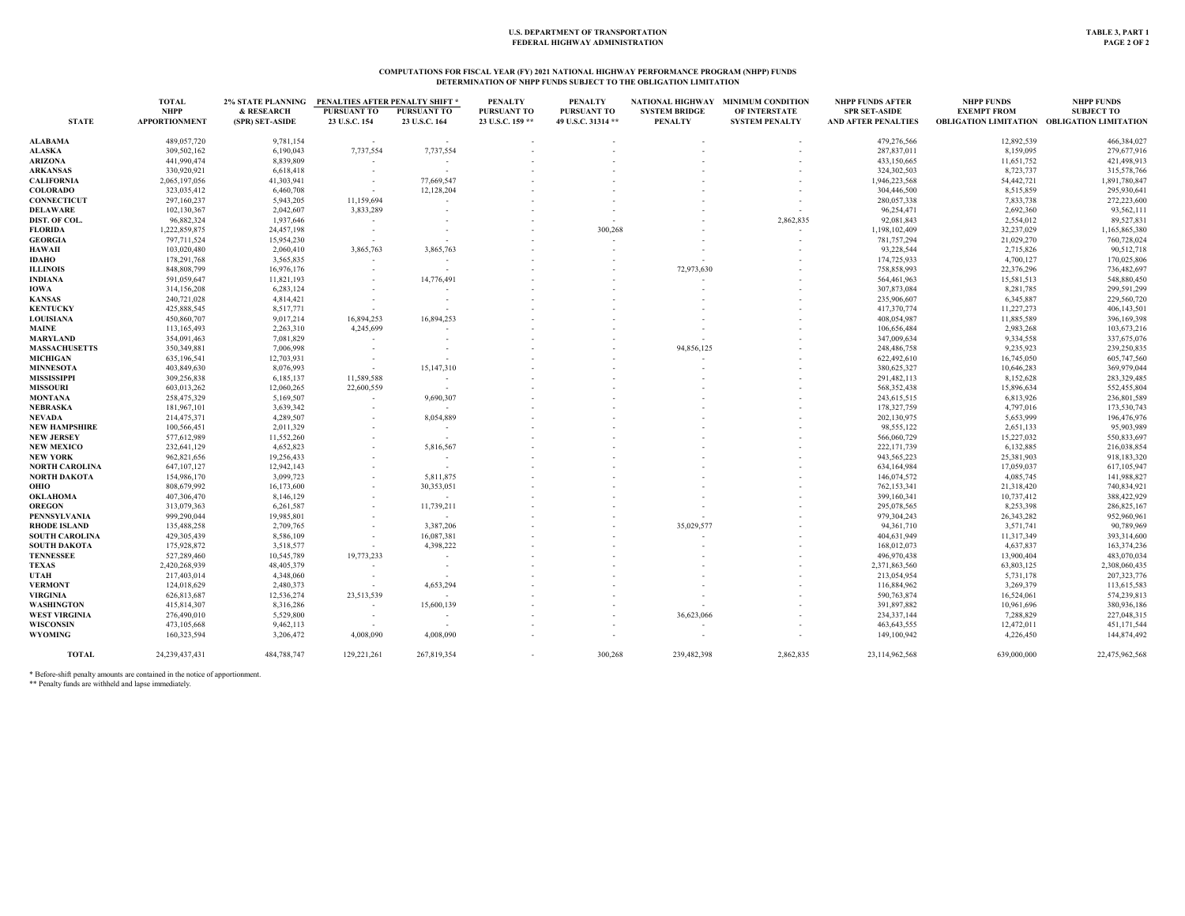U.S. DEPARTMENT OF TRANSPORTATION
FEDERAL HIGHWAY ADMINISTRATION

TABLE 3, PART 1
PAGE 2 OF 2

## COMPUTATIONS FOR FISCAL YEAR (FY) 2021 NATIONAL HIGHWAY PERFORMANCE PROGRAM (NHPP) FUNDS
## DETERMINATION OF NHPP FUNDS SUBJECT TO THE OBLIGATION LIMITATION

| STATE | TOTAL NHPP APPORTIONMENT | 2% STATE PLANNING & RESEARCH (SPR) SET-ASIDE | PENALTIES AFTER PENALTY SHIFT * PURSUANT TO 23 U.S.C. 154 | PENALTIES AFTER PENALTY SHIFT * PURSUANT TO 23 U.S.C. 164 | PENALTY PURSUANT TO 23 U.S.C. 159 ** | PENALTY PURSUANT TO 49 U.S.C. 31314 ** | NATIONAL HIGHWAY SYSTEM BRIDGE PENALTY | MINIMUM CONDITION OF INTERSTATE SYSTEM PENALTY | NHPP FUNDS AFTER SPR SET-ASIDE AND AFTER PENALTIES | NHPP FUNDS EXEMPT FROM OBLIGATION LIMITATION | NHPP FUNDS SUBJECT TO OBLIGATION LIMITATION |
|---|---|---|---|---|---|---|---|---|---|---|---|
| ALABAMA | 489,057,720 | 9,781,154 | - | - | - | - | - | - | 479,276,566 | 12,892,539 | 466,384,027 |
| ALASKA | 309,502,162 | 6,190,043 | 7,737,554 | 7,737,554 | - | - | - | - | 287,837,011 | 8,159,095 | 279,677,916 |
| ARIZONA | 441,990,474 | 8,839,809 | - | - | - | - | - | - | 433,150,665 | 11,651,752 | 421,498,913 |
| ARKANSAS | 330,920,921 | 6,618,418 | - | - | - | - | - | - | 324,302,503 | 8,723,737 | 315,578,766 |
| CALIFORNIA | 2,065,197,056 | 41,303,941 | - | 77,669,547 | - | - | - | - | 1,946,223,568 | 54,442,721 | 1,891,780,847 |
| COLORADO | 323,035,412 | 6,460,708 | - | 12,128,204 | - | - | - | - | 304,446,500 | 8,515,859 | 295,930,641 |
| CONNECTICUT | 297,160,237 | 5,943,205 | 11,159,694 | - | - | - | - | - | 280,057,338 | 7,833,738 | 272,223,600 |
| DELAWARE | 102,130,367 | 2,042,607 | 3,833,289 | - | - | - | - | - | 96,254,471 | 2,692,360 | 93,562,111 |
| DIST. OF COL. | 96,882,324 | 1,937,646 | - | - | - | - | - | 2,862,835 | 92,081,843 | 2,554,012 | 89,527,831 |
| FLORIDA | 1,222,859,875 | 24,457,198 | - | - | - | 300,268 | - | - | 1,198,102,409 | 32,237,029 | 1,165,865,380 |
| GEORGIA | 797,711,524 | 15,954,230 | - | - | - | - | - | - | 781,757,294 | 21,029,270 | 760,728,024 |
| HAWAII | 103,020,480 | 2,060,410 | 3,865,763 | 3,865,763 | - | - | - | - | 93,228,544 | 2,715,826 | 90,512,718 |
| IDAHO | 178,291,768 | 3,565,835 | - | - | - | - | - | - | 174,725,933 | 4,700,127 | 170,025,806 |
| ILLINOIS | 848,808,799 | 16,976,176 | - | - | - | - | 72,973,630 | - | 758,858,993 | 22,376,296 | 736,482,697 |
| INDIANA | 591,059,647 | 11,821,193 | - | 14,776,491 | - | - | - | - | 564,461,963 | 15,581,513 | 548,880,450 |
| IOWA | 314,156,208 | 6,283,124 | - | - | - | - | - | - | 307,873,084 | 8,281,785 | 299,591,299 |
| KANSAS | 240,721,028 | 4,814,421 | - | - | - | - | - | - | 235,906,607 | 6,345,887 | 229,560,720 |
| KENTUCKY | 425,888,545 | 8,517,771 | - | - | - | - | - | - | 417,370,774 | 11,227,273 | 406,143,501 |
| LOUISIANA | 450,860,707 | 9,017,214 | 16,894,253 | 16,894,253 | - | - | - | - | 408,054,987 | 11,885,589 | 396,169,398 |
| MAINE | 113,165,493 | 2,263,310 | 4,245,699 | - | - | - | - | - | 106,656,484 | 2,983,268 | 103,673,216 |
| MARYLAND | 354,091,463 | 7,081,829 | - | - | - | - | - | - | 347,009,634 | 9,334,558 | 337,675,076 |
| MASSACHUSETTS | 350,349,881 | 7,006,998 | - | - | - | - | 94,856,125 | - | 248,486,758 | 9,235,923 | 239,250,835 |
| MICHIGAN | 635,196,541 | 12,703,931 | - | - | - | - | - | - | 622,492,610 | 16,745,050 | 605,747,560 |
| MINNESOTA | 403,849,630 | 8,076,993 | - | 15,147,310 | - | - | - | - | 380,625,327 | 10,646,283 | 369,979,044 |
| MISSISSIPPI | 309,256,838 | 6,185,137 | 11,589,588 | - | - | - | - | - | 291,482,113 | 8,152,628 | 283,329,485 |
| MISSOURI | 603,013,262 | 12,060,265 | 22,600,559 | - | - | - | - | - | 568,352,438 | 15,896,634 | 552,455,804 |
| MONTANA | 258,475,329 | 5,169,507 | - | 9,690,307 | - | - | - | - | 243,615,515 | 6,813,926 | 236,801,589 |
| NEBRASKA | 181,967,101 | 3,639,342 | - | - | - | - | - | - | 178,327,759 | 4,797,016 | 173,530,743 |
| NEVADA | 214,475,371 | 4,289,507 | - | 8,054,889 | - | - | - | - | 202,130,975 | 5,653,999 | 196,476,976 |
| NEW HAMPSHIRE | 100,566,451 | 2,011,329 | - | - | - | - | - | - | 98,555,122 | 2,651,133 | 95,903,989 |
| NEW JERSEY | 577,612,989 | 11,552,260 | - | - | - | - | - | - | 566,060,729 | 15,227,032 | 550,833,697 |
| NEW MEXICO | 232,641,129 | 4,652,823 | - | 5,816,567 | - | - | - | - | 222,171,739 | 6,132,885 | 216,038,854 |
| NEW YORK | 962,821,656 | 19,256,433 | - | - | - | - | - | - | 943,565,223 | 25,381,903 | 918,183,320 |
| NORTH CAROLINA | 647,107,127 | 12,942,143 | - | - | - | - | - | - | 634,164,984 | 17,059,037 | 617,105,947 |
| NORTH DAKOTA | 154,986,170 | 3,099,723 | - | 5,811,875 | - | - | - | - | 146,074,572 | 4,085,745 | 141,988,827 |
| OHIO | 808,679,992 | 16,173,600 | - | 30,353,051 | - | - | - | - | 762,153,341 | 21,318,420 | 740,834,921 |
| OKLAHOMA | 407,306,470 | 8,146,129 | - | - | - | - | - | - | 399,160,341 | 10,737,412 | 388,422,929 |
| OREGON | 313,079,363 | 6,261,587 | - | 11,739,211 | - | - | - | - | 295,078,565 | 8,253,398 | 286,825,167 |
| PENNSYLVANIA | 999,290,044 | 19,985,801 | - | - | - | - | - | - | 979,304,243 | 26,343,282 | 952,960,961 |
| RHODE ISLAND | 135,488,258 | 2,709,765 | - | 3,387,206 | - | - | 35,029,577 | - | 94,361,710 | 3,571,741 | 90,789,969 |
| SOUTH CAROLINA | 429,305,439 | 8,586,109 | - | 16,087,381 | - | - | - | - | 404,631,949 | 11,317,349 | 393,314,600 |
| SOUTH DAKOTA | 175,928,872 | 3,518,577 | - | 4,398,222 | - | - | - | - | 168,012,073 | 4,637,837 | 163,374,236 |
| TENNESSEE | 527,289,460 | 10,545,789 | 19,773,233 | - | - | - | - | - | 496,970,438 | 13,900,404 | 483,070,034 |
| TEXAS | 2,420,268,939 | 48,405,379 | - | - | - | - | - | - | 2,371,863,560 | 63,803,125 | 2,308,060,435 |
| UTAH | 217,403,014 | 4,348,060 | - | - | - | - | - | - | 213,054,954 | 5,731,178 | 207,323,776 |
| VERMONT | 124,018,629 | 2,480,373 | - | 4,653,294 | - | - | - | - | 116,884,962 | 3,269,379 | 113,615,583 |
| VIRGINIA | 626,813,687 | 12,536,274 | 23,513,539 | - | - | - | - | - | 590,763,874 | 16,524,061 | 574,239,813 |
| WASHINGTON | 415,814,307 | 8,316,286 | - | 15,600,139 | - | - | - | - | 391,897,882 | 10,961,696 | 380,936,186 |
| WEST VIRGINIA | 276,490,010 | 5,529,800 | - | - | - | - | 36,623,066 | - | 234,337,144 | 7,288,829 | 227,048,315 |
| WISCONSIN | 473,105,668 | 9,462,113 | - | - | - | - | - | - | 463,643,555 | 12,472,011 | 451,171,544 |
| WYOMING | 160,323,594 | 3,206,472 | 4,008,090 | 4,008,090 | - | - | - | - | 149,100,942 | 4,226,450 | 144,874,492 |
| TOTAL | 24,239,437,431 | 484,788,747 | 129,221,261 | 267,819,354 | - | 300,268 | 239,482,398 | 2,862,835 | 23,114,962,568 | 639,000,000 | 22,475,962,568 |

\* Before-shift penalty amounts are contained in the notice of apportionment.
\*\* Penalty funds are withheld and lapse immediately.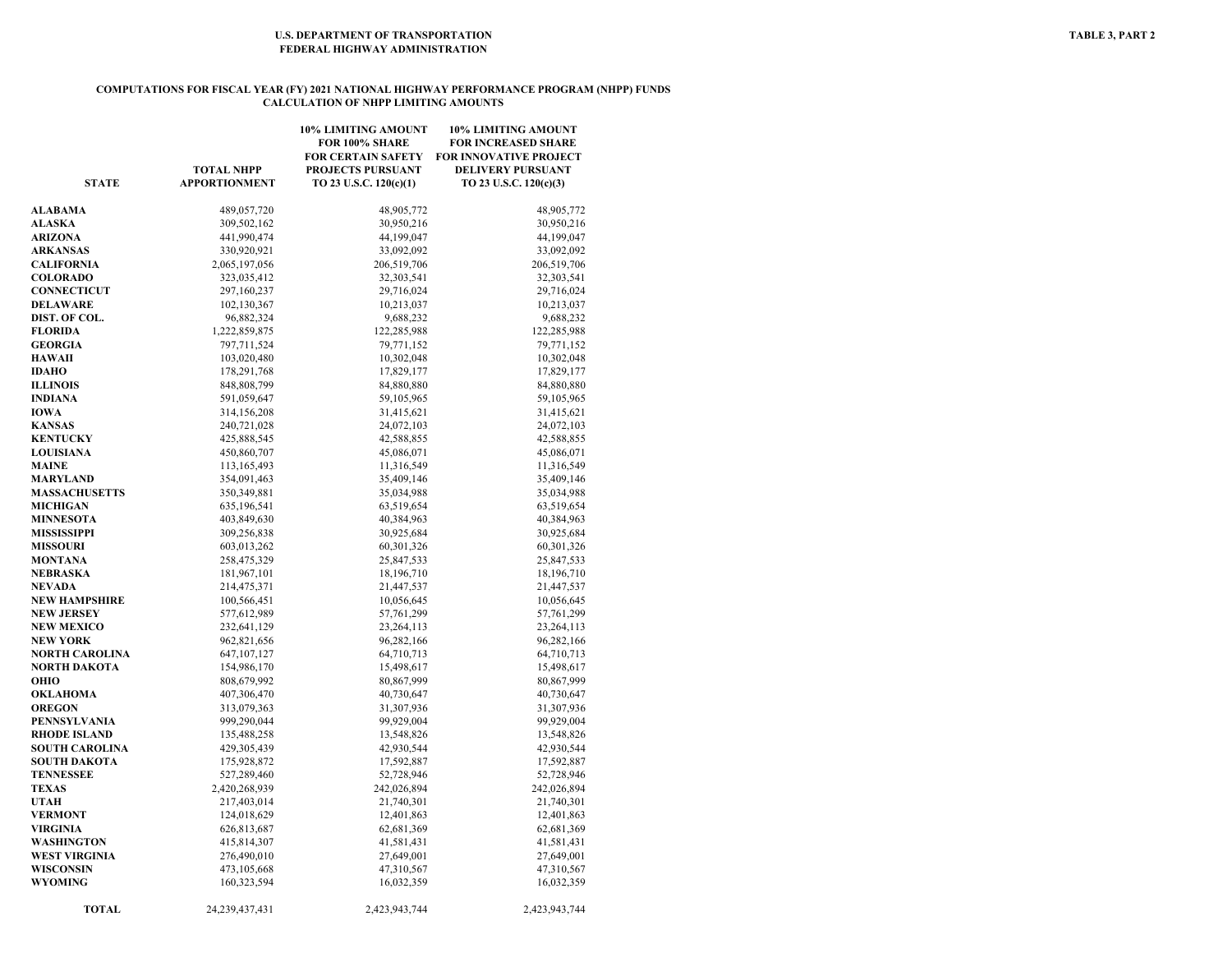U.S. DEPARTMENT OF TRANSPORTATION
FEDERAL HIGHWAY ADMINISTRATION

TABLE 3, PART 2

## COMPUTATIONS FOR FISCAL YEAR (FY) 2021 NATIONAL HIGHWAY PERFORMANCE PROGRAM (NHPP) FUNDS
### CALCULATION OF NHPP LIMITING AMOUNTS

| STATE | TOTAL NHPP APPORTIONMENT | 10% LIMITING AMOUNT FOR 100% SHARE FOR CERTAIN SAFETY PROJECTS PURSUANT TO 23 U.S.C. 120(c)(1) | 10% LIMITING AMOUNT FOR INCREASED SHARE FOR INNOVATIVE PROJECT DELIVERY PURSUANT TO 23 U.S.C. 120(c)(3) |
|---|---|---|---|
| ALABAMA | 489,057,720 | 48,905,772 | 48,905,772 |
| ALASKA | 309,502,162 | 30,950,216 | 30,950,216 |
| ARIZONA | 441,990,474 | 44,199,047 | 44,199,047 |
| ARKANSAS | 330,920,921 | 33,092,092 | 33,092,092 |
| CALIFORNIA | 2,065,197,056 | 206,519,706 | 206,519,706 |
| COLORADO | 323,035,412 | 32,303,541 | 32,303,541 |
| CONNECTICUT | 297,160,237 | 29,716,024 | 29,716,024 |
| DELAWARE | 102,130,367 | 10,213,037 | 10,213,037 |
| DIST. OF COL. | 96,882,324 | 9,688,232 | 9,688,232 |
| FLORIDA | 1,222,859,875 | 122,285,988 | 122,285,988 |
| GEORGIA | 797,711,524 | 79,771,152 | 79,771,152 |
| HAWAII | 103,020,480 | 10,302,048 | 10,302,048 |
| IDAHO | 178,291,768 | 17,829,177 | 17,829,177 |
| ILLINOIS | 848,808,799 | 84,880,880 | 84,880,880 |
| INDIANA | 591,059,647 | 59,105,965 | 59,105,965 |
| IOWA | 314,156,208 | 31,415,621 | 31,415,621 |
| KANSAS | 240,721,028 | 24,072,103 | 24,072,103 |
| KENTUCKY | 425,888,545 | 42,588,855 | 42,588,855 |
| LOUISIANA | 450,860,707 | 45,086,071 | 45,086,071 |
| MAINE | 113,165,493 | 11,316,549 | 11,316,549 |
| MARYLAND | 354,091,463 | 35,409,146 | 35,409,146 |
| MASSACHUSETTS | 350,349,881 | 35,034,988 | 35,034,988 |
| MICHIGAN | 635,196,541 | 63,519,654 | 63,519,654 |
| MINNESOTA | 403,849,630 | 40,384,963 | 40,384,963 |
| MISSISSIPPI | 309,256,838 | 30,925,684 | 30,925,684 |
| MISSOURI | 603,013,262 | 60,301,326 | 60,301,326 |
| MONTANA | 258,475,329 | 25,847,533 | 25,847,533 |
| NEBRASKA | 181,967,101 | 18,196,710 | 18,196,710 |
| NEVADA | 214,475,371 | 21,447,537 | 21,447,537 |
| NEW HAMPSHIRE | 100,566,451 | 10,056,645 | 10,056,645 |
| NEW JERSEY | 577,612,989 | 57,761,299 | 57,761,299 |
| NEW MEXICO | 232,641,129 | 23,264,113 | 23,264,113 |
| NEW YORK | 962,821,656 | 96,282,166 | 96,282,166 |
| NORTH CAROLINA | 647,107,127 | 64,710,713 | 64,710,713 |
| NORTH DAKOTA | 154,986,170 | 15,498,617 | 15,498,617 |
| OHIO | 808,679,992 | 80,867,999 | 80,867,999 |
| OKLAHOMA | 407,306,470 | 40,730,647 | 40,730,647 |
| OREGON | 313,079,363 | 31,307,936 | 31,307,936 |
| PENNSYLVANIA | 999,290,044 | 99,929,004 | 99,929,004 |
| RHODE ISLAND | 135,488,258 | 13,548,826 | 13,548,826 |
| SOUTH CAROLINA | 429,305,439 | 42,930,544 | 42,930,544 |
| SOUTH DAKOTA | 175,928,872 | 17,592,887 | 17,592,887 |
| TENNESSEE | 527,289,460 | 52,728,946 | 52,728,946 |
| TEXAS | 2,420,268,939 | 242,026,894 | 242,026,894 |
| UTAH | 217,403,014 | 21,740,301 | 21,740,301 |
| VERMONT | 124,018,629 | 12,401,863 | 12,401,863 |
| VIRGINIA | 626,813,687 | 62,681,369 | 62,681,369 |
| WASHINGTON | 415,814,307 | 41,581,431 | 41,581,431 |
| WEST VIRGINIA | 276,490,010 | 27,649,001 | 27,649,001 |
| WISCONSIN | 473,105,668 | 47,310,567 | 47,310,567 |
| WYOMING | 160,323,594 | 16,032,359 | 16,032,359 |
| TOTAL | 24,239,437,431 | 2,423,943,744 | 2,423,943,744 |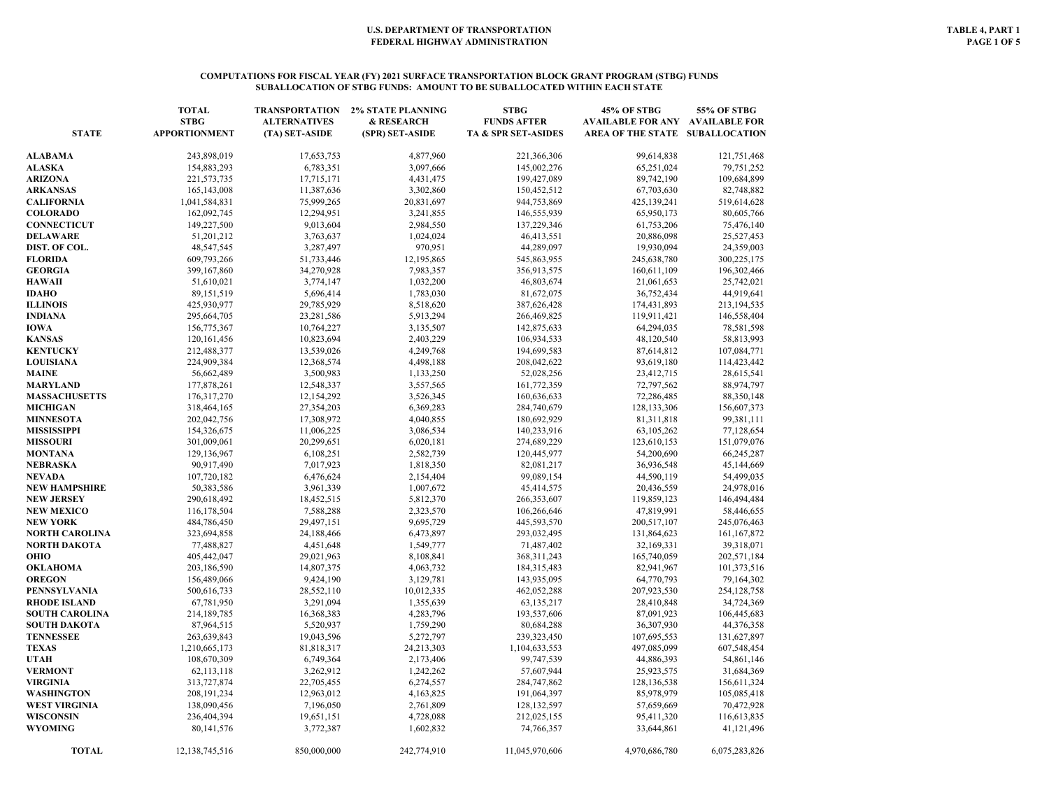U.S. DEPARTMENT OF TRANSPORTATION
FEDERAL HIGHWAY ADMINISTRATION

TABLE 4, PART 1

## COMPUTATIONS FOR FISCAL YEAR (FY) 2021 SURFACE TRANSPORTATION BLOCK GRANT PROGRAM (STBG) FUNDS
## SUBALLOCATION OF STBG FUNDS: AMOUNT TO BE SUBALLOCATED WITHIN EACH STATE

| STATE | TOTAL STBG APPORTIONMENT | TRANSPORTATION ALTERNATIVES (TA) SET-ASIDE | 2% STATE PLANNING & RESEARCH (SPR) SET-ASIDE | STBG FUNDS AFTER TA & SPR SET-ASIDES | 45% OF STBG AVAILABLE FOR ANY AREA OF THE STATE | 55% OF STBG AVAILABLE FOR SUBALLOCATION |
|---|---|---|---|---|---|---|
| ALABAMA | 243,898,019 | 17,653,753 | 4,877,960 | 221,366,306 | 99,614,838 | 121,751,468 |
| ALASKA | 154,883,293 | 6,783,351 | 3,097,666 | 145,002,276 | 65,251,024 | 79,751,252 |
| ARIZONA | 221,573,735 | 17,715,171 | 4,431,475 | 199,427,089 | 89,742,190 | 109,684,899 |
| ARKANSAS | 165,143,008 | 11,387,636 | 3,302,860 | 150,452,512 | 67,703,630 | 82,748,882 |
| CALIFORNIA | 1,041,584,831 | 75,999,265 | 20,831,697 | 944,753,869 | 425,139,241 | 519,614,628 |
| COLORADO | 162,092,745 | 12,294,951 | 3,241,855 | 146,555,939 | 65,950,173 | 80,605,766 |
| CONNECTICUT | 149,227,500 | 9,013,604 | 2,984,550 | 137,229,346 | 61,753,206 | 75,476,140 |
| DELAWARE | 51,201,212 | 3,763,637 | 1,024,024 | 46,413,551 | 20,886,098 | 25,527,453 |
| DIST. OF COL. | 48,547,545 | 3,287,497 | 970,951 | 44,289,097 | 19,930,094 | 24,359,003 |
| FLORIDA | 609,793,266 | 51,733,446 | 12,195,865 | 545,863,955 | 245,638,780 | 300,225,175 |
| GEORGIA | 399,167,860 | 34,270,928 | 7,983,357 | 356,913,575 | 160,611,109 | 196,302,466 |
| HAWAII | 51,610,021 | 3,774,147 | 1,032,200 | 46,803,674 | 21,061,653 | 25,742,021 |
| IDAHO | 89,151,519 | 5,696,414 | 1,783,030 | 81,672,075 | 36,752,434 | 44,919,641 |
| ILLINOIS | 425,930,977 | 29,785,929 | 8,518,620 | 387,626,428 | 174,431,893 | 213,194,535 |
| INDIANA | 295,664,705 | 23,281,586 | 5,913,294 | 266,469,825 | 119,911,421 | 146,558,404 |
| IOWA | 156,775,367 | 10,764,227 | 3,135,507 | 142,875,633 | 64,294,035 | 78,581,598 |
| KANSAS | 120,161,456 | 10,823,694 | 2,403,229 | 106,934,533 | 48,120,540 | 58,813,993 |
| KENTUCKY | 212,488,377 | 13,539,026 | 4,249,768 | 194,699,583 | 87,614,812 | 107,084,771 |
| LOUISIANA | 224,909,384 | 12,368,574 | 4,498,188 | 208,042,622 | 93,619,180 | 114,423,442 |
| MAINE | 56,662,489 | 3,500,983 | 1,133,250 | 52,028,256 | 23,412,715 | 28,615,541 |
| MARYLAND | 177,878,261 | 12,548,337 | 3,557,565 | 161,772,359 | 72,797,562 | 88,974,797 |
| MASSACHUSETTS | 176,317,270 | 12,154,292 | 3,526,345 | 160,636,633 | 72,286,485 | 88,350,148 |
| MICHIGAN | 318,464,165 | 27,354,203 | 6,369,283 | 284,740,679 | 128,133,306 | 156,607,373 |
| MINNESOTA | 202,042,756 | 17,308,972 | 4,040,855 | 180,692,929 | 81,311,818 | 99,381,111 |
| MISSISSIPPI | 154,326,675 | 11,006,225 | 3,086,534 | 140,233,916 | 63,105,262 | 77,128,654 |
| MISSOURI | 301,009,061 | 20,299,651 | 6,020,181 | 274,689,229 | 123,610,153 | 151,079,076 |
| MONTANA | 129,136,967 | 6,108,251 | 2,582,739 | 120,445,977 | 54,200,690 | 66,245,287 |
| NEBRASKA | 90,917,490 | 7,017,923 | 1,818,350 | 82,081,217 | 36,936,548 | 45,144,669 |
| NEVADA | 107,720,182 | 6,476,624 | 2,154,404 | 99,089,154 | 44,590,119 | 54,499,035 |
| NEW HAMPSHIRE | 50,383,586 | 3,961,339 | 1,007,672 | 45,414,575 | 20,436,559 | 24,978,016 |
| NEW JERSEY | 290,618,492 | 18,452,515 | 5,812,370 | 266,353,607 | 119,859,123 | 146,494,484 |
| NEW MEXICO | 116,178,504 | 7,588,288 | 2,323,570 | 106,266,646 | 47,819,991 | 58,446,655 |
| NEW YORK | 484,786,450 | 29,497,151 | 9,695,729 | 445,593,570 | 200,517,107 | 245,076,463 |
| NORTH CAROLINA | 323,694,858 | 24,188,466 | 6,473,897 | 293,032,495 | 131,864,623 | 161,167,872 |
| NORTH DAKOTA | 77,488,827 | 4,451,648 | 1,549,777 | 71,487,402 | 32,169,331 | 39,318,071 |
| OHIO | 405,442,047 | 29,021,963 | 8,108,841 | 368,311,243 | 165,740,059 | 202,571,184 |
| OKLAHOMA | 203,186,590 | 14,807,375 | 4,063,732 | 184,315,483 | 82,941,967 | 101,373,516 |
| OREGON | 156,489,066 | 9,424,190 | 3,129,781 | 143,935,095 | 64,770,793 | 79,164,302 |
| PENNSYLVANIA | 500,616,733 | 28,552,110 | 10,012,335 | 462,052,288 | 207,923,530 | 254,128,758 |
| RHODE ISLAND | 67,781,950 | 3,291,094 | 1,355,639 | 63,135,217 | 28,410,848 | 34,724,369 |
| SOUTH CAROLINA | 214,189,785 | 16,368,383 | 4,283,796 | 193,537,606 | 87,091,923 | 106,445,683 |
| SOUTH DAKOTA | 87,964,515 | 5,520,937 | 1,759,290 | 80,684,288 | 36,307,930 | 44,376,358 |
| TENNESSEE | 263,639,843 | 19,043,596 | 5,272,797 | 239,323,450 | 107,695,553 | 131,627,897 |
| TEXAS | 1,210,665,173 | 81,818,317 | 24,213,303 | 1,104,633,553 | 497,085,099 | 607,548,454 |
| UTAH | 108,670,309 | 6,749,364 | 2,173,406 | 99,747,539 | 44,886,393 | 54,861,146 |
| VERMONT | 62,113,118 | 3,262,912 | 1,242,262 | 57,607,944 | 25,923,575 | 31,684,369 |
| VIRGINIA | 313,727,874 | 22,705,455 | 6,274,557 | 284,747,862 | 128,136,538 | 156,611,324 |
| WASHINGTON | 208,191,234 | 12,963,012 | 4,163,825 | 191,064,397 | 85,978,979 | 105,085,418 |
| WEST VIRGINIA | 138,090,456 | 7,196,050 | 2,761,809 | 128,132,597 | 57,659,669 | 70,472,928 |
| WISCONSIN | 236,404,394 | 19,651,151 | 4,728,088 | 212,025,155 | 95,411,320 | 116,613,835 |
| WYOMING | 80,141,576 | 3,772,387 | 1,602,832 | 74,766,357 | 33,644,861 | 41,121,496 |
| TOTAL | 12,138,745,516 | 850,000,000 | 242,774,910 | 11,045,970,606 | 4,970,686,780 | 6,075,283,826 |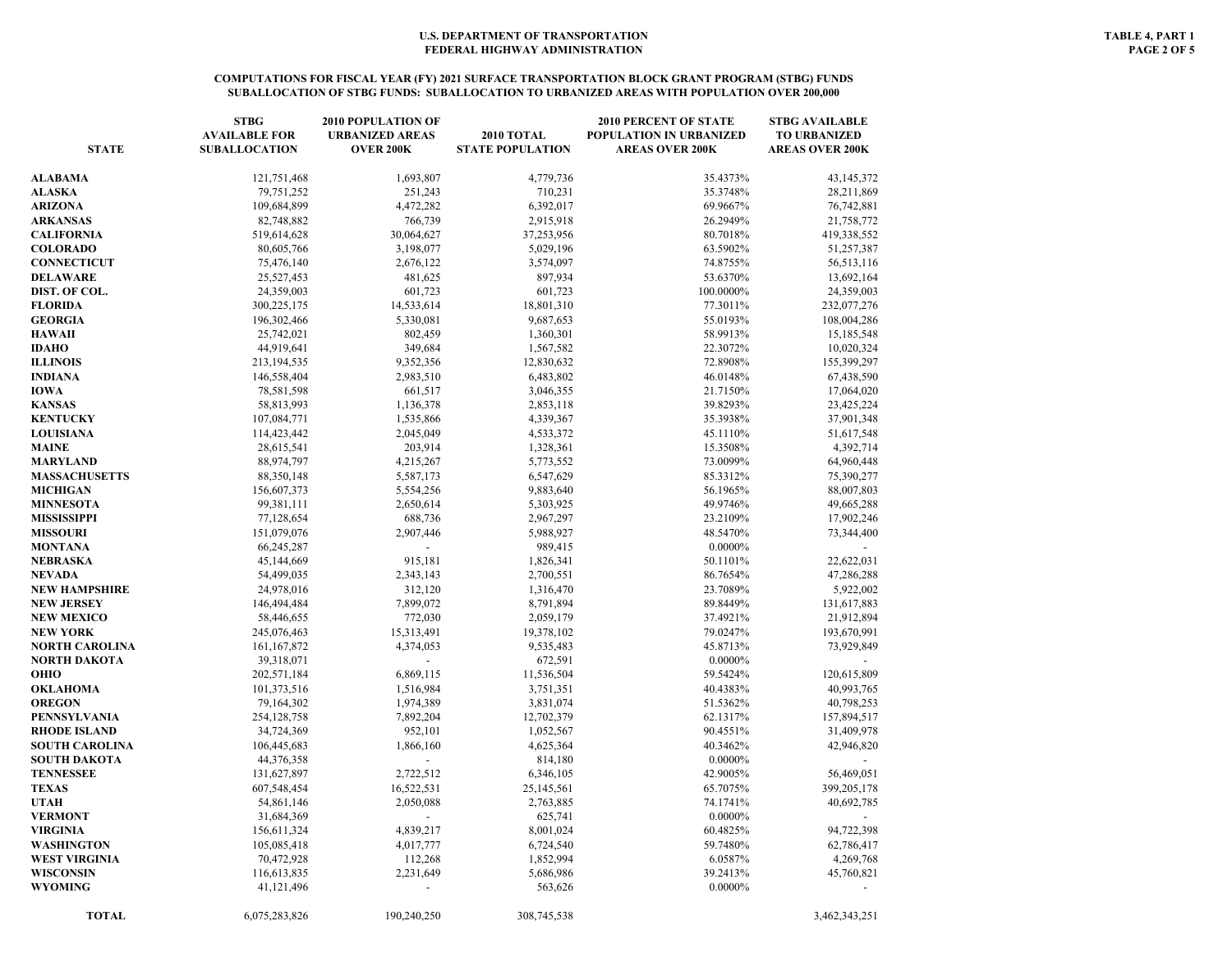**U.S. DEPARTMENT OF TRANSPORTATION**
**FEDERAL HIGHWAY ADMINISTRATION**

**TABLE 4, PART 1**

## COMPUTATIONS FOR FISCAL YEAR (FY) 2021 SURFACE TRANSPORTATION BLOCK GRANT PROGRAM (STBG) FUNDS
## SUBALLOCATION OF STBG FUNDS: SUBALLOCATION TO URBANIZED AREAS WITH POPULATION OVER 200,000

| STATE | STBG AVAILABLE FOR SUBALLOCATION | 2010 POPULATION OF URBANIZED AREAS OVER 200K | 2010 TOTAL STATE POPULATION | 2010 PERCENT OF STATE POPULATION IN URBANIZED AREAS OVER 200K | STBG AVAILABLE TO URBANIZED AREAS OVER 200K |
|---|---|---|---|---|---|
| ALABAMA | 121,751,468 | 1,693,807 | 4,779,736 | 35.4373% | 43,145,372 |
| ALASKA | 79,751,252 | 251,243 | 710,231 | 35.3748% | 28,211,869 |
| ARIZONA | 109,684,899 | 4,472,282 | 6,392,017 | 69.9667% | 76,742,881 |
| ARKANSAS | 82,748,882 | 766,739 | 2,915,918 | 26.2949% | 21,758,772 |
| CALIFORNIA | 519,614,628 | 30,064,627 | 37,253,956 | 80.7018% | 419,338,552 |
| COLORADO | 80,605,766 | 3,198,077 | 5,029,196 | 63.5902% | 51,257,387 |
| CONNECTICUT | 75,476,140 | 2,676,122 | 3,574,097 | 74.8755% | 56,513,116 |
| DELAWARE | 25,527,453 | 481,625 | 897,934 | 53.6370% | 13,692,164 |
| DIST. OF COL. | 24,359,003 | 601,723 | 601,723 | 100.0000% | 24,359,003 |
| FLORIDA | 300,225,175 | 14,533,614 | 18,801,310 | 77.3011% | 232,077,276 |
| GEORGIA | 196,302,466 | 5,330,081 | 9,687,653 | 55.0193% | 108,004,286 |
| HAWAII | 25,742,021 | 802,459 | 1,360,301 | 58.9913% | 15,185,548 |
| IDAHO | 44,919,641 | 349,684 | 1,567,582 | 22.3072% | 10,020,324 |
| ILLINOIS | 213,194,535 | 9,352,356 | 12,830,632 | 72.8908% | 155,399,297 |
| INDIANA | 146,558,404 | 2,983,510 | 6,483,802 | 46.0148% | 67,438,590 |
| IOWA | 78,581,598 | 661,517 | 3,046,355 | 21.7150% | 17,064,020 |
| KANSAS | 58,813,993 | 1,136,378 | 2,853,118 | 39.8293% | 23,425,224 |
| KENTUCKY | 107,084,771 | 1,535,866 | 4,339,367 | 35.3938% | 37,901,348 |
| LOUISIANA | 114,423,442 | 2,045,049 | 4,533,372 | 45.1110% | 51,617,548 |
| MAINE | 28,615,541 | 203,914 | 1,328,361 | 15.3508% | 4,392,714 |
| MARYLAND | 88,974,797 | 4,215,267 | 5,773,552 | 73.0099% | 64,960,448 |
| MASSACHUSETTS | 88,350,148 | 5,587,173 | 6,547,629 | 85.3312% | 75,390,277 |
| MICHIGAN | 156,607,373 | 5,554,256 | 9,883,640 | 56.1965% | 88,007,803 |
| MINNESOTA | 99,381,111 | 2,650,614 | 5,303,925 | 49.9746% | 49,665,288 |
| MISSISSIPPI | 77,128,654 | 688,736 | 2,967,297 | 23.2109% | 17,902,246 |
| MISSOURI | 151,079,076 | 2,907,446 | 5,988,927 | 48.5470% | 73,344,400 |
| MONTANA | 66,245,287 | - | 989,415 | 0.0000% | - |
| NEBRASKA | 45,144,669 | 915,181 | 1,826,341 | 50.1101% | 22,622,031 |
| NEVADA | 54,499,035 | 2,343,143 | 2,700,551 | 86.7654% | 47,286,288 |
| NEW HAMPSHIRE | 24,978,016 | 312,120 | 1,316,470 | 23.7089% | 5,922,002 |
| NEW JERSEY | 146,494,484 | 7,899,072 | 8,791,894 | 89.8449% | 131,617,883 |
| NEW MEXICO | 58,446,655 | 772,030 | 2,059,179 | 37.4921% | 21,912,894 |
| NEW YORK | 245,076,463 | 15,313,491 | 19,378,102 | 79.0247% | 193,670,991 |
| NORTH CAROLINA | 161,167,872 | 4,374,053 | 9,535,483 | 45.8713% | 73,929,849 |
| NORTH DAKOTA | 39,318,071 | - | 672,591 | 0.0000% | - |
| OHIO | 202,571,184 | 6,869,115 | 11,536,504 | 59.5424% | 120,615,809 |
| OKLAHOMA | 101,373,516 | 1,516,984 | 3,751,351 | 40.4383% | 40,993,765 |
| OREGON | 79,164,302 | 1,974,389 | 3,831,074 | 51.5362% | 40,798,253 |
| PENNSYLVANIA | 254,128,758 | 7,892,204 | 12,702,379 | 62.1317% | 157,894,517 |
| RHODE ISLAND | 34,724,369 | 952,101 | 1,052,567 | 90.4551% | 31,409,978 |
| SOUTH CAROLINA | 106,445,683 | 1,866,160 | 4,625,364 | 40.3462% | 42,946,820 |
| SOUTH DAKOTA | 44,376,358 | - | 814,180 | 0.0000% | - |
| TENNESSEE | 131,627,897 | 2,722,512 | 6,346,105 | 42.9005% | 56,469,051 |
| TEXAS | 607,548,454 | 16,522,531 | 25,145,561 | 65.7075% | 399,205,178 |
| UTAH | 54,861,146 | 2,050,088 | 2,763,885 | 74.1741% | 40,692,785 |
| VERMONT | 31,684,369 | - | 625,741 | 0.0000% | - |
| VIRGINIA | 156,611,324 | 4,839,217 | 8,001,024 | 60.4825% | 94,722,398 |
| WASHINGTON | 105,085,418 | 4,017,777 | 6,724,540 | 59.7480% | 62,786,417 |
| WEST VIRGINIA | 70,472,928 | 112,268 | 1,852,994 | 6.0587% | 4,269,768 |
| WISCONSIN | 116,613,835 | 2,231,649 | 5,686,986 | 39.2413% | 45,760,821 |
| WYOMING | 41,121,496 | - | 563,626 | 0.0000% | - |
| **TOTAL** | 6,075,283,826 | 190,240,250 | 308,745,538 | | 3,462,343,251 |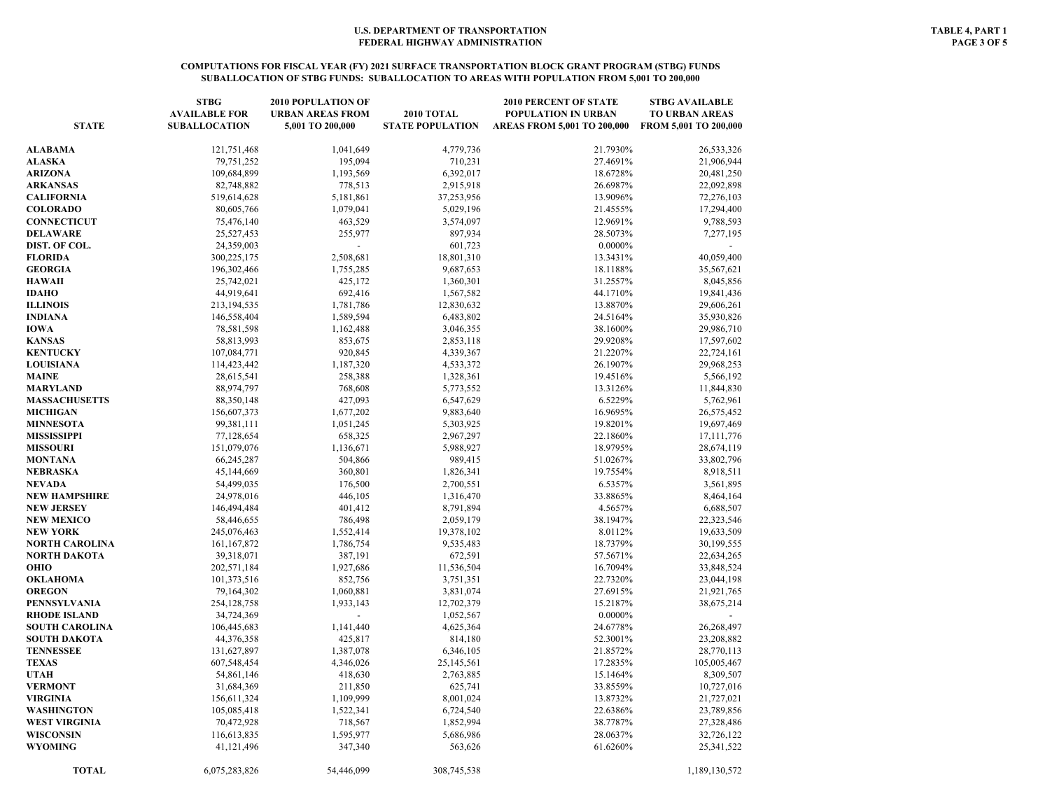**U.S. DEPARTMENT OF TRANSPORTATION**
**FEDERAL HIGHWAY ADMINISTRATION**

**TABLE 4, PART 1**

## COMPUTATIONS FOR FISCAL YEAR (FY) 2021 SURFACE TRANSPORTATION BLOCK GRANT PROGRAM (STBG) FUNDS
## SUBALLOCATION OF STBG FUNDS: SUBALLOCATION TO AREAS WITH POPULATION FROM 5,001 TO 200,000

| STATE | STBG AVAILABLE FOR SUBALLOCATION | 2010 POPULATION OF URBAN AREAS FROM 5,001 TO 200,000 | 2010 TOTAL STATE POPULATION | 2010 PERCENT OF STATE POPULATION IN URBAN AREAS FROM 5,001 TO 200,000 | STBG AVAILABLE TO URBAN AREAS FROM 5,001 TO 200,000 |
|---|---|---|---|---|---|
| **ALABAMA** | 121,751,468 | 1,041,649 | 4,779,736 | 21.7930% | 26,533,326 |
| **ALASKA** | 79,751,252 | 195,094 | 710,231 | 27.4691% | 21,906,944 |
| **ARIZONA** | 109,684,899 | 1,193,569 | 6,392,017 | 18.6728% | 20,481,250 |
| **ARKANSAS** | 82,748,882 | 778,513 | 2,915,918 | 26.6987% | 22,092,898 |
| **CALIFORNIA** | 519,614,628 | 5,181,861 | 37,253,956 | 13.9096% | 72,276,103 |
| **COLORADO** | 80,605,766 | 1,079,041 | 5,029,196 | 21.4555% | 17,294,400 |
| **CONNECTICUT** | 75,476,140 | 463,529 | 3,574,097 | 12.9691% | 9,788,593 |
| **DELAWARE** | 25,527,453 | 255,977 | 897,934 | 28.5073% | 7,277,195 |
| **DIST. OF COL.** | 24,359,003 | - | 601,723 | 0.0000% | - |
| **FLORIDA** | 300,225,175 | 2,508,681 | 18,801,310 | 13.3431% | 40,059,400 |
| **GEORGIA** | 196,302,466 | 1,755,285 | 9,687,653 | 18.1188% | 35,567,621 |
| **HAWAII** | 25,742,021 | 425,172 | 1,360,301 | 31.2557% | 8,045,856 |
| **IDAHO** | 44,919,641 | 692,416 | 1,567,582 | 44.1710% | 19,841,436 |
| **ILLINOIS** | 213,194,535 | 1,781,786 | 12,830,632 | 13.8870% | 29,606,261 |
| **INDIANA** | 146,558,404 | 1,589,594 | 6,483,802 | 24.5164% | 35,930,826 |
| **IOWA** | 78,581,598 | 1,162,488 | 3,046,355 | 38.1600% | 29,986,710 |
| **KANSAS** | 58,813,993 | 853,675 | 2,853,118 | 29.9208% | 17,597,602 |
| **KENTUCKY** | 107,084,771 | 920,845 | 4,339,367 | 21.2207% | 22,724,161 |
| **LOUISIANA** | 114,423,442 | 1,187,320 | 4,533,372 | 26.1907% | 29,968,253 |
| **MAINE** | 28,615,541 | 258,388 | 1,328,361 | 19.4516% | 5,566,192 |
| **MARYLAND** | 88,974,797 | 768,608 | 5,773,552 | 13.3126% | 11,844,830 |
| **MASSACHUSETTS** | 88,350,148 | 427,093 | 6,547,629 | 6.5229% | 5,762,961 |
| **MICHIGAN** | 156,607,373 | 1,677,202 | 9,883,640 | 16.9695% | 26,575,452 |
| **MINNESOTA** | 99,381,111 | 1,051,245 | 5,303,925 | 19.8201% | 19,697,469 |
| **MISSISSIPPI** | 77,128,654 | 658,325 | 2,967,297 | 22.1860% | 17,111,776 |
| **MISSOURI** | 151,079,076 | 1,136,671 | 5,988,927 | 18.9795% | 28,674,119 |
| **MONTANA** | 66,245,287 | 504,866 | 989,415 | 51.0267% | 33,802,796 |
| **NEBRASKA** | 45,144,669 | 360,801 | 1,826,341 | 19.7554% | 8,918,511 |
| **NEVADA** | 54,499,035 | 176,500 | 2,700,551 | 6.5357% | 3,561,895 |
| **NEW HAMPSHIRE** | 24,978,016 | 446,105 | 1,316,470 | 33.8865% | 8,464,164 |
| **NEW JERSEY** | 146,494,484 | 401,412 | 8,791,894 | 4.5657% | 6,688,507 |
| **NEW MEXICO** | 58,446,655 | 786,498 | 2,059,179 | 38.1947% | 22,323,546 |
| **NEW YORK** | 245,076,463 | 1,552,414 | 19,378,102 | 8.0112% | 19,633,509 |
| **NORTH CAROLINA** | 161,167,872 | 1,786,754 | 9,535,483 | 18.7379% | 30,199,555 |
| **NORTH DAKOTA** | 39,318,071 | 387,191 | 672,591 | 57.5671% | 22,634,265 |
| **OHIO** | 202,571,184 | 1,927,686 | 11,536,504 | 16.7094% | 33,848,524 |
| **OKLAHOMA** | 101,373,516 | 852,756 | 3,751,351 | 22.7320% | 23,044,198 |
| **OREGON** | 79,164,302 | 1,060,881 | 3,831,074 | 27.6915% | 21,921,765 |
| **PENNSYLVANIA** | 254,128,758 | 1,933,143 | 12,702,379 | 15.2187% | 38,675,214 |
| **RHODE ISLAND** | 34,724,369 | - | 1,052,567 | 0.0000% | - |
| **SOUTH CAROLINA** | 106,445,683 | 1,141,440 | 4,625,364 | 24.6778% | 26,268,497 |
| **SOUTH DAKOTA** | 44,376,358 | 425,817 | 814,180 | 52.3001% | 23,208,882 |
| **TENNESSEE** | 131,627,897 | 1,387,078 | 6,346,105 | 21.8572% | 28,770,113 |
| **TEXAS** | 607,548,454 | 4,346,026 | 25,145,561 | 17.2835% | 105,005,467 |
| **UTAH** | 54,861,146 | 418,630 | 2,763,885 | 15.1464% | 8,309,507 |
| **VERMONT** | 31,684,369 | 211,850 | 625,741 | 33.8559% | 10,727,016 |
| **VIRGINIA** | 156,611,324 | 1,109,999 | 8,001,024 | 13.8732% | 21,727,021 |
| **WASHINGTON** | 105,085,418 | 1,522,341 | 6,724,540 | 22.6386% | 23,789,856 |
| **WEST VIRGINIA** | 70,472,928 | 718,567 | 1,852,994 | 38.7787% | 27,328,486 |
| **WISCONSIN** | 116,613,835 | 1,595,977 | 5,686,986 | 28.0637% | 32,726,122 |
| **WYOMING** | 41,121,496 | 347,340 | 563,626 | 61.6260% | 25,341,522 |
| **TOTAL** | 6,075,283,826 | 54,446,099 | 308,745,538 | | 1,189,130,572 |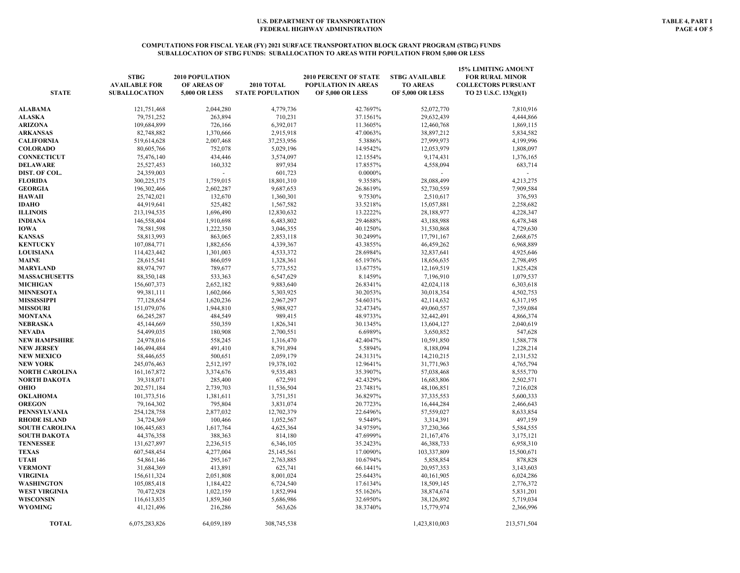U.S. DEPARTMENT OF TRANSPORTATION
FEDERAL HIGHWAY ADMINISTRATION

TABLE 4, PART 1

## COMPUTATIONS FOR FISCAL YEAR (FY) 2021 SURFACE TRANSPORTATION BLOCK GRANT PROGRAM (STBG) FUNDS
## SUBALLOCATION OF STBG FUNDS: SUBALLOCATION TO AREAS WITH POPULATION FROM 5,000 OR LESS

| STATE | STBG AVAILABLE FOR SUBALLOCATION | 2010 POPULATION OF AREAS OF 5,000 OR LESS | 2010 TOTAL STATE POPULATION | 2010 PERCENT OF STATE POPULATION IN AREAS OF 5,000 OR LESS | STBG AVAILABLE TO AREAS OF 5,000 OR LESS | 15% LIMITING AMOUNT FOR RURAL MINOR COLLECTORS PURSUANT TO 23 U.S.C. 133(g)(1) |
|---|---|---|---|---|---|---|
| ALABAMA | 121,751,468 | 2,044,280 | 4,779,736 | 42.7697% | 52,072,770 | 7,810,916 |
| ALASKA | 79,751,252 | 263,894 | 710,231 | 37.1561% | 29,632,439 | 4,444,866 |
| ARIZONA | 109,684,899 | 726,166 | 6,392,017 | 11.3605% | 12,460,768 | 1,869,115 |
| ARKANSAS | 82,748,882 | 1,370,666 | 2,915,918 | 47.0063% | 38,897,212 | 5,834,582 |
| CALIFORNIA | 519,614,628 | 2,007,468 | 37,253,956 | 5.3886% | 27,999,973 | 4,199,996 |
| COLORADO | 80,605,766 | 752,078 | 5,029,196 | 14.9542% | 12,053,979 | 1,808,097 |
| CONNECTICUT | 75,476,140 | 434,446 | 3,574,097 | 12.1554% | 9,174,431 | 1,376,165 |
| DELAWARE | 25,527,453 | 160,332 | 897,934 | 17.8557% | 4,558,094 | 683,714 |
| DIST. OF COL. | 24,359,003 | - | 601,723 | 0.0000% | - | - |
| FLORIDA | 300,225,175 | 1,759,015 | 18,801,310 | 9.3558% | 28,088,499 | 4,213,275 |
| GEORGIA | 196,302,466 | 2,602,287 | 9,687,653 | 26.8619% | 52,730,559 | 7,909,584 |
| HAWAII | 25,742,021 | 132,670 | 1,360,301 | 9.7530% | 2,510,617 | 376,593 |
| IDAHO | 44,919,641 | 525,482 | 1,567,582 | 33.5218% | 15,057,881 | 2,258,682 |
| ILLINOIS | 213,194,535 | 1,696,490 | 12,830,632 | 13.2222% | 28,188,977 | 4,228,347 |
| INDIANA | 146,558,404 | 1,910,698 | 6,483,802 | 29.4688% | 43,188,988 | 6,478,348 |
| IOWA | 78,581,598 | 1,222,350 | 3,046,355 | 40.1250% | 31,530,868 | 4,729,630 |
| KANSAS | 58,813,993 | 863,065 | 2,853,118 | 30.2499% | 17,791,167 | 2,668,675 |
| KENTUCKY | 107,084,771 | 1,882,656 | 4,339,367 | 43.3855% | 46,459,262 | 6,968,889 |
| LOUISIANA | 114,423,442 | 1,301,003 | 4,533,372 | 28.6984% | 32,837,641 | 4,925,646 |
| MAINE | 28,615,541 | 866,059 | 1,328,361 | 65.1976% | 18,656,635 | 2,798,495 |
| MARYLAND | 88,974,797 | 789,677 | 5,773,552 | 13.6775% | 12,169,519 | 1,825,428 |
| MASSACHUSETTS | 88,350,148 | 533,363 | 6,547,629 | 8.1459% | 7,196,910 | 1,079,537 |
| MICHIGAN | 156,607,373 | 2,652,182 | 9,883,640 | 26.8341% | 42,024,118 | 6,303,618 |
| MINNESOTA | 99,381,111 | 1,602,066 | 5,303,925 | 30.2053% | 30,018,354 | 4,502,753 |
| MISSISSIPPI | 77,128,654 | 1,620,236 | 2,967,297 | 54.6031% | 42,114,632 | 6,317,195 |
| MISSOURI | 151,079,076 | 1,944,810 | 5,988,927 | 32.4734% | 49,060,557 | 7,359,084 |
| MONTANA | 66,245,287 | 484,549 | 989,415 | 48.9733% | 32,442,491 | 4,866,374 |
| NEBRASKA | 45,144,669 | 550,359 | 1,826,341 | 30.1345% | 13,604,127 | 2,040,619 |
| NEVADA | 54,499,035 | 180,908 | 2,700,551 | 6.6989% | 3,650,852 | 547,628 |
| NEW HAMPSHIRE | 24,978,016 | 558,245 | 1,316,470 | 42.4047% | 10,591,850 | 1,588,778 |
| NEW JERSEY | 146,494,484 | 491,410 | 8,791,894 | 5.5894% | 8,188,094 | 1,228,214 |
| NEW MEXICO | 58,446,655 | 500,651 | 2,059,179 | 24.3131% | 14,210,215 | 2,131,532 |
| NEW YORK | 245,076,463 | 2,512,197 | 19,378,102 | 12.9641% | 31,771,963 | 4,765,794 |
| NORTH CAROLINA | 161,167,872 | 3,374,676 | 9,535,483 | 35.3907% | 57,038,468 | 8,555,770 |
| NORTH DAKOTA | 39,318,071 | 285,400 | 672,591 | 42.4329% | 16,683,806 | 2,502,571 |
| OHIO | 202,571,184 | 2,739,703 | 11,536,504 | 23.7481% | 48,106,851 | 7,216,028 |
| OKLAHOMA | 101,373,516 | 1,381,611 | 3,751,351 | 36.8297% | 37,335,553 | 5,600,333 |
| OREGON | 79,164,302 | 795,804 | 3,831,074 | 20.7723% | 16,444,284 | 2,466,643 |
| PENNSYLVANIA | 254,128,758 | 2,877,032 | 12,702,379 | 22.6496% | 57,559,027 | 8,633,854 |
| RHODE ISLAND | 34,724,369 | 100,466 | 1,052,567 | 9.5449% | 3,314,391 | 497,159 |
| SOUTH CAROLINA | 106,445,683 | 1,617,764 | 4,625,364 | 34.9759% | 37,230,366 | 5,584,555 |
| SOUTH DAKOTA | 44,376,358 | 388,363 | 814,180 | 47.6999% | 21,167,476 | 3,175,121 |
| TENNESSEE | 131,627,897 | 2,236,515 | 6,346,105 | 35.2423% | 46,388,733 | 6,958,310 |
| TEXAS | 607,548,454 | 4,277,004 | 25,145,561 | 17.0090% | 103,337,809 | 15,500,671 |
| UTAH | 54,861,146 | 295,167 | 2,763,885 | 10.6794% | 5,858,854 | 878,828 |
| VERMONT | 31,684,369 | 413,891 | 625,741 | 66.1441% | 20,957,353 | 3,143,603 |
| VIRGINIA | 156,611,324 | 2,051,808 | 8,001,024 | 25.6443% | 40,161,905 | 6,024,286 |
| WASHINGTON | 105,085,418 | 1,184,422 | 6,724,540 | 17.6134% | 18,509,145 | 2,776,372 |
| WEST VIRGINIA | 70,472,928 | 1,022,159 | 1,852,994 | 55.1626% | 38,874,674 | 5,831,201 |
| WISCONSIN | 116,613,835 | 1,859,360 | 5,686,986 | 32.6950% | 38,126,892 | 5,719,034 |
| WYOMING | 41,121,496 | 216,286 | 563,626 | 38.3740% | 15,779,974 | 2,366,996 |
| TOTAL | 6,075,283,826 | 64,059,189 | 308,745,538 | | 1,423,810,003 | 213,571,504 |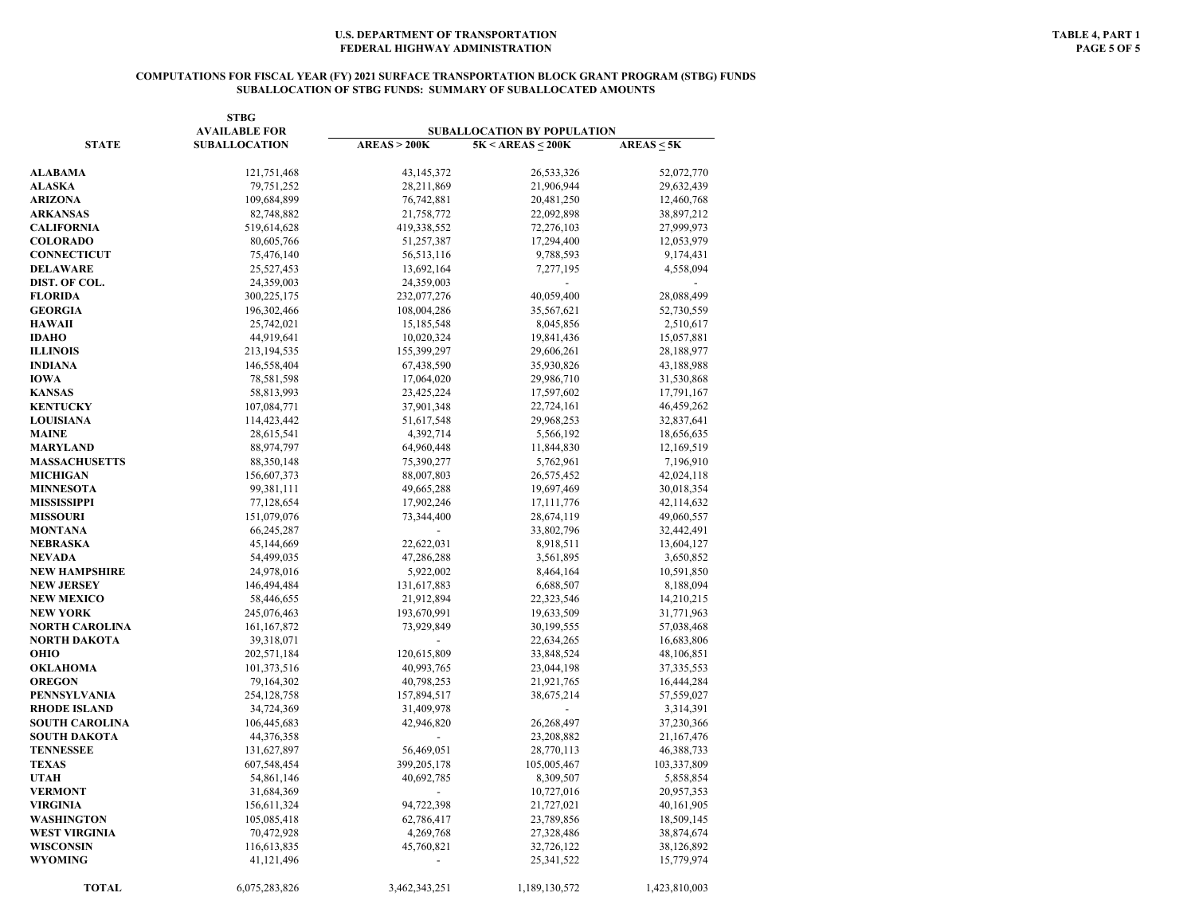**U.S. DEPARTMENT OF TRANSPORTATION**
**FEDERAL HIGHWAY ADMINISTRATION**

**TABLE 4, PART 1**
**PAGE 5 OF 5**

## COMPUTATIONS FOR FISCAL YEAR (FY) 2021 SURFACE TRANSPORTATION BLOCK GRANT PROGRAM (STBG) FUNDS
## SUBALLOCATION OF STBG FUNDS: SUMMARY OF SUBALLOCATED AMOUNTS

| STATE | STBG AVAILABLE FOR SUBALLOCATION | SUBALLOCATION BY POPULATION | | |
|---|---|---|---|---|
| | | AREAS > 200K | 5K < AREAS ≤ 200K | AREAS ≤ 5K |
| ALABAMA | 121,751,468 | 43,145,372 | 26,533,326 | 52,072,770 |
| ALASKA | 79,751,252 | 28,211,869 | 21,906,944 | 29,632,439 |
| ARIZONA | 109,684,899 | 76,742,881 | 20,481,250 | 12,460,768 |
| ARKANSAS | 82,748,882 | 21,758,772 | 22,092,898 | 38,897,212 |
| CALIFORNIA | 519,614,628 | 419,338,552 | 72,276,103 | 27,999,973 |
| COLORADO | 80,605,766 | 51,257,387 | 17,294,400 | 12,053,979 |
| CONNECTICUT | 75,476,140 | 56,513,116 | 9,788,593 | 9,174,431 |
| DELAWARE | 25,527,453 | 13,692,164 | 7,277,195 | 4,558,094 |
| DIST. OF COL. | 24,359,003 | 24,359,003 | - | - |
| FLORIDA | 300,225,175 | 232,077,276 | 40,059,400 | 28,088,499 |
| GEORGIA | 196,302,466 | 108,004,286 | 35,567,621 | 52,730,559 |
| HAWAII | 25,742,021 | 15,185,548 | 8,045,856 | 2,510,617 |
| IDAHO | 44,919,641 | 10,020,324 | 19,841,436 | 15,057,881 |
| ILLINOIS | 213,194,535 | 155,399,297 | 29,606,261 | 28,188,977 |
| INDIANA | 146,558,404 | 67,438,590 | 35,930,826 | 43,188,988 |
| IOWA | 78,581,598 | 17,064,020 | 29,986,710 | 31,530,868 |
| KANSAS | 58,813,993 | 23,425,224 | 17,597,602 | 17,791,167 |
| KENTUCKY | 107,084,771 | 37,901,348 | 22,724,161 | 46,459,262 |
| LOUISIANA | 114,423,442 | 51,617,548 | 29,968,253 | 32,837,641 |
| MAINE | 28,615,541 | 4,392,714 | 5,566,192 | 18,656,635 |
| MARYLAND | 88,974,797 | 64,960,448 | 11,844,830 | 12,169,519 |
| MASSACHUSETTS | 88,350,148 | 75,390,277 | 5,762,961 | 7,196,910 |
| MICHIGAN | 156,607,373 | 88,007,803 | 26,575,452 | 42,024,118 |
| MINNESOTA | 99,381,111 | 49,665,288 | 19,697,469 | 30,018,354 |
| MISSISSIPPI | 77,128,654 | 17,902,246 | 17,111,776 | 42,114,632 |
| MISSOURI | 151,079,076 | 73,344,400 | 28,674,119 | 49,060,557 |
| MONTANA | 66,245,287 | - | 33,802,796 | 32,442,491 |
| NEBRASKA | 45,144,669 | 22,622,031 | 8,918,511 | 13,604,127 |
| NEVADA | 54,499,035 | 47,286,288 | 3,561,895 | 3,650,852 |
| NEW HAMPSHIRE | 24,978,016 | 5,922,002 | 8,464,164 | 10,591,850 |
| NEW JERSEY | 146,494,484 | 131,617,883 | 6,688,507 | 8,188,094 |
| NEW MEXICO | 58,446,655 | 21,912,894 | 22,323,546 | 14,210,215 |
| NEW YORK | 245,076,463 | 193,670,991 | 19,633,509 | 31,771,963 |
| NORTH CAROLINA | 161,167,872 | 73,929,849 | 30,199,555 | 57,038,468 |
| NORTH DAKOTA | 39,318,071 | - | 22,634,265 | 16,683,806 |
| OHIO | 202,571,184 | 120,615,809 | 33,848,524 | 48,106,851 |
| OKLAHOMA | 101,373,516 | 40,993,765 | 23,044,198 | 37,335,553 |
| OREGON | 79,164,302 | 40,798,253 | 21,921,765 | 16,444,284 |
| PENNSYLVANIA | 254,128,758 | 157,894,517 | 38,675,214 | 57,559,027 |
| RHODE ISLAND | 34,724,369 | 31,409,978 | - | 3,314,391 |
| SOUTH CAROLINA | 106,445,683 | 42,946,820 | 26,268,497 | 37,230,366 |
| SOUTH DAKOTA | 44,376,358 | - | 23,208,882 | 21,167,476 |
| TENNESSEE | 131,627,897 | 56,469,051 | 28,770,113 | 46,388,733 |
| TEXAS | 607,548,454 | 399,205,178 | 105,005,467 | 103,337,809 |
| UTAH | 54,861,146 | 40,692,785 | 8,309,507 | 5,858,854 |
| VERMONT | 31,684,369 | - | 10,727,016 | 20,957,353 |
| VIRGINIA | 156,611,324 | 94,722,398 | 21,727,021 | 40,161,905 |
| WASHINGTON | 105,085,418 | 62,786,417 | 23,789,856 | 18,509,145 |
| WEST VIRGINIA | 70,472,928 | 4,269,768 | 27,328,486 | 38,874,674 |
| WISCONSIN | 116,613,835 | 45,760,821 | 32,726,122 | 38,126,892 |
| WYOMING | 41,121,496 | - | 25,341,522 | 15,779,974 |
| TOTAL | 6,075,283,826 | 3,462,343,251 | 1,189,130,572 | 1,423,810,003 |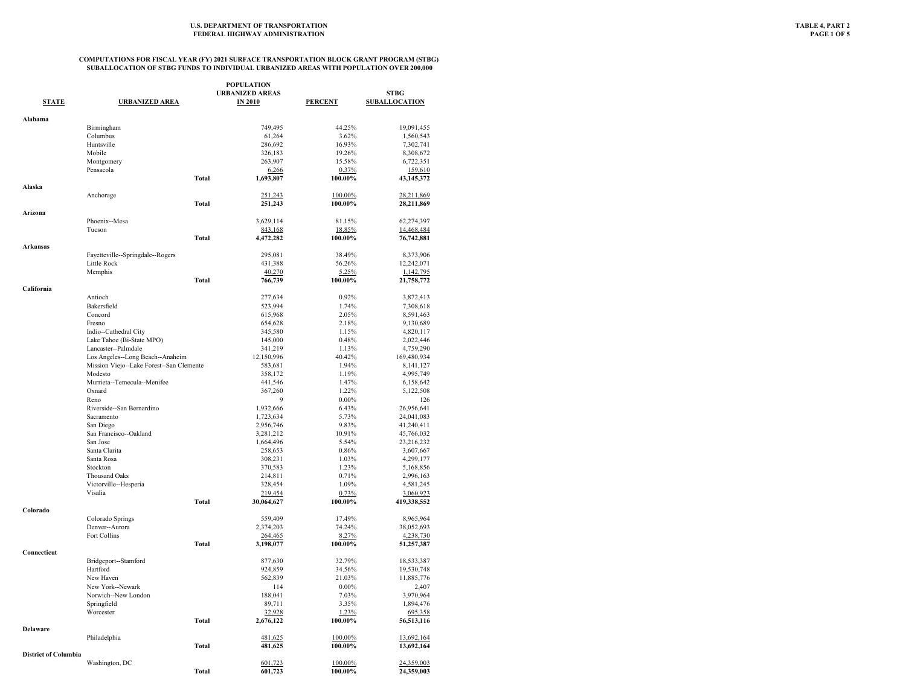U.S. DEPARTMENT OF TRANSPORTATION
FEDERAL HIGHWAY ADMINISTRATION

TABLE 4, PART 2

**COMPUTATIONS FOR FISCAL YEAR (FY) 2021 SURFACE TRANSPORTATION BLOCK GRANT PROGRAM (STBG)**
**SUBALLOCATION OF STBG FUNDS TO INDIVIDUAL URBANIZED AREAS WITH POPULATION OVER 200,000**

| STATE | URBANIZED AREA | | POPULATION URBANIZED AREAS IN 2010 | PERCENT | STBG SUBALLOCATION |
|---|---|---|---|---|---|
| **Alabama** | | | | | |
| | Birmingham | | 749,495 | 44.25% | 19,091,455 |
| | Columbus | | 61,264 | 3.62% | 1,560,543 |
| | Huntsville | | 286,692 | 16.93% | 7,302,741 |
| | Mobile | | 326,183 | 19.26% | 8,308,672 |
| | Montgomery | | 263,907 | 15.58% | 6,722,351 |
| | Pensacola | | 6,266 | 0.37% | 159,610 |
| | | **Total** | **1,693,807** | **100.00%** | **43,145,372** |
| **Alaska** | | | | | |
| | Anchorage | | 251,243 | 100.00% | 28,211,869 |
| | | **Total** | **251,243** | **100.00%** | **28,211,869** |
| **Arizona** | | | | | |
| | Phoenix--Mesa | | 3,629,114 | 81.15% | 62,274,397 |
| | Tucson | | 843,168 | 18.85% | 14,468,484 |
| | | **Total** | **4,472,282** | **100.00%** | **76,742,881** |
| **Arkansas** | | | | | |
| | Fayetteville--Springdale--Rogers | | 295,081 | 38.49% | 8,373,906 |
| | Little Rock | | 431,388 | 56.26% | 12,242,071 |
| | Memphis | | 40,270 | 5.25% | 1,142,795 |
| | | **Total** | **766,739** | **100.00%** | **21,758,772** |
| **California** | | | | | |
| | Antioch | | 277,634 | 0.92% | 3,872,413 |
| | Bakersfield | | 523,994 | 1.74% | 7,308,618 |
| | Concord | | 615,968 | 2.05% | 8,591,463 |
| | Fresno | | 654,628 | 2.18% | 9,130,689 |
| | Indio--Cathedral City | | 345,580 | 1.15% | 4,820,117 |
| | Lake Tahoe (Bi-State MPO) | | 145,000 | 0.48% | 2,022,446 |
| | Lancaster--Palmdale | | 341,219 | 1.13% | 4,759,290 |
| | Los Angeles--Long Beach--Anaheim | | 12,150,996 | 40.42% | 169,480,934 |
| | Mission Viejo--Lake Forest--San Clemente | | 583,681 | 1.94% | 8,141,127 |
| | Modesto | | 358,172 | 1.19% | 4,995,749 |
| | Murrieta--Temecula--Menifee | | 441,546 | 1.47% | 6,158,642 |
| | Oxnard | | 367,260 | 1.22% | 5,122,508 |
| | Reno | | 9 | 0.00% | 126 |
| | Riverside--San Bernardino | | 1,932,666 | 6.43% | 26,956,641 |
| | Sacramento | | 1,723,634 | 5.73% | 24,041,083 |
| | San Diego | | 2,956,746 | 9.83% | 41,240,411 |
| | San Francisco--Oakland | | 3,281,212 | 10.91% | 45,766,032 |
| | San Jose | | 1,664,496 | 5.54% | 23,216,232 |
| | Santa Clarita | | 258,653 | 0.86% | 3,607,667 |
| | Santa Rosa | | 308,231 | 1.03% | 4,299,177 |
| | Stockton | | 370,583 | 1.23% | 5,168,856 |
| | Thousand Oaks | | 214,811 | 0.71% | 2,996,163 |
| | Victorville--Hesperia | | 328,454 | 1.09% | 4,581,245 |
| | Visalia | | 219,454 | 0.73% | 3,060,923 |
| | | **Total** | **30,064,627** | **100.00%** | **419,338,552** |
| **Colorado** | | | | | |
| | Colorado Springs | | 559,409 | 17.49% | 8,965,964 |
| | Denver--Aurora | | 2,374,203 | 74.24% | 38,052,693 |
| | Fort Collins | | 264,465 | 8.27% | 4,238,730 |
| | | **Total** | **3,198,077** | **100.00%** | **51,257,387** |
| **Connecticut** | | | | | |
| | Bridgeport--Stamford | | 877,630 | 32.79% | 18,533,387 |
| | Hartford | | 924,859 | 34.56% | 19,530,748 |
| | New Haven | | 562,839 | 21.03% | 11,885,776 |
| | New York--Newark | | 114 | 0.00% | 2,407 |
| | Norwich--New London | | 188,041 | 7.03% | 3,970,964 |
| | Springfield | | 89,711 | 3.35% | 1,894,476 |
| | Worcester | | 32,928 | 1.23% | 695,358 |
| | | **Total** | **2,676,122** | **100.00%** | **56,513,116** |
| **Delaware** | | | | | |
| | Philadelphia | | 481,625 | 100.00% | 13,692,164 |
| | | **Total** | **481,625** | **100.00%** | **13,692,164** |
| **District of Columbia** | | | | | |
| | Washington, DC | | 601,723 | 100.00% | 24,359,003 |
| | | **Total** | **601,723** | **100.00%** | **24,359,003** |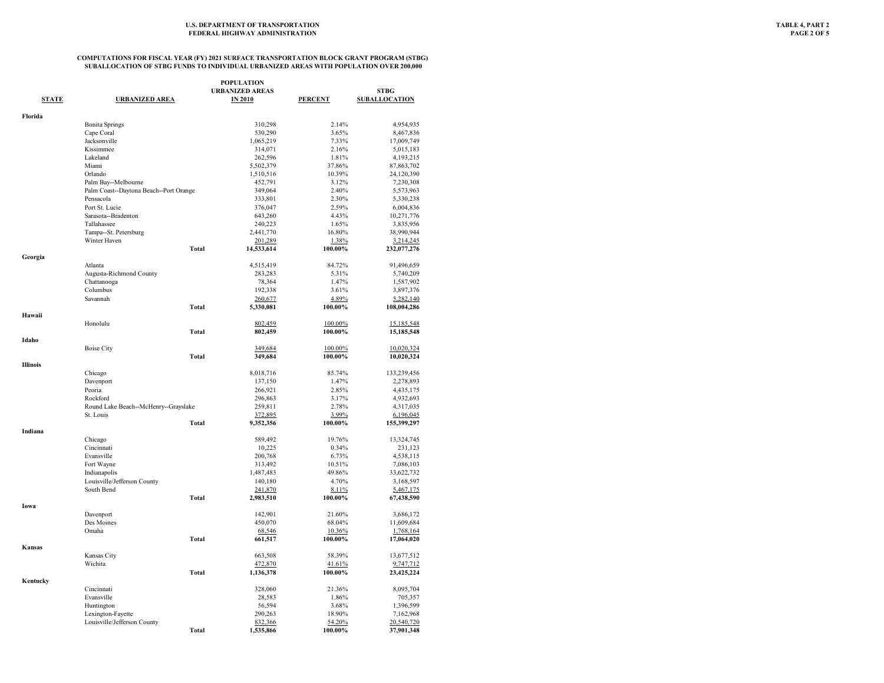**U.S. DEPARTMENT OF TRANSPORTATION**
**FEDERAL HIGHWAY ADMINISTRATION**

**TABLE 4, PART 2**
**PAGE 2 OF 5**

## COMPUTATIONS FOR FISCAL YEAR (FY) 2021 SURFACE TRANSPORTATION BLOCK GRANT PROGRAM (STBG) SUBALLOCATION OF STBG FUNDS TO INDIVIDUAL URBANIZED AREAS WITH POPULATION OVER 200,000

| STATE | URBANIZED AREA | POPULATION URBANIZED AREAS IN 2010 | PERCENT | STBG SUBALLOCATION |
|---|---|---|---|---|
| **Florida** | | | | |
| | Bonita Springs | 310,298 | 2.14% | 4,954,935 |
| | Cape Coral | 530,290 | 3.65% | 8,467,836 |
| | Jacksonville | 1,065,219 | 7.33% | 17,009,749 |
| | Kissimmee | 314,071 | 2.16% | 5,015,183 |
| | Lakeland | 262,596 | 1.81% | 4,193,215 |
| | Miami | 5,502,379 | 37.86% | 87,863,702 |
| | Orlando | 1,510,516 | 10.39% | 24,120,390 |
| | Palm Bay--Melbourne | 452,791 | 3.12% | 7,230,308 |
| | Palm Coast--Daytona Beach--Port Orange | 349,064 | 2.40% | 5,573,963 |
| | Pensacola | 333,801 | 2.30% | 5,330,238 |
| | Port St. Lucie | 376,047 | 2.59% | 6,004,836 |
| | Sarasota--Bradenton | 643,260 | 4.43% | 10,271,776 |
| | Tallahassee | 240,223 | 1.65% | 3,835,956 |
| | Tampa--St. Petersburg | 2,441,770 | 16.80% | 38,990,944 |
| | Winter Haven | 201,289 | 1.38% | 3,214,245 |
| | **Total** | **14,533,614** | **100.00%** | **232,077,276** |
| **Georgia** | | | | |
| | Atlanta | 4,515,419 | 84.72% | 91,496,659 |
| | Augusta-Richmond County | 283,283 | 5.31% | 5,740,209 |
| | Chattanooga | 78,364 | 1.47% | 1,587,902 |
| | Columbus | 192,338 | 3.61% | 3,897,376 |
| | Savannah | 260,677 | 4.89% | 5,282,140 |
| | **Total** | **5,330,081** | **100.00%** | **108,004,286** |
| **Hawaii** | | | | |
| | Honolulu | 802,459 | 100.00% | 15,185,548 |
| | **Total** | **802,459** | **100.00%** | **15,185,548** |
| **Idaho** | | | | |
| | Boise City | 349,684 | 100.00% | 10,020,324 |
| | **Total** | **349,684** | **100.00%** | **10,020,324** |
| **Illinois** | | | | |
| | Chicago | 8,018,716 | 85.74% | 133,239,456 |
| | Davenport | 137,150 | 1.47% | 2,278,893 |
| | Peoria | 266,921 | 2.85% | 4,435,175 |
| | Rockford | 296,863 | 3.17% | 4,932,693 |
| | Round Lake Beach--McHenry--Grayslake | 259,811 | 2.78% | 4,317,035 |
| | St. Louis | 372,895 | 3.99% | 6,196,045 |
| | **Total** | **9,352,356** | **100.00%** | **155,399,297** |
| **Indiana** | | | | |
| | Chicago | 589,492 | 19.76% | 13,324,745 |
| | Cincinnati | 10,225 | 0.34% | 231,123 |
| | Evansville | 200,768 | 6.73% | 4,538,115 |
| | Fort Wayne | 313,492 | 10.51% | 7,086,103 |
| | Indianapolis | 1,487,483 | 49.86% | 33,622,732 |
| | Louisville/Jefferson County | 140,180 | 4.70% | 3,168,597 |
| | South Bend | 241,870 | 8.11% | 5,467,175 |
| | **Total** | **2,983,510** | **100.00%** | **67,438,590** |
| **Iowa** | | | | |
| | Davenport | 142,901 | 21.60% | 3,686,172 |
| | Des Moines | 450,070 | 68.04% | 11,609,684 |
| | Omaha | 68,546 | 10.36% | 1,768,164 |
| | **Total** | **661,517** | **100.00%** | **17,064,020** |
| **Kansas** | | | | |
| | Kansas City | 663,508 | 58.39% | 13,677,512 |
| | Wichita | 472,870 | 41.61% | 9,747,712 |
| | **Total** | **1,136,378** | **100.00%** | **23,425,224** |
| **Kentucky** | | | | |
| | Cincinnati | 328,060 | 21.36% | 8,095,704 |
| | Evansville | 28,583 | 1.86% | 705,357 |
| | Huntington | 56,594 | 3.68% | 1,396,599 |
| | Lexington-Fayette | 290,263 | 18.90% | 7,162,968 |
| | Louisville/Jefferson County | 832,366 | 54.20% | 20,540,720 |
| | **Total** | **1,535,866** | **100.00%** | **37,901,348** |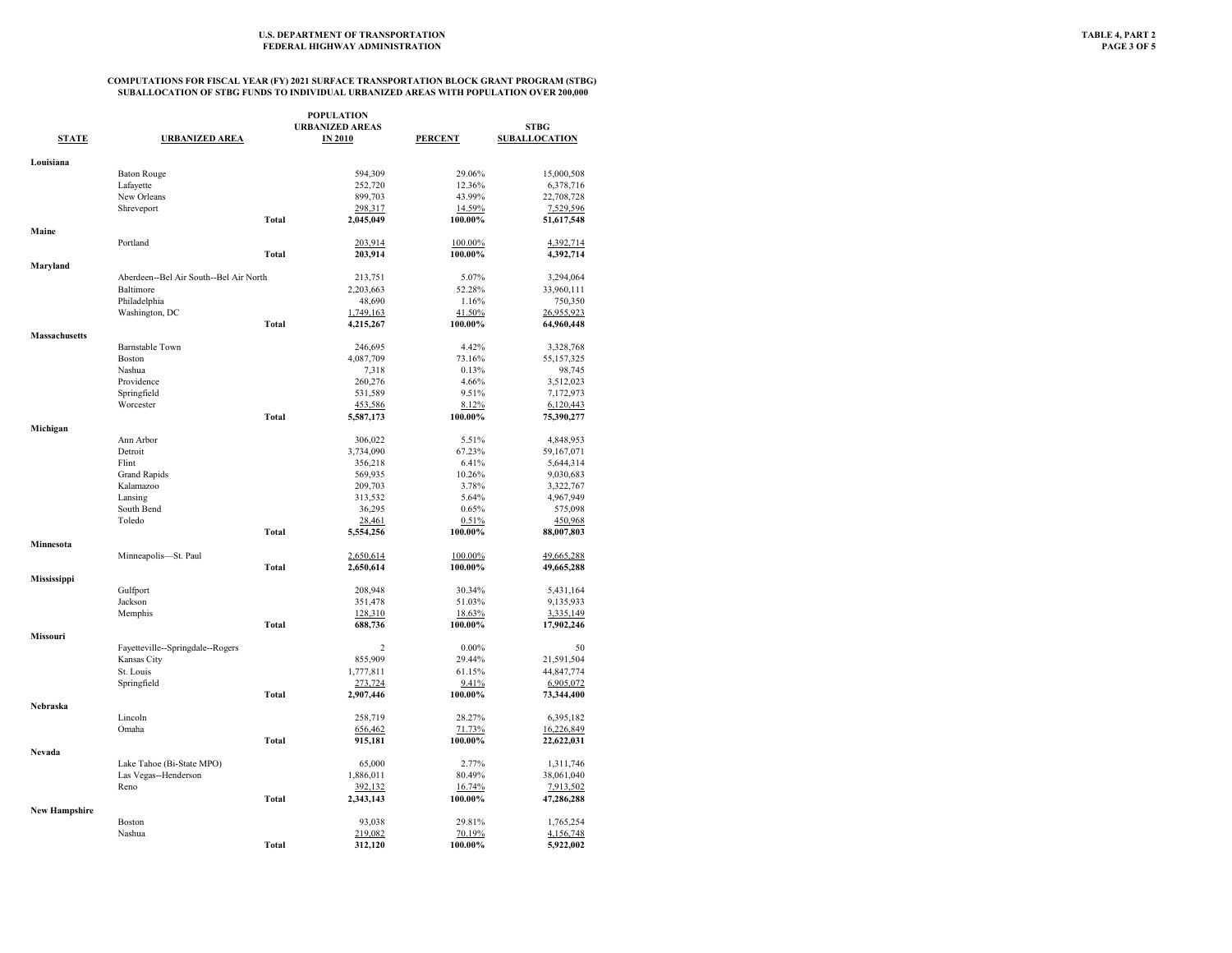U.S. DEPARTMENT OF TRANSPORTATION
FEDERAL HIGHWAY ADMINISTRATION

TABLE 4, PART 2

## COMPUTATIONS FOR FISCAL YEAR (FY) 2021 SURFACE TRANSPORTATION BLOCK GRANT PROGRAM (STBG) SUBALLOCATION OF STBG FUNDS TO INDIVIDUAL URBANIZED AREAS WITH POPULATION OVER 200,000

| STATE | URBANIZED AREA | | POPULATION URBANIZED AREAS IN 2010 | PERCENT | STBG SUBALLOCATION |
|---|---|---|---|---|---|
| **Louisiana** | | | | | |
| | Baton Rouge | | 594,309 | 29.06% | 15,000,508 |
| | Lafayette | | 252,720 | 12.36% | 6,378,716 |
| | New Orleans | | 899,703 | 43.99% | 22,708,728 |
| | Shreveport | | 298,317 | 14.59% | 7,529,596 |
| | | **Total** | **2,045,049** | **100.00%** | **51,617,548** |
| **Maine** | | | | | |
| | Portland | | 203,914 | 100.00% | 4,392,714 |
| | | **Total** | **203,914** | **100.00%** | **4,392,714** |
| **Maryland** | | | | | |
| | Aberdeen--Bel Air South--Bel Air North | | 213,751 | 5.07% | 3,294,064 |
| | Baltimore | | 2,203,663 | 52.28% | 33,960,111 |
| | Philadelphia | | 48,690 | 1.16% | 750,350 |
| | Washington, DC | | 1,749,163 | 41.50% | 26,955,923 |
| | | **Total** | **4,215,267** | **100.00%** | **64,960,448** |
| **Massachusetts** | | | | | |
| | Barnstable Town | | 246,695 | 4.42% | 3,328,768 |
| | Boston | | 4,087,709 | 73.16% | 55,157,325 |
| | Nashua | | 7,318 | 0.13% | 98,745 |
| | Providence | | 260,276 | 4.66% | 3,512,023 |
| | Springfield | | 531,589 | 9.51% | 7,172,973 |
| | Worcester | | 453,586 | 8.12% | 6,120,443 |
| | | **Total** | **5,587,173** | **100.00%** | **75,390,277** |
| **Michigan** | | | | | |
| | Ann Arbor | | 306,022 | 5.51% | 4,848,953 |
| | Detroit | | 3,734,090 | 67.23% | 59,167,071 |
| | Flint | | 356,218 | 6.41% | 5,644,314 |
| | Grand Rapids | | 569,935 | 10.26% | 9,030,683 |
| | Kalamazoo | | 209,703 | 3.78% | 3,322,767 |
| | Lansing | | 313,532 | 5.64% | 4,967,949 |
| | South Bend | | 36,295 | 0.65% | 575,098 |
| | Toledo | | 28,461 | 0.51% | 450,968 |
| | | **Total** | **5,554,256** | **100.00%** | **88,007,803** |
| **Minnesota** | | | | | |
| | Minneapolis—St. Paul | | 2,650,614 | 100.00% | 49,665,288 |
| | | **Total** | **2,650,614** | **100.00%** | **49,665,288** |
| **Mississippi** | | | | | |
| | Gulfport | | 208,948 | 30.34% | 5,431,164 |
| | Jackson | | 351,478 | 51.03% | 9,135,933 |
| | Memphis | | 128,310 | 18.63% | 3,335,149 |
| | | **Total** | **688,736** | **100.00%** | **17,902,246** |
| **Missouri** | | | | | |
| | Fayetteville--Springdale--Rogers | | 2 | 0.00% | 50 |
| | Kansas City | | 855,909 | 29.44% | 21,591,504 |
| | St. Louis | | 1,777,811 | 61.15% | 44,847,774 |
| | Springfield | | 273,724 | 9.41% | 6,905,072 |
| | | **Total** | **2,907,446** | **100.00%** | **73,344,400** |
| **Nebraska** | | | | | |
| | Lincoln | | 258,719 | 28.27% | 6,395,182 |
| | Omaha | | 656,462 | 71.73% | 16,226,849 |
| | | **Total** | **915,181** | **100.00%** | **22,622,031** |
| **Nevada** | | | | | |
| | Lake Tahoe (Bi-State MPO) | | 65,000 | 2.77% | 1,311,746 |
| | Las Vegas--Henderson | | 1,886,011 | 80.49% | 38,061,040 |
| | Reno | | 392,132 | 16.74% | 7,913,502 |
| | | **Total** | **2,343,143** | **100.00%** | **47,286,288** |
| **New Hampshire** | | | | | |
| | Boston | | 93,038 | 29.81% | 1,765,254 |
| | Nashua | | 219,082 | 70.19% | 4,156,748 |
| | | **Total** | **312,120** | **100.00%** | **5,922,002** |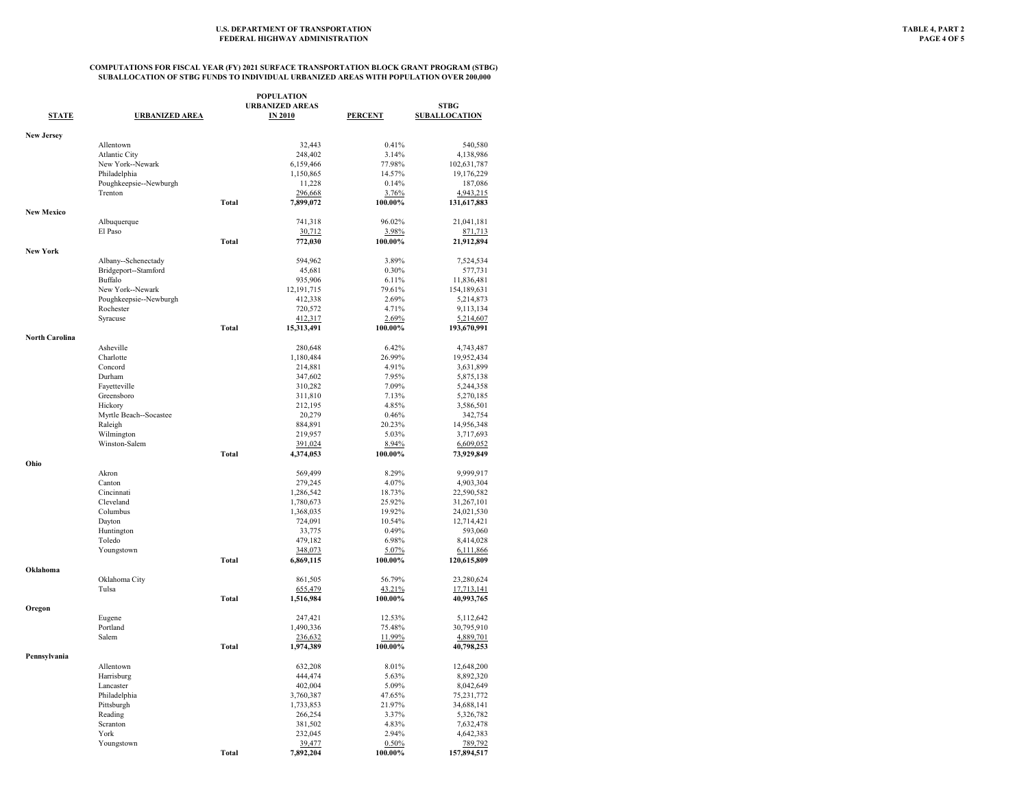**U.S. DEPARTMENT OF TRANSPORTATION**
**FEDERAL HIGHWAY ADMINISTRATION**

**TABLE 4, PART 2**

**COMPUTATIONS FOR FISCAL YEAR (FY) 2021 SURFACE TRANSPORTATION BLOCK GRANT PROGRAM (STBG) SUBALLOCATION OF STBG FUNDS TO INDIVIDUAL URBANIZED AREAS WITH POPULATION OVER 200,000**

| STATE | URBANIZED AREA | | POPULATION URBANIZED AREAS IN 2010 | PERCENT | STBG SUBALLOCATION |
|---|---|---|---|---|---|
| **New Jersey** | | | | | |
| | Allentown | | 32,443 | 0.41% | 540,580 |
| | Atlantic City | | 248,402 | 3.14% | 4,138,986 |
| | New York--Newark | | 6,159,466 | 77.98% | 102,631,787 |
| | Philadelphia | | 1,150,865 | 14.57% | 19,176,229 |
| | Poughkeepsie--Newburgh | | 11,228 | 0.14% | 187,086 |
| | Trenton | | 296,668 | 3.76% | 4,943,215 |
| | | **Total** | **7,899,072** | **100.00%** | **131,617,883** |
| **New Mexico** | | | | | |
| | Albuquerque | | 741,318 | 96.02% | 21,041,181 |
| | El Paso | | 30,712 | 3.98% | 871,713 |
| | | **Total** | **772,030** | **100.00%** | **21,912,894** |
| **New York** | | | | | |
| | Albany--Schenectady | | 594,962 | 3.89% | 7,524,534 |
| | Bridgeport--Stamford | | 45,681 | 0.30% | 577,731 |
| | Buffalo | | 935,906 | 6.11% | 11,836,481 |
| | New York--Newark | | 12,191,715 | 79.61% | 154,189,631 |
| | Poughkeepsie--Newburgh | | 412,338 | 2.69% | 5,214,873 |
| | Rochester | | 720,572 | 4.71% | 9,113,134 |
| | Syracuse | | 412,317 | 2.69% | 5,214,607 |
| | | **Total** | **15,313,491** | **100.00%** | **193,670,991** |
| **North Carolina** | | | | | |
| | Asheville | | 280,648 | 6.42% | 4,743,487 |
| | Charlotte | | 1,180,484 | 26.99% | 19,952,434 |
| | Concord | | 214,881 | 4.91% | 3,631,899 |
| | Durham | | 347,602 | 7.95% | 5,875,138 |
| | Fayetteville | | 310,282 | 7.09% | 5,244,358 |
| | Greensboro | | 311,810 | 7.13% | 5,270,185 |
| | Hickory | | 212,195 | 4.85% | 3,586,501 |
| | Myrtle Beach--Socastee | | 20,279 | 0.46% | 342,754 |
| | Raleigh | | 884,891 | 20.23% | 14,956,348 |
| | Wilmington | | 219,957 | 5.03% | 3,717,693 |
| | Winston-Salem | | 391,024 | 8.94% | 6,609,052 |
| | | **Total** | **4,374,053** | **100.00%** | **73,929,849** |
| **Ohio** | | | | | |
| | Akron | | 569,499 | 8.29% | 9,999,917 |
| | Canton | | 279,245 | 4.07% | 4,903,304 |
| | Cincinnati | | 1,286,542 | 18.73% | 22,590,582 |
| | Cleveland | | 1,780,673 | 25.92% | 31,267,101 |
| | Columbus | | 1,368,035 | 19.92% | 24,021,530 |
| | Dayton | | 724,091 | 10.54% | 12,714,421 |
| | Huntington | | 33,775 | 0.49% | 593,060 |
| | Toledo | | 479,182 | 6.98% | 8,414,028 |
| | Youngstown | | 348,073 | 5.07% | 6,111,866 |
| | | **Total** | **6,869,115** | **100.00%** | **120,615,809** |
| **Oklahoma** | | | | | |
| | Oklahoma City | | 861,505 | 56.79% | 23,280,624 |
| | Tulsa | | 655,479 | 43.21% | 17,713,141 |
| | | **Total** | **1,516,984** | **100.00%** | **40,993,765** |
| **Oregon** | | | | | |
| | Eugene | | 247,421 | 12.53% | 5,112,642 |
| | Portland | | 1,490,336 | 75.48% | 30,795,910 |
| | Salem | | 236,632 | 11.99% | 4,889,701 |
| | | **Total** | **1,974,389** | **100.00%** | **40,798,253** |
| **Pennsylvania** | | | | | |
| | Allentown | | 632,208 | 8.01% | 12,648,200 |
| | Harrisburg | | 444,474 | 5.63% | 8,892,320 |
| | Lancaster | | 402,004 | 5.09% | 8,042,649 |
| | Philadelphia | | 3,760,387 | 47.65% | 75,231,772 |
| | Pittsburgh | | 1,733,853 | 21.97% | 34,688,141 |
| | Reading | | 266,254 | 3.37% | 5,326,782 |
| | Scranton | | 381,502 | 4.83% | 7,632,478 |
| | York | | 232,045 | 2.94% | 4,642,383 |
| | Youngstown | | 39,477 | 0.50% | 789,792 |
| | | **Total** | **7,892,204** | **100.00%** | **157,894,517** |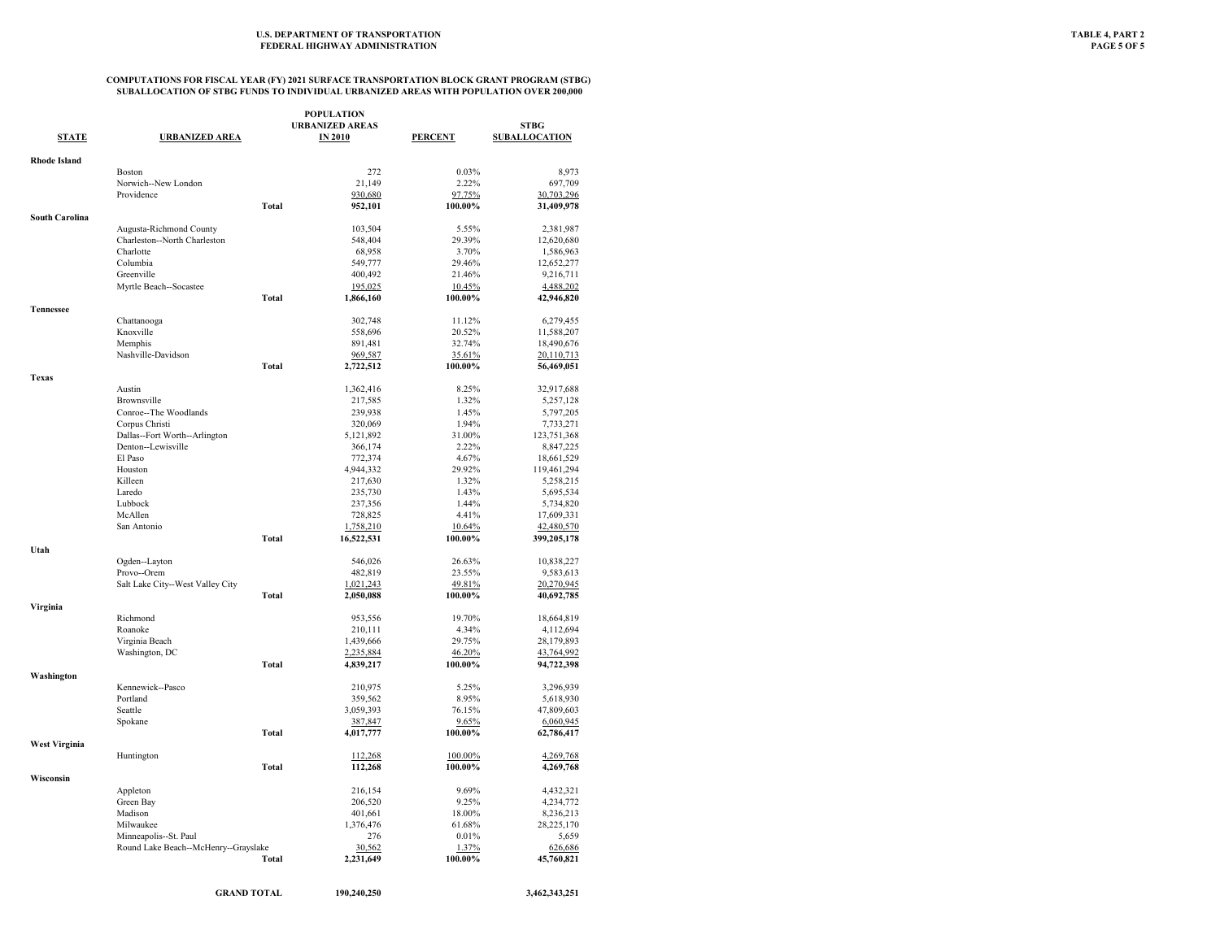U.S. DEPARTMENT OF TRANSPORTATION
FEDERAL HIGHWAY ADMINISTRATION

TABLE 4, PART 2

### COMPUTATIONS FOR FISCAL YEAR (FY) 2021 SURFACE TRANSPORTATION BLOCK GRANT PROGRAM (STBG) SUBALLOCATION OF STBG FUNDS TO INDIVIDUAL URBANIZED AREAS WITH POPULATION OVER 200,000

| STATE | URBANIZED AREA | POPULATION URBANIZED AREAS IN 2010 | PERCENT | STBG SUBALLOCATION |
|---|---|---|---|---|
| **Rhode Island** | | | | |
| | Boston | 272 | 0.03% | 8,973 |
| | Norwich--New London | 21,149 | 2.22% | 697,709 |
| | Providence | 930,680 | 97.75% | 30,703,296 |
| | **Total** | **952,101** | **100.00%** | **31,409,978** |
| **South Carolina** | | | | |
| | Augusta-Richmond County | 103,504 | 5.55% | 2,381,987 |
| | Charleston--North Charleston | 548,404 | 29.39% | 12,620,680 |
| | Charlotte | 68,958 | 3.70% | 1,586,963 |
| | Columbia | 549,777 | 29.46% | 12,652,277 |
| | Greenville | 400,492 | 21.46% | 9,216,711 |
| | Myrtle Beach--Socastee | 195,025 | 10.45% | 4,488,202 |
| | **Total** | **1,866,160** | **100.00%** | **42,946,820** |
| **Tennessee** | | | | |
| | Chattanooga | 302,748 | 11.12% | 6,279,455 |
| | Knoxville | 558,696 | 20.52% | 11,588,207 |
| | Memphis | 891,481 | 32.74% | 18,490,676 |
| | Nashville-Davidson | 969,587 | 35.61% | 20,110,713 |
| | **Total** | **2,722,512** | **100.00%** | **56,469,051** |
| **Texas** | | | | |
| | Austin | 1,362,416 | 8.25% | 32,917,688 |
| | Brownsville | 217,585 | 1.32% | 5,257,128 |
| | Conroe--The Woodlands | 239,938 | 1.45% | 5,797,205 |
| | Corpus Christi | 320,069 | 1.94% | 7,733,271 |
| | Dallas--Fort Worth--Arlington | 5,121,892 | 31.00% | 123,751,368 |
| | Denton--Lewisville | 366,174 | 2.22% | 8,847,225 |
| | El Paso | 772,374 | 4.67% | 18,661,529 |
| | Houston | 4,944,332 | 29.92% | 119,461,294 |
| | Killeen | 217,630 | 1.32% | 5,258,215 |
| | Laredo | 235,730 | 1.43% | 5,695,534 |
| | Lubbock | 237,356 | 1.44% | 5,734,820 |
| | McAllen | 728,825 | 4.41% | 17,609,331 |
| | San Antonio | 1,758,210 | 10.64% | 42,480,570 |
| | **Total** | **16,522,531** | **100.00%** | **399,205,178** |
| **Utah** | | | | |
| | Ogden--Layton | 546,026 | 26.63% | 10,838,227 |
| | Provo--Orem | 482,819 | 23.55% | 9,583,613 |
| | Salt Lake City--West Valley City | 1,021,243 | 49.81% | 20,270,945 |
| | **Total** | **2,050,088** | **100.00%** | **40,692,785** |
| **Virginia** | | | | |
| | Richmond | 953,556 | 19.70% | 18,664,819 |
| | Roanoke | 210,111 | 4.34% | 4,112,694 |
| | Virginia Beach | 1,439,666 | 29.75% | 28,179,893 |
| | Washington, DC | 2,235,884 | 46.20% | 43,764,992 |
| | **Total** | **4,839,217** | **100.00%** | **94,722,398** |
| **Washington** | | | | |
| | Kennewick--Pasco | 210,975 | 5.25% | 3,296,939 |
| | Portland | 359,562 | 8.95% | 5,618,930 |
| | Seattle | 3,059,393 | 76.15% | 47,809,603 |
| | Spokane | 387,847 | 9.65% | 6,060,945 |
| | **Total** | **4,017,777** | **100.00%** | **62,786,417** |
| **West Virginia** | | | | |
| | Huntington | 112,268 | 100.00% | 4,269,768 |
| | **Total** | **112,268** | **100.00%** | **4,269,768** |
| **Wisconsin** | | | | |
| | Appleton | 216,154 | 9.69% | 4,432,321 |
| | Green Bay | 206,520 | 9.25% | 4,234,772 |
| | Madison | 401,661 | 18.00% | 8,236,213 |
| | Milwaukee | 1,376,476 | 61.68% | 28,225,170 |
| | Minneapolis--St. Paul | 276 | 0.01% | 5,659 |
| | Round Lake Beach--McHenry--Grayslake | 30,562 | 1.37% | 626,686 |
| | **Total** | **2,231,649** | **100.00%** | **45,760,821** |
| | **GRAND TOTAL** | **190,240,250** | | **3,462,343,251** |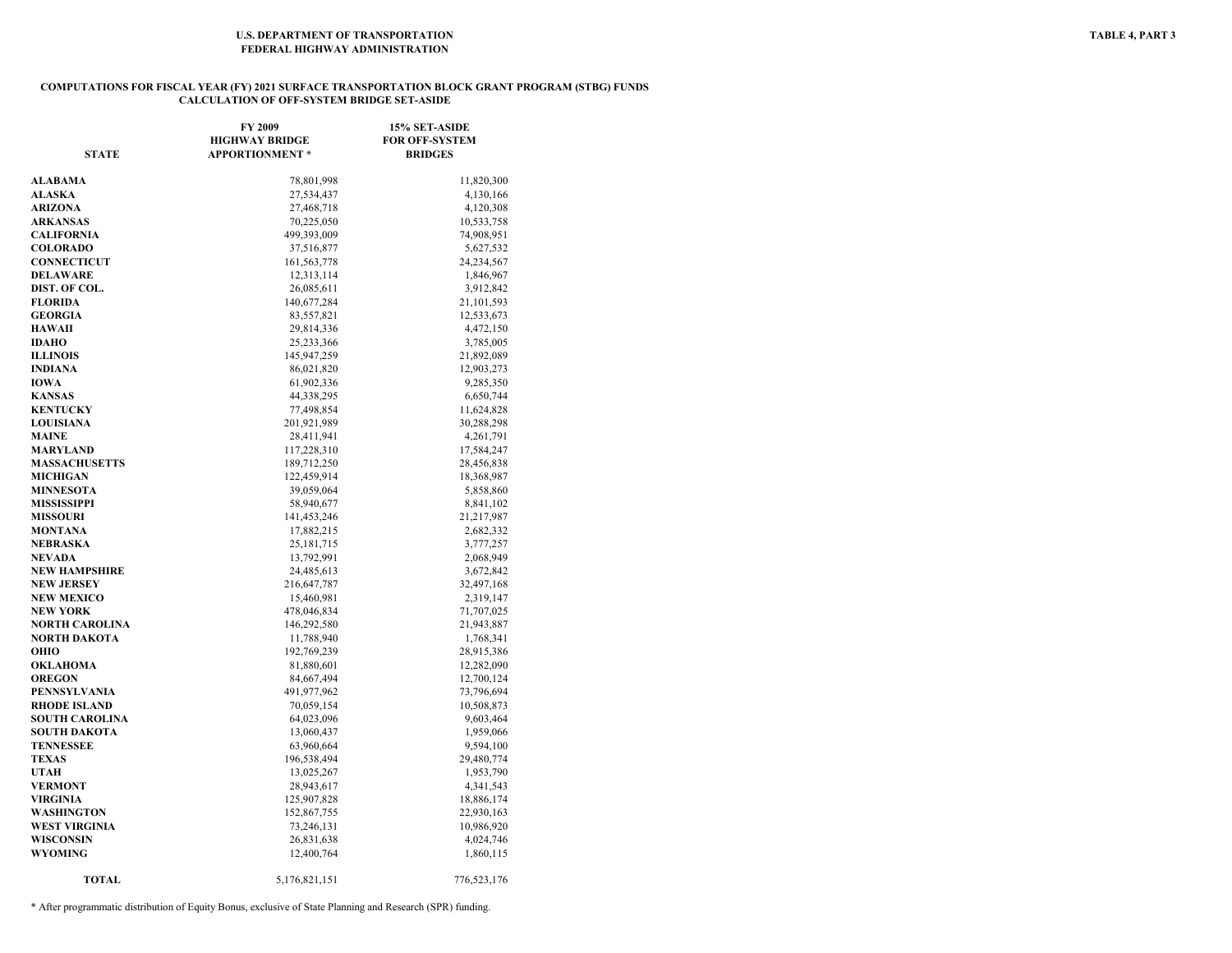U.S. DEPARTMENT OF TRANSPORTATION
FEDERAL HIGHWAY ADMINISTRATION

TABLE 4, PART 3

## COMPUTATIONS FOR FISCAL YEAR (FY) 2021 SURFACE TRANSPORTATION BLOCK GRANT PROGRAM (STBG) FUNDS
### CALCULATION OF OFF-SYSTEM BRIDGE SET-ASIDE

| STATE | FY 2009 HIGHWAY BRIDGE APPORTIONMENT * | 15% SET-ASIDE FOR OFF-SYSTEM BRIDGES |
|---|---|---|
| ALABAMA | 78,801,998 | 11,820,300 |
| ALASKA | 27,534,437 | 4,130,166 |
| ARIZONA | 27,468,718 | 4,120,308 |
| ARKANSAS | 70,225,050 | 10,533,758 |
| CALIFORNIA | 499,393,009 | 74,908,951 |
| COLORADO | 37,516,877 | 5,627,532 |
| CONNECTICUT | 161,563,778 | 24,234,567 |
| DELAWARE | 12,313,114 | 1,846,967 |
| DIST. OF COL. | 26,085,611 | 3,912,842 |
| FLORIDA | 140,677,284 | 21,101,593 |
| GEORGIA | 83,557,821 | 12,533,673 |
| HAWAII | 29,814,336 | 4,472,150 |
| IDAHO | 25,233,366 | 3,785,005 |
| ILLINOIS | 145,947,259 | 21,892,089 |
| INDIANA | 86,021,820 | 12,903,273 |
| IOWA | 61,902,336 | 9,285,350 |
| KANSAS | 44,338,295 | 6,650,744 |
| KENTUCKY | 77,498,854 | 11,624,828 |
| LOUISIANA | 201,921,989 | 30,288,298 |
| MAINE | 28,411,941 | 4,261,791 |
| MARYLAND | 117,228,310 | 17,584,247 |
| MASSACHUSETTS | 189,712,250 | 28,456,838 |
| MICHIGAN | 122,459,914 | 18,368,987 |
| MINNESOTA | 39,059,064 | 5,858,860 |
| MISSISSIPPI | 58,940,677 | 8,841,102 |
| MISSOURI | 141,453,246 | 21,217,987 |
| MONTANA | 17,882,215 | 2,682,332 |
| NEBRASKA | 25,181,715 | 3,777,257 |
| NEVADA | 13,792,991 | 2,068,949 |
| NEW HAMPSHIRE | 24,485,613 | 3,672,842 |
| NEW JERSEY | 216,647,787 | 32,497,168 |
| NEW MEXICO | 15,460,981 | 2,319,147 |
| NEW YORK | 478,046,834 | 71,707,025 |
| NORTH CAROLINA | 146,292,580 | 21,943,887 |
| NORTH DAKOTA | 11,788,940 | 1,768,341 |
| OHIO | 192,769,239 | 28,915,386 |
| OKLAHOMA | 81,880,601 | 12,282,090 |
| OREGON | 84,667,494 | 12,700,124 |
| PENNSYLVANIA | 491,977,962 | 73,796,694 |
| RHODE ISLAND | 70,059,154 | 10,508,873 |
| SOUTH CAROLINA | 64,023,096 | 9,603,464 |
| SOUTH DAKOTA | 13,060,437 | 1,959,066 |
| TENNESSEE | 63,960,664 | 9,594,100 |
| TEXAS | 196,538,494 | 29,480,774 |
| UTAH | 13,025,267 | 1,953,790 |
| VERMONT | 28,943,617 | 4,341,543 |
| VIRGINIA | 125,907,828 | 18,886,174 |
| WASHINGTON | 152,867,755 | 22,930,163 |
| WEST VIRGINIA | 73,246,131 | 10,986,920 |
| WISCONSIN | 26,831,638 | 4,024,746 |
| WYOMING | 12,400,764 | 1,860,115 |
| TOTAL | 5,176,821,151 | 776,523,176 |

* After programmatic distribution of Equity Bonus, exclusive of State Planning and Research (SPR) funding.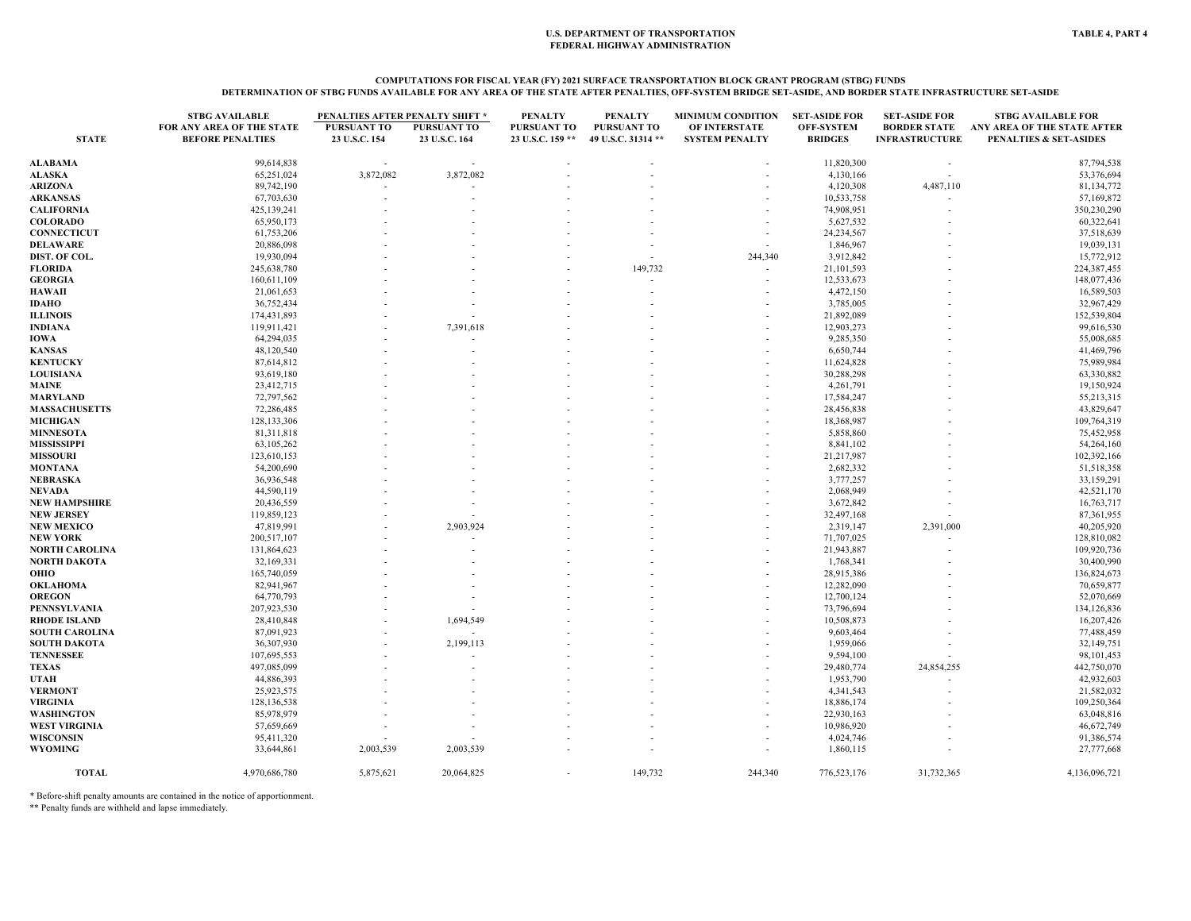U.S. DEPARTMENT OF TRANSPORTATION
FEDERAL HIGHWAY ADMINISTRATION

TABLE 4, PART 4

## COMPUTATIONS FOR FISCAL YEAR (FY) 2021 SURFACE TRANSPORTATION BLOCK GRANT PROGRAM (STBG) FUNDS
### DETERMINATION OF STBG FUNDS AVAILABLE FOR ANY AREA OF THE STATE AFTER PENALTIES, OFF-SYSTEM BRIDGE SET-ASIDE, AND BORDER STATE INFRASTRUCTURE SET-ASIDE

| STATE | STBG AVAILABLE FOR ANY AREA OF THE STATE BEFORE PENALTIES | PENALTIES AFTER PENALTY SHIFT * | | PENALTY PURSUANT TO 23 U.S.C. 159 ** | PENALTY PURSUANT TO 49 U.S.C. 31314 ** | MINIMUM CONDITION OF INTERSTATE SYSTEM PENALTY | SET-ASIDE FOR OFF-SYSTEM BRIDGES | SET-ASIDE FOR BORDER STATE INFRASTRUCTURE | STBG AVAILABLE FOR ANY AREA OF THE STATE AFTER PENALTIES & SET-ASIDES |
|---|---|---|---|---|---|---|---|---|---|
| | | PURSUANT TO 23 U.S.C. 154 | PURSUANT TO 23 U.S.C. 164 | | | | | | |
| ALABAMA | 99,614,838 | - | - | - | - | - | 11,820,300 | - | 87,794,538 |
| ALASKA | 65,251,024 | 3,872,082 | 3,872,082 | - | - | - | 4,130,166 | - | 53,376,694 |
| ARIZONA | 89,742,190 | - | - | - | - | - | 4,120,308 | 4,487,110 | 81,134,772 |
| ARKANSAS | 67,703,630 | - | - | - | - | - | 10,533,758 | - | 57,169,872 |
| CALIFORNIA | 425,139,241 | - | - | - | - | - | 74,908,951 | - | 350,230,290 |
| COLORADO | 65,950,173 | - | - | - | - | - | 5,627,532 | - | 60,322,641 |
| CONNECTICUT | 61,753,206 | - | - | - | - | - | 24,234,567 | - | 37,518,639 |
| DELAWARE | 20,886,098 | - | - | - | - | - | 1,846,967 | - | 19,039,131 |
| DIST. OF COL. | 19,930,094 | - | - | - | - | 244,340 | 3,912,842 | - | 15,772,912 |
| FLORIDA | 245,638,780 | - | - | - | 149,732 | - | 21,101,593 | - | 224,387,455 |
| GEORGIA | 160,611,109 | - | - | - | - | - | 12,533,673 | - | 148,077,436 |
| HAWAII | 21,061,653 | - | - | - | - | - | 4,472,150 | - | 16,589,503 |
| IDAHO | 36,752,434 | - | - | - | - | - | 3,785,005 | - | 32,967,429 |
| ILLINOIS | 174,431,893 | - | - | - | - | - | 21,892,089 | - | 152,539,804 |
| INDIANA | 119,911,421 | - | 7,391,618 | - | - | - | 12,903,273 | - | 99,616,530 |
| IOWA | 64,294,035 | - | - | - | - | - | 9,285,350 | - | 55,008,685 |
| KANSAS | 48,120,540 | - | - | - | - | - | 6,650,744 | - | 41,469,796 |
| KENTUCKY | 87,614,812 | - | - | - | - | - | 11,624,828 | - | 75,989,984 |
| LOUISIANA | 93,619,180 | - | - | - | - | - | 30,288,298 | - | 63,330,882 |
| MAINE | 23,412,715 | - | - | - | - | - | 4,261,791 | - | 19,150,924 |
| MARYLAND | 72,797,562 | - | - | - | - | - | 17,584,247 | - | 55,213,315 |
| MASSACHUSETTS | 72,286,485 | - | - | - | - | - | 28,456,838 | - | 43,829,647 |
| MICHIGAN | 128,133,306 | - | - | - | - | - | 18,368,987 | - | 109,764,319 |
| MINNESOTA | 81,311,818 | - | - | - | - | - | 5,858,860 | - | 75,452,958 |
| MISSISSIPPI | 63,105,262 | - | - | - | - | - | 8,841,102 | - | 54,264,160 |
| MISSOURI | 123,610,153 | - | - | - | - | - | 21,217,987 | - | 102,392,166 |
| MONTANA | 54,200,690 | - | - | - | - | - | 2,682,332 | - | 51,518,358 |
| NEBRASKA | 36,936,548 | - | - | - | - | - | 3,777,257 | - | 33,159,291 |
| NEVADA | 44,590,119 | - | - | - | - | - | 2,068,949 | - | 42,521,170 |
| NEW HAMPSHIRE | 20,436,559 | - | - | - | - | - | 3,672,842 | - | 16,763,717 |
| NEW JERSEY | 119,859,123 | - | - | - | - | - | 32,497,168 | - | 87,361,955 |
| NEW MEXICO | 47,819,991 | - | 2,903,924 | - | - | - | 2,319,147 | 2,391,000 | 40,205,920 |
| NEW YORK | 200,517,107 | - | - | - | - | - | 71,707,025 | - | 128,810,082 |
| NORTH CAROLINA | 131,864,623 | - | - | - | - | - | 21,943,887 | - | 109,920,736 |
| NORTH DAKOTA | 32,169,331 | - | - | - | - | - | 1,768,341 | - | 30,400,990 |
| OHIO | 165,740,059 | - | - | - | - | - | 28,915,386 | - | 136,824,673 |
| OKLAHOMA | 82,941,967 | - | - | - | - | - | 12,282,090 | - | 70,659,877 |
| OREGON | 64,770,793 | - | - | - | - | - | 12,700,124 | - | 52,070,669 |
| PENNSYLVANIA | 207,923,530 | - | - | - | - | - | 73,796,694 | - | 134,126,836 |
| RHODE ISLAND | 28,410,848 | - | 1,694,549 | - | - | - | 10,508,873 | - | 16,207,426 |
| SOUTH CAROLINA | 87,091,923 | - | - | - | - | - | 9,603,464 | - | 77,488,459 |
| SOUTH DAKOTA | 36,307,930 | - | 2,199,113 | - | - | - | 1,959,066 | - | 32,149,751 |
| TENNESSEE | 107,695,553 | - | - | - | - | - | 9,594,100 | - | 98,101,453 |
| TEXAS | 497,085,099 | - | - | - | - | - | 29,480,774 | 24,854,255 | 442,750,070 |
| UTAH | 44,886,393 | - | - | - | - | - | 1,953,790 | - | 42,932,603 |
| VERMONT | 25,923,575 | - | - | - | - | - | 4,341,543 | - | 21,582,032 |
| VIRGINIA | 128,136,538 | - | - | - | - | - | 18,886,174 | - | 109,250,364 |
| WASHINGTON | 85,978,979 | - | - | - | - | - | 22,930,163 | - | 63,048,816 |
| WEST VIRGINIA | 57,659,669 | - | - | - | - | - | 10,986,920 | - | 46,672,749 |
| WISCONSIN | 95,411,320 | - | - | - | - | - | 4,024,746 | - | 91,386,574 |
| WYOMING | 33,644,861 | 2,003,539 | 2,003,539 | - | - | - | 1,860,115 | - | 27,777,668 |
| TOTAL | 4,970,686,780 | 5,875,621 | 20,064,825 | - | 149,732 | 244,340 | 776,523,176 | 31,732,365 | 4,136,096,721 |

\* Before-shift penalty amounts are contained in the notice of apportionment.

\*\* Penalty funds are withheld and lapse immediately.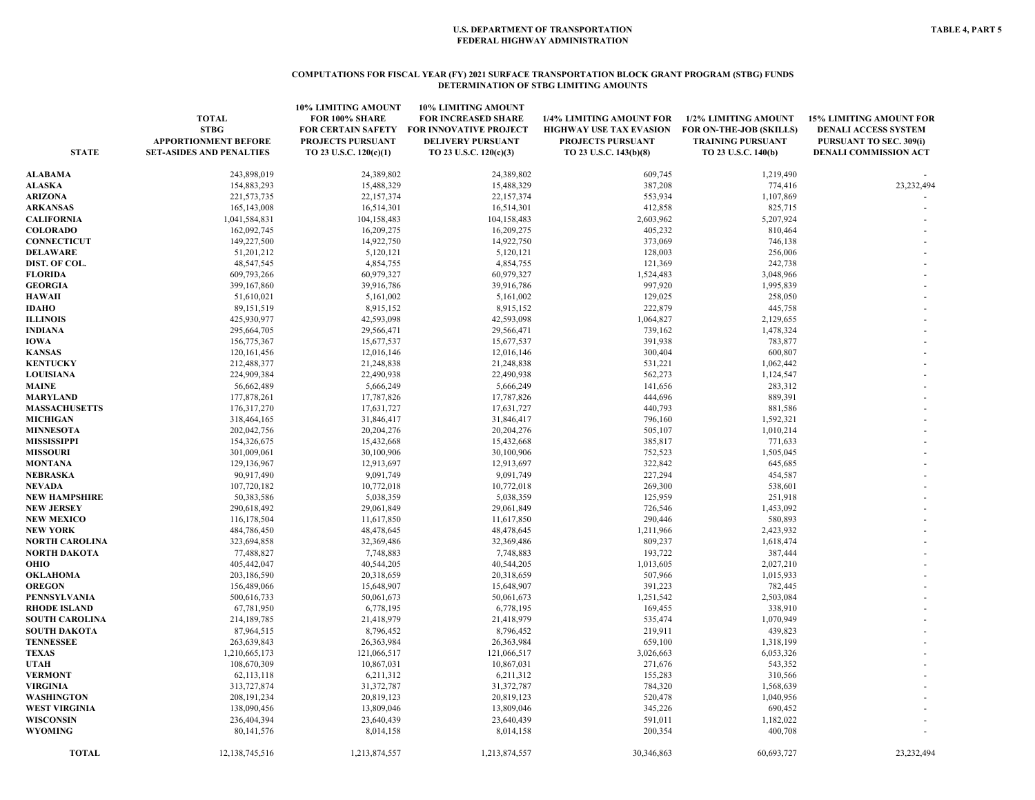U.S. DEPARTMENT OF TRANSPORTATION
FEDERAL HIGHWAY ADMINISTRATION

TABLE 4, PART 5

**COMPUTATIONS FOR FISCAL YEAR (FY) 2021 SURFACE TRANSPORTATION BLOCK GRANT PROGRAM (STBG) FUNDS**
**DETERMINATION OF STBG LIMITING AMOUNTS**

| STATE | TOTAL STBG APPORTIONMENT BEFORE SET-ASIDES AND PENALTIES | 10% LIMITING AMOUNT FOR 100% SHARE FOR CERTAIN SAFETY PROJECTS PURSUANT TO 23 U.S.C. 120(c)(1) | 10% LIMITING AMOUNT FOR INCREASED SHARE FOR INNOVATIVE PROJECT DELIVERY PURSUANT TO 23 U.S.C. 120(c)(3) | 1/4% LIMITING AMOUNT FOR HIGHWAY USE TAX EVASION PROJECTS PURSUANT TO 23 U.S.C. 143(b)(8) | 1/2% LIMITING AMOUNT FOR ON-THE-JOB (SKILLS) TRAINING PURSUANT TO 23 U.S.C. 140(b) | 15% LIMITING AMOUNT FOR DENALI ACCESS SYSTEM PURSUANT TO SEC. 309(i) DENALI COMMISSION ACT |
|---|---|---|---|---|---|---|
| ALABAMA | 243,898,019 | 24,389,802 | 24,389,802 | 609,745 | 1,219,490 | - |
| ALASKA | 154,883,293 | 15,488,329 | 15,488,329 | 387,208 | 774,416 | 23,232,494 |
| ARIZONA | 221,573,735 | 22,157,374 | 22,157,374 | 553,934 | 1,107,869 | - |
| ARKANSAS | 165,143,008 | 16,514,301 | 16,514,301 | 412,858 | 825,715 | - |
| CALIFORNIA | 1,041,584,831 | 104,158,483 | 104,158,483 | 2,603,962 | 5,207,924 | - |
| COLORADO | 162,092,745 | 16,209,275 | 16,209,275 | 405,232 | 810,464 | - |
| CONNECTICUT | 149,227,500 | 14,922,750 | 14,922,750 | 373,069 | 746,138 | - |
| DELAWARE | 51,201,212 | 5,120,121 | 5,120,121 | 128,003 | 256,006 | - |
| DIST. OF COL. | 48,547,545 | 4,854,755 | 4,854,755 | 121,369 | 242,738 | - |
| FLORIDA | 609,793,266 | 60,979,327 | 60,979,327 | 1,524,483 | 3,048,966 | - |
| GEORGIA | 399,167,860 | 39,916,786 | 39,916,786 | 997,920 | 1,995,839 | - |
| HAWAII | 51,610,021 | 5,161,002 | 5,161,002 | 129,025 | 258,050 | - |
| IDAHO | 89,151,519 | 8,915,152 | 8,915,152 | 222,879 | 445,758 | - |
| ILLINOIS | 425,930,977 | 42,593,098 | 42,593,098 | 1,064,827 | 2,129,655 | - |
| INDIANA | 295,664,705 | 29,566,471 | 29,566,471 | 739,162 | 1,478,324 | - |
| IOWA | 156,775,367 | 15,677,537 | 15,677,537 | 391,938 | 783,877 | - |
| KANSAS | 120,161,456 | 12,016,146 | 12,016,146 | 300,404 | 600,807 | - |
| KENTUCKY | 212,488,377 | 21,248,838 | 21,248,838 | 531,221 | 1,062,442 | - |
| LOUISIANA | 224,909,384 | 22,490,938 | 22,490,938 | 562,273 | 1,124,547 | - |
| MAINE | 56,662,489 | 5,666,249 | 5,666,249 | 141,656 | 283,312 | - |
| MARYLAND | 177,878,261 | 17,787,826 | 17,787,826 | 444,696 | 889,391 | - |
| MASSACHUSETTS | 176,317,270 | 17,631,727 | 17,631,727 | 440,793 | 881,586 | - |
| MICHIGAN | 318,464,165 | 31,846,417 | 31,846,417 | 796,160 | 1,592,321 | - |
| MINNESOTA | 202,042,756 | 20,204,276 | 20,204,276 | 505,107 | 1,010,214 | - |
| MISSISSIPPI | 154,326,675 | 15,432,668 | 15,432,668 | 385,817 | 771,633 | - |
| MISSOURI | 301,009,061 | 30,100,906 | 30,100,906 | 752,523 | 1,505,045 | - |
| MONTANA | 129,136,967 | 12,913,697 | 12,913,697 | 322,842 | 645,685 | - |
| NEBRASKA | 90,917,490 | 9,091,749 | 9,091,749 | 227,294 | 454,587 | - |
| NEVADA | 107,720,182 | 10,772,018 | 10,772,018 | 269,300 | 538,601 | - |
| NEW HAMPSHIRE | 50,383,586 | 5,038,359 | 5,038,359 | 125,959 | 251,918 | - |
| NEW JERSEY | 290,618,492 | 29,061,849 | 29,061,849 | 726,546 | 1,453,092 | - |
| NEW MEXICO | 116,178,504 | 11,617,850 | 11,617,850 | 290,446 | 580,893 | - |
| NEW YORK | 484,786,450 | 48,478,645 | 48,478,645 | 1,211,966 | 2,423,932 | - |
| NORTH CAROLINA | 323,694,858 | 32,369,486 | 32,369,486 | 809,237 | 1,618,474 | - |
| NORTH DAKOTA | 77,488,827 | 7,748,883 | 7,748,883 | 193,722 | 387,444 | - |
| OHIO | 405,442,047 | 40,544,205 | 40,544,205 | 1,013,605 | 2,027,210 | - |
| OKLAHOMA | 203,186,590 | 20,318,659 | 20,318,659 | 507,966 | 1,015,933 | - |
| OREGON | 156,489,066 | 15,648,907 | 15,648,907 | 391,223 | 782,445 | - |
| PENNSYLVANIA | 500,616,733 | 50,061,673 | 50,061,673 | 1,251,542 | 2,503,084 | - |
| RHODE ISLAND | 67,781,950 | 6,778,195 | 6,778,195 | 169,455 | 338,910 | - |
| SOUTH CAROLINA | 214,189,785 | 21,418,979 | 21,418,979 | 535,474 | 1,070,949 | - |
| SOUTH DAKOTA | 87,964,515 | 8,796,452 | 8,796,452 | 219,911 | 439,823 | - |
| TENNESSEE | 263,639,843 | 26,363,984 | 26,363,984 | 659,100 | 1,318,199 | - |
| TEXAS | 1,210,665,173 | 121,066,517 | 121,066,517 | 3,026,663 | 6,053,326 | - |
| UTAH | 108,670,309 | 10,867,031 | 10,867,031 | 271,676 | 543,352 | - |
| VERMONT | 62,113,118 | 6,211,312 | 6,211,312 | 155,283 | 310,566 | - |
| VIRGINIA | 313,727,874 | 31,372,787 | 31,372,787 | 784,320 | 1,568,639 | - |
| WASHINGTON | 208,191,234 | 20,819,123 | 20,819,123 | 520,478 | 1,040,956 | - |
| WEST VIRGINIA | 138,090,456 | 13,809,046 | 13,809,046 | 345,226 | 690,452 | - |
| WISCONSIN | 236,404,394 | 23,640,439 | 23,640,439 | 591,011 | 1,182,022 | - |
| WYOMING | 80,141,576 | 8,014,158 | 8,014,158 | 200,354 | 400,708 | - |
| TOTAL | 12,138,745,516 | 1,213,874,557 | 1,213,874,557 | 30,346,863 | 60,693,727 | 23,232,494 |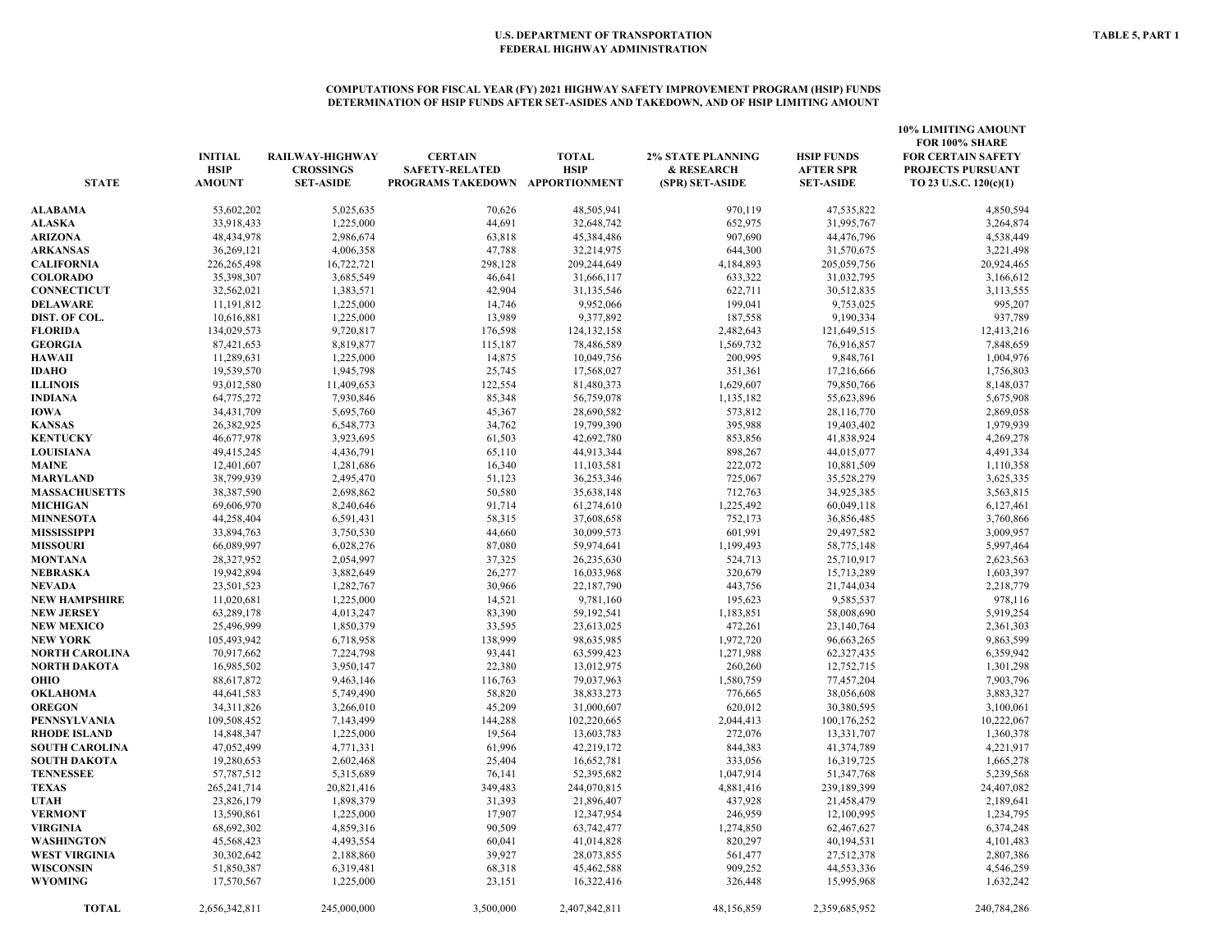U.S. DEPARTMENT OF TRANSPORTATION
FEDERAL HIGHWAY ADMINISTRATION

TABLE 5, PART 1

## COMPUTATIONS FOR FISCAL YEAR (FY) 2021 HIGHWAY SAFETY IMPROVEMENT PROGRAM (HSIP) FUNDS
## DETERMINATION OF HSIP FUNDS AFTER SET-ASIDES AND TAKEDOWN, AND OF HSIP LIMITING AMOUNT

| STATE | INITIAL HSIP AMOUNT | RAILWAY-HIGHWAY CROSSINGS SET-ASIDE | CERTAIN SAFETY-RELATED PROGRAMS TAKEDOWN | TOTAL HSIP APPORTIONMENT | 2% STATE PLANNING & RESEARCH (SPR) SET-ASIDE | HSIP FUNDS AFTER SPR SET-ASIDE | 10% LIMITING AMOUNT FOR 100% SHARE FOR CERTAIN SAFETY PROJECTS PURSUANT TO 23 U.S.C. 120(c)(1) |
|---|---|---|---|---|---|---|---|
| ALABAMA | 53,602,202 | 5,025,635 | 70,626 | 48,505,941 | 970,119 | 47,535,822 | 4,850,594 |
| ALASKA | 33,918,433 | 1,225,000 | 44,691 | 32,648,742 | 652,975 | 31,995,767 | 3,264,874 |
| ARIZONA | 48,434,978 | 2,986,674 | 63,818 | 45,384,486 | 907,690 | 44,476,796 | 4,538,449 |
| ARKANSAS | 36,269,121 | 4,006,358 | 47,788 | 32,214,975 | 644,300 | 31,570,675 | 3,221,498 |
| CALIFORNIA | 226,265,498 | 16,722,721 | 298,128 | 209,244,649 | 4,184,893 | 205,059,756 | 20,924,465 |
| COLORADO | 35,398,307 | 3,685,549 | 46,641 | 31,666,117 | 633,322 | 31,032,795 | 3,166,612 |
| CONNECTICUT | 32,562,021 | 1,383,571 | 42,904 | 31,135,546 | 622,711 | 30,512,835 | 3,113,555 |
| DELAWARE | 11,191,812 | 1,225,000 | 14,746 | 9,952,066 | 199,041 | 9,753,025 | 995,207 |
| DIST. OF COL. | 10,616,881 | 1,225,000 | 13,989 | 9,377,892 | 187,558 | 9,190,334 | 937,789 |
| FLORIDA | 134,029,573 | 9,720,817 | 176,598 | 124,132,158 | 2,482,643 | 121,649,515 | 12,413,216 |
| GEORGIA | 87,421,653 | 8,819,877 | 115,187 | 78,486,589 | 1,569,732 | 76,916,857 | 7,848,659 |
| HAWAII | 11,289,631 | 1,225,000 | 14,875 | 10,049,756 | 200,995 | 9,848,761 | 1,004,976 |
| IDAHO | 19,539,570 | 1,945,798 | 25,745 | 17,568,027 | 351,361 | 17,216,666 | 1,756,803 |
| ILLINOIS | 93,012,580 | 11,409,653 | 122,554 | 81,480,373 | 1,629,607 | 79,850,766 | 8,148,037 |
| INDIANA | 64,775,272 | 7,930,846 | 85,348 | 56,759,078 | 1,135,182 | 55,623,896 | 5,675,908 |
| IOWA | 34,431,709 | 5,695,760 | 45,367 | 28,690,582 | 573,812 | 28,116,770 | 2,869,058 |
| KANSAS | 26,382,925 | 6,548,773 | 34,762 | 19,799,390 | 395,988 | 19,403,402 | 1,979,939 |
| KENTUCKY | 46,677,978 | 3,923,695 | 61,503 | 42,692,780 | 853,856 | 41,838,924 | 4,269,278 |
| LOUISIANA | 49,415,245 | 4,436,791 | 65,110 | 44,913,344 | 898,267 | 44,015,077 | 4,491,334 |
| MAINE | 12,401,607 | 1,281,686 | 16,340 | 11,103,581 | 222,072 | 10,881,509 | 1,110,358 |
| MARYLAND | 38,799,939 | 2,495,470 | 51,123 | 36,253,346 | 725,067 | 35,528,279 | 3,625,335 |
| MASSACHUSETTS | 38,387,590 | 2,698,862 | 50,580 | 35,638,148 | 712,763 | 34,925,385 | 3,563,815 |
| MICHIGAN | 69,606,970 | 8,240,646 | 91,714 | 61,274,610 | 1,225,492 | 60,049,118 | 6,127,461 |
| MINNESOTA | 44,258,404 | 6,591,431 | 58,315 | 37,608,658 | 752,173 | 36,856,485 | 3,760,866 |
| MISSISSIPPI | 33,894,763 | 3,750,530 | 44,660 | 30,099,573 | 601,991 | 29,497,582 | 3,009,957 |
| MISSOURI | 66,089,997 | 6,028,276 | 87,080 | 59,974,641 | 1,199,493 | 58,775,148 | 5,997,464 |
| MONTANA | 28,327,952 | 2,054,997 | 37,325 | 26,235,630 | 524,713 | 25,710,917 | 2,623,563 |
| NEBRASKA | 19,942,894 | 3,882,649 | 26,277 | 16,033,968 | 320,679 | 15,713,289 | 1,603,397 |
| NEVADA | 23,501,523 | 1,282,767 | 30,966 | 22,187,790 | 443,756 | 21,744,034 | 2,218,779 |
| NEW HAMPSHIRE | 11,020,681 | 1,225,000 | 14,521 | 9,781,160 | 195,623 | 9,585,537 | 978,116 |
| NEW JERSEY | 63,289,178 | 4,013,247 | 83,390 | 59,192,541 | 1,183,851 | 58,008,690 | 5,919,254 |
| NEW MEXICO | 25,496,999 | 1,850,379 | 33,595 | 23,613,025 | 472,261 | 23,140,764 | 2,361,303 |
| NEW YORK | 105,493,942 | 6,718,958 | 138,999 | 98,635,985 | 1,972,720 | 96,663,265 | 9,863,599 |
| NORTH CAROLINA | 70,917,662 | 7,224,798 | 93,441 | 63,599,423 | 1,271,988 | 62,327,435 | 6,359,942 |
| NORTH DAKOTA | 16,985,502 | 3,950,147 | 22,380 | 13,012,975 | 260,260 | 12,752,715 | 1,301,298 |
| OHIO | 88,617,872 | 9,463,146 | 116,763 | 79,037,963 | 1,580,759 | 77,457,204 | 7,903,796 |
| OKLAHOMA | 44,641,583 | 5,749,490 | 58,820 | 38,833,273 | 776,665 | 38,056,608 | 3,883,327 |
| OREGON | 34,311,826 | 3,266,010 | 45,209 | 31,000,607 | 620,012 | 30,380,595 | 3,100,061 |
| PENNSYLVANIA | 109,508,452 | 7,143,499 | 144,288 | 102,220,665 | 2,044,413 | 100,176,252 | 10,222,067 |
| RHODE ISLAND | 14,848,347 | 1,225,000 | 19,564 | 13,603,783 | 272,076 | 13,331,707 | 1,360,378 |
| SOUTH CAROLINA | 47,052,499 | 4,771,331 | 61,996 | 42,219,172 | 844,383 | 41,374,789 | 4,221,917 |
| SOUTH DAKOTA | 19,280,653 | 2,602,468 | 25,404 | 16,652,781 | 333,056 | 16,319,725 | 1,665,278 |
| TENNESSEE | 57,787,512 | 5,315,689 | 76,141 | 52,395,682 | 1,047,914 | 51,347,768 | 5,239,568 |
| TEXAS | 265,241,714 | 20,821,416 | 349,483 | 244,070,815 | 4,881,416 | 239,189,399 | 24,407,082 |
| UTAH | 23,826,179 | 1,898,379 | 31,393 | 21,896,407 | 437,928 | 21,458,479 | 2,189,641 |
| VERMONT | 13,590,861 | 1,225,000 | 17,907 | 12,347,954 | 246,959 | 12,100,995 | 1,234,795 |
| VIRGINIA | 68,692,302 | 4,859,316 | 90,509 | 63,742,477 | 1,274,850 | 62,467,627 | 6,374,248 |
| WASHINGTON | 45,568,423 | 4,493,554 | 60,041 | 41,014,828 | 820,297 | 40,194,531 | 4,101,483 |
| WEST VIRGINIA | 30,302,642 | 2,188,860 | 39,927 | 28,073,855 | 561,477 | 27,512,378 | 2,807,386 |
| WISCONSIN | 51,850,387 | 6,319,481 | 68,318 | 45,462,588 | 909,252 | 44,553,336 | 4,546,259 |
| WYOMING | 17,570,567 | 1,225,000 | 23,151 | 16,322,416 | 326,448 | 15,995,968 | 1,632,242 |
| TOTAL | 2,656,342,811 | 245,000,000 | 3,500,000 | 2,407,842,811 | 48,156,859 | 2,359,685,952 | 240,784,286 |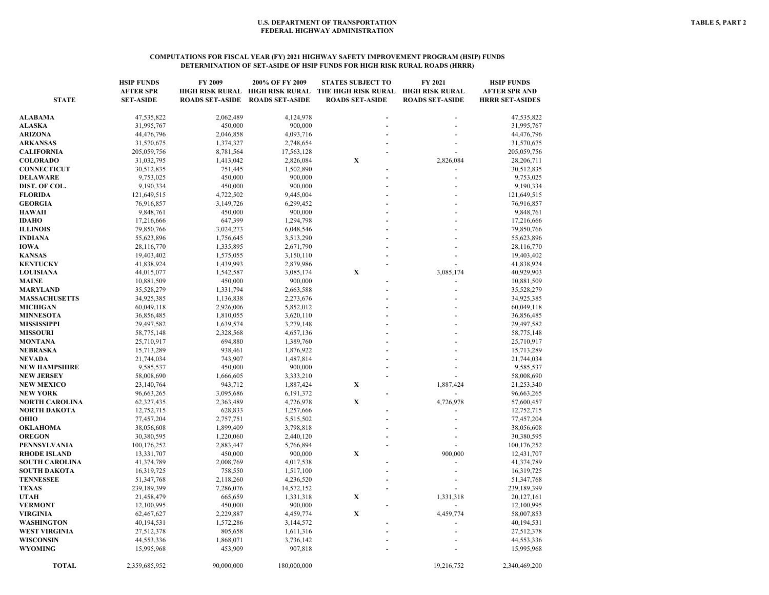U.S. DEPARTMENT OF TRANSPORTATION
FEDERAL HIGHWAY ADMINISTRATION

TABLE 5, PART 2

## COMPUTATIONS FOR FISCAL YEAR (FY) 2021 HIGHWAY SAFETY IMPROVEMENT PROGRAM (HSIP) FUNDS
## DETERMINATION OF SET-ASIDE OF HSIP FUNDS FOR HIGH RISK RURAL ROADS (HRRR)

| STATE | HSIP FUNDS AFTER SPR SET-ASIDE | FY 2009 HIGH RISK RURAL ROADS SET-ASIDE | 200% OF FY 2009 HIGH RISK RURAL ROADS SET-ASIDE | STATES SUBJECT TO THE HIGH RISK RURAL ROADS SET-ASIDE | FY 2021 HIGH RISK RURAL ROADS SET-ASIDE | HSIP FUNDS AFTER SPR AND HRRR SET-ASIDES |
|---|---|---|---|---|---|---|
| ALABAMA | 47,535,822 | 2,062,489 | 4,124,978 | - | - | 47,535,822 |
| ALASKA | 31,995,767 | 450,000 | 900,000 | - | - | 31,995,767 |
| ARIZONA | 44,476,796 | 2,046,858 | 4,093,716 | - | - | 44,476,796 |
| ARKANSAS | 31,570,675 | 1,374,327 | 2,748,654 | - | - | 31,570,675 |
| CALIFORNIA | 205,059,756 | 8,781,564 | 17,563,128 | - | - | 205,059,756 |
| COLORADO | 31,032,795 | 1,413,042 | 2,826,084 | X | 2,826,084 | 28,206,711 |
| CONNECTICUT | 30,512,835 | 751,445 | 1,502,890 | - | - | 30,512,835 |
| DELAWARE | 9,753,025 | 450,000 | 900,000 | - | - | 9,753,025 |
| DIST. OF COL. | 9,190,334 | 450,000 | 900,000 | - | - | 9,190,334 |
| FLORIDA | 121,649,515 | 4,722,502 | 9,445,004 | - | - | 121,649,515 |
| GEORGIA | 76,916,857 | 3,149,726 | 6,299,452 | - | - | 76,916,857 |
| HAWAII | 9,848,761 | 450,000 | 900,000 | - | - | 9,848,761 |
| IDAHO | 17,216,666 | 647,399 | 1,294,798 | - | - | 17,216,666 |
| ILLINOIS | 79,850,766 | 3,024,273 | 6,048,546 | - | - | 79,850,766 |
| INDIANA | 55,623,896 | 1,756,645 | 3,513,290 | - | - | 55,623,896 |
| IOWA | 28,116,770 | 1,335,895 | 2,671,790 | - | - | 28,116,770 |
| KANSAS | 19,403,402 | 1,575,055 | 3,150,110 | - | - | 19,403,402 |
| KENTUCKY | 41,838,924 | 1,439,993 | 2,879,986 | - | - | 41,838,924 |
| LOUISIANA | 44,015,077 | 1,542,587 | 3,085,174 | X | 3,085,174 | 40,929,903 |
| MAINE | 10,881,509 | 450,000 | 900,000 | - | - | 10,881,509 |
| MARYLAND | 35,528,279 | 1,331,794 | 2,663,588 | - | - | 35,528,279 |
| MASSACHUSETTS | 34,925,385 | 1,136,838 | 2,273,676 | - | - | 34,925,385 |
| MICHIGAN | 60,049,118 | 2,926,006 | 5,852,012 | - | - | 60,049,118 |
| MINNESOTA | 36,856,485 | 1,810,055 | 3,620,110 | - | - | 36,856,485 |
| MISSISSIPPI | 29,497,582 | 1,639,574 | 3,279,148 | - | - | 29,497,582 |
| MISSOURI | 58,775,148 | 2,328,568 | 4,657,136 | - | - | 58,775,148 |
| MONTANA | 25,710,917 | 694,880 | 1,389,760 | - | - | 25,710,917 |
| NEBRASKA | 15,713,289 | 938,461 | 1,876,922 | - | - | 15,713,289 |
| NEVADA | 21,744,034 | 743,907 | 1,487,814 | - | - | 21,744,034 |
| NEW HAMPSHIRE | 9,585,537 | 450,000 | 900,000 | - | - | 9,585,537 |
| NEW JERSEY | 58,008,690 | 1,666,605 | 3,333,210 | - | - | 58,008,690 |
| NEW MEXICO | 23,140,764 | 943,712 | 1,887,424 | X | 1,887,424 | 21,253,340 |
| NEW YORK | 96,663,265 | 3,095,686 | 6,191,372 | - | - | 96,663,265 |
| NORTH CAROLINA | 62,327,435 | 2,363,489 | 4,726,978 | X | 4,726,978 | 57,600,457 |
| NORTH DAKOTA | 12,752,715 | 628,833 | 1,257,666 | - | - | 12,752,715 |
| OHIO | 77,457,204 | 2,757,751 | 5,515,502 | - | - | 77,457,204 |
| OKLAHOMA | 38,056,608 | 1,899,409 | 3,798,818 | - | - | 38,056,608 |
| OREGON | 30,380,595 | 1,220,060 | 2,440,120 | - | - | 30,380,595 |
| PENNSYLVANIA | 100,176,252 | 2,883,447 | 5,766,894 | - | - | 100,176,252 |
| RHODE ISLAND | 13,331,707 | 450,000 | 900,000 | X | 900,000 | 12,431,707 |
| SOUTH CAROLINA | 41,374,789 | 2,008,769 | 4,017,538 | - | - | 41,374,789 |
| SOUTH DAKOTA | 16,319,725 | 758,550 | 1,517,100 | - | - | 16,319,725 |
| TENNESSEE | 51,347,768 | 2,118,260 | 4,236,520 | - | - | 51,347,768 |
| TEXAS | 239,189,399 | 7,286,076 | 14,572,152 | - | - | 239,189,399 |
| UTAH | 21,458,479 | 665,659 | 1,331,318 | X | 1,331,318 | 20,127,161 |
| VERMONT | 12,100,995 | 450,000 | 900,000 | - | - | 12,100,995 |
| VIRGINIA | 62,467,627 | 2,229,887 | 4,459,774 | X | 4,459,774 | 58,007,853 |
| WASHINGTON | 40,194,531 | 1,572,286 | 3,144,572 | - | - | 40,194,531 |
| WEST VIRGINIA | 27,512,378 | 805,658 | 1,611,316 | - | - | 27,512,378 |
| WISCONSIN | 44,553,336 | 1,868,071 | 3,736,142 | - | - | 44,553,336 |
| WYOMING | 15,995,968 | 453,909 | 907,818 | - | - | 15,995,968 |
| TOTAL | 2,359,685,952 | 90,000,000 | 180,000,000 | | 19,216,752 | 2,340,469,200 |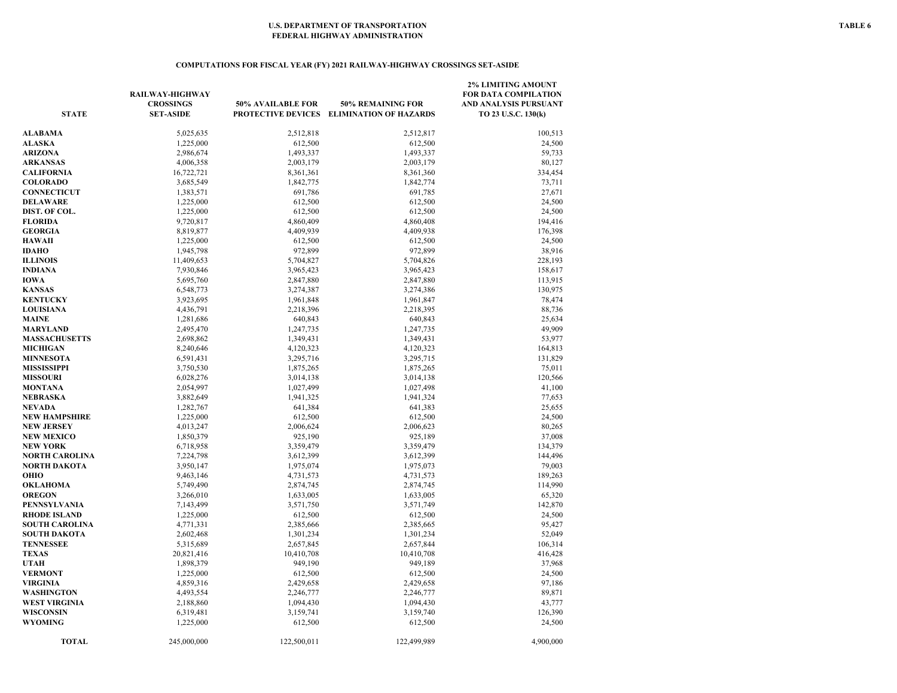U.S. DEPARTMENT OF TRANSPORTATION
FEDERAL HIGHWAY ADMINISTRATION

TABLE 6

## COMPUTATIONS FOR FISCAL YEAR (FY) 2021 RAILWAY-HIGHWAY CROSSINGS SET-ASIDE

| STATE | RAILWAY-HIGHWAY CROSSINGS SET-ASIDE | 50% AVAILABLE FOR PROTECTIVE DEVICES | 50% REMAINING FOR ELIMINATION OF HAZARDS | 2% LIMITING AMOUNT FOR DATA COMPILATION AND ANALYSIS PURSUANT TO 23 U.S.C. 130(k) |
|---|---|---|---|---|
| ALABAMA | 5,025,635 | 2,512,818 | 2,512,817 | 100,513 |
| ALASKA | 1,225,000 | 612,500 | 612,500 | 24,500 |
| ARIZONA | 2,986,674 | 1,493,337 | 1,493,337 | 59,733 |
| ARKANSAS | 4,006,358 | 2,003,179 | 2,003,179 | 80,127 |
| CALIFORNIA | 16,722,721 | 8,361,361 | 8,361,360 | 334,454 |
| COLORADO | 3,685,549 | 1,842,775 | 1,842,774 | 73,711 |
| CONNECTICUT | 1,383,571 | 691,786 | 691,785 | 27,671 |
| DELAWARE | 1,225,000 | 612,500 | 612,500 | 24,500 |
| DIST. OF COL. | 1,225,000 | 612,500 | 612,500 | 24,500 |
| FLORIDA | 9,720,817 | 4,860,409 | 4,860,408 | 194,416 |
| GEORGIA | 8,819,877 | 4,409,939 | 4,409,938 | 176,398 |
| HAWAII | 1,225,000 | 612,500 | 612,500 | 24,500 |
| IDAHO | 1,945,798 | 972,899 | 972,899 | 38,916 |
| ILLINOIS | 11,409,653 | 5,704,827 | 5,704,826 | 228,193 |
| INDIANA | 7,930,846 | 3,965,423 | 3,965,423 | 158,617 |
| IOWA | 5,695,760 | 2,847,880 | 2,847,880 | 113,915 |
| KANSAS | 6,548,773 | 3,274,387 | 3,274,386 | 130,975 |
| KENTUCKY | 3,923,695 | 1,961,848 | 1,961,847 | 78,474 |
| LOUISIANA | 4,436,791 | 2,218,396 | 2,218,395 | 88,736 |
| MAINE | 1,281,686 | 640,843 | 640,843 | 25,634 |
| MARYLAND | 2,495,470 | 1,247,735 | 1,247,735 | 49,909 |
| MASSACHUSETTS | 2,698,862 | 1,349,431 | 1,349,431 | 53,977 |
| MICHIGAN | 8,240,646 | 4,120,323 | 4,120,323 | 164,813 |
| MINNESOTA | 6,591,431 | 3,295,716 | 3,295,715 | 131,829 |
| MISSISSIPPI | 3,750,530 | 1,875,265 | 1,875,265 | 75,011 |
| MISSOURI | 6,028,276 | 3,014,138 | 3,014,138 | 120,566 |
| MONTANA | 2,054,997 | 1,027,499 | 1,027,498 | 41,100 |
| NEBRASKA | 3,882,649 | 1,941,325 | 1,941,324 | 77,653 |
| NEVADA | 1,282,767 | 641,384 | 641,383 | 25,655 |
| NEW HAMPSHIRE | 1,225,000 | 612,500 | 612,500 | 24,500 |
| NEW JERSEY | 4,013,247 | 2,006,624 | 2,006,623 | 80,265 |
| NEW MEXICO | 1,850,379 | 925,190 | 925,189 | 37,008 |
| NEW YORK | 6,718,958 | 3,359,479 | 3,359,479 | 134,379 |
| NORTH CAROLINA | 7,224,798 | 3,612,399 | 3,612,399 | 144,496 |
| NORTH DAKOTA | 3,950,147 | 1,975,074 | 1,975,073 | 79,003 |
| OHIO | 9,463,146 | 4,731,573 | 4,731,573 | 189,263 |
| OKLAHOMA | 5,749,490 | 2,874,745 | 2,874,745 | 114,990 |
| OREGON | 3,266,010 | 1,633,005 | 1,633,005 | 65,320 |
| PENNSYLVANIA | 7,143,499 | 3,571,750 | 3,571,749 | 142,870 |
| RHODE ISLAND | 1,225,000 | 612,500 | 612,500 | 24,500 |
| SOUTH CAROLINA | 4,771,331 | 2,385,666 | 2,385,665 | 95,427 |
| SOUTH DAKOTA | 2,602,468 | 1,301,234 | 1,301,234 | 52,049 |
| TENNESSEE | 5,315,689 | 2,657,845 | 2,657,844 | 106,314 |
| TEXAS | 20,821,416 | 10,410,708 | 10,410,708 | 416,428 |
| UTAH | 1,898,379 | 949,190 | 949,189 | 37,968 |
| VERMONT | 1,225,000 | 612,500 | 612,500 | 24,500 |
| VIRGINIA | 4,859,316 | 2,429,658 | 2,429,658 | 97,186 |
| WASHINGTON | 4,493,554 | 2,246,777 | 2,246,777 | 89,871 |
| WEST VIRGINIA | 2,188,860 | 1,094,430 | 1,094,430 | 43,777 |
| WISCONSIN | 6,319,481 | 3,159,741 | 3,159,740 | 126,390 |
| WYOMING | 1,225,000 | 612,500 | 612,500 | 24,500 |
| TOTAL | 245,000,000 | 122,500,011 | 122,499,989 | 4,900,000 |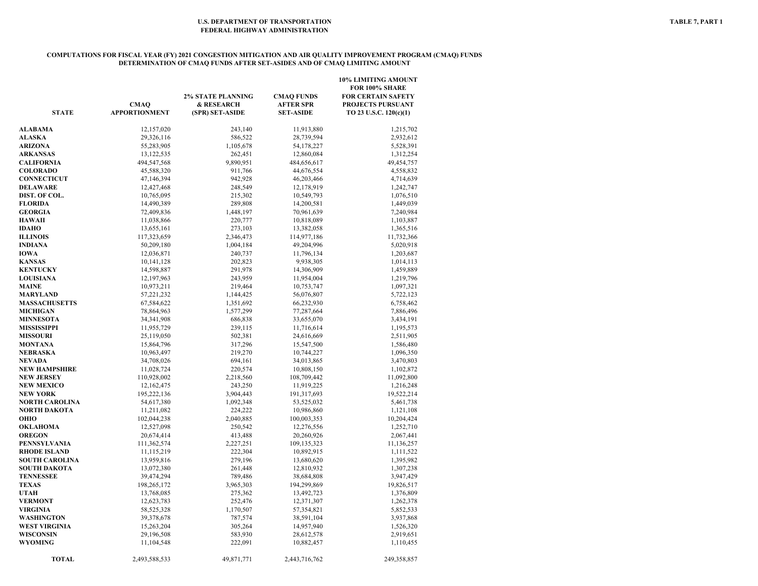U.S. DEPARTMENT OF TRANSPORTATION
FEDERAL HIGHWAY ADMINISTRATION

TABLE 7, PART 1

## COMPUTATIONS FOR FISCAL YEAR (FY) 2021 CONGESTION MITIGATION AND AIR QUALITY IMPROVEMENT PROGRAM (CMAQ) FUNDS
## DETERMINATION OF CMAQ FUNDS AFTER SET-ASIDES AND OF CMAQ LIMITING AMOUNT

| STATE | CMAQ APPORTIONMENT | 2% STATE PLANNING & RESEARCH (SPR) SET-ASIDE | CMAQ FUNDS AFTER SPR SET-ASIDE | 10% LIMITING AMOUNT FOR 100% SHARE FOR CERTAIN SAFETY PROJECTS PURSUANT TO 23 U.S.C. 120(c)(1) |
|---|---|---|---|---|
| ALABAMA | 12,157,020 | 243,140 | 11,913,880 | 1,215,702 |
| ALASKA | 29,326,116 | 586,522 | 28,739,594 | 2,932,612 |
| ARIZONA | 55,283,905 | 1,105,678 | 54,178,227 | 5,528,391 |
| ARKANSAS | 13,122,535 | 262,451 | 12,860,084 | 1,312,254 |
| CALIFORNIA | 494,547,568 | 9,890,951 | 484,656,617 | 49,454,757 |
| COLORADO | 45,588,320 | 911,766 | 44,676,554 | 4,558,832 |
| CONNECTICUT | 47,146,394 | 942,928 | 46,203,466 | 4,714,639 |
| DELAWARE | 12,427,468 | 248,549 | 12,178,919 | 1,242,747 |
| DIST. OF COL. | 10,765,095 | 215,302 | 10,549,793 | 1,076,510 |
| FLORIDA | 14,490,389 | 289,808 | 14,200,581 | 1,449,039 |
| GEORGIA | 72,409,836 | 1,448,197 | 70,961,639 | 7,240,984 |
| HAWAII | 11,038,866 | 220,777 | 10,818,089 | 1,103,887 |
| IDAHO | 13,655,161 | 273,103 | 13,382,058 | 1,365,516 |
| ILLINOIS | 117,323,659 | 2,346,473 | 114,977,186 | 11,732,366 |
| INDIANA | 50,209,180 | 1,004,184 | 49,204,996 | 5,020,918 |
| IOWA | 12,036,871 | 240,737 | 11,796,134 | 1,203,687 |
| KANSAS | 10,141,128 | 202,823 | 9,938,305 | 1,014,113 |
| KENTUCKY | 14,598,887 | 291,978 | 14,306,909 | 1,459,889 |
| LOUISIANA | 12,197,963 | 243,959 | 11,954,004 | 1,219,796 |
| MAINE | 10,973,211 | 219,464 | 10,753,747 | 1,097,321 |
| MARYLAND | 57,221,232 | 1,144,425 | 56,076,807 | 5,722,123 |
| MASSACHUSETTS | 67,584,622 | 1,351,692 | 66,232,930 | 6,758,462 |
| MICHIGAN | 78,864,963 | 1,577,299 | 77,287,664 | 7,886,496 |
| MINNESOTA | 34,341,908 | 686,838 | 33,655,070 | 3,434,191 |
| MISSISSIPPI | 11,955,729 | 239,115 | 11,716,614 | 1,195,573 |
| MISSOURI | 25,119,050 | 502,381 | 24,616,669 | 2,511,905 |
| MONTANA | 15,864,796 | 317,296 | 15,547,500 | 1,586,480 |
| NEBRASKA | 10,963,497 | 219,270 | 10,744,227 | 1,096,350 |
| NEVADA | 34,708,026 | 694,161 | 34,013,865 | 3,470,803 |
| NEW HAMPSHIRE | 11,028,724 | 220,574 | 10,808,150 | 1,102,872 |
| NEW JERSEY | 110,928,002 | 2,218,560 | 108,709,442 | 11,092,800 |
| NEW MEXICO | 12,162,475 | 243,250 | 11,919,225 | 1,216,248 |
| NEW YORK | 195,222,136 | 3,904,443 | 191,317,693 | 19,522,214 |
| NORTH CAROLINA | 54,617,380 | 1,092,348 | 53,525,032 | 5,461,738 |
| NORTH DAKOTA | 11,211,082 | 224,222 | 10,986,860 | 1,121,108 |
| OHIO | 102,044,238 | 2,040,885 | 100,003,353 | 10,204,424 |
| OKLAHOMA | 12,527,098 | 250,542 | 12,276,556 | 1,252,710 |
| OREGON | 20,674,414 | 413,488 | 20,260,926 | 2,067,441 |
| PENNSYLVANIA | 111,362,574 | 2,227,251 | 109,135,323 | 11,136,257 |
| RHODE ISLAND | 11,115,219 | 222,304 | 10,892,915 | 1,111,522 |
| SOUTH CAROLINA | 13,959,816 | 279,196 | 13,680,620 | 1,395,982 |
| SOUTH DAKOTA | 13,072,380 | 261,448 | 12,810,932 | 1,307,238 |
| TENNESSEE | 39,474,294 | 789,486 | 38,684,808 | 3,947,429 |
| TEXAS | 198,265,172 | 3,965,303 | 194,299,869 | 19,826,517 |
| UTAH | 13,768,085 | 275,362 | 13,492,723 | 1,376,809 |
| VERMONT | 12,623,783 | 252,476 | 12,371,307 | 1,262,378 |
| VIRGINIA | 58,525,328 | 1,170,507 | 57,354,821 | 5,852,533 |
| WASHINGTON | 39,378,678 | 787,574 | 38,591,104 | 3,937,868 |
| WEST VIRGINIA | 15,263,204 | 305,264 | 14,957,940 | 1,526,320 |
| WISCONSIN | 29,196,508 | 583,930 | 28,612,578 | 2,919,651 |
| WYOMING | 11,104,548 | 222,091 | 10,882,457 | 1,110,455 |
| TOTAL | 2,493,588,533 | 49,871,771 | 2,443,716,762 | 249,358,857 |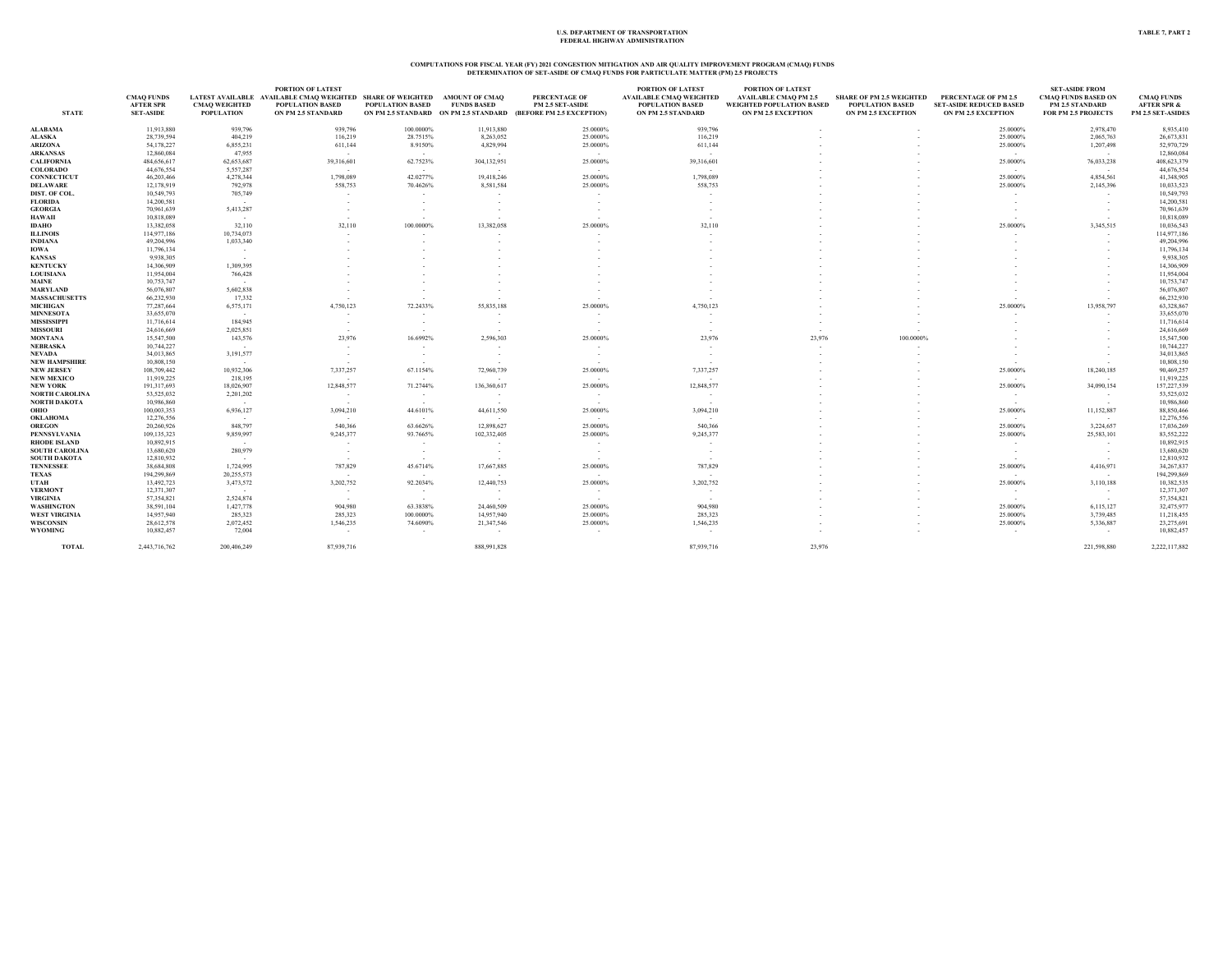U.S. DEPARTMENT OF TRANSPORTATION
FEDERAL HIGHWAY ADMINISTRATION

TABLE 7, PART 2

## COMPUTATIONS FOR FISCAL YEAR (FY) 2021 CONGESTION MITIGATION AND AIR QUALITY IMPROVEMENT PROGRAM (CMAQ) FUNDS
## DETERMINATION OF SET-ASIDE OF CMAQ FUNDS FOR PARTICULATE MATTER (PM) 2.5 PROJECTS

| STATE | CMAQ FUNDS AFTER SPR SET-ASIDE | LATEST AVAILABLE CMAQ WEIGHTED POPULATION | PORTION OF LATEST AVAILABLE CMAQ WEIGHTED POPULATION BASED ON PM 2.5 STANDARD | SHARE OF WEIGHTED POPULATION BASED ON PM 2.5 STANDARD | AMOUNT OF CMAQ FUNDS BASED ON PM 2.5 STANDARD | PERCENTAGE OF PM 2.5 SET-ASIDE (BEFORE PM 2.5 EXCEPTION) | PORTION OF LATEST AVAILABLE CMAQ WEIGHTED POPULATION BASED ON PM 2.5 STANDARD | PORTION OF LATEST AVAILABLE CMAQ PM 2.5 WEIGHTED POPULATION BASED ON PM 2.5 EXCEPTION | SHARE OF PM 2.5 WEIGHTED POPULATION BASED ON PM 2.5 EXCEPTION | PERCENTAGE OF PM 2.5 SET-ASIDE REDUCED BASED ON PM 2.5 EXCEPTION | SET-ASIDE FROM CMAQ FUNDS BASED ON PM 2.5 STANDARD FOR PM 2.5 PROJECTS | CMAQ FUNDS AFTER SPR & PM 2.5 SET-ASIDES |
|---|---|---|---|---|---|---|---|---|---|---|---|---|
| ALABAMA | 11,913,880 | 939,796 | 939,796 | 100.0000% | 11,913,880 | 25.0000% | 939,796 | - | - | 25.0000% | 2,978,470 | 8,935,410 |
| ALASKA | 28,739,594 | 404,219 | 116,219 | 28.7515% | 8,263,052 | 25.0000% | 116,219 | - | - | 25.0000% | 2,065,763 | 26,673,831 |
| ARIZONA | 54,178,227 | 6,855,231 | 611,144 | 8.9150% | 4,829,994 | 25.0000% | 611,144 | - | - | 25.0000% | 1,207,498 | 52,970,729 |
| ARKANSAS | 12,860,084 | 47,955 | - | - | - | - | - | - | - | - | - | 12,860,084 |
| CALIFORNIA | 484,656,617 | 62,653,687 | 39,316,601 | 62.7523% | 304,132,951 | 25.0000% | 39,316,601 | - | - | 25.0000% | 76,033,238 | 408,623,379 |
| COLORADO | 44,676,554 | 5,557,287 | - | - | - | - | - | - | - | - | - | 44,676,554 |
| CONNECTICUT | 46,203,466 | 4,278,344 | 1,798,089 | 42.0277% | 19,418,246 | 25.0000% | 1,798,089 | - | - | 25.0000% | 4,854,561 | 41,348,905 |
| DELAWARE | 12,178,919 | 792,978 | 558,753 | 70.4626% | 8,581,584 | 25.0000% | 558,753 | - | - | 25.0000% | 2,145,396 | 10,033,523 |
| DIST. OF COL. | 10,549,793 | 705,749 | - | - | - | - | - | - | - | - | - | 10,549,793 |
| FLORIDA | 14,200,581 | - | - | - | - | - | - | - | - | - | - | 14,200,581 |
| GEORGIA | 70,961,639 | 5,413,287 | - | - | - | - | - | - | - | - | - | 70,961,639 |
| HAWAII | 10,818,089 | - | - | - | - | - | - | - | - | - | - | 10,818,089 |
| IDAHO | 13,382,058 | 32,110 | 32,110 | 100.0000% | 13,382,058 | 25.0000% | 32,110 | - | - | 25.0000% | 3,345,515 | 10,036,543 |
| ILLINOIS | 114,977,186 | 10,734,073 | - | - | - | - | - | - | - | - | - | 114,977,186 |
| INDIANA | 49,204,996 | 1,033,340 | - | - | - | - | - | - | - | - | - | 49,204,996 |
| IOWA | 11,796,134 | - | - | - | - | - | - | - | - | - | - | 11,796,134 |
| KANSAS | 9,938,305 | - | - | - | - | - | - | - | - | - | - | 9,938,305 |
| KENTUCKY | 14,306,909 | 1,309,395 | - | - | - | - | - | - | - | - | - | 14,306,909 |
| LOUISIANA | 11,954,004 | 766,428 | - | - | - | - | - | - | - | - | - | 11,954,004 |
| MAINE | 10,753,747 | - | - | - | - | - | - | - | - | - | - | 10,753,747 |
| MARYLAND | 56,076,807 | 5,602,838 | - | - | - | - | - | - | - | - | - | 56,076,807 |
| MASSACHUSETTS | 66,232,930 | 17,332 | - | - | - | - | - | - | - | - | - | 66,232,930 |
| MICHIGAN | 77,287,664 | 6,575,171 | 4,750,123 | 72.2433% | 55,835,188 | 25.0000% | 4,750,123 | - | - | 25.0000% | 13,958,797 | 63,328,867 |
| MINNESOTA | 33,655,070 | - | - | - | - | - | - | - | - | - | - | 33,655,070 |
| MISSISSIPPI | 11,716,614 | 184,945 | - | - | - | - | - | - | - | - | - | 11,716,614 |
| MISSOURI | 24,616,669 | 2,025,851 | - | - | - | - | - | - | - | - | - | 24,616,669 |
| MONTANA | 15,547,500 | 143,576 | 23,976 | 16.6992% | 2,596,303 | 25.0000% | 23,976 | 23,976 | 100.0000% | - | - | 15,547,500 |
| NEBRASKA | 10,744,227 | - | - | - | - | - | - | - | - | - | - | 10,744,227 |
| NEVADA | 34,013,865 | 3,191,577 | - | - | - | - | - | - | - | - | - | 34,013,865 |
| NEW HAMPSHIRE | 10,808,150 | - | - | - | - | - | - | - | - | - | - | 10,808,150 |
| NEW JERSEY | 108,709,442 | 10,932,306 | 7,337,257 | 67.1154% | 72,960,739 | 25.0000% | 7,337,257 | - | - | 25.0000% | 18,240,185 | 90,469,257 |
| NEW MEXICO | 11,919,225 | 218,195 | - | - | - | - | - | - | - | - | - | 11,919,225 |
| NEW YORK | 191,317,693 | 18,026,907 | 12,848,577 | 71.2744% | 136,360,617 | 25.0000% | 12,848,577 | - | - | 25.0000% | 34,090,154 | 157,227,539 |
| NORTH CAROLINA | 53,525,032 | 2,201,202 | - | - | - | - | - | - | - | - | - | 53,525,032 |
| NORTH DAKOTA | 10,986,860 | - | - | - | - | - | - | - | - | - | - | 10,986,860 |
| OHIO | 100,003,353 | 6,936,127 | 3,094,210 | 44.6101% | 44,611,550 | 25.0000% | 3,094,210 | - | - | 25.0000% | 11,152,887 | 88,850,466 |
| OKLAHOMA | 12,276,556 | - | - | - | - | - | - | - | - | - | - | 12,276,556 |
| OREGON | 20,260,926 | 848,797 | 540,366 | 63.6626% | 12,898,627 | 25.0000% | 540,366 | - | - | 25.0000% | 3,224,657 | 17,036,269 |
| PENNSYLVANIA | 109,135,323 | 9,859,997 | 9,245,377 | 93.7665% | 102,332,405 | 25.0000% | 9,245,377 | - | - | 25.0000% | 25,583,101 | 83,552,222 |
| RHODE ISLAND | 10,892,915 | - | - | - | - | - | - | - | - | - | - | 10,892,915 |
| SOUTH CAROLINA | 13,680,620 | 280,979 | - | - | - | - | - | - | - | - | - | 13,680,620 |
| SOUTH DAKOTA | 12,810,932 | - | - | - | - | - | - | - | - | - | - | 12,810,932 |
| TENNESSEE | 38,684,808 | 1,724,995 | 787,829 | 45.6714% | 17,667,885 | 25.0000% | 787,829 | - | - | 25.0000% | 4,416,971 | 34,267,837 |
| TEXAS | 194,299,869 | 20,255,573 | - | - | - | - | - | - | - | - | - | 194,299,869 |
| UTAH | 13,492,723 | 3,473,572 | 3,202,752 | 92.2034% | 12,440,753 | 25.0000% | 3,202,752 | - | - | 25.0000% | 3,110,188 | 10,382,535 |
| VERMONT | 12,371,307 | - | - | - | - | - | - | - | - | - | - | 12,371,307 |
| VIRGINIA | 57,354,821 | 2,524,874 | - | - | - | - | - | - | - | - | - | 57,354,821 |
| WASHINGTON | 38,591,104 | 1,427,778 | 904,980 | 63.3838% | 24,460,509 | 25.0000% | 904,980 | - | - | 25.0000% | 6,115,127 | 32,475,977 |
| WEST VIRGINIA | 14,957,940 | 285,323 | 285,323 | 100.0000% | 14,957,940 | 25.0000% | 285,323 | - | - | 25.0000% | 3,739,485 | 11,218,455 |
| WISCONSIN | 28,612,578 | 2,072,452 | 1,546,235 | 74.6090% | 21,347,546 | 25.0000% | 1,546,235 | - | - | 25.0000% | 5,336,887 | 23,275,691 |
| WYOMING | 10,882,457 | 72,004 | - | - | - | - | - | - | - | - | - | 10,882,457 |
| TOTAL | 2,443,716,762 | 200,406,249 | 87,939,716 | | 888,991,828 | | 87,939,716 | 23,976 | | | 221,598,880 | 2,222,117,882 |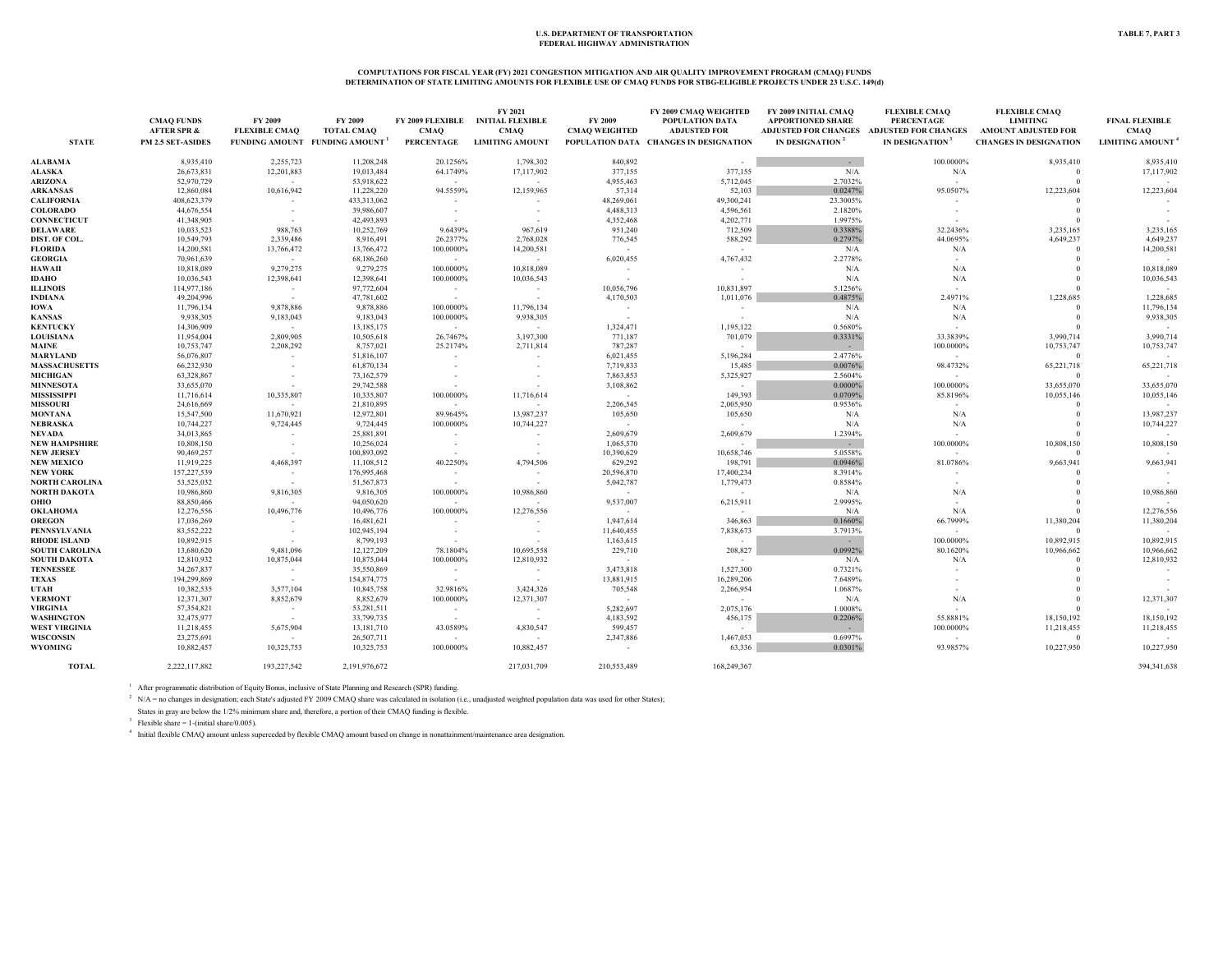U.S. DEPARTMENT OF TRANSPORTATION
FEDERAL HIGHWAY ADMINISTRATION

TABLE 7, PART 3

**COMPUTATIONS FOR FISCAL YEAR (FY) 2021 CONGESTION MITIGATION AND AIR QUALITY IMPROVEMENT PROGRAM (CMAQ) FUNDS**
**DETERMINATION OF STATE LIMITING AMOUNTS FOR FLEXIBLE USE OF CMAQ FUNDS FOR STBG-ELIGIBLE PROJECTS UNDER 23 U.S.C. 149(d)**

| STATE | CMAQ FUNDS AFTER SPR & PM 2.5 SET-ASIDES | FY 2009 FLEXIBLE CMAQ FUNDING AMOUNT | FY 2009 TOTAL CMAQ FUNDING AMOUNT [1] | FY 2009 FLEXIBLE CMAQ PERCENTAGE | FY 2021 INITIAL FLEXIBLE CMAQ LIMITING AMOUNT | FY 2009 CMAQ WEIGHTED POPULATION DATA | FY 2009 CMAQ WEIGHTED POPULATION DATA ADJUSTED FOR CHANGES IN DESIGNATION | FY 2009 INITIAL CMAQ APPORTIONED SHARE ADJUSTED FOR CHANGES IN DESIGNATION [2] | FLEXIBLE CMAQ PERCENTAGE ADJUSTED FOR CHANGES IN DESIGNATION [3] | FLEXIBLE CMAQ LIMITING AMOUNT ADJUSTED FOR CHANGES IN DESIGNATION | FINAL FLEXIBLE CMAQ LIMITING AMOUNT [4] |
|---|---|---|---|---|---|---|---|---|---|---|---|
| ALABAMA | 8,935,410 | 2,255,723 | 11,208,248 | 20.1256% | 1,798,302 | 840,892 | - | - | 100.0000% | 8,935,410 | 8,935,410 |
| ALASKA | 26,673,831 | 12,201,883 | 19,013,484 | 64.1749% | 17,117,902 | 377,155 | 377,155 | N/A | N/A | 0 | 17,117,902 |
| ARIZONA | 52,970,729 | - | 53,918,622 | - | - | 4,955,463 | 5,712,045 | 2.7032% | - | 0 | - |
| ARKANSAS | 12,860,084 | 10,616,942 | 11,228,220 | 94.5559% | 12,159,965 | 57,314 | 52,103 | 0.0247% | 95.0507% | 12,223,604 | 12,223,604 |
| CALIFORNIA | 408,623,379 | - | 433,313,062 | - | - | 48,269,061 | 49,300,241 | 23.3005% | - | 0 | - |
| COLORADO | 44,676,554 | - | 39,986,607 | - | - | 4,488,313 | 4,596,561 | 2.1820% | - | 0 | - |
| CONNECTICUT | 41,348,905 | - | 42,493,893 | - | - | 4,352,468 | 4,202,771 | 1.9975% | - | 0 | - |
| DELAWARE | 10,033,523 | 988,763 | 10,252,769 | 9.6439% | 967,619 | 951,240 | 712,509 | 0.3388% | 32.2436% | 3,235,165 | 3,235,165 |
| DIST. OF COL. | 10,549,793 | 2,339,486 | 8,916,491 | 26.2377% | 2,768,028 | 776,545 | 588,292 | 0.2797% | 44.0695% | 4,649,237 | 4,649,237 |
| FLORIDA | 14,200,581 | 13,766,472 | 13,766,472 | 100.0000% | 14,200,581 | - | - | N/A | N/A | 0 | 14,200,581 |
| GEORGIA | 70,961,639 | - | 68,186,260 | - | - | 6,020,455 | 4,767,432 | 2.2778% | - | 0 | - |
| HAWAII | 10,818,089 | 9,279,275 | 9,279,275 | 100.0000% | 10,818,089 | - | - | N/A | N/A | 0 | 10,818,089 |
| IDAHO | 10,036,543 | 12,398,641 | 12,398,641 | 100.0000% | 10,036,543 | - | - | N/A | N/A | 0 | 10,036,543 |
| ILLINOIS | 114,977,186 | - | 97,772,604 | - | - | 10,056,796 | 10,831,897 | 5.1256% | - | 0 | - |
| INDIANA | 49,204,996 | - | 47,781,602 | - | - | 4,170,503 | 1,011,076 | 0.4875% | 2.4971% | 1,228,685 | 1,228,685 |
| IOWA | 11,796,134 | 9,878,886 | 9,878,886 | 100.0000% | 11,796,134 | - | - | N/A | N/A | 0 | 11,796,134 |
| KANSAS | 9,938,305 | 9,183,043 | 9,183,043 | 100.0000% | 9,938,305 | - | - | N/A | N/A | 0 | 9,938,305 |
| KENTUCKY | 14,306,909 | - | 13,185,175 | - | - | 1,324,471 | 1,195,122 | 0.5680% | - | 0 | - |
| LOUISIANA | 11,954,004 | 2,809,905 | 10,505,618 | 26.7467% | 3,197,300 | 771,187 | 701,079 | 0.3331% | 33.3839% | 3,990,714 | 3,990,714 |
| MAINE | 10,753,747 | 2,208,292 | 8,757,021 | 25.2174% | 2,711,814 | 787,287 | - | - | 100.0000% | 10,753,747 | 10,753,747 |
| MARYLAND | 56,076,807 | - | 51,816,107 | - | - | 6,021,455 | 5,196,284 | 2.4776% | - | 0 | - |
| MASSACHUSETTS | 66,232,930 | - | 61,870,134 | - | - | 7,719,833 | 15,485 | 0.0076% | 98.4732% | 65,221,718 | 65,221,718 |
| MICHIGAN | 63,328,867 | - | 73,162,579 | - | - | 7,863,853 | 5,325,927 | 2.5604% | - | 0 | - |
| MINNESOTA | 33,655,070 | - | 29,742,588 | - | - | 3,108,862 | - | 0.0000% | 100.0000% | 33,655,070 | 33,655,070 |
| MISSISSIPPI | 11,716,614 | 10,335,807 | 10,335,807 | 100.0000% | 11,716,614 | - | 149,393 | 0.0709% | 85.8196% | 10,055,146 | 10,055,146 |
| MISSOURI | 24,616,669 | - | 21,810,895 | - | - | 2,206,545 | 2,005,950 | 0.9536% | - | 0 | - |
| MONTANA | 15,547,500 | 11,670,921 | 12,972,801 | 89.9645% | 13,987,237 | 105,650 | 105,650 | N/A | N/A | 0 | 13,987,237 |
| NEBRASKA | 10,744,227 | 9,724,445 | 9,724,445 | 100.0000% | 10,744,227 | - | - | N/A | N/A | 0 | 10,744,227 |
| NEVADA | 34,013,865 | - | 25,881,891 | - | - | 2,609,679 | 2,609,679 | 1.2394% | - | 0 | - |
| NEW HAMPSHIRE | 10,808,150 | - | 10,256,024 | - | - | 1,065,570 | - | - | 100.0000% | 10,808,150 | 10,808,150 |
| NEW JERSEY | 90,469,257 | - | 100,893,092 | - | - | 10,390,629 | 10,658,746 | 5.0558% | - | 0 | - |
| NEW MEXICO | 11,919,225 | 4,468,397 | 11,108,512 | 40.2250% | 4,794,506 | 629,292 | 198,791 | 0.0946% | 81.0786% | 9,663,941 | 9,663,941 |
| NEW YORK | 157,227,539 | - | 176,995,468 | - | - | 20,596,870 | 17,400,234 | 8.3914% | - | 0 | - |
| NORTH CAROLINA | 53,525,032 | - | 51,567,873 | - | - | 5,042,787 | 1,779,473 | 0.8584% | - | 0 | - |
| NORTH DAKOTA | 10,986,860 | 9,816,305 | 9,816,305 | 100.0000% | 10,986,860 | - | - | N/A | N/A | 0 | 10,986,860 |
| OHIO | 88,850,466 | - | 94,050,620 | - | - | 9,537,007 | 6,215,911 | 2.9995% | - | 0 | - |
| OKLAHOMA | 12,276,556 | 10,496,776 | 10,496,776 | 100.0000% | 12,276,556 | - | - | N/A | N/A | 0 | 12,276,556 |
| OREGON | 17,036,269 | - | 16,481,621 | - | - | 1,947,614 | 346,863 | 0.1660% | 66.7999% | 11,380,204 | 11,380,204 |
| PENNSYLVANIA | 83,552,222 | - | 102,945,194 | - | - | 11,640,455 | 7,838,673 | 3.7913% | - | 0 | - |
| RHODE ISLAND | 10,892,915 | - | 8,799,193 | - | - | 1,163,615 | - | - | 100.0000% | 10,892,915 | 10,892,915 |
| SOUTH CAROLINA | 13,680,620 | 9,481,096 | 12,127,209 | 78.1804% | 10,695,558 | 229,710 | 208,827 | 0.0992% | 80.1620% | 10,966,662 | 10,966,662 |
| SOUTH DAKOTA | 12,810,932 | 10,875,044 | 10,875,044 | 100.0000% | 12,810,932 | - | - | N/A | N/A | 0 | 12,810,932 |
| TENNESSEE | 34,267,837 | - | 35,550,869 | - | - | 3,473,818 | 1,527,300 | 0.7321% | - | 0 | - |
| TEXAS | 194,299,869 | - | 154,874,775 | - | - | 13,881,915 | 16,289,206 | 7.6489% | - | 0 | - |
| UTAH | 10,382,535 | 3,577,104 | 10,845,758 | 32.9816% | 3,424,326 | 705,548 | 2,266,954 | 1.0687% | - | 0 | - |
| VERMONT | 12,371,307 | 8,852,679 | 8,852,679 | 100.0000% | 12,371,307 | - | - | N/A | N/A | 0 | 12,371,307 |
| VIRGINIA | 57,354,821 | - | 53,281,511 | - | - | 5,282,697 | 2,075,176 | 1.0008% | - | 0 | - |
| WASHINGTON | 32,475,977 | - | 33,799,735 | - | - | 4,183,592 | 456,175 | 0.2206% | 55.8881% | 18,150,192 | 18,150,192 |
| WEST VIRGINIA | 11,218,455 | 5,675,904 | 13,181,710 | 43.0589% | 4,830,547 | 599,457 | - | - | 100.0000% | 11,218,455 | 11,218,455 |
| WISCONSIN | 23,275,691 | - | 26,507,711 | - | - | 2,347,886 | 1,467,053 | 0.6997% | - | 0 | - |
| WYOMING | 10,882,457 | 10,325,753 | 10,325,753 | 100.0000% | 10,882,457 | - | 63,336 | 0.0301% | 93.9857% | 10,227,950 | 10,227,950 |
| TOTAL | 2,222,117,882 | 193,227,542 | 2,191,976,672 | | 217,031,709 | 210,553,489 | 168,249,367 | | | | 394,341,638 |

[1] After programmatic distribution of Equity Bonus, inclusive of State Planning and Research (SPR) funding.

[2] N/A = no changes in designation; each State's adjusted FY 2009 CMAQ share was calculated in isolation (i.e., unadjusted weighted population data was used for other States);
States in gray are below the 1/2% minimum share and, therefore, a portion of their CMAQ funding is flexible.

[3] Flexible share = 1-(initial share/0.005).

[4] Initial flexible CMAQ amount unless superceded by flexible CMAQ amount based on change in nonattainment/maintenance area designation.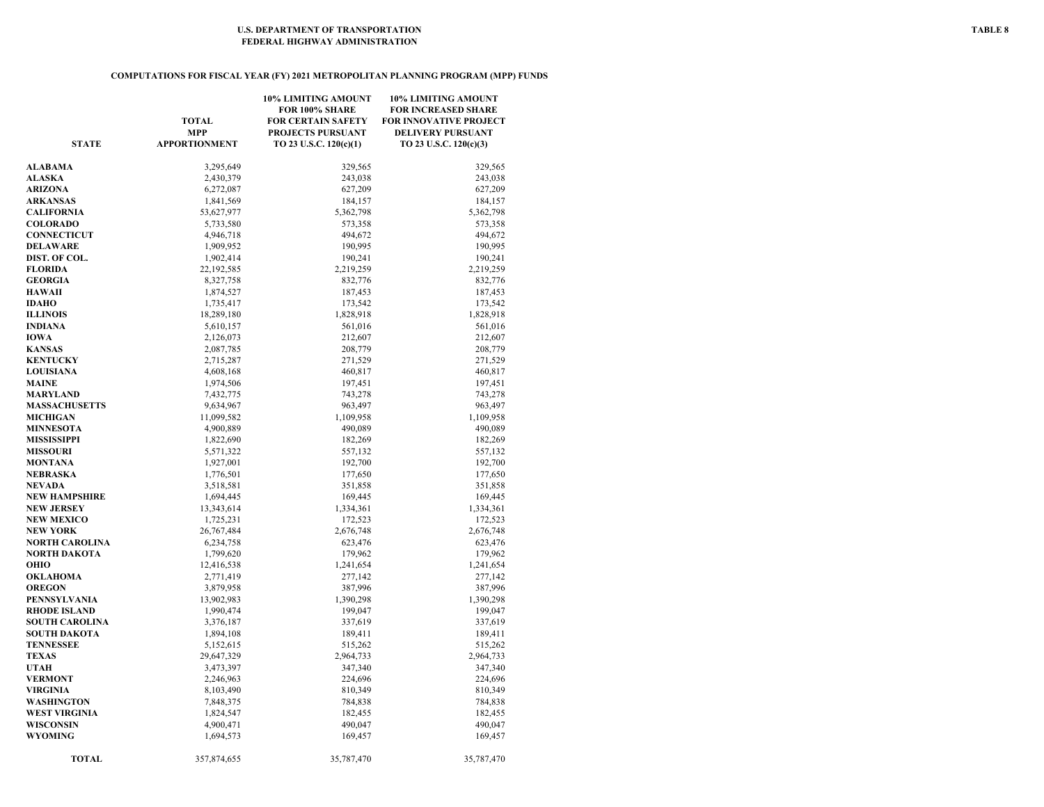U.S. DEPARTMENT OF TRANSPORTATION
FEDERAL HIGHWAY ADMINISTRATION

TABLE 8

## COMPUTATIONS FOR FISCAL YEAR (FY) 2021 METROPOLITAN PLANNING PROGRAM (MPP) FUNDS

| STATE | TOTAL MPP APPORTIONMENT | 10% LIMITING AMOUNT FOR 100% SHARE FOR CERTAIN SAFETY PROJECTS PURSUANT TO 23 U.S.C. 120(c)(1) | 10% LIMITING AMOUNT FOR INCREASED SHARE FOR INNOVATIVE PROJECT DELIVERY PURSUANT TO 23 U.S.C. 120(c)(3) |
|---|---|---|---|
| ALABAMA | 3,295,649 | 329,565 | 329,565 |
| ALASKA | 2,430,379 | 243,038 | 243,038 |
| ARIZONA | 6,272,087 | 627,209 | 627,209 |
| ARKANSAS | 1,841,569 | 184,157 | 184,157 |
| CALIFORNIA | 53,627,977 | 5,362,798 | 5,362,798 |
| COLORADO | 5,733,580 | 573,358 | 573,358 |
| CONNECTICUT | 4,946,718 | 494,672 | 494,672 |
| DELAWARE | 1,909,952 | 190,995 | 190,995 |
| DIST. OF COL. | 1,902,414 | 190,241 | 190,241 |
| FLORIDA | 22,192,585 | 2,219,259 | 2,219,259 |
| GEORGIA | 8,327,758 | 832,776 | 832,776 |
| HAWAII | 1,874,527 | 187,453 | 187,453 |
| IDAHO | 1,735,417 | 173,542 | 173,542 |
| ILLINOIS | 18,289,180 | 1,828,918 | 1,828,918 |
| INDIANA | 5,610,157 | 561,016 | 561,016 |
| IOWA | 2,126,073 | 212,607 | 212,607 |
| KANSAS | 2,087,785 | 208,779 | 208,779 |
| KENTUCKY | 2,715,287 | 271,529 | 271,529 |
| LOUISIANA | 4,608,168 | 460,817 | 460,817 |
| MAINE | 1,974,506 | 197,451 | 197,451 |
| MARYLAND | 7,432,775 | 743,278 | 743,278 |
| MASSACHUSETTS | 9,634,967 | 963,497 | 963,497 |
| MICHIGAN | 11,099,582 | 1,109,958 | 1,109,958 |
| MINNESOTA | 4,900,889 | 490,089 | 490,089 |
| MISSISSIPPI | 1,822,690 | 182,269 | 182,269 |
| MISSOURI | 5,571,322 | 557,132 | 557,132 |
| MONTANA | 1,927,001 | 192,700 | 192,700 |
| NEBRASKA | 1,776,501 | 177,650 | 177,650 |
| NEVADA | 3,518,581 | 351,858 | 351,858 |
| NEW HAMPSHIRE | 1,694,445 | 169,445 | 169,445 |
| NEW JERSEY | 13,343,614 | 1,334,361 | 1,334,361 |
| NEW MEXICO | 1,725,231 | 172,523 | 172,523 |
| NEW YORK | 26,767,484 | 2,676,748 | 2,676,748 |
| NORTH CAROLINA | 6,234,758 | 623,476 | 623,476 |
| NORTH DAKOTA | 1,799,620 | 179,962 | 179,962 |
| OHIO | 12,416,538 | 1,241,654 | 1,241,654 |
| OKLAHOMA | 2,771,419 | 277,142 | 277,142 |
| OREGON | 3,879,958 | 387,996 | 387,996 |
| PENNSYLVANIA | 13,902,983 | 1,390,298 | 1,390,298 |
| RHODE ISLAND | 1,990,474 | 199,047 | 199,047 |
| SOUTH CAROLINA | 3,376,187 | 337,619 | 337,619 |
| SOUTH DAKOTA | 1,894,108 | 189,411 | 189,411 |
| TENNESSEE | 5,152,615 | 515,262 | 515,262 |
| TEXAS | 29,647,329 | 2,964,733 | 2,964,733 |
| UTAH | 3,473,397 | 347,340 | 347,340 |
| VERMONT | 2,246,963 | 224,696 | 224,696 |
| VIRGINIA | 8,103,490 | 810,349 | 810,349 |
| WASHINGTON | 7,848,375 | 784,838 | 784,838 |
| WEST VIRGINIA | 1,824,547 | 182,455 | 182,455 |
| WISCONSIN | 4,900,471 | 490,047 | 490,047 |
| WYOMING | 1,694,573 | 169,457 | 169,457 |
| TOTAL | 357,874,655 | 35,787,470 | 35,787,470 |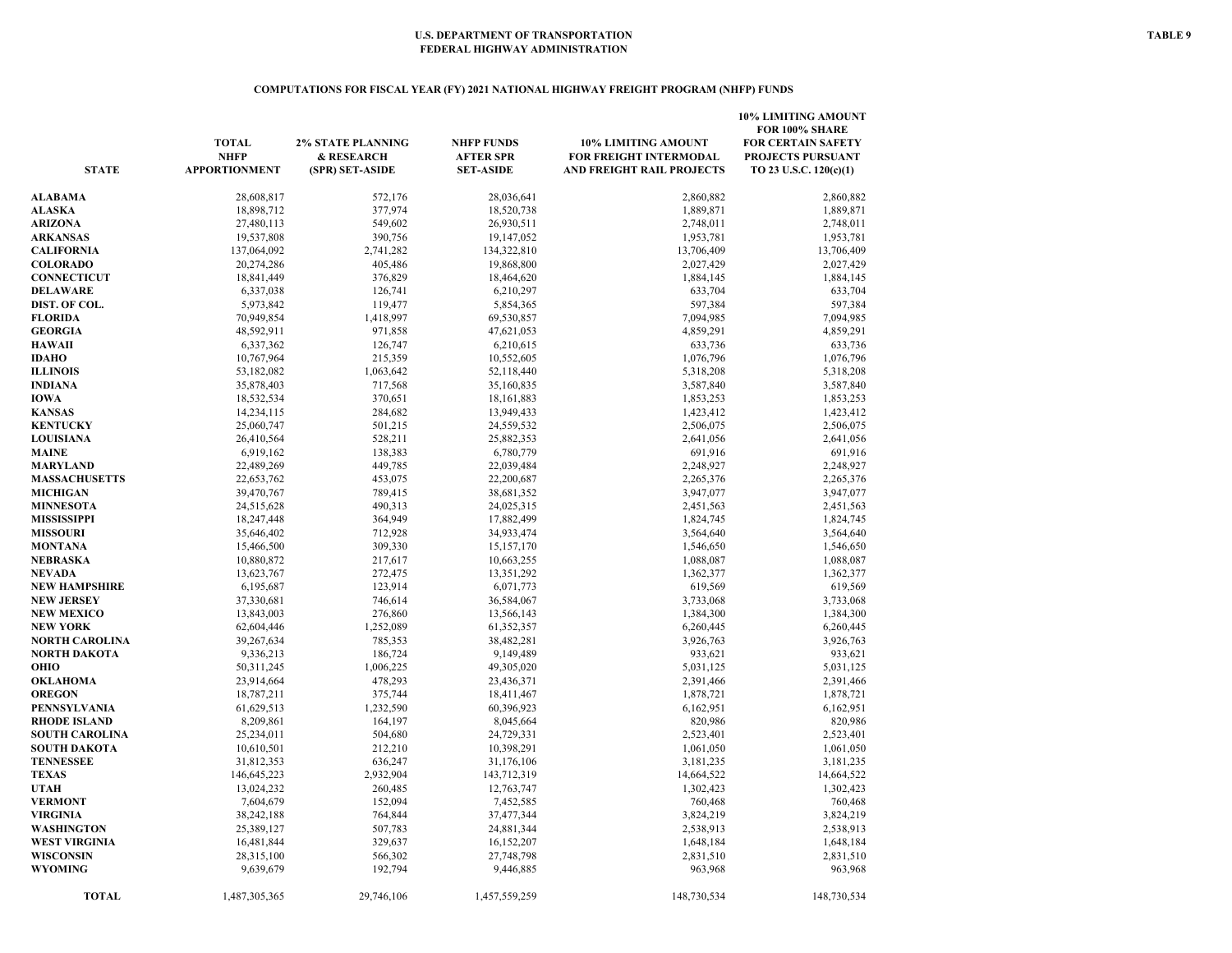U.S. DEPARTMENT OF TRANSPORTATION
FEDERAL HIGHWAY ADMINISTRATION

TABLE 9

## COMPUTATIONS FOR FISCAL YEAR (FY) 2021 NATIONAL HIGHWAY FREIGHT PROGRAM (NHFP) FUNDS

| STATE | TOTAL NHFP APPORTIONMENT | 2% STATE PLANNING & RESEARCH (SPR) SET-ASIDE | NHFP FUNDS AFTER SPR SET-ASIDE | 10% LIMITING AMOUNT FOR FREIGHT INTERMODAL AND FREIGHT RAIL PROJECTS | 10% LIMITING AMOUNT FOR 100% SHARE FOR CERTAIN SAFETY PROJECTS PURSUANT TO 23 U.S.C. 120(c)(1) |
|---|---|---|---|---|---|
| ALABAMA | 28,608,817 | 572,176 | 28,036,641 | 2,860,882 | 2,860,882 |
| ALASKA | 18,898,712 | 377,974 | 18,520,738 | 1,889,871 | 1,889,871 |
| ARIZONA | 27,480,113 | 549,602 | 26,930,511 | 2,748,011 | 2,748,011 |
| ARKANSAS | 19,537,808 | 390,756 | 19,147,052 | 1,953,781 | 1,953,781 |
| CALIFORNIA | 137,064,092 | 2,741,282 | 134,322,810 | 13,706,409 | 13,706,409 |
| COLORADO | 20,274,286 | 405,486 | 19,868,800 | 2,027,429 | 2,027,429 |
| CONNECTICUT | 18,841,449 | 376,829 | 18,464,620 | 1,884,145 | 1,884,145 |
| DELAWARE | 6,337,038 | 126,741 | 6,210,297 | 633,704 | 633,704 |
| DIST. OF COL. | 5,973,842 | 119,477 | 5,854,365 | 597,384 | 597,384 |
| FLORIDA | 70,949,854 | 1,418,997 | 69,530,857 | 7,094,985 | 7,094,985 |
| GEORGIA | 48,592,911 | 971,858 | 47,621,053 | 4,859,291 | 4,859,291 |
| HAWAII | 6,337,362 | 126,747 | 6,210,615 | 633,736 | 633,736 |
| IDAHO | 10,767,964 | 215,359 | 10,552,605 | 1,076,796 | 1,076,796 |
| ILLINOIS | 53,182,082 | 1,063,642 | 52,118,440 | 5,318,208 | 5,318,208 |
| INDIANA | 35,878,403 | 717,568 | 35,160,835 | 3,587,840 | 3,587,840 |
| IOWA | 18,532,534 | 370,651 | 18,161,883 | 1,853,253 | 1,853,253 |
| KANSAS | 14,234,115 | 284,682 | 13,949,433 | 1,423,412 | 1,423,412 |
| KENTUCKY | 25,060,747 | 501,215 | 24,559,532 | 2,506,075 | 2,506,075 |
| LOUISIANA | 26,410,564 | 528,211 | 25,882,353 | 2,641,056 | 2,641,056 |
| MAINE | 6,919,162 | 138,383 | 6,780,779 | 691,916 | 691,916 |
| MARYLAND | 22,489,269 | 449,785 | 22,039,484 | 2,248,927 | 2,248,927 |
| MASSACHUSETTS | 22,653,762 | 453,075 | 22,200,687 | 2,265,376 | 2,265,376 |
| MICHIGAN | 39,470,767 | 789,415 | 38,681,352 | 3,947,077 | 3,947,077 |
| MINNESOTA | 24,515,628 | 490,313 | 24,025,315 | 2,451,563 | 2,451,563 |
| MISSISSIPPI | 18,247,448 | 364,949 | 17,882,499 | 1,824,745 | 1,824,745 |
| MISSOURI | 35,646,402 | 712,928 | 34,933,474 | 3,564,640 | 3,564,640 |
| MONTANA | 15,466,500 | 309,330 | 15,157,170 | 1,546,650 | 1,546,650 |
| NEBRASKA | 10,880,872 | 217,617 | 10,663,255 | 1,088,087 | 1,088,087 |
| NEVADA | 13,623,767 | 272,475 | 13,351,292 | 1,362,377 | 1,362,377 |
| NEW HAMPSHIRE | 6,195,687 | 123,914 | 6,071,773 | 619,569 | 619,569 |
| NEW JERSEY | 37,330,681 | 746,614 | 36,584,067 | 3,733,068 | 3,733,068 |
| NEW MEXICO | 13,843,003 | 276,860 | 13,566,143 | 1,384,300 | 1,384,300 |
| NEW YORK | 62,604,446 | 1,252,089 | 61,352,357 | 6,260,445 | 6,260,445 |
| NORTH CAROLINA | 39,267,634 | 785,353 | 38,482,281 | 3,926,763 | 3,926,763 |
| NORTH DAKOTA | 9,336,213 | 186,724 | 9,149,489 | 933,621 | 933,621 |
| OHIO | 50,311,245 | 1,006,225 | 49,305,020 | 5,031,125 | 5,031,125 |
| OKLAHOMA | 23,914,664 | 478,293 | 23,436,371 | 2,391,466 | 2,391,466 |
| OREGON | 18,787,211 | 375,744 | 18,411,467 | 1,878,721 | 1,878,721 |
| PENNSYLVANIA | 61,629,513 | 1,232,590 | 60,396,923 | 6,162,951 | 6,162,951 |
| RHODE ISLAND | 8,209,861 | 164,197 | 8,045,664 | 820,986 | 820,986 |
| SOUTH CAROLINA | 25,234,011 | 504,680 | 24,729,331 | 2,523,401 | 2,523,401 |
| SOUTH DAKOTA | 10,610,501 | 212,210 | 10,398,291 | 1,061,050 | 1,061,050 |
| TENNESSEE | 31,812,353 | 636,247 | 31,176,106 | 3,181,235 | 3,181,235 |
| TEXAS | 146,645,223 | 2,932,904 | 143,712,319 | 14,664,522 | 14,664,522 |
| UTAH | 13,024,232 | 260,485 | 12,763,747 | 1,302,423 | 1,302,423 |
| VERMONT | 7,604,679 | 152,094 | 7,452,585 | 760,468 | 760,468 |
| VIRGINIA | 38,242,188 | 764,844 | 37,477,344 | 3,824,219 | 3,824,219 |
| WASHINGTON | 25,389,127 | 507,783 | 24,881,344 | 2,538,913 | 2,538,913 |
| WEST VIRGINIA | 16,481,844 | 329,637 | 16,152,207 | 1,648,184 | 1,648,184 |
| WISCONSIN | 28,315,100 | 566,302 | 27,748,798 | 2,831,510 | 2,831,510 |
| WYOMING | 9,639,679 | 192,794 | 9,446,885 | 963,968 | 963,968 |
| TOTAL | 1,487,305,365 | 29,746,106 | 1,457,559,259 | 148,730,534 | 148,730,534 |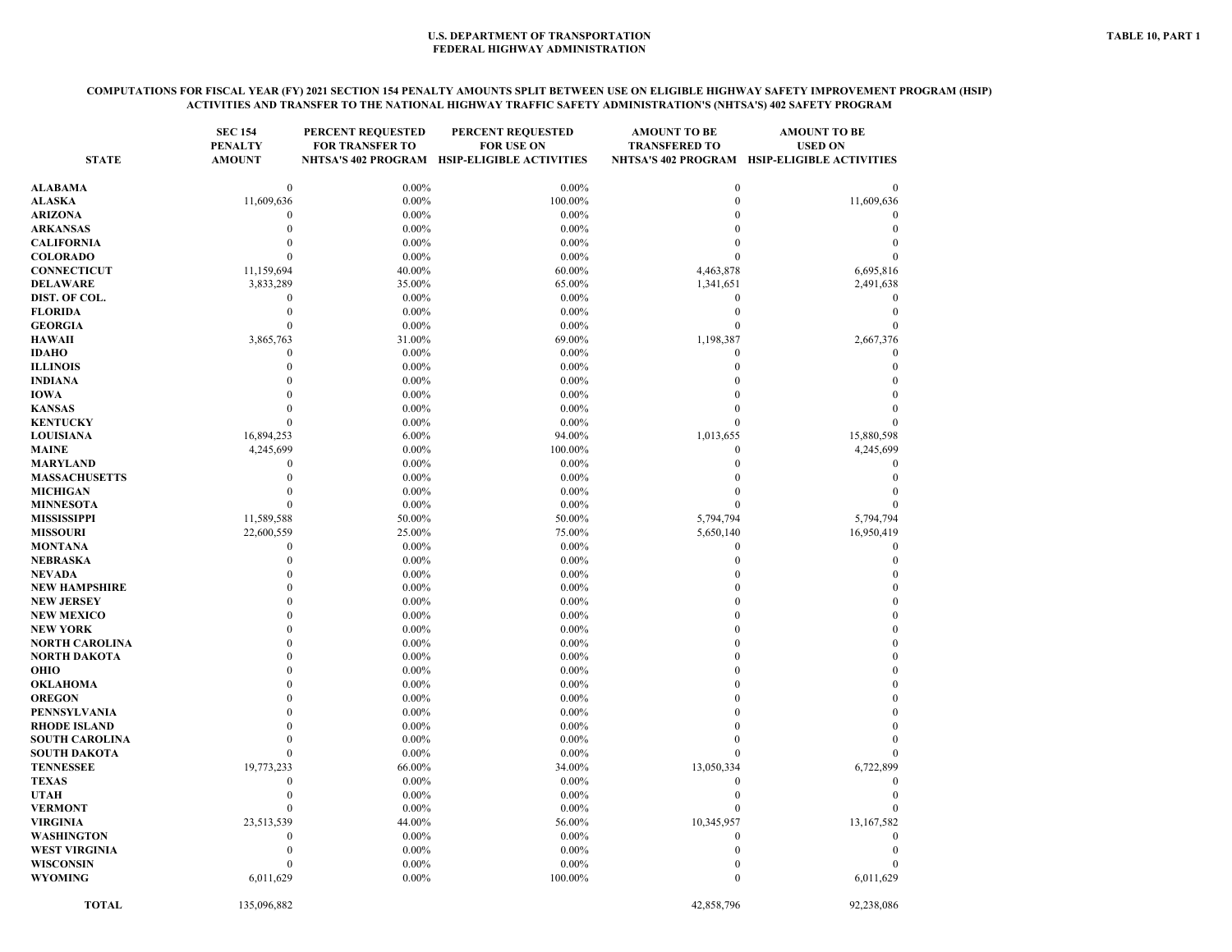U.S. DEPARTMENT OF TRANSPORTATION
FEDERAL HIGHWAY ADMINISTRATION

TABLE 10, PART 1

**COMPUTATIONS FOR FISCAL YEAR (FY) 2021 SECTION 154 PENALTY AMOUNTS SPLIT BETWEEN USE ON ELIGIBLE HIGHWAY SAFETY IMPROVEMENT PROGRAM (HSIP) ACTIVITIES AND TRANSFER TO THE NATIONAL HIGHWAY TRAFFIC SAFETY ADMINISTRATION'S (NHTSA'S) 402 SAFETY PROGRAM**

| STATE | SEC 154 PENALTY AMOUNT | PERCENT REQUESTED FOR TRANSFER TO NHTSA'S 402 PROGRAM | PERCENT REQUESTED FOR USE ON HSIP-ELIGIBLE ACTIVITIES | AMOUNT TO BE TRANSFERED TO NHTSA'S 402 PROGRAM | AMOUNT TO BE USED ON HSIP-ELIGIBLE ACTIVITIES |
|---|---|---|---|---|---|
| ALABAMA | 0 | 0.00% | 0.00% | 0 | 0 |
| ALASKA | 11,609,636 | 0.00% | 100.00% | 0 | 11,609,636 |
| ARIZONA | 0 | 0.00% | 0.00% | 0 | 0 |
| ARKANSAS | 0 | 0.00% | 0.00% | 0 | 0 |
| CALIFORNIA | 0 | 0.00% | 0.00% | 0 | 0 |
| COLORADO | 0 | 0.00% | 0.00% | 0 | 0 |
| CONNECTICUT | 11,159,694 | 40.00% | 60.00% | 4,463,878 | 6,695,816 |
| DELAWARE | 3,833,289 | 35.00% | 65.00% | 1,341,651 | 2,491,638 |
| DIST. OF COL. | 0 | 0.00% | 0.00% | 0 | 0 |
| FLORIDA | 0 | 0.00% | 0.00% | 0 | 0 |
| GEORGIA | 0 | 0.00% | 0.00% | 0 | 0 |
| HAWAII | 3,865,763 | 31.00% | 69.00% | 1,198,387 | 2,667,376 |
| IDAHO | 0 | 0.00% | 0.00% | 0 | 0 |
| ILLINOIS | 0 | 0.00% | 0.00% | 0 | 0 |
| INDIANA | 0 | 0.00% | 0.00% | 0 | 0 |
| IOWA | 0 | 0.00% | 0.00% | 0 | 0 |
| KANSAS | 0 | 0.00% | 0.00% | 0 | 0 |
| KENTUCKY | 0 | 0.00% | 0.00% | 0 | 0 |
| LOUISIANA | 16,894,253 | 6.00% | 94.00% | 1,013,655 | 15,880,598 |
| MAINE | 4,245,699 | 0.00% | 100.00% | 0 | 4,245,699 |
| MARYLAND | 0 | 0.00% | 0.00% | 0 | 0 |
| MASSACHUSETTS | 0 | 0.00% | 0.00% | 0 | 0 |
| MICHIGAN | 0 | 0.00% | 0.00% | 0 | 0 |
| MINNESOTA | 0 | 0.00% | 0.00% | 0 | 0 |
| MISSISSIPPI | 11,589,588 | 50.00% | 50.00% | 5,794,794 | 5,794,794 |
| MISSOURI | 22,600,559 | 25.00% | 75.00% | 5,650,140 | 16,950,419 |
| MONTANA | 0 | 0.00% | 0.00% | 0 | 0 |
| NEBRASKA | 0 | 0.00% | 0.00% | 0 | 0 |
| NEVADA | 0 | 0.00% | 0.00% | 0 | 0 |
| NEW HAMPSHIRE | 0 | 0.00% | 0.00% | 0 | 0 |
| NEW JERSEY | 0 | 0.00% | 0.00% | 0 | 0 |
| NEW MEXICO | 0 | 0.00% | 0.00% | 0 | 0 |
| NEW YORK | 0 | 0.00% | 0.00% | 0 | 0 |
| NORTH CAROLINA | 0 | 0.00% | 0.00% | 0 | 0 |
| NORTH DAKOTA | 0 | 0.00% | 0.00% | 0 | 0 |
| OHIO | 0 | 0.00% | 0.00% | 0 | 0 |
| OKLAHOMA | 0 | 0.00% | 0.00% | 0 | 0 |
| OREGON | 0 | 0.00% | 0.00% | 0 | 0 |
| PENNSYLVANIA | 0 | 0.00% | 0.00% | 0 | 0 |
| RHODE ISLAND | 0 | 0.00% | 0.00% | 0 | 0 |
| SOUTH CAROLINA | 0 | 0.00% | 0.00% | 0 | 0 |
| SOUTH DAKOTA | 0 | 0.00% | 0.00% | 0 | 0 |
| TENNESSEE | 19,773,233 | 66.00% | 34.00% | 13,050,334 | 6,722,899 |
| TEXAS | 0 | 0.00% | 0.00% | 0 | 0 |
| UTAH | 0 | 0.00% | 0.00% | 0 | 0 |
| VERMONT | 0 | 0.00% | 0.00% | 0 | 0 |
| VIRGINIA | 23,513,539 | 44.00% | 56.00% | 10,345,957 | 13,167,582 |
| WASHINGTON | 0 | 0.00% | 0.00% | 0 | 0 |
| WEST VIRGINIA | 0 | 0.00% | 0.00% | 0 | 0 |
| WISCONSIN | 0 | 0.00% | 0.00% | 0 | 0 |
| WYOMING | 6,011,629 | 0.00% | 100.00% | 0 | 6,011,629 |
| TOTAL | 135,096,882 | | | 42,858,796 | 92,238,086 |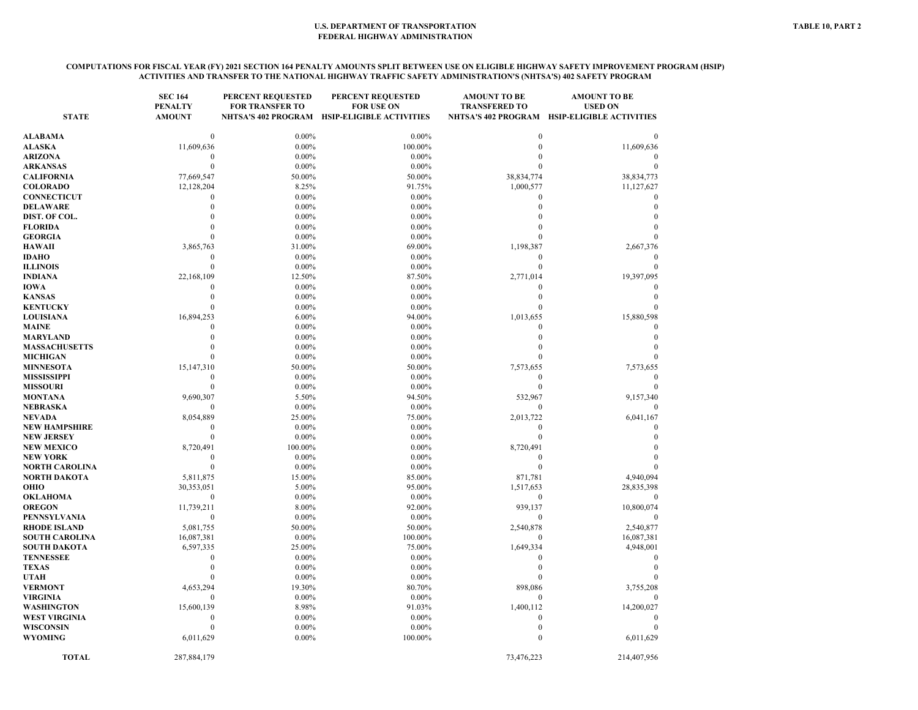U.S. DEPARTMENT OF TRANSPORTATION
FEDERAL HIGHWAY ADMINISTRATION

TABLE 10, PART 2

**COMPUTATIONS FOR FISCAL YEAR (FY) 2021 SECTION 164 PENALTY AMOUNTS SPLIT BETWEEN USE ON ELIGIBLE HIGHWAY SAFETY IMPROVEMENT PROGRAM (HSIP) ACTIVITIES AND TRANSFER TO THE NATIONAL HIGHWAY TRAFFIC SAFETY ADMINISTRATION'S (NHTSA'S) 402 SAFETY PROGRAM**

| STATE | SEC 164 PENALTY AMOUNT | PERCENT REQUESTED FOR TRANSFER TO NHTSA'S 402 PROGRAM | PERCENT REQUESTED FOR USE ON HSIP-ELIGIBLE ACTIVITIES | AMOUNT TO BE TRANSFERED TO NHTSA'S 402 PROGRAM | AMOUNT TO BE USED ON HSIP-ELIGIBLE ACTIVITIES |
|---|---|---|---|---|---|
| ALABAMA | 0 | 0.00% | 0.00% | 0 | 0 |
| ALASKA | 11,609,636 | 0.00% | 100.00% | 0 | 11,609,636 |
| ARIZONA | 0 | 0.00% | 0.00% | 0 | 0 |
| ARKANSAS | 0 | 0.00% | 0.00% | 0 | 0 |
| CALIFORNIA | 77,669,547 | 50.00% | 50.00% | 38,834,774 | 38,834,773 |
| COLORADO | 12,128,204 | 8.25% | 91.75% | 1,000,577 | 11,127,627 |
| CONNECTICUT | 0 | 0.00% | 0.00% | 0 | 0 |
| DELAWARE | 0 | 0.00% | 0.00% | 0 | 0 |
| DIST. OF COL. | 0 | 0.00% | 0.00% | 0 | 0 |
| FLORIDA | 0 | 0.00% | 0.00% | 0 | 0 |
| GEORGIA | 0 | 0.00% | 0.00% | 0 | 0 |
| HAWAII | 3,865,763 | 31.00% | 69.00% | 1,198,387 | 2,667,376 |
| IDAHO | 0 | 0.00% | 0.00% | 0 | 0 |
| ILLINOIS | 0 | 0.00% | 0.00% | 0 | 0 |
| INDIANA | 22,168,109 | 12.50% | 87.50% | 2,771,014 | 19,397,095 |
| IOWA | 0 | 0.00% | 0.00% | 0 | 0 |
| KANSAS | 0 | 0.00% | 0.00% | 0 | 0 |
| KENTUCKY | 0 | 0.00% | 0.00% | 0 | 0 |
| LOUISIANA | 16,894,253 | 6.00% | 94.00% | 1,013,655 | 15,880,598 |
| MAINE | 0 | 0.00% | 0.00% | 0 | 0 |
| MARYLAND | 0 | 0.00% | 0.00% | 0 | 0 |
| MASSACHUSETTS | 0 | 0.00% | 0.00% | 0 | 0 |
| MICHIGAN | 0 | 0.00% | 0.00% | 0 | 0 |
| MINNESOTA | 15,147,310 | 50.00% | 50.00% | 7,573,655 | 7,573,655 |
| MISSISSIPPI | 0 | 0.00% | 0.00% | 0 | 0 |
| MISSOURI | 0 | 0.00% | 0.00% | 0 | 0 |
| MONTANA | 9,690,307 | 5.50% | 94.50% | 532,967 | 9,157,340 |
| NEBRASKA | 0 | 0.00% | 0.00% | 0 | 0 |
| NEVADA | 8,054,889 | 25.00% | 75.00% | 2,013,722 | 6,041,167 |
| NEW HAMPSHIRE | 0 | 0.00% | 0.00% | 0 | 0 |
| NEW JERSEY | 0 | 0.00% | 0.00% | 0 | 0 |
| NEW MEXICO | 8,720,491 | 100.00% | 0.00% | 8,720,491 | 0 |
| NEW YORK | 0 | 0.00% | 0.00% | 0 | 0 |
| NORTH CAROLINA | 0 | 0.00% | 0.00% | 0 | 0 |
| NORTH DAKOTA | 5,811,875 | 15.00% | 85.00% | 871,781 | 4,940,094 |
| OHIO | 30,353,051 | 5.00% | 95.00% | 1,517,653 | 28,835,398 |
| OKLAHOMA | 0 | 0.00% | 0.00% | 0 | 0 |
| OREGON | 11,739,211 | 8.00% | 92.00% | 939,137 | 10,800,074 |
| PENNSYLVANIA | 0 | 0.00% | 0.00% | 0 | 0 |
| RHODE ISLAND | 5,081,755 | 50.00% | 50.00% | 2,540,878 | 2,540,877 |
| SOUTH CAROLINA | 16,087,381 | 0.00% | 100.00% | 0 | 16,087,381 |
| SOUTH DAKOTA | 6,597,335 | 25.00% | 75.00% | 1,649,334 | 4,948,001 |
| TENNESSEE | 0 | 0.00% | 0.00% | 0 | 0 |
| TEXAS | 0 | 0.00% | 0.00% | 0 | 0 |
| UTAH | 0 | 0.00% | 0.00% | 0 | 0 |
| VERMONT | 4,653,294 | 19.30% | 80.70% | 898,086 | 3,755,208 |
| VIRGINIA | 0 | 0.00% | 0.00% | 0 | 0 |
| WASHINGTON | 15,600,139 | 8.98% | 91.03% | 1,400,112 | 14,200,027 |
| WEST VIRGINIA | 0 | 0.00% | 0.00% | 0 | 0 |
| WISCONSIN | 0 | 0.00% | 0.00% | 0 | 0 |
| WYOMING | 6,011,629 | 0.00% | 100.00% | 0 | 6,011,629 |
| TOTAL | 287,884,179 | | | 73,476,223 | 214,407,956 |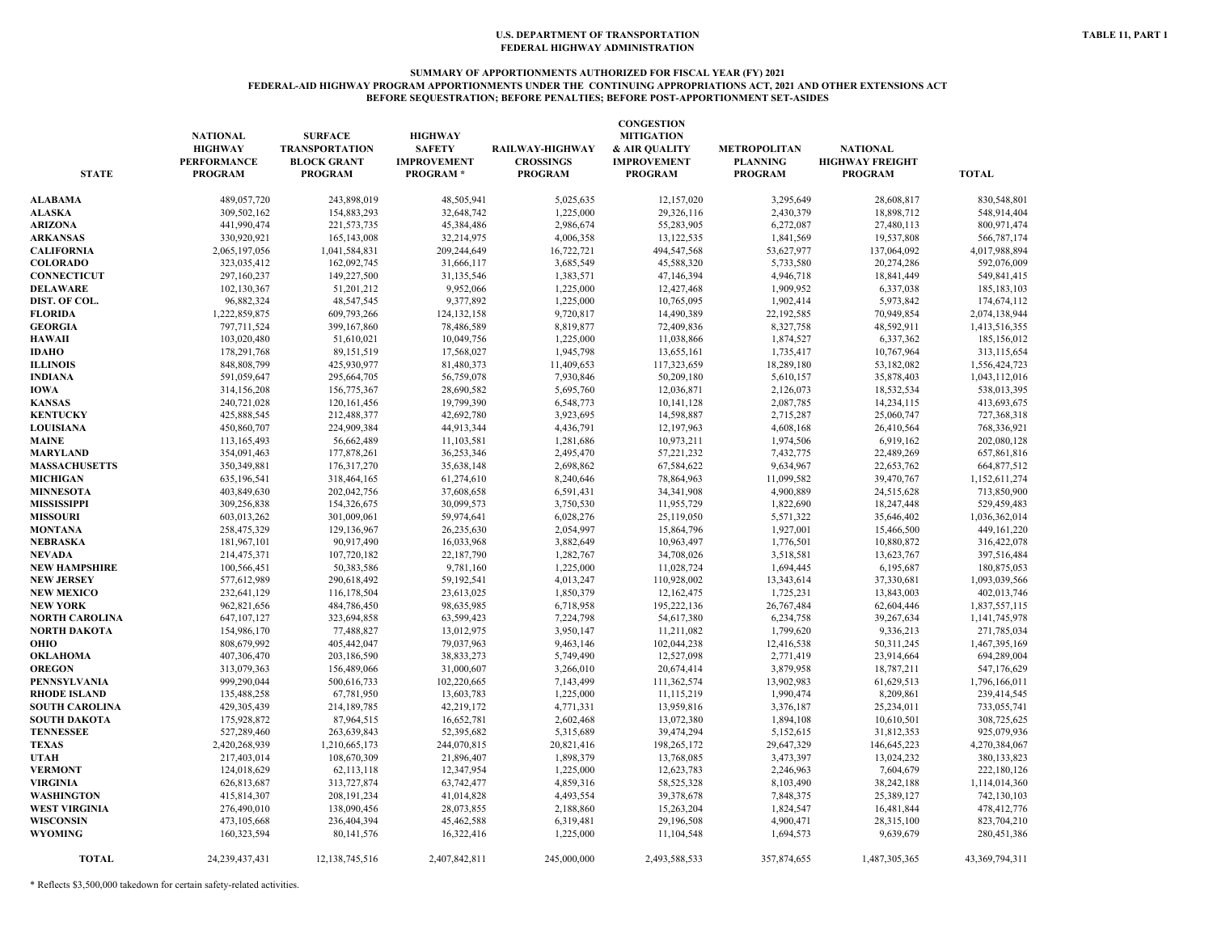U.S. DEPARTMENT OF TRANSPORTATION
FEDERAL HIGHWAY ADMINISTRATION

TABLE 11, PART 1

## SUMMARY OF APPORTIONMENTS AUTHORIZED FOR FISCAL YEAR (FY) 2021
### FEDERAL-AID HIGHWAY PROGRAM APPORTIONMENTS UNDER THE CONTINUING APPROPRIATIONS ACT, 2021 AND OTHER EXTENSIONS ACT
### BEFORE SEQUESTRATION; BEFORE PENALTIES; BEFORE POST-APPORTIONMENT SET-ASIDES

| STATE | NATIONAL HIGHWAY PERFORMANCE PROGRAM | SURFACE TRANSPORTATION BLOCK GRANT PROGRAM | HIGHWAY SAFETY IMPROVEMENT PROGRAM * | RAILWAY-HIGHWAY CROSSINGS PROGRAM | CONGESTION MITIGATION & AIR QUALITY IMPROVEMENT PROGRAM | METROPOLITAN PLANNING PROGRAM | NATIONAL HIGHWAY FREIGHT PROGRAM | TOTAL |
|---|---|---|---|---|---|---|---|---|
| ALABAMA | 489,057,720 | 243,898,019 | 48,505,941 | 5,025,635 | 12,157,020 | 3,295,649 | 28,608,817 | 830,548,801 |
| ALASKA | 309,502,162 | 154,883,293 | 32,648,742 | 1,225,000 | 29,326,116 | 2,430,379 | 18,898,712 | 548,914,404 |
| ARIZONA | 441,990,474 | 221,573,735 | 45,384,486 | 2,986,674 | 55,283,905 | 6,272,087 | 27,480,113 | 800,971,474 |
| ARKANSAS | 330,920,921 | 165,143,008 | 32,214,975 | 4,006,358 | 13,122,535 | 1,841,569 | 19,537,808 | 566,787,174 |
| CALIFORNIA | 2,065,197,056 | 1,041,584,831 | 209,244,649 | 16,722,721 | 494,547,568 | 53,627,977 | 137,064,092 | 4,017,988,894 |
| COLORADO | 323,035,412 | 162,092,745 | 31,666,117 | 3,685,549 | 45,588,320 | 5,733,580 | 20,274,286 | 592,076,009 |
| CONNECTICUT | 297,160,237 | 149,227,500 | 31,135,546 | 1,383,571 | 47,146,394 | 4,946,718 | 18,841,449 | 549,841,415 |
| DELAWARE | 102,130,367 | 51,201,212 | 9,952,066 | 1,225,000 | 12,427,468 | 1,909,952 | 6,337,038 | 185,183,103 |
| DIST. OF COL. | 96,882,324 | 48,547,545 | 9,377,892 | 1,225,000 | 10,765,095 | 1,902,414 | 5,973,842 | 174,674,112 |
| FLORIDA | 1,222,859,875 | 609,793,266 | 124,132,158 | 9,720,817 | 14,490,389 | 22,192,585 | 70,949,854 | 2,074,138,944 |
| GEORGIA | 797,711,524 | 399,167,860 | 78,486,589 | 8,819,877 | 72,409,836 | 8,327,758 | 48,592,911 | 1,413,516,355 |
| HAWAII | 103,020,480 | 51,610,021 | 10,049,756 | 1,225,000 | 11,038,866 | 1,874,527 | 6,337,362 | 185,156,012 |
| IDAHO | 178,291,768 | 89,151,519 | 17,568,027 | 1,945,798 | 13,655,161 | 1,735,417 | 10,767,964 | 313,115,654 |
| ILLINOIS | 848,808,799 | 425,930,977 | 81,480,373 | 11,409,653 | 117,323,659 | 18,289,180 | 53,182,082 | 1,556,424,723 |
| INDIANA | 591,059,647 | 295,664,705 | 56,759,078 | 7,930,846 | 50,209,180 | 5,610,157 | 35,878,403 | 1,043,112,016 |
| IOWA | 314,156,208 | 156,775,367 | 28,690,582 | 5,695,760 | 12,036,871 | 2,126,073 | 18,532,534 | 538,013,395 |
| KANSAS | 240,721,028 | 120,161,456 | 19,799,390 | 6,548,773 | 10,141,128 | 2,087,785 | 14,234,115 | 413,693,675 |
| KENTUCKY | 425,888,545 | 212,488,377 | 42,692,780 | 3,923,695 | 14,598,887 | 2,715,287 | 25,060,747 | 727,368,318 |
| LOUISIANA | 450,860,707 | 224,909,384 | 44,913,344 | 4,436,791 | 12,197,963 | 4,608,168 | 26,410,564 | 768,336,921 |
| MAINE | 113,165,493 | 56,662,489 | 11,103,581 | 1,281,686 | 10,973,211 | 1,974,506 | 6,919,162 | 202,080,128 |
| MARYLAND | 354,091,463 | 177,878,261 | 36,253,346 | 2,495,470 | 57,221,232 | 7,432,775 | 22,489,269 | 657,861,816 |
| MASSACHUSETTS | 350,349,881 | 176,317,270 | 35,638,148 | 2,698,862 | 67,584,622 | 9,634,967 | 22,653,762 | 664,877,512 |
| MICHIGAN | 635,196,541 | 318,464,165 | 61,274,610 | 8,240,646 | 78,864,963 | 11,099,582 | 39,470,767 | 1,152,611,274 |
| MINNESOTA | 403,849,630 | 202,042,756 | 37,608,658 | 6,591,431 | 34,341,908 | 4,900,889 | 24,515,628 | 713,850,900 |
| MISSISSIPPI | 309,256,838 | 154,326,675 | 30,099,573 | 3,750,530 | 11,955,729 | 1,822,690 | 18,247,448 | 529,459,483 |
| MISSOURI | 603,013,262 | 301,009,061 | 59,974,641 | 6,028,276 | 25,119,050 | 5,571,322 | 35,646,402 | 1,036,362,014 |
| MONTANA | 258,475,329 | 129,136,967 | 26,235,630 | 2,054,997 | 15,864,796 | 1,927,001 | 15,466,500 | 449,161,220 |
| NEBRASKA | 181,967,101 | 90,917,490 | 16,033,968 | 3,882,649 | 10,963,497 | 1,776,501 | 10,880,872 | 316,422,078 |
| NEVADA | 214,475,371 | 107,720,182 | 22,187,790 | 1,282,767 | 34,708,026 | 3,518,581 | 13,623,767 | 397,516,484 |
| NEW HAMPSHIRE | 100,566,451 | 50,383,586 | 9,781,160 | 1,225,000 | 11,028,724 | 1,694,445 | 6,195,687 | 180,875,053 |
| NEW JERSEY | 577,612,989 | 290,618,492 | 59,192,541 | 4,013,247 | 110,928,002 | 13,343,614 | 37,330,681 | 1,093,039,566 |
| NEW MEXICO | 232,641,129 | 116,178,504 | 23,613,025 | 1,850,379 | 12,162,475 | 1,725,231 | 13,843,003 | 402,013,746 |
| NEW YORK | 962,821,656 | 484,786,450 | 98,635,985 | 6,718,958 | 195,222,136 | 26,767,484 | 62,604,446 | 1,837,557,115 |
| NORTH CAROLINA | 647,107,127 | 323,694,858 | 63,599,423 | 7,224,798 | 54,617,380 | 6,234,758 | 39,267,634 | 1,141,745,978 |
| NORTH DAKOTA | 154,986,170 | 77,488,827 | 13,012,975 | 3,950,147 | 11,211,082 | 1,799,620 | 9,336,213 | 271,785,034 |
| OHIO | 808,679,992 | 405,442,047 | 79,037,963 | 9,463,146 | 102,044,238 | 12,416,538 | 50,311,245 | 1,467,395,169 |
| OKLAHOMA | 407,306,470 | 203,186,590 | 38,833,273 | 5,749,490 | 12,527,098 | 2,771,419 | 23,914,664 | 694,289,004 |
| OREGON | 313,079,363 | 156,489,066 | 31,000,607 | 3,266,010 | 20,674,414 | 3,879,958 | 18,787,211 | 547,176,629 |
| PENNSYLVANIA | 999,290,044 | 500,616,733 | 102,220,665 | 7,143,499 | 111,362,574 | 13,902,983 | 61,629,513 | 1,796,166,011 |
| RHODE ISLAND | 135,488,258 | 67,781,950 | 13,603,783 | 1,225,000 | 11,115,219 | 1,990,474 | 8,209,861 | 239,414,545 |
| SOUTH CAROLINA | 429,305,439 | 214,189,785 | 42,219,172 | 4,771,331 | 13,959,816 | 3,376,187 | 25,234,011 | 733,055,741 |
| SOUTH DAKOTA | 175,928,872 | 87,964,515 | 16,652,781 | 2,602,468 | 13,072,380 | 1,894,108 | 10,610,501 | 308,725,625 |
| TENNESSEE | 527,289,460 | 263,639,843 | 52,395,682 | 5,315,689 | 39,474,294 | 5,152,615 | 31,812,353 | 925,079,936 |
| TEXAS | 2,420,268,939 | 1,210,665,173 | 244,070,815 | 20,821,416 | 198,265,172 | 29,647,329 | 146,645,223 | 4,270,384,067 |
| UTAH | 217,403,014 | 108,670,309 | 21,896,407 | 1,898,379 | 13,768,085 | 3,473,397 | 13,024,232 | 380,133,823 |
| VERMONT | 124,018,629 | 62,113,118 | 12,347,954 | 1,225,000 | 12,623,783 | 2,246,963 | 7,604,679 | 222,180,126 |
| VIRGINIA | 626,813,687 | 313,727,874 | 63,742,477 | 4,859,316 | 58,525,328 | 8,103,490 | 38,242,188 | 1,114,014,360 |
| WASHINGTON | 415,814,307 | 208,191,234 | 41,014,828 | 4,493,554 | 39,378,678 | 7,848,375 | 25,389,127 | 742,130,103 |
| WEST VIRGINIA | 276,490,010 | 138,090,456 | 28,073,855 | 2,188,860 | 15,263,204 | 1,824,547 | 16,481,844 | 478,412,776 |
| WISCONSIN | 473,105,668 | 236,404,394 | 45,462,588 | 6,319,481 | 29,196,508 | 4,900,471 | 28,315,100 | 823,704,210 |
| WYOMING | 160,323,594 | 80,141,576 | 16,322,416 | 1,225,000 | 11,104,548 | 1,694,573 | 9,639,679 | 280,451,386 |
| TOTAL | 24,239,437,431 | 12,138,745,516 | 2,407,842,811 | 245,000,000 | 2,493,588,533 | 357,874,655 | 1,487,305,365 | 43,369,794,311 |

* Reflects $3,500,000 takedown for certain safety-related activities.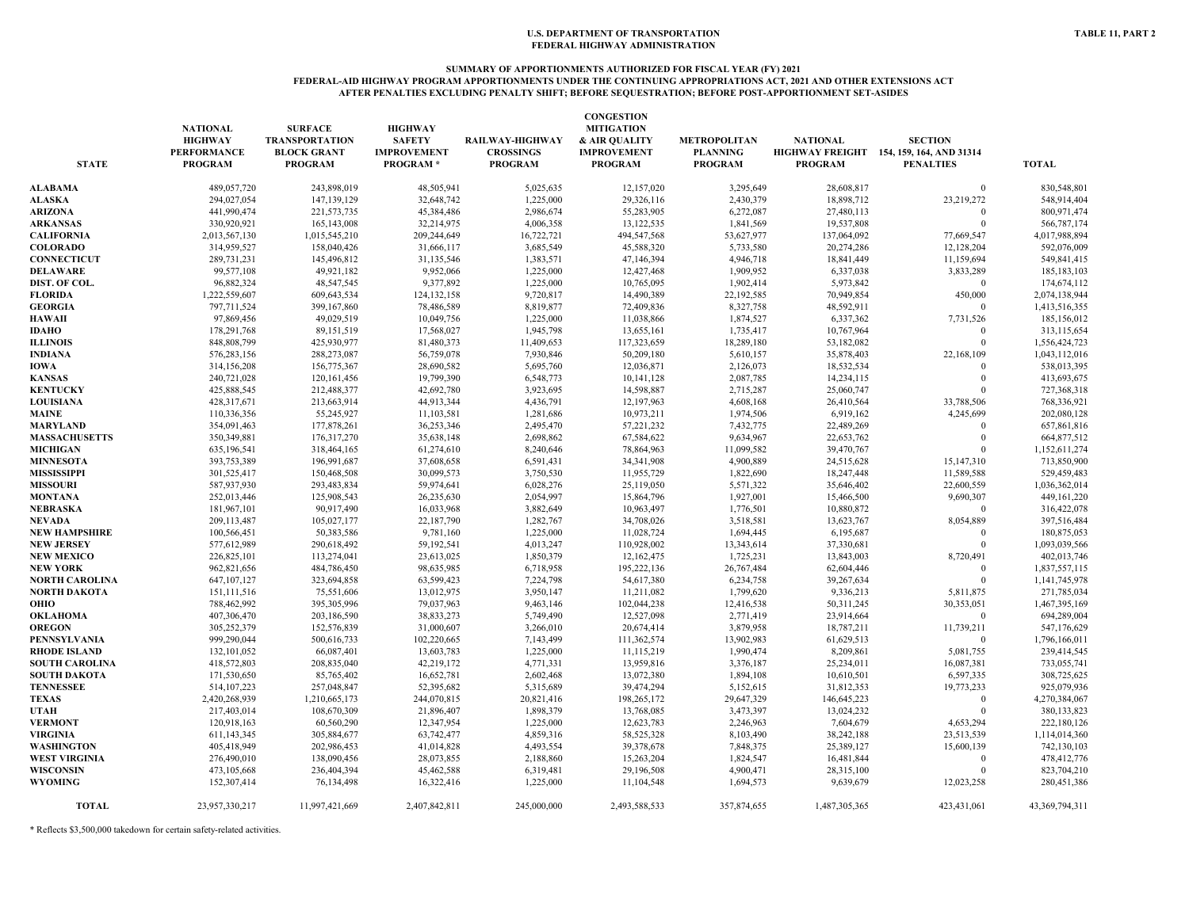**U.S. DEPARTMENT OF TRANSPORTATION**
**FEDERAL HIGHWAY ADMINISTRATION**

**TABLE 11, PART 2**

**SUMMARY OF APPORTIONMENTS AUTHORIZED FOR FISCAL YEAR (FY) 2021**
**FEDERAL-AID HIGHWAY PROGRAM APPORTIONMENTS UNDER THE CONTINUING APPROPRIATIONS ACT, 2021 AND OTHER EXTENSIONS ACT**
**AFTER PENALTIES EXCLUDING PENALTY SHIFT; BEFORE SEQUESTRATION; BEFORE POST-APPORTIONMENT SET-ASIDES**

| STATE | NATIONAL HIGHWAY PERFORMANCE PROGRAM | SURFACE TRANSPORTATION BLOCK GRANT PROGRAM | HIGHWAY SAFETY IMPROVEMENT PROGRAM * | RAILWAY-HIGHWAY CROSSINGS PROGRAM | CONGESTION MITIGATION & AIR QUALITY IMPROVEMENT PROGRAM | METROPOLITAN PLANNING PROGRAM | NATIONAL HIGHWAY FREIGHT PROGRAM | SECTION 154, 159, 164, AND 31314 PENALTIES | TOTAL |
|---|---|---|---|---|---|---|---|---|---|
| ALABAMA | 489,057,720 | 243,898,019 | 48,505,941 | 5,025,635 | 12,157,020 | 3,295,649 | 28,608,817 | 0 | 830,548,801 |
| ALASKA | 294,027,054 | 147,139,129 | 32,648,742 | 1,225,000 | 29,326,116 | 2,430,379 | 18,898,712 | 23,219,272 | 548,914,404 |
| ARIZONA | 441,990,474 | 221,573,735 | 45,384,486 | 2,986,674 | 55,283,905 | 6,272,087 | 27,480,113 | 0 | 800,971,474 |
| ARKANSAS | 330,920,921 | 165,143,008 | 32,214,975 | 4,006,358 | 13,122,535 | 1,841,569 | 19,537,808 | 0 | 566,787,174 |
| CALIFORNIA | 2,013,567,130 | 1,015,545,210 | 209,244,649 | 16,722,721 | 494,547,568 | 53,627,977 | 137,064,092 | 77,669,547 | 4,017,988,894 |
| COLORADO | 314,959,527 | 158,040,426 | 31,666,117 | 3,685,549 | 45,588,320 | 5,733,580 | 20,274,286 | 12,128,204 | 592,076,009 |
| CONNECTICUT | 289,731,231 | 145,496,812 | 31,135,546 | 1,383,571 | 47,146,394 | 4,946,718 | 18,841,449 | 11,159,694 | 549,841,415 |
| DELAWARE | 99,577,108 | 49,921,182 | 9,952,066 | 1,225,000 | 12,427,468 | 1,909,952 | 6,337,038 | 3,833,289 | 185,183,103 |
| DIST. OF COL. | 96,882,324 | 48,547,545 | 9,377,892 | 1,225,000 | 10,765,095 | 1,902,414 | 5,973,842 | 0 | 174,674,112 |
| FLORIDA | 1,222,559,607 | 609,643,534 | 124,132,158 | 9,720,817 | 14,490,389 | 22,192,585 | 70,949,854 | 450,000 | 2,074,138,944 |
| GEORGIA | 797,711,524 | 399,167,860 | 78,486,589 | 8,819,877 | 72,409,836 | 8,327,758 | 48,592,911 | 0 | 1,413,516,355 |
| HAWAII | 97,869,456 | 49,029,519 | 10,049,756 | 1,225,000 | 11,038,866 | 1,874,527 | 6,337,362 | 7,731,526 | 185,156,012 |
| IDAHO | 178,291,768 | 89,151,519 | 17,568,027 | 1,945,798 | 13,655,161 | 1,735,417 | 10,767,964 | 0 | 313,115,654 |
| ILLINOIS | 848,808,799 | 425,930,977 | 81,480,373 | 11,409,653 | 117,323,659 | 18,289,180 | 53,182,082 | 0 | 1,556,424,723 |
| INDIANA | 576,283,156 | 288,273,087 | 56,759,078 | 7,930,846 | 50,209,180 | 5,610,157 | 35,878,403 | 22,168,109 | 1,043,112,016 |
| IOWA | 314,156,208 | 156,775,367 | 28,690,582 | 5,695,760 | 12,036,871 | 2,126,073 | 18,532,534 | 0 | 538,013,395 |
| KANSAS | 240,721,028 | 120,161,456 | 19,799,390 | 6,548,773 | 10,141,128 | 2,087,785 | 14,234,115 | 0 | 413,693,675 |
| KENTUCKY | 425,888,545 | 212,488,377 | 42,692,780 | 3,923,695 | 14,598,887 | 2,715,287 | 25,060,747 | 0 | 727,368,318 |
| LOUISIANA | 428,317,671 | 213,663,914 | 44,913,344 | 4,436,791 | 12,197,963 | 4,608,168 | 26,410,564 | 33,788,506 | 768,336,921 |
| MAINE | 110,336,356 | 55,245,927 | 11,103,581 | 1,281,686 | 10,973,211 | 1,974,506 | 6,919,162 | 4,245,699 | 202,080,128 |
| MARYLAND | 354,091,463 | 177,878,261 | 36,253,346 | 2,495,470 | 57,221,232 | 7,432,775 | 22,489,269 | 0 | 657,861,816 |
| MASSACHUSETTS | 350,349,881 | 176,317,270 | 35,638,148 | 2,698,862 | 67,584,622 | 9,634,967 | 22,653,762 | 0 | 664,877,512 |
| MICHIGAN | 635,196,541 | 318,464,165 | 61,274,610 | 8,240,646 | 78,864,963 | 11,099,582 | 39,470,767 | 0 | 1,152,611,274 |
| MINNESOTA | 393,753,389 | 196,991,687 | 37,608,658 | 6,591,431 | 34,341,908 | 4,900,889 | 24,515,628 | 15,147,310 | 713,850,900 |
| MISSISSIPPI | 301,525,417 | 150,468,508 | 30,099,573 | 3,750,530 | 11,955,729 | 1,822,690 | 18,247,448 | 11,589,588 | 529,459,483 |
| MISSOURI | 587,937,930 | 293,483,834 | 59,974,641 | 6,028,276 | 25,119,050 | 5,571,322 | 35,646,402 | 22,600,559 | 1,036,362,014 |
| MONTANA | 252,013,446 | 125,908,543 | 26,235,630 | 2,054,997 | 15,864,796 | 1,927,001 | 15,466,500 | 9,690,307 | 449,161,220 |
| NEBRASKA | 181,967,101 | 90,917,490 | 16,033,968 | 3,882,649 | 10,963,497 | 1,776,501 | 10,880,872 | 0 | 316,422,078 |
| NEVADA | 209,113,487 | 105,027,177 | 22,187,790 | 1,282,767 | 34,708,026 | 3,518,581 | 13,623,767 | 8,054,889 | 397,516,484 |
| NEW HAMPSHIRE | 100,566,451 | 50,383,586 | 9,781,160 | 1,225,000 | 11,028,724 | 1,694,445 | 6,195,687 | 0 | 180,875,053 |
| NEW JERSEY | 577,612,989 | 290,618,492 | 59,192,541 | 4,013,247 | 110,928,002 | 13,343,614 | 37,330,681 | 0 | 1,093,039,566 |
| NEW MEXICO | 226,825,101 | 113,274,041 | 23,613,025 | 1,850,379 | 12,162,475 | 1,725,231 | 13,843,003 | 8,720,491 | 402,013,746 |
| NEW YORK | 962,821,656 | 484,786,450 | 98,635,985 | 6,718,958 | 195,222,136 | 26,767,484 | 62,604,446 | 0 | 1,837,557,115 |
| NORTH CAROLINA | 647,107,127 | 323,694,858 | 63,599,423 | 7,224,798 | 54,617,380 | 6,234,758 | 39,267,634 | 0 | 1,141,745,978 |
| NORTH DAKOTA | 151,111,516 | 75,551,606 | 13,012,975 | 3,950,147 | 11,211,082 | 1,799,620 | 9,336,213 | 5,811,875 | 271,785,034 |
| OHIO | 788,462,992 | 395,305,996 | 79,037,963 | 9,463,146 | 102,044,238 | 12,416,538 | 50,311,245 | 30,353,051 | 1,467,395,169 |
| OKLAHOMA | 407,306,470 | 203,186,590 | 38,833,273 | 5,749,490 | 12,527,098 | 2,771,419 | 23,914,664 | 0 | 694,289,004 |
| OREGON | 305,252,379 | 152,576,839 | 31,000,607 | 3,266,010 | 20,674,414 | 3,879,958 | 18,787,211 | 11,739,211 | 547,176,629 |
| PENNSYLVANIA | 999,290,044 | 500,616,733 | 102,220,665 | 7,143,499 | 111,362,574 | 13,902,983 | 61,629,513 | 0 | 1,796,166,011 |
| RHODE ISLAND | 132,101,052 | 66,087,401 | 13,603,783 | 1,225,000 | 11,115,219 | 1,990,474 | 8,209,861 | 5,081,755 | 239,414,545 |
| SOUTH CAROLINA | 418,572,803 | 208,835,040 | 42,219,172 | 4,771,331 | 13,959,816 | 3,376,187 | 25,234,011 | 16,087,381 | 733,055,741 |
| SOUTH DAKOTA | 171,530,650 | 85,765,402 | 16,652,781 | 2,602,468 | 13,072,380 | 1,894,108 | 10,610,501 | 6,597,335 | 308,725,625 |
| TENNESSEE | 514,107,223 | 257,048,847 | 52,395,682 | 5,315,689 | 39,474,294 | 5,152,615 | 31,812,353 | 19,773,233 | 925,079,936 |
| TEXAS | 2,420,268,939 | 1,210,665,173 | 244,070,815 | 20,821,416 | 198,265,172 | 29,647,329 | 146,645,223 | 0 | 4,270,384,067 |
| UTAH | 217,403,014 | 108,670,309 | 21,896,407 | 1,898,379 | 13,768,085 | 3,473,397 | 13,024,232 | 0 | 380,133,823 |
| VERMONT | 120,918,163 | 60,560,290 | 12,347,954 | 1,225,000 | 12,623,783 | 2,246,963 | 7,604,679 | 4,653,294 | 222,180,126 |
| VIRGINIA | 611,143,345 | 305,884,677 | 63,742,477 | 4,859,316 | 58,525,328 | 8,103,490 | 38,242,188 | 23,513,539 | 1,114,014,360 |
| WASHINGTON | 405,418,949 | 202,986,453 | 41,014,828 | 4,493,554 | 39,378,678 | 7,848,375 | 25,389,127 | 15,600,139 | 742,130,103 |
| WEST VIRGINIA | 276,490,010 | 138,090,456 | 28,073,855 | 2,188,860 | 15,263,204 | 1,824,547 | 16,481,844 | 0 | 478,412,776 |
| WISCONSIN | 473,105,668 | 236,404,394 | 45,462,588 | 6,319,481 | 29,196,508 | 4,900,471 | 28,315,100 | 0 | 823,704,210 |
| WYOMING | 152,307,414 | 76,134,498 | 16,322,416 | 1,225,000 | 11,104,548 | 1,694,573 | 9,639,679 | 12,023,258 | 280,451,386 |
| **TOTAL** | 23,957,330,217 | 11,997,421,669 | 2,407,842,811 | 245,000,000 | 2,493,588,533 | 357,874,655 | 1,487,305,365 | 423,431,061 | 43,369,794,311 |

* Reflects $3,500,000 takedown for certain safety-related activities.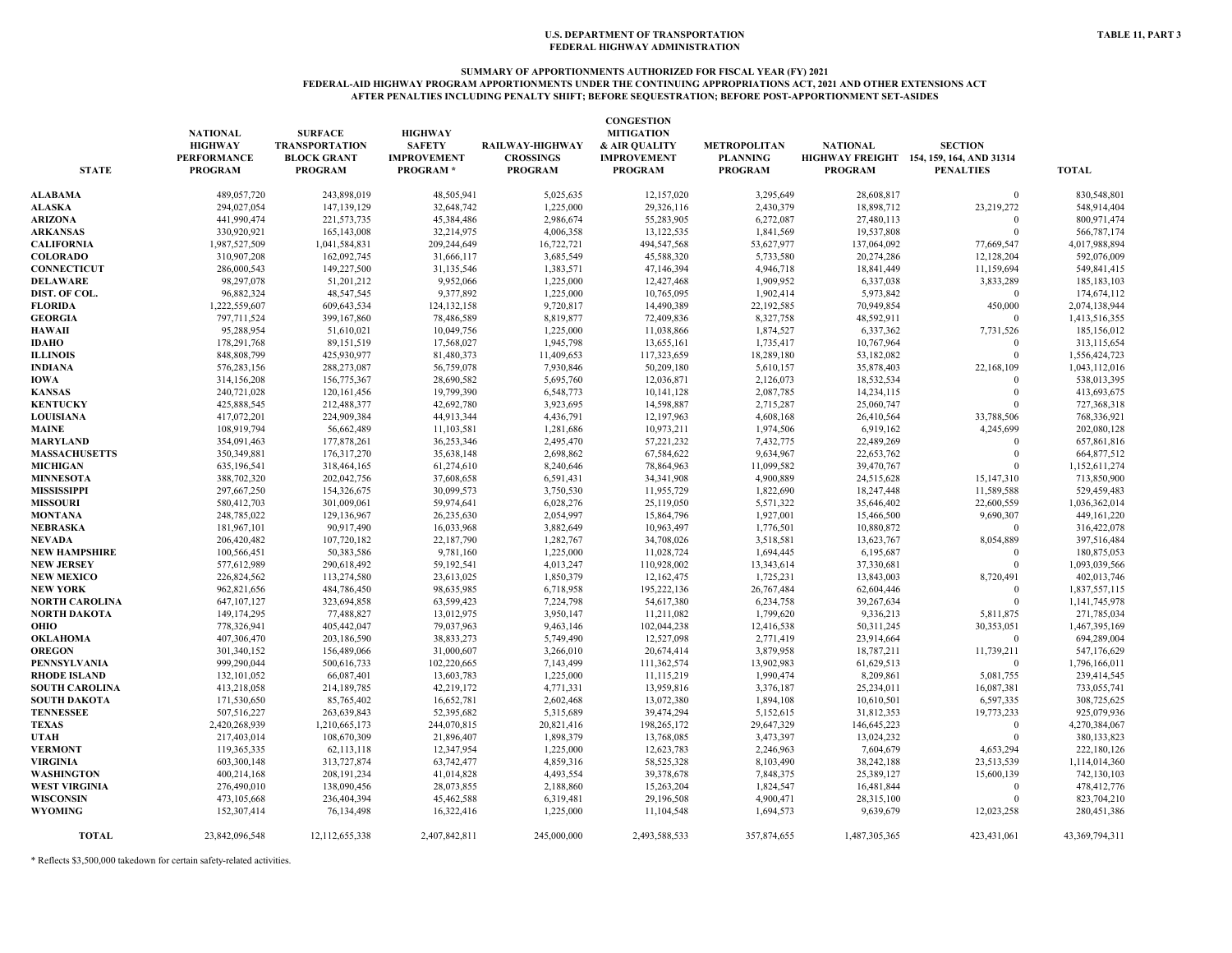U.S. DEPARTMENT OF TRANSPORTATION
FEDERAL HIGHWAY ADMINISTRATION

TABLE 11, PART 3

SUMMARY OF APPORTIONMENTS AUTHORIZED FOR FISCAL YEAR (FY) 2021
FEDERAL-AID HIGHWAY PROGRAM APPORTIONMENTS UNDER THE CONTINUING APPROPRIATIONS ACT, 2021 AND OTHER EXTENSIONS ACT
AFTER PENALTIES INCLUDING PENALTY SHIFT; BEFORE SEQUESTRATION; BEFORE POST-APPORTIONMENT SET-ASIDES

| STATE | NATIONAL HIGHWAY PERFORMANCE PROGRAM | SURFACE TRANSPORTATION BLOCK GRANT PROGRAM | HIGHWAY SAFETY IMPROVEMENT PROGRAM * | RAILWAY-HIGHWAY CROSSINGS PROGRAM | CONGESTION MITIGATION & AIR QUALITY IMPROVEMENT PROGRAM | METROPOLITAN PLANNING PROGRAM | NATIONAL HIGHWAY FREIGHT PROGRAM | SECTION 154, 159, 164, AND 31314 PENALTIES | TOTAL |
|---|---|---|---|---|---|---|---|---|---|
| ALABAMA | 489,057,720 | 243,898,019 | 48,505,941 | 5,025,635 | 12,157,020 | 3,295,649 | 28,608,817 | 0 | 830,548,801 |
| ALASKA | 294,027,054 | 147,139,129 | 32,648,742 | 1,225,000 | 29,326,116 | 2,430,379 | 18,898,712 | 23,219,272 | 548,914,404 |
| ARIZONA | 441,990,474 | 221,573,735 | 45,384,486 | 2,986,674 | 55,283,905 | 6,272,087 | 27,480,113 | 0 | 800,971,474 |
| ARKANSAS | 330,920,921 | 165,143,008 | 32,214,975 | 4,006,358 | 13,122,535 | 1,841,569 | 19,537,808 | 0 | 566,787,174 |
| CALIFORNIA | 1,987,527,509 | 1,041,584,831 | 209,244,649 | 16,722,721 | 494,547,568 | 53,627,977 | 137,064,092 | 77,669,547 | 4,017,988,894 |
| COLORADO | 310,907,208 | 162,092,745 | 31,666,117 | 3,685,549 | 45,588,320 | 5,733,580 | 20,274,286 | 12,128,204 | 592,076,009 |
| CONNECTICUT | 286,000,543 | 149,227,500 | 31,135,546 | 1,383,571 | 47,146,394 | 4,946,718 | 18,841,449 | 11,159,694 | 549,841,415 |
| DELAWARE | 98,297,078 | 51,201,212 | 9,952,066 | 1,225,000 | 12,427,468 | 1,909,952 | 6,337,038 | 3,833,289 | 185,183,103 |
| DIST. OF COL. | 96,882,324 | 48,547,545 | 9,377,892 | 1,225,000 | 10,765,095 | 1,902,414 | 5,973,842 | 0 | 174,674,112 |
| FLORIDA | 1,222,559,607 | 609,643,534 | 124,132,158 | 9,720,817 | 14,490,389 | 22,192,585 | 70,949,854 | 450,000 | 2,074,138,944 |
| GEORGIA | 797,711,524 | 399,167,860 | 78,486,589 | 8,819,877 | 72,409,836 | 8,327,758 | 48,592,911 | 0 | 1,413,516,355 |
| HAWAII | 95,288,954 | 51,610,021 | 10,049,756 | 1,225,000 | 11,038,866 | 1,874,527 | 6,337,362 | 7,731,526 | 185,156,012 |
| IDAHO | 178,291,768 | 89,151,519 | 17,568,027 | 1,945,798 | 13,655,161 | 1,735,417 | 10,767,964 | 0 | 313,115,654 |
| ILLINOIS | 848,808,799 | 425,930,977 | 81,480,373 | 11,409,653 | 117,323,659 | 18,289,180 | 53,182,082 | 0 | 1,556,424,723 |
| INDIANA | 576,283,156 | 288,273,087 | 56,759,078 | 7,930,846 | 50,209,180 | 5,610,157 | 35,878,403 | 22,168,109 | 1,043,112,016 |
| IOWA | 314,156,208 | 156,775,367 | 28,690,582 | 5,695,760 | 12,036,871 | 2,126,073 | 18,532,534 | 0 | 538,013,395 |
| KANSAS | 240,721,028 | 120,161,456 | 19,799,390 | 6,548,773 | 10,141,128 | 2,087,785 | 14,234,115 | 0 | 413,693,675 |
| KENTUCKY | 425,888,545 | 212,488,377 | 42,692,780 | 3,923,695 | 14,598,887 | 2,715,287 | 25,060,747 | 0 | 727,368,318 |
| LOUISIANA | 417,072,201 | 224,909,384 | 44,913,344 | 4,436,791 | 12,197,963 | 4,608,168 | 26,410,564 | 33,788,506 | 768,336,921 |
| MAINE | 108,919,794 | 56,662,489 | 11,103,581 | 1,281,686 | 10,973,211 | 1,974,506 | 6,919,162 | 4,245,699 | 202,080,128 |
| MARYLAND | 354,091,463 | 177,878,261 | 36,253,346 | 2,495,470 | 57,221,232 | 7,432,775 | 22,489,269 | 0 | 657,861,816 |
| MASSACHUSETTS | 350,349,881 | 176,317,270 | 35,638,148 | 2,698,862 | 67,584,622 | 9,634,967 | 22,653,762 | 0 | 664,877,512 |
| MICHIGAN | 635,196,541 | 318,464,165 | 61,274,610 | 8,240,646 | 78,864,963 | 11,099,582 | 39,470,767 | 0 | 1,152,611,274 |
| MINNESOTA | 388,702,320 | 202,042,756 | 37,608,658 | 6,591,431 | 34,341,908 | 4,900,889 | 24,515,628 | 15,147,310 | 713,850,900 |
| MISSISSIPPI | 297,667,250 | 154,326,675 | 30,099,573 | 3,750,530 | 11,955,729 | 1,822,690 | 18,247,448 | 11,589,588 | 529,459,483 |
| MISSOURI | 580,412,703 | 301,009,061 | 59,974,641 | 6,028,276 | 25,119,050 | 5,571,322 | 35,646,402 | 22,600,559 | 1,036,362,014 |
| MONTANA | 248,785,022 | 129,136,967 | 26,235,630 | 2,054,997 | 15,864,796 | 1,927,001 | 15,466,500 | 9,690,307 | 449,161,220 |
| NEBRASKA | 181,967,101 | 90,917,490 | 16,033,968 | 3,882,649 | 10,963,497 | 1,776,501 | 10,880,872 | 0 | 316,422,078 |
| NEVADA | 206,420,482 | 107,720,182 | 22,187,790 | 1,282,767 | 34,708,026 | 3,518,581 | 13,623,767 | 8,054,889 | 397,516,484 |
| NEW HAMPSHIRE | 100,566,451 | 50,383,586 | 9,781,160 | 1,225,000 | 11,028,724 | 1,694,445 | 6,195,687 | 0 | 180,875,053 |
| NEW JERSEY | 577,612,989 | 290,618,492 | 59,192,541 | 4,013,247 | 110,928,002 | 13,343,614 | 37,330,681 | 0 | 1,093,039,566 |
| NEW MEXICO | 226,824,562 | 113,274,580 | 23,613,025 | 1,850,379 | 12,162,475 | 1,725,231 | 13,843,003 | 8,720,491 | 402,013,746 |
| NEW YORK | 962,821,656 | 484,786,450 | 98,635,985 | 6,718,958 | 195,222,136 | 26,767,484 | 62,604,446 | 0 | 1,837,557,115 |
| NORTH CAROLINA | 647,107,127 | 323,694,858 | 63,599,423 | 7,224,798 | 54,617,380 | 6,234,758 | 39,267,634 | 0 | 1,141,745,978 |
| NORTH DAKOTA | 149,174,295 | 77,488,827 | 13,012,975 | 3,950,147 | 11,211,082 | 1,799,620 | 9,336,213 | 5,811,875 | 271,785,034 |
| OHIO | 778,326,941 | 405,442,047 | 79,037,963 | 9,463,146 | 102,044,238 | 12,416,538 | 50,311,245 | 30,353,051 | 1,467,395,169 |
| OKLAHOMA | 407,306,470 | 203,186,590 | 38,833,273 | 5,749,490 | 12,527,098 | 2,771,419 | 23,914,664 | 0 | 694,289,004 |
| OREGON | 301,340,152 | 156,489,066 | 31,000,607 | 3,266,010 | 20,674,414 | 3,879,958 | 18,787,211 | 11,739,211 | 547,176,629 |
| PENNSYLVANIA | 999,290,044 | 500,616,733 | 102,220,665 | 7,143,499 | 111,362,574 | 13,902,983 | 61,629,513 | 0 | 1,796,166,011 |
| RHODE ISLAND | 132,101,052 | 66,087,401 | 13,603,783 | 1,225,000 | 11,115,219 | 1,990,474 | 8,209,861 | 5,081,755 | 239,414,545 |
| SOUTH CAROLINA | 413,218,058 | 214,189,785 | 42,219,172 | 4,771,331 | 13,959,816 | 3,376,187 | 25,234,011 | 16,087,381 | 733,055,741 |
| SOUTH DAKOTA | 171,530,650 | 85,765,402 | 16,652,781 | 2,602,468 | 13,072,380 | 1,894,108 | 10,610,501 | 6,597,335 | 308,725,625 |
| TENNESSEE | 507,516,227 | 263,639,843 | 52,395,682 | 5,315,689 | 39,474,294 | 5,152,615 | 31,812,353 | 19,773,233 | 925,079,936 |
| TEXAS | 2,420,268,939 | 1,210,665,173 | 244,070,815 | 20,821,416 | 198,265,172 | 29,647,329 | 146,645,223 | 0 | 4,270,384,067 |
| UTAH | 217,403,014 | 108,670,309 | 21,896,407 | 1,898,379 | 13,768,085 | 3,473,397 | 13,024,232 | 0 | 380,133,823 |
| VERMONT | 119,365,335 | 62,113,118 | 12,347,954 | 1,225,000 | 12,623,783 | 2,246,963 | 7,604,679 | 4,653,294 | 222,180,126 |
| VIRGINIA | 603,300,148 | 313,727,874 | 63,742,477 | 4,859,316 | 58,525,328 | 8,103,490 | 38,242,188 | 23,513,539 | 1,114,014,360 |
| WASHINGTON | 400,214,168 | 208,191,234 | 41,014,828 | 4,493,554 | 39,378,678 | 7,848,375 | 25,389,127 | 15,600,139 | 742,130,103 |
| WEST VIRGINIA | 276,490,010 | 138,090,456 | 28,073,855 | 2,188,860 | 15,263,204 | 1,824,547 | 16,481,844 | 0 | 478,412,776 |
| WISCONSIN | 473,105,668 | 236,404,394 | 45,462,588 | 6,319,481 | 29,196,508 | 4,900,471 | 28,315,100 | 0 | 823,704,210 |
| WYOMING | 152,307,414 | 76,134,498 | 16,322,416 | 1,225,000 | 11,104,548 | 1,694,573 | 9,639,679 | 12,023,258 | 280,451,386 |
| TOTAL | 23,842,096,548 | 12,112,655,338 | 2,407,842,811 | 245,000,000 | 2,493,588,533 | 357,874,655 | 1,487,305,365 | 423,431,061 | 43,369,794,311 |

* Reflects $3,500,000 takedown for certain safety-related activities.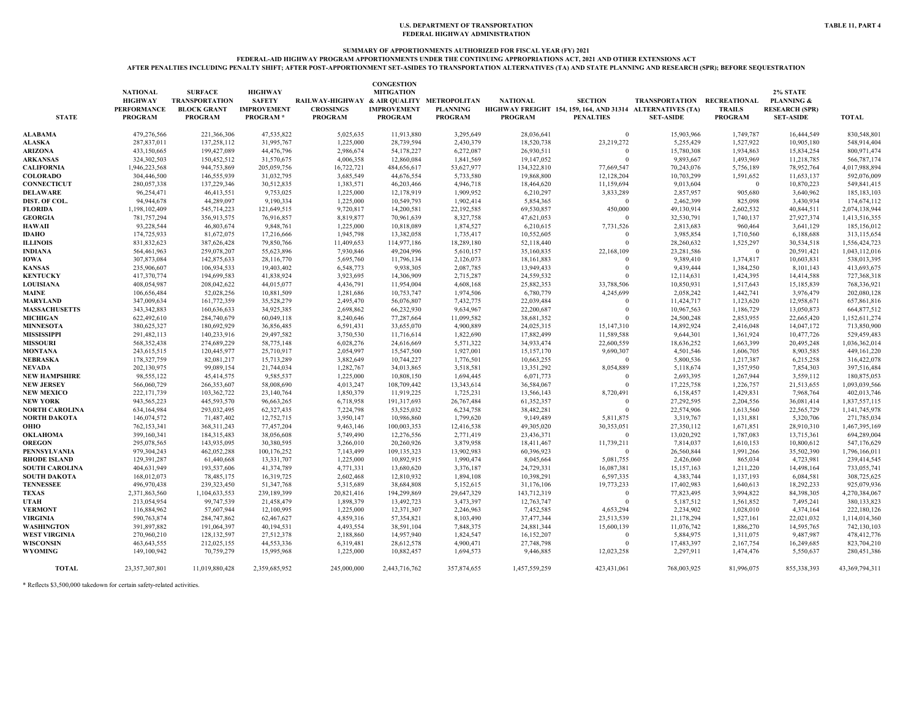U.S. DEPARTMENT OF TRANSPORTATION
FEDERAL HIGHWAY ADMINISTRATION

TABLE 11, PART 4

**SUMMARY OF APPORTIONMENTS AUTHORIZED FOR FISCAL YEAR (FY) 2021**
**FEDERAL-AID HIGHWAY PROGRAM APPORTIONMENTS UNDER THE CONTINUING APPROPRIATIONS ACT, 2021 AND OTHER EXTENSIONS ACT**
**AFTER PENALTIES INCLUDING PENALTY SHIFT; AFTER POST-APPORTIONMENT SET-ASIDES TO TRANSPORTATION ALTERNATIVES (TA) AND STATE PLANNING AND RESEARCH (SPR); BEFORE SEQUESTRATION**

| STATE | NATIONAL HIGHWAY PERFORMANCE PROGRAM | SURFACE TRANSPORTATION BLOCK GRANT PROGRAM | HIGHWAY SAFETY IMPROVEMENT PROGRAM * | RAILWAY-HIGHWAY CROSSINGS PROGRAM | CONGESTION MITIGATION & AIR QUALITY IMPROVEMENT PROGRAM | METROPOLITAN PLANNING PROGRAM | NATIONAL HIGHWAY FREIGHT PROGRAM | SECTION 154, 159, 164, AND 31314 PENALTIES | TRANSPORTATION ALTERNATIVES (TA) SET-ASIDE | RECREATIONAL TRAILS PROGRAM | 2% STATE PLANNING & RESEARCH (SPR) SET-ASIDE | TOTAL |
|---|---|---|---|---|---|---|---|---|---|---|---|---|
| ALABAMA | 479,276,566 | 221,366,306 | 47,535,822 | 5,025,635 | 11,913,880 | 3,295,649 | 28,036,641 | 0 | 15,903,966 | 1,749,787 | 16,444,549 | 830,548,801 |
| ALASKA | 287,837,011 | 137,258,112 | 31,995,767 | 1,225,000 | 28,739,594 | 2,430,379 | 18,520,738 | 23,219,272 | 5,255,429 | 1,527,922 | 10,905,180 | 548,914,404 |
| ARIZONA | 433,150,665 | 199,427,089 | 44,476,796 | 2,986,674 | 54,178,227 | 6,272,087 | 26,930,511 | 0 | 15,780,308 | 1,934,863 | 15,834,254 | 800,971,474 |
| ARKANSAS | 324,302,503 | 150,452,512 | 31,570,675 | 4,006,358 | 12,860,084 | 1,841,569 | 19,147,052 | 0 | 9,893,667 | 1,493,969 | 11,218,785 | 566,787,174 |
| CALIFORNIA | 1,946,223,568 | 944,753,869 | 205,059,756 | 16,722,721 | 484,656,617 | 53,627,977 | 134,322,810 | 77,669,547 | 70,243,076 | 5,756,189 | 78,952,764 | 4,017,988,894 |
| COLORADO | 304,446,500 | 146,555,939 | 31,032,795 | 3,685,549 | 44,676,554 | 5,733,580 | 19,868,800 | 12,128,204 | 10,703,299 | 1,591,652 | 11,653,137 | 592,076,009 |
| CONNECTICUT | 280,057,338 | 137,229,346 | 30,512,835 | 1,383,571 | 46,203,466 | 4,946,718 | 18,464,620 | 11,159,694 | 9,013,604 | 0 | 10,870,223 | 549,841,415 |
| DELAWARE | 96,254,471 | 46,413,551 | 9,753,025 | 1,225,000 | 12,178,919 | 1,909,952 | 6,210,297 | 3,833,289 | 2,857,957 | 905,680 | 3,640,962 | 185,183,103 |
| DIST. OF COL. | 94,944,678 | 44,289,097 | 9,190,334 | 1,225,000 | 10,549,793 | 1,902,414 | 5,854,365 | 0 | 2,462,399 | 825,098 | 3,430,934 | 174,674,112 |
| FLORIDA | 1,198,102,409 | 545,714,223 | 121,649,515 | 9,720,817 | 14,200,581 | 22,192,585 | 69,530,857 | 450,000 | 49,130,914 | 2,602,532 | 40,844,511 | 2,074,138,944 |
| GEORGIA | 781,757,294 | 356,913,575 | 76,916,857 | 8,819,877 | 70,961,639 | 8,327,758 | 47,621,053 | 0 | 32,530,791 | 1,740,137 | 27,927,374 | 1,413,516,355 |
| HAWAII | 93,228,544 | 46,803,674 | 9,848,761 | 1,225,000 | 10,818,089 | 1,874,527 | 6,210,615 | 7,731,526 | 2,813,683 | 960,464 | 3,641,129 | 185,156,012 |
| IDAHO | 174,725,933 | 81,672,075 | 17,216,666 | 1,945,798 | 13,382,058 | 1,735,417 | 10,552,605 | 0 | 3,985,854 | 1,710,560 | 6,188,688 | 313,115,654 |
| ILLINOIS | 831,832,623 | 387,626,428 | 79,850,766 | 11,409,653 | 114,977,186 | 18,289,180 | 52,118,440 | 0 | 28,260,632 | 1,525,297 | 30,534,518 | 1,556,424,723 |
| INDIANA | 564,461,963 | 259,078,207 | 55,623,896 | 7,930,846 | 49,204,996 | 5,610,157 | 35,160,835 | 22,168,109 | 23,281,586 | 0 | 20,591,421 | 1,043,112,016 |
| IOWA | 307,873,084 | 142,875,633 | 28,116,770 | 5,695,760 | 11,796,134 | 2,126,073 | 18,161,883 | 0 | 9,389,410 | 1,374,817 | 10,603,831 | 538,013,395 |
| KANSAS | 235,906,607 | 106,934,533 | 19,403,402 | 6,548,773 | 9,938,305 | 2,087,785 | 13,949,433 | 0 | 9,439,444 | 1,384,250 | 8,101,143 | 413,693,675 |
| KENTUCKY | 417,370,774 | 194,699,583 | 41,838,924 | 3,923,695 | 14,306,909 | 2,715,287 | 24,559,532 | 0 | 12,114,631 | 1,424,395 | 14,414,588 | 727,368,318 |
| LOUISIANA | 408,054,987 | 208,042,622 | 44,015,077 | 4,436,791 | 11,954,004 | 4,608,168 | 25,882,353 | 33,788,506 | 10,850,931 | 1,517,643 | 15,185,839 | 768,336,921 |
| MAINE | 106,656,484 | 52,028,256 | 10,881,509 | 1,281,686 | 10,753,747 | 1,974,506 | 6,780,779 | 4,245,699 | 2,058,242 | 1,442,741 | 3,976,479 | 202,080,128 |
| MARYLAND | 347,009,634 | 161,772,359 | 35,528,279 | 2,495,470 | 56,076,807 | 7,432,775 | 22,039,484 | 0 | 11,424,717 | 1,123,620 | 12,958,671 | 657,861,816 |
| MASSACHUSETTS | 343,342,883 | 160,636,633 | 34,925,385 | 2,698,862 | 66,232,930 | 9,634,967 | 22,200,687 | 0 | 10,967,563 | 1,186,729 | 13,050,873 | 664,877,512 |
| MICHIGAN | 622,492,610 | 284,740,679 | 60,049,118 | 8,240,646 | 77,287,664 | 11,099,582 | 38,681,352 | 0 | 24,500,248 | 2,853,955 | 22,665,420 | 1,152,611,274 |
| MINNESOTA | 380,625,327 | 180,692,929 | 36,856,485 | 6,591,431 | 33,655,070 | 4,900,889 | 24,025,315 | 15,147,310 | 14,892,924 | 2,416,048 | 14,047,172 | 713,850,900 |
| MISSISSIPPI | 291,482,113 | 140,233,916 | 29,497,582 | 3,750,530 | 11,716,614 | 1,822,690 | 17,882,499 | 11,589,588 | 9,644,301 | 1,361,924 | 10,477,726 | 529,459,483 |
| MISSOURI | 568,352,438 | 274,689,229 | 58,775,148 | 6,028,276 | 24,616,669 | 5,571,322 | 34,933,474 | 22,600,559 | 18,636,252 | 1,663,399 | 20,495,248 | 1,036,362,014 |
| MONTANA | 243,615,515 | 120,445,977 | 25,710,917 | 2,054,997 | 15,547,500 | 1,927,001 | 15,157,170 | 9,690,307 | 4,501,546 | 1,606,705 | 8,903,585 | 449,161,220 |
| NEBRASKA | 178,327,759 | 82,081,217 | 15,713,289 | 3,882,649 | 10,744,227 | 1,776,501 | 10,663,255 | 0 | 5,800,536 | 1,217,387 | 6,215,258 | 316,422,078 |
| NEVADA | 202,130,975 | 99,089,154 | 21,744,034 | 1,282,767 | 34,013,865 | 3,518,581 | 13,351,292 | 8,054,889 | 5,118,674 | 1,357,950 | 7,854,303 | 397,516,484 |
| NEW HAMPSHIRE | 98,555,122 | 45,414,575 | 9,585,537 | 1,225,000 | 10,808,150 | 1,694,445 | 6,071,773 | 0 | 2,693,395 | 1,267,944 | 3,559,112 | 180,875,053 |
| NEW JERSEY | 566,060,729 | 266,353,607 | 58,008,690 | 4,013,247 | 108,709,442 | 13,343,614 | 36,584,067 | 0 | 17,225,758 | 1,226,757 | 21,513,655 | 1,093,039,566 |
| NEW MEXICO | 222,171,739 | 103,362,722 | 23,140,764 | 1,850,379 | 11,919,225 | 1,725,231 | 13,566,143 | 8,720,491 | 6,158,457 | 1,429,831 | 7,968,764 | 402,013,746 |
| NEW YORK | 943,565,223 | 445,593,570 | 96,663,265 | 6,718,958 | 191,317,693 | 26,767,484 | 61,352,357 | 0 | 27,292,595 | 2,204,556 | 36,081,414 | 1,837,557,115 |
| NORTH CAROLINA | 634,164,984 | 293,032,495 | 62,327,435 | 7,224,798 | 53,525,032 | 6,234,758 | 38,482,281 | 0 | 22,574,906 | 1,613,560 | 22,565,729 | 1,141,745,978 |
| NORTH DAKOTA | 146,074,572 | 71,487,402 | 12,752,715 | 3,950,147 | 10,986,860 | 1,799,620 | 9,149,489 | 5,811,875 | 3,319,767 | 1,131,881 | 5,320,706 | 271,785,034 |
| OHIO | 762,153,341 | 368,311,243 | 77,457,204 | 9,463,146 | 100,003,353 | 12,416,538 | 49,305,020 | 30,353,051 | 27,350,112 | 1,671,851 | 28,910,310 | 1,467,395,169 |
| OKLAHOMA | 399,160,341 | 184,315,483 | 38,056,608 | 5,749,490 | 12,276,556 | 2,771,419 | 23,436,371 | 0 | 13,020,292 | 1,787,083 | 13,715,361 | 694,289,004 |
| OREGON | 295,078,565 | 143,935,095 | 30,380,595 | 3,266,010 | 20,260,926 | 3,879,958 | 18,411,467 | 11,739,211 | 7,814,037 | 1,610,153 | 10,800,612 | 547,176,629 |
| PENNSYLVANIA | 979,304,243 | 462,052,288 | 100,176,252 | 7,143,499 | 109,135,323 | 13,902,983 | 60,396,923 | 0 | 26,560,844 | 1,991,266 | 35,502,390 | 1,796,166,011 |
| RHODE ISLAND | 129,391,287 | 61,440,668 | 13,331,707 | 1,225,000 | 10,892,915 | 1,990,474 | 8,045,664 | 5,081,755 | 2,426,060 | 865,034 | 4,723,981 | 239,414,545 |
| SOUTH CAROLINA | 404,631,949 | 193,537,606 | 41,374,789 | 4,771,331 | 13,680,620 | 3,376,187 | 24,729,331 | 16,087,381 | 15,157,163 | 1,211,220 | 14,498,164 | 733,055,741 |
| SOUTH DAKOTA | 168,012,073 | 78,485,175 | 16,319,725 | 2,602,468 | 12,810,932 | 1,894,108 | 10,398,291 | 6,597,335 | 4,383,744 | 1,137,193 | 6,084,581 | 308,725,625 |
| TENNESSEE | 496,970,438 | 239,323,450 | 51,347,768 | 5,315,689 | 38,684,808 | 5,152,615 | 31,176,106 | 19,773,233 | 17,402,983 | 1,640,613 | 18,292,233 | 925,079,936 |
| TEXAS | 2,371,863,560 | 1,104,633,553 | 239,189,399 | 20,821,416 | 194,299,869 | 29,647,329 | 143,712,319 | 0 | 77,823,495 | 3,994,822 | 84,398,305 | 4,270,384,067 |
| UTAH | 213,054,954 | 99,747,539 | 21,458,479 | 1,898,379 | 13,492,723 | 3,473,397 | 12,763,747 | 0 | 5,187,512 | 1,561,852 | 7,495,241 | 380,133,823 |
| VERMONT | 116,884,962 | 57,607,944 | 12,100,995 | 1,225,000 | 12,371,307 | 2,246,963 | 7,452,585 | 4,653,294 | 2,234,902 | 1,028,010 | 4,374,164 | 222,180,126 |
| VIRGINIA | 590,763,874 | 284,747,862 | 62,467,627 | 4,859,316 | 57,354,821 | 8,103,490 | 37,477,344 | 23,513,539 | 21,178,294 | 1,527,161 | 22,021,032 | 1,114,014,360 |
| WASHINGTON | 391,897,882 | 191,064,397 | 40,194,531 | 4,493,554 | 38,591,104 | 7,848,375 | 24,881,344 | 15,600,139 | 11,076,742 | 1,886,270 | 14,595,765 | 742,130,103 |
| WEST VIRGINIA | 270,960,210 | 128,132,597 | 27,512,378 | 2,188,860 | 14,957,940 | 1,824,547 | 16,152,207 | 0 | 5,884,975 | 1,311,075 | 9,487,987 | 478,412,776 |
| WISCONSIN | 463,643,555 | 212,025,155 | 44,553,336 | 6,319,481 | 28,612,578 | 4,900,471 | 27,748,798 | 0 | 17,483,397 | 2,167,754 | 16,249,685 | 823,704,210 |
| WYOMING | 149,100,942 | 70,759,279 | 15,995,968 | 1,225,000 | 10,882,457 | 1,694,573 | 9,446,885 | 12,023,258 | 2,297,911 | 1,474,476 | 5,550,637 | 280,451,386 |
| TOTAL | 23,357,307,801 | 11,019,880,428 | 2,359,685,952 | 245,000,000 | 2,443,716,762 | 357,874,655 | 1,457,559,259 | 423,431,061 | 768,003,925 | 81,996,075 | 855,338,393 | 43,369,794,311 |

* Reflects $3,500,000 takedown for certain safety-related activities.